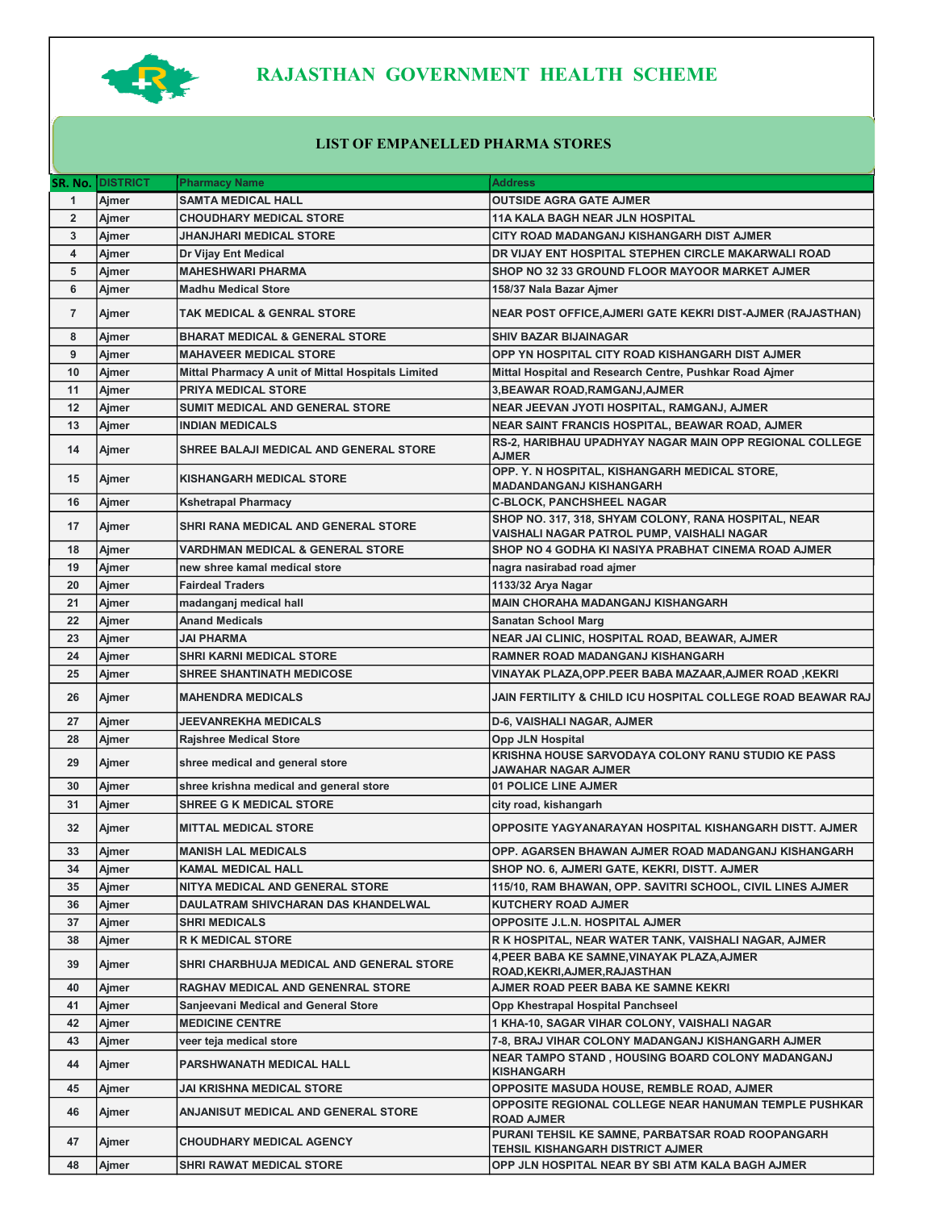# RAJASTHAN GOVERNMENT HEALTH SCHEME

## LIST OF EMPANELLED PHARMA STORES

| SR. No. | DISTRICT | Pharmacy Name | Address |
|---|---|---|---|
| 1 | Ajmer | SAMTA MEDICAL HALL | OUTSIDE AGRA GATE AJMER |
| 2 | Ajmer | CHOUDHARY MEDICAL STORE | 11A KALA BAGH NEAR JLN HOSPITAL |
| 3 | Ajmer | JHANJHARI MEDICAL STORE | CITY ROAD MADANGANJ KISHANGARH DIST AJMER |
| 4 | Ajmer | Dr Vijay Ent Medical | DR VIJAY ENT HOSPITAL STEPHEN CIRCLE MAKARWALI ROAD |
| 5 | Ajmer | MAHESHWARI PHARMA | SHOP NO 32 33 GROUND FLOOR MAYOOR MARKET AJMER |
| 6 | Ajmer | Madhu Medical Store | 158/37 Nala Bazar Ajmer |
| 7 | Ajmer | TAK MEDICAL & GENRAL STORE | NEAR POST OFFICE,AJMERI GATE KEKRI DIST-AJMER (RAJASTHAN) |
| 8 | Ajmer | BHARAT MEDICAL & GENERAL STORE | SHIV BAZAR BIJAINAGAR |
| 9 | Ajmer | MAHAVEER MEDICAL STORE | OPP YN HOSPITAL CITY ROAD KISHANGARH DIST AJMER |
| 10 | Ajmer | Mittal Pharmacy A unit of Mittal Hospitals Limited | Mittal Hospital and Research Centre, Pushkar Road Ajmer |
| 11 | Ajmer | PRIYA MEDICAL STORE | 3,BEAWAR ROAD,RAMGANJ,AJMER |
| 12 | Ajmer | SUMIT MEDICAL AND GENERAL STORE | NEAR JEEVAN JYOTI HOSPITAL, RAMGANJ, AJMER |
| 13 | Ajmer | INDIAN MEDICALS | NEAR SAINT FRANCIS HOSPITAL, BEAWAR ROAD, AJMER |
| 14 | Ajmer | SHREE BALAJI MEDICAL AND GENERAL STORE | RS-2, HARIBHAU UPADHYAY NAGAR MAIN OPP REGIONAL COLLEGE AJMER |
| 15 | Ajmer | KISHANGARH MEDICAL STORE | OPP. Y. N HOSPITAL, KISHANGARH MEDICAL STORE, MADANDANGANJ KISHANGARH |
| 16 | Ajmer | Kshetrapal Pharmacy | C-BLOCK, PANCHSHEEL NAGAR |
| 17 | Ajmer | SHRI RANA MEDICAL AND GENERAL STORE | SHOP NO. 317, 318, SHYAM COLONY, RANA HOSPITAL, NEAR VAISHALI NAGAR PATROL PUMP, VAISHALI NAGAR |
| 18 | Ajmer | VARDHMAN MEDICAL & GENERAL STORE | SHOP NO 4 GODHA KI NASIYA PRABHAT CINEMA ROAD AJMER |
| 19 | Ajmer | new shree kamal medical store | nagra nasirabad road ajmer |
| 20 | Ajmer | Fairdeal Traders | 1133/32 Arya Nagar |
| 21 | Ajmer | madanganj medical hall | MAIN CHORAHA MADANGANJ KISHANGARH |
| 22 | Ajmer | Anand Medicals | Sanatan School Marg |
| 23 | Ajmer | JAI PHARMA | NEAR JAI CLINIC, HOSPITAL ROAD, BEAWAR, AJMER |
| 24 | Ajmer | SHRI KARNI MEDICAL STORE | RAMNER ROAD MADANGANJ KISHANGARH |
| 25 | Ajmer | SHREE SHANTINATH MEDICOSE | VINAYAK PLAZA,OPP.PEER BABA MAZAAR,AJMER ROAD ,KEKRI |
| 26 | Ajmer | MAHENDRA MEDICALS | JAIN FERTILITY & CHILD ICU HOSPITAL COLLEGE ROAD BEAWAR RAJ |
| 27 | Ajmer | JEEVANREKHA MEDICALS | D-6, VAISHALI NAGAR, AJMER |
| 28 | Ajmer | Rajshree Medical Store | Opp JLN Hospital |
| 29 | Ajmer | shree medical and general store | KRISHNA HOUSE SARVODAYA COLONY RANU STUDIO KE PASS JAWAHAR NAGAR AJMER |
| 30 | Ajmer | shree krishna medical and general store | 01 POLICE LINE AJMER |
| 31 | Ajmer | SHREE G K MEDICAL STORE | city road, kishangarh |
| 32 | Ajmer | MITTAL MEDICAL STORE | OPPOSITE YAGYANARAYAN HOSPITAL KISHANGARH DISTT. AJMER |
| 33 | Ajmer | MANISH LAL MEDICALS | OPP. AGARSEN BHAWAN AJMER ROAD MADANGANJ KISHANGARH |
| 34 | Ajmer | KAMAL MEDICAL HALL | SHOP NO. 6, AJMERI GATE, KEKRI, DISTT. AJMER |
| 35 | Ajmer | NITYA MEDICAL AND GENERAL STORE | 115/10, RAM BHAWAN, OPP. SAVITRI SCHOOL, CIVIL LINES AJMER |
| 36 | Ajmer | DAULATRAM SHIVCHARAN DAS KHANDELWAL | KUTCHERY ROAD AJMER |
| 37 | Ajmer | SHRI MEDICALS | OPPOSITE J.L.N. HOSPITAL AJMER |
| 38 | Ajmer | R K MEDICAL STORE | R K HOSPITAL, NEAR WATER TANK, VAISHALI NAGAR, AJMER |
| 39 | Ajmer | SHRI CHARBHUJA MEDICAL AND GENERAL STORE | 4,PEER BABA KE SAMNE,VINAYAK PLAZA,AJMER ROAD,KEKRI,AJMER,RAJASTHAN |
| 40 | Ajmer | RAGHAV MEDICAL AND GENENRAL STORE | AJMER ROAD PEER BABA KE SAMNE KEKRI |
| 41 | Ajmer | Sanjeevani Medical and General Store | Opp Khestrapal Hospital Panchseel |
| 42 | Ajmer | MEDICINE CENTRE | 1 KHA-10, SAGAR VIHAR COLONY, VAISHALI NAGAR |
| 43 | Ajmer | veer teja medical store | 7-8, BRAJ VIHAR COLONY MADANGANJ KISHANGARH AJMER |
| 44 | Ajmer | PARSHWANATH MEDICAL HALL | NEAR TAMPO STAND , HOUSING BOARD COLONY MADANGANJ KISHANGARH |
| 45 | Ajmer | JAI KRISHNA MEDICAL STORE | OPPOSITE MASUDA HOUSE, REMBLE ROAD, AJMER |
| 46 | Ajmer | ANJANISUT MEDICAL AND GENERAL STORE | OPPOSITE REGIONAL COLLEGE NEAR HANUMAN TEMPLE PUSHKAR ROAD AJMER |
| 47 | Ajmer | CHOUDHARY MEDICAL AGENCY | PURANI TEHSIL KE SAMNE, PARBATSAR ROAD ROOPANGARH TEHSIL KISHANGARH DISTRICT AJMER |
| 48 | Ajmer | SHRI RAWAT MEDICAL STORE | OPP JLN HOSPITAL NEAR BY SBI ATM KALA BAGH AJMER |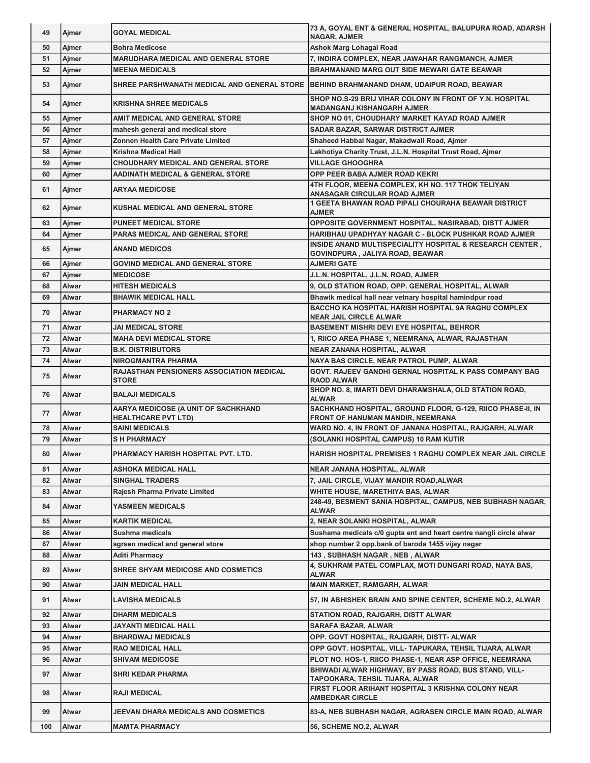| 49 | Ajmer | GOYAL MEDICAL | 73 A, GOYAL ENT & GENERAL HOSPITAL, BALUPURA ROAD, ADARSH NAGAR, AJMER |
|---|---|---|---|
| 50 | Ajmer | Bohra Medicose | Ashok Marg Lohagal Road |
| 51 | Ajmer | MARUDHARA MEDICAL AND GENERAL STORE | 7, INDIRA COMPLEX, NEAR JAWAHAR RANGMANCH, AJMER |
| 52 | Ajmer | MEENA MEDICALS | BRAHMANAND MARG OUT SIDE MEWARI GATE BEAWAR |
| 53 | Ajmer | SHREE PARSHWANATH MEDICAL AND GENERAL STORE | BEHIND BRAHMANAND DHAM, UDAIPUR ROAD, BEAWAR |
| 54 | Ajmer | KRISHNA SHREE MEDICALS | SHOP NO.S-29 BRIJ VIHAR COLONY IN FRONT OF Y.N. HOSPITAL MADANGANJ KISHANGARH AJMER |
| 55 | Ajmer | AMIT MEDICAL AND GENERAL STORE | SHOP NO 01, CHOUDHARY MARKET KAYAD ROAD AJMER |
| 56 | Ajmer | mahesh general and medical store | SADAR BAZAR, SARWAR DISTRICT AJMER |
| 57 | Ajmer | Zonnen Health Care Private Limited | Shaheed Habbal Nagar, Makadwali Road, Ajmer |
| 58 | Ajmer | Krishna Medical Hall | Lakhotiya Charity Trust, J.L.N. Hospital Trust Road, Ajmer |
| 59 | Ajmer | CHOUDHARY MEDICAL AND GENERAL STORE | VILLAGE GHOOGHRA |
| 60 | Ajmer | AADINATH MEDICAL & GENERAL STORE | OPP PEER BABA AJMER ROAD KEKRI |
| 61 | Ajmer | ARYAA MEDICOSE | 4TH FLOOR, MEENA COMPLEX, KH NO. 117 THOK TELIYAN ANASAGAR CIRCULAR ROAD AJMER |
| 62 | Ajmer | KUSHAL MEDICAL AND GENERAL STORE | 1 GEETA BHAWAN ROAD PIPALI CHOURAHA BEAWAR DISTRICT AJMER |
| 63 | Ajmer | PUNEET MEDICAL STORE | OPPOSITE GOVERNMENT HOSPITAL, NASIRABAD, DISTT AJMER |
| 64 | Ajmer | PARAS MEDICAL AND GENERAL STORE | HARIBHAU UPADHYAY NAGAR C - BLOCK PUSHKAR ROAD AJMER |
| 65 | Ajmer | ANAND MEDICOS | INSIDE ANAND MULTISPECIALITY HOSPITAL & RESEARCH CENTER , GOVINDPURA , JALIYA ROAD, BEAWAR |
| 66 | Ajmer | GOVIND MEDICAL AND GENERAL STORE | AJMERI GATE |
| 67 | Ajmer | MEDICOSE | J.L.N. HOSPITAL, J.L.N. ROAD, AJMER |
| 68 | Alwar | HITESH MEDICALS | 9, OLD STATION ROAD, OPP. GENERAL HOSPITAL, ALWAR |
| 69 | Alwar | BHAWIK MEDICAL HALL | Bhawik medical hall near vetnary hospital hamindpur road |
| 70 | Alwar | PHARMACY NO 2 | BACCHO KA HOSPITAL HARISH HOSPITAL 9A RAGHU COMPLEX NEAR JAIL CIRCLE ALWAR |
| 71 | Alwar | JAI MEDICAL STORE | BASEMENT MISHRI DEVI EYE HOSPITAL, BEHROR |
| 72 | Alwar | MAHA DEVI MEDICAL STORE | 1, RIICO AREA PHASE 1, NEEMRANA, ALWAR, RAJASTHAN |
| 73 | Alwar | B.K. DISTRIBUTORS | NEAR ZANANA HOSPITAL, ALWAR |
| 74 | Alwar | NIROGMANTRA PHARMA | NAYA BAS CIRCLE, NEAR PATROL PUMP, ALWAR |
| 75 | Alwar | RAJASTHAN PENSIONERS ASSOCIATION MEDICAL STORE | GOVT. RAJEEV GANDHI GERNAL HOSPITAL K PASS COMPANY BAG RAOD ALWAR |
| 76 | Alwar | BALAJI MEDICALS | SHOP NO. 8, IMARTI DEVI DHARAMSHALA, OLD STATION ROAD, ALWAR |
| 77 | Alwar | AARYA MEDICOSE (A UNIT OF SACHKHAND HEALTHCARE PVT LTD) | SACHKHAND HOSPITAL, GROUND FLOOR, G-129, RIICO PHASE-II, IN FRONT OF HANUMAN MANDIR, NEEMRANA |
| 78 | Alwar | SAINI MEDICALS | WARD NO. 4, IN FRONT OF JANANA HOSPITAL, RAJGARH, ALWAR |
| 79 | Alwar | S H PHARMACY | (SOLANKI HOSPITAL CAMPUS) 10 RAM KUTIR |
| 80 | Alwar | PHARMACY HARISH HOSPITAL PVT. LTD. | HARISH HOSPITAL PREMISES 1 RAGHU COMPLEX NEAR JAIL CIRCLE |
| 81 | Alwar | ASHOKA MEDICAL HALL | NEAR JANANA HOSPITAL, ALWAR |
| 82 | Alwar | SINGHAL TRADERS | 7, JAIL CIRCLE, VIJAY MANDIR ROAD,ALWAR |
| 83 | Alwar | Rajesh Pharma Private Limited | WHITE HOUSE, MARETHIYA BAS, ALWAR |
| 84 | Alwar | YASMEEN MEDICALS | 248-49, BESMENT SANIA HOSPITAL, CAMPUS, NEB SUBHASH NAGAR, ALWAR |
| 85 | Alwar | KARTIK MEDICAL | 2, NEAR SOLANKI HOSPITAL, ALWAR |
| 86 | Alwar | Sushma medicals | Sushama medicals c/0 gupta ent and heart centre nangli circle alwar |
| 87 | Alwar | agrsen medical and general store | shop number 2 opp.bank of baroda 1455 vijay nagar |
| 88 | Alwar | Aditi Pharmacy | 143 , SUBHASH NAGAR , NEB , ALWAR |
| 89 | Alwar | SHREE SHYAM MEDICOSE AND COSMETICS | 4, SUKHRAM PATEL COMPLAX, MOTI DUNGARI ROAD, NAYA BAS, ALWAR |
| 90 | Alwar | JAIN MEDICAL HALL | MAIN MARKET, RAMGARH, ALWAR |
| 91 | Alwar | LAVISHA MEDICALS | 57, IN ABHISHEK BRAIN AND SPINE CENTER, SCHEME NO.2, ALWAR |
| 92 | Alwar | DHARM MEDICALS | STATION ROAD, RAJGARH, DISTT ALWAR |
| 93 | Alwar | JAYANTI MEDICAL HALL | SARAFA BAZAR, ALWAR |
| 94 | Alwar | BHARDWAJ MEDICALS | OPP. GOVT HOSPITAL, RAJGARH, DISTT- ALWAR |
| 95 | Alwar | RAO MEDICAL HALL | OPP GOVT. HOSPITAL, VILL- TAPUKARA, TEHSIL TIJARA, ALWAR |
| 96 | Alwar | SHIVAM MEDICOSE | PLOT NO. HOS-1, RIICO PHASE-1, NEAR ASP OFFICE, NEEMRANA |
| 97 | Alwar | SHRI KEDAR PHARMA | BHIWADI ALWAR HIGHWAY, BY PASS ROAD, BUS STAND, VILL- TAPOOKARA, TEHSIL TIJARA, ALWAR |
| 98 | Alwar | RAJI MEDICAL | FIRST FLOOR ARIHANT HOSPITAL 3 KRISHNA COLONY NEAR AMBEDKAR CIRCLE |
| 99 | Alwar | JEEVAN DHARA MEDICALS AND COSMETICS | 83-A, NEB SUBHASH NAGAR, AGRASEN CIRCLE MAIN ROAD, ALWAR |
| 100 | Alwar | MAMTA PHARMACY | 56, SCHEME NO.2, ALWAR |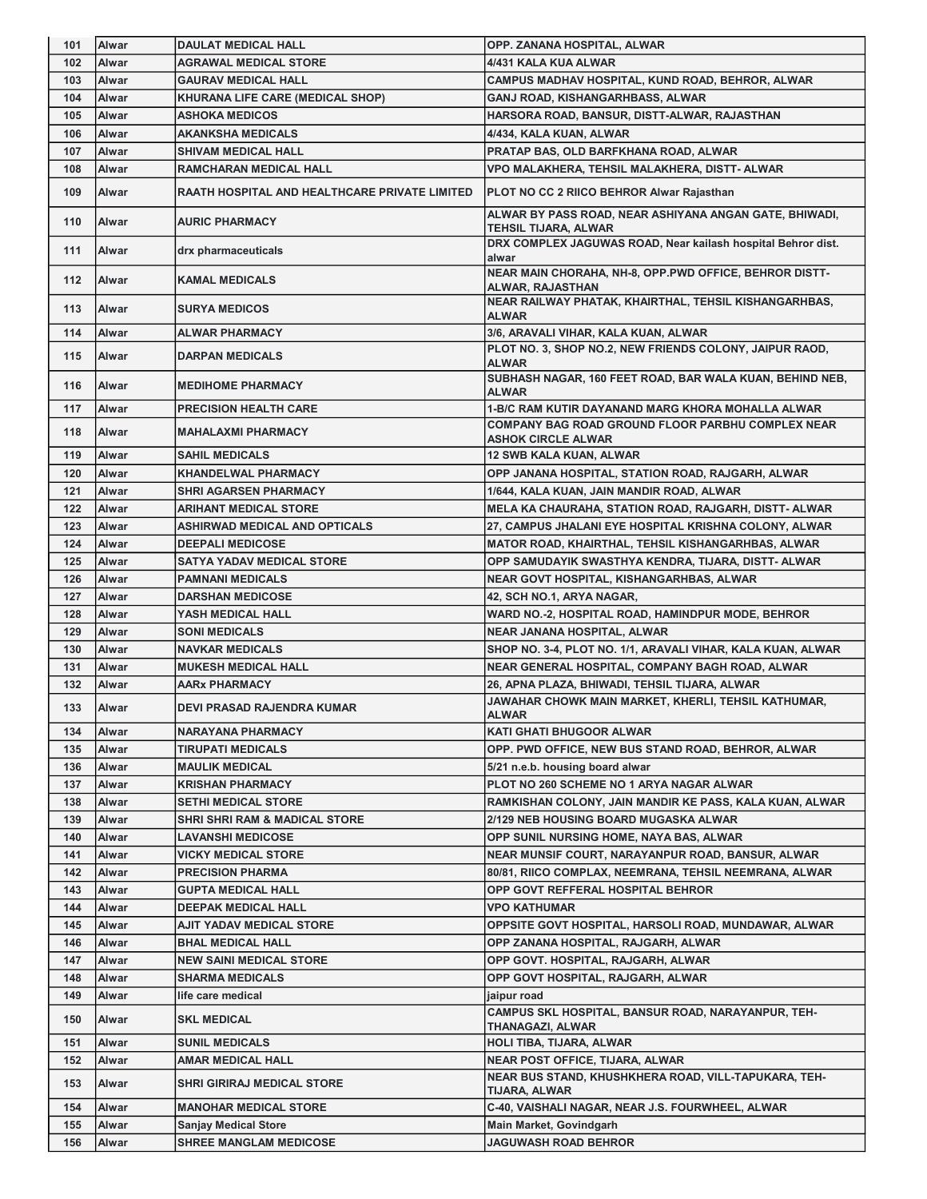| 101 | Alwar | DAULAT MEDICAL HALL | OPP. ZANANA HOSPITAL, ALWAR |
|---|---|---|---|
| 102 | Alwar | AGRAWAL MEDICAL STORE | 4/431 KALA KUA ALWAR |
| 103 | Alwar | GAURAV MEDICAL HALL | CAMPUS MADHAV HOSPITAL, KUND ROAD, BEHROR, ALWAR |
| 104 | Alwar | KHURANA LIFE CARE (MEDICAL SHOP) | GANJ ROAD, KISHANGARHBASS, ALWAR |
| 105 | Alwar | ASHOKA MEDICOS | HARSORA ROAD, BANSUR, DISTT-ALWAR, RAJASTHAN |
| 106 | Alwar | AKANKSHA MEDICALS | 4/434, KALA KUAN, ALWAR |
| 107 | Alwar | SHIVAM MEDICAL HALL | PRATAP BAS, OLD BARFKHANA ROAD, ALWAR |
| 108 | Alwar | RAMCHARAN MEDICAL HALL | VPO MALAKHERA, TEHSIL MALAKHERA, DISTT- ALWAR |
| 109 | Alwar | RAATH HOSPITAL AND HEALTHCARE PRIVATE LIMITED | PLOT NO CC 2 RIICO BEHROR Alwar Rajasthan |
| 110 | Alwar | AURIC PHARMACY | ALWAR BY PASS ROAD, NEAR ASHIYANA ANGAN GATE, BHIWADI, TEHSIL TIJARA, ALWAR |
| 111 | Alwar | drx pharmaceuticals | DRX COMPLEX JAGUWAS ROAD, Near kailash hospital Behror dist. alwar |
| 112 | Alwar | KAMAL MEDICALS | NEAR MAIN CHORAHA, NH-8, OPP.PWD OFFICE, BEHROR DISTT-ALWAR, RAJASTHAN |
| 113 | Alwar | SURYA MEDICOS | NEAR RAILWAY PHATAK, KHAIRTHAL, TEHSIL KISHANGARHBAS, ALWAR |
| 114 | Alwar | ALWAR PHARMACY | 3/6, ARAVALI VIHAR, KALA KUAN, ALWAR |
| 115 | Alwar | DARPAN MEDICALS | PLOT NO. 3, SHOP NO.2, NEW FRIENDS COLONY, JAIPUR RAOD, ALWAR |
| 116 | Alwar | MEDIHOME PHARMACY | SUBHASH NAGAR, 160 FEET ROAD, BAR WALA KUAN, BEHIND NEB, ALWAR |
| 117 | Alwar | PRECISION HEALTH CARE | 1-B/C RAM KUTIR DAYANAND MARG KHORA MOHALLA ALWAR |
| 118 | Alwar | MAHALAXMI PHARMACY | COMPANY BAG ROAD GROUND FLOOR PARBHU COMPLEX NEAR ASHOK CIRCLE ALWAR |
| 119 | Alwar | SAHIL MEDICALS | 12 SWB KALA KUAN, ALWAR |
| 120 | Alwar | KHANDELWAL PHARMACY | OPP JANANA HOSPITAL, STATION ROAD, RAJGARH, ALWAR |
| 121 | Alwar | SHRI AGARSEN PHARMACY | 1/644, KALA KUAN, JAIN MANDIR ROAD, ALWAR |
| 122 | Alwar | ARIHANT MEDICAL STORE | MELA KA CHAURAHA, STATION ROAD, RAJGARH, DISTT- ALWAR |
| 123 | Alwar | ASHIRWAD MEDICAL AND OPTICALS | 27, CAMPUS JHALANI EYE HOSPITAL KRISHNA COLONY, ALWAR |
| 124 | Alwar | DEEPALI MEDICOSE | MATOR ROAD, KHAIRTHAL, TEHSIL KISHANGARHBAS, ALWAR |
| 125 | Alwar | SATYA YADAV MEDICAL STORE | OPP SAMUDAYIK SWASTHYA KENDRA, TIJARA, DISTT- ALWAR |
| 126 | Alwar | PAMNANI MEDICALS | NEAR GOVT HOSPITAL, KISHANGARHBAS, ALWAR |
| 127 | Alwar | DARSHAN MEDICOSE | 42, SCH NO.1, ARYA NAGAR, |
| 128 | Alwar | YASH MEDICAL HALL | WARD NO.-2, HOSPITAL ROAD, HAMINDPUR MODE, BEHROR |
| 129 | Alwar | SONI MEDICALS | NEAR JANANA HOSPITAL, ALWAR |
| 130 | Alwar | NAVKAR MEDICALS | SHOP NO. 3-4, PLOT NO. 1/1, ARAVALI VIHAR, KALA KUAN, ALWAR |
| 131 | Alwar | MUKESH MEDICAL HALL | NEAR GENERAL HOSPITAL, COMPANY BAGH ROAD, ALWAR |
| 132 | Alwar | AARx PHARMACY | 26, APNA PLAZA, BHIWADI, TEHSIL TIJARA, ALWAR |
| 133 | Alwar | DEVI PRASAD RAJENDRA KUMAR | JAWAHAR CHOWK MAIN MARKET, KHERLI, TEHSIL KATHUMAR, ALWAR |
| 134 | Alwar | NARAYANA PHARMACY | KATI GHATI BHUGOOR ALWAR |
| 135 | Alwar | TIRUPATI MEDICALS | OPP. PWD OFFICE, NEW BUS STAND ROAD, BEHROR, ALWAR |
| 136 | Alwar | MAULIK MEDICAL | 5/21 n.e.b. housing board alwar |
| 137 | Alwar | KRISHAN PHARMACY | PLOT NO 260 SCHEME NO 1 ARYA NAGAR ALWAR |
| 138 | Alwar | SETHI MEDICAL STORE | RAMKISHAN COLONY, JAIN MANDIR KE PASS, KALA KUAN, ALWAR |
| 139 | Alwar | SHRI SHRI RAM & MADICAL STORE | 2/129 NEB HOUSING BOARD MUGASKA ALWAR |
| 140 | Alwar | LAVANSHI MEDICOSE | OPP SUNIL NURSING HOME, NAYA BAS, ALWAR |
| 141 | Alwar | VICKY MEDICAL STORE | NEAR MUNSIF COURT, NARAYANPUR ROAD, BANSUR, ALWAR |
| 142 | Alwar | PRECISION PHARMA | 80/81, RIICO COMPLAX, NEEMRANA, TEHSIL NEEMRANA, ALWAR |
| 143 | Alwar | GUPTA MEDICAL HALL | OPP GOVT REFFERAL HOSPITAL BEHROR |
| 144 | Alwar | DEEPAK MEDICAL HALL | VPO KATHUMAR |
| 145 | Alwar | AJIT YADAV MEDICAL STORE | OPPSITE GOVT HOSPITAL, HARSOLI ROAD, MUNDAWAR, ALWAR |
| 146 | Alwar | BHAL MEDICAL HALL | OPP ZANANA HOSPITAL, RAJGARH, ALWAR |
| 147 | Alwar | NEW SAINI MEDICAL STORE | OPP GOVT. HOSPITAL, RAJGARH, ALWAR |
| 148 | Alwar | SHARMA MEDICALS | OPP GOVT HOSPITAL, RAJGARH, ALWAR |
| 149 | Alwar | life care medical | jaipur road |
| 150 | Alwar | SKL MEDICAL | CAMPUS SKL HOSPITAL, BANSUR ROAD, NARAYANPUR, TEH-THANAGAZI, ALWAR |
| 151 | Alwar | SUNIL MEDICALS | HOLI TIBA, TIJARA, ALWAR |
| 152 | Alwar | AMAR MEDICAL HALL | NEAR POST OFFICE, TIJARA, ALWAR |
| 153 | Alwar | SHRI GIRIRAJ MEDICAL STORE | NEAR BUS STAND, KHUSHKHERA ROAD, VILL-TAPUKARA, TEH-TIJARA, ALWAR |
| 154 | Alwar | MANOHAR MEDICAL STORE | C-40, VAISHALI NAGAR, NEAR J.S. FOURWHEEL, ALWAR |
| 155 | Alwar | Sanjay Medical Store | Main Market, Govindgarh |
| 156 | Alwar | SHREE MANGLAM MEDICOSE | JAGUWASH ROAD BEHROR |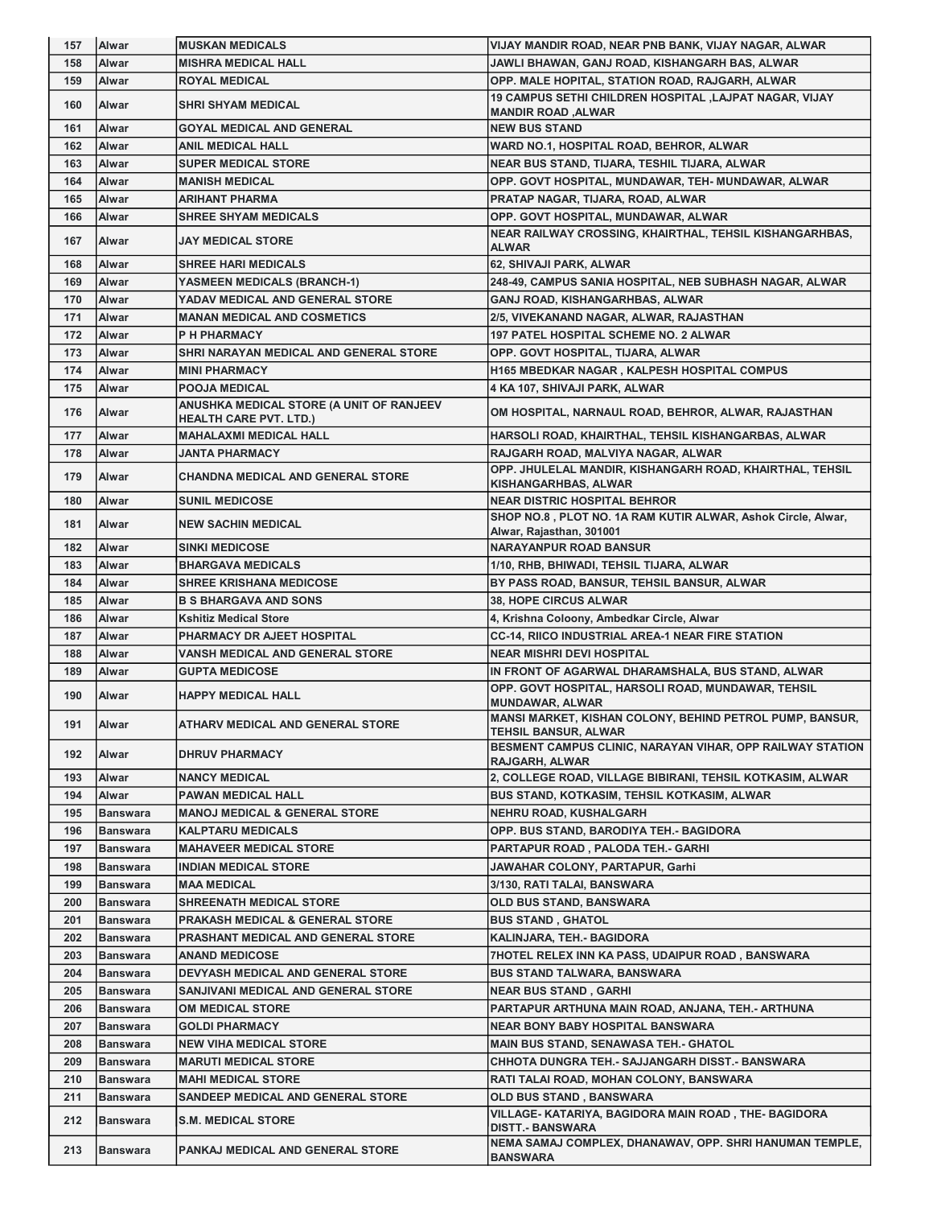| 157 | Alwar | MUSKAN MEDICALS | VIJAY MANDIR ROAD, NEAR PNB BANK, VIJAY NAGAR, ALWAR |
|---|---|---|---|
| 158 | Alwar | MISHRA MEDICAL HALL | JAWLI BHAWAN, GANJ ROAD, KISHANGARH BAS, ALWAR |
| 159 | Alwar | ROYAL MEDICAL | OPP. MALE HOPITAL, STATION ROAD, RAJGARH, ALWAR |
| 160 | Alwar | SHRI SHYAM MEDICAL | 19 CAMPUS SETHI CHILDREN HOSPITAL ,LAJPAT NAGAR, VIJAY MANDIR ROAD ,ALWAR |
| 161 | Alwar | GOYAL MEDICAL AND GENERAL | NEW BUS STAND |
| 162 | Alwar | ANIL MEDICAL HALL | WARD NO.1, HOSPITAL ROAD, BEHROR, ALWAR |
| 163 | Alwar | SUPER MEDICAL STORE | NEAR BUS STAND, TIJARA, TESHIL TIJARA, ALWAR |
| 164 | Alwar | MANISH MEDICAL | OPP. GOVT HOSPITAL, MUNDAWAR, TEH- MUNDAWAR, ALWAR |
| 165 | Alwar | ARIHANT PHARMA | PRATAP NAGAR, TIJARA, ROAD, ALWAR |
| 166 | Alwar | SHREE SHYAM MEDICALS | OPP. GOVT HOSPITAL, MUNDAWAR, ALWAR |
| 167 | Alwar | JAY MEDICAL STORE | NEAR RAILWAY CROSSING, KHAIRTHAL, TEHSIL KISHANGARHBAS, ALWAR |
| 168 | Alwar | SHREE HARI MEDICALS | 62, SHIVAJI PARK, ALWAR |
| 169 | Alwar | YASMEEN MEDICALS (BRANCH-1) | 248-49, CAMPUS SANIA HOSPITAL, NEB SUBHASH NAGAR, ALWAR |
| 170 | Alwar | YADAV MEDICAL AND GENERAL STORE | GANJ ROAD, KISHANGARHBAS, ALWAR |
| 171 | Alwar | MANAN MEDICAL AND COSMETICS | 2/5, VIVEKANAND NAGAR, ALWAR, RAJASTHAN |
| 172 | Alwar | P H PHARMACY | 197 PATEL HOSPITAL SCHEME NO. 2 ALWAR |
| 173 | Alwar | SHRI NARAYAN MEDICAL AND GENERAL STORE | OPP. GOVT HOSPITAL, TIJARA, ALWAR |
| 174 | Alwar | MINI PHARMACY | H165 MBEDKAR NAGAR , KALPESH HOSPITAL COMPUS |
| 175 | Alwar | POOJA MEDICAL | 4 KA 107, SHIVAJI PARK, ALWAR |
| 176 | Alwar | ANUSHKA MEDICAL STORE (A UNIT OF RANJEEV HEALTH CARE PVT. LTD.) | OM HOSPITAL, NARNAUL ROAD, BEHROR, ALWAR, RAJASTHAN |
| 177 | Alwar | MAHALAXMI MEDICAL HALL | HARSOLI ROAD, KHAIRTHAL, TEHSIL KISHANGARBAS, ALWAR |
| 178 | Alwar | JANTA PHARMACY | RAJGARH ROAD, MALVIYA NAGAR, ALWAR |
| 179 | Alwar | CHANDNA MEDICAL AND GENERAL STORE | OPP. JHULELAL MANDIR, KISHANGARH ROAD, KHAIRTHAL, TEHSIL KISHANGARHBAS, ALWAR |
| 180 | Alwar | SUNIL MEDICOSE | NEAR DISTRIC HOSPITAL BEHROR |
| 181 | Alwar | NEW SACHIN MEDICAL | SHOP NO.8 , PLOT NO. 1A RAM KUTIR ALWAR, Ashok Circle, Alwar, Alwar, Rajasthan, 301001 |
| 182 | Alwar | SINKI MEDICOSE | NARAYANPUR ROAD BANSUR |
| 183 | Alwar | BHARGAVA MEDICALS | 1/10, RHB, BHIWADI, TEHSIL TIJARA, ALWAR |
| 184 | Alwar | SHREE KRISHANA MEDICOSE | BY PASS ROAD, BANSUR, TEHSIL BANSUR, ALWAR |
| 185 | Alwar | B S BHARGAVA AND SONS | 38, HOPE CIRCUS ALWAR |
| 186 | Alwar | Kshitiz Medical Store | 4, Krishna Coloony, Ambedkar Circle, Alwar |
| 187 | Alwar | PHARMACY DR AJEET HOSPITAL | CC-14, RIICO INDUSTRIAL AREA-1 NEAR FIRE STATION |
| 188 | Alwar | VANSH MEDICAL AND GENERAL STORE | NEAR MISHRI DEVI HOSPITAL |
| 189 | Alwar | GUPTA MEDICOSE | IN FRONT OF AGARWAL DHARAMSHALA, BUS STAND, ALWAR |
| 190 | Alwar | HAPPY MEDICAL HALL | OPP. GOVT HOSPITAL, HARSOLI ROAD, MUNDAWAR, TEHSIL MUNDAWAR, ALWAR |
| 191 | Alwar | ATHARV MEDICAL AND GENERAL STORE | MANSI MARKET, KISHAN COLONY, BEHIND PETROL PUMP, BANSUR, TEHSIL BANSUR, ALWAR |
| 192 | Alwar | DHRUV PHARMACY | BESMENT CAMPUS CLINIC, NARAYAN VIHAR, OPP RAILWAY STATION RAJGARH, ALWAR |
| 193 | Alwar | NANCY MEDICAL | 2, COLLEGE ROAD, VILLAGE BIBIRANI, TEHSIL KOTKASIM, ALWAR |
| 194 | Alwar | PAWAN MEDICAL HALL | BUS STAND, KOTKASIM, TEHSIL KOTKASIM, ALWAR |
| 195 | Banswara | MANOJ MEDICAL & GENERAL STORE | NEHRU ROAD, KUSHALGARH |
| 196 | Banswara | KALPTARU MEDICALS | OPP. BUS STAND, BARODIYA TEH.- BAGIDORA |
| 197 | Banswara | MAHAVEER MEDICAL STORE | PARTAPUR ROAD , PALODA TEH.- GARHI |
| 198 | Banswara | INDIAN MEDICAL STORE | JAWAHAR COLONY, PARTAPUR, Garhi |
| 199 | Banswara | MAA MEDICAL | 3/130, RATI TALAI, BANSWARA |
| 200 | Banswara | SHREENATH MEDICAL STORE | OLD BUS STAND, BANSWARA |
| 201 | Banswara | PRAKASH MEDICAL & GENERAL STORE | BUS STAND , GHATOL |
| 202 | Banswara | PRASHANT MEDICAL AND GENERAL STORE | KALINJARA, TEH.- BAGIDORA |
| 203 | Banswara | ANAND MEDICOSE | 7HOTEL RELEX INN KA PASS, UDAIPUR ROAD , BANSWARA |
| 204 | Banswara | DEVYASH MEDICAL AND GENERAL STORE | BUS STAND TALWARA, BANSWARA |
| 205 | Banswara | SANJIVANI MEDICAL AND GENERAL STORE | NEAR BUS STAND , GARHI |
| 206 | Banswara | OM MEDICAL STORE | PARTAPUR ARTHUNA MAIN ROAD, ANJANA, TEH.- ARTHUNA |
| 207 | Banswara | GOLDI PHARMACY | NEAR BONY BABY HOSPITAL BANSWARA |
| 208 | Banswara | NEW VIHA MEDICAL STORE | MAIN BUS STAND, SENAWASA TEH.- GHATOL |
| 209 | Banswara | MARUTI MEDICAL STORE | CHHOTA DUNGRA TEH.- SAJJANGARH DISST.- BANSWARA |
| 210 | Banswara | MAHI MEDICAL STORE | RATI TALAI ROAD, MOHAN COLONY, BANSWARA |
| 211 | Banswara | SANDEEP MEDICAL AND GENERAL STORE | OLD BUS STAND , BANSWARA |
| 212 | Banswara | S.M. MEDICAL STORE | VILLAGE- KATARIYA, BAGIDORA MAIN ROAD , THE- BAGIDORA DISTT.- BANSWARA |
| 213 | Banswara | PANKAJ MEDICAL AND GENERAL STORE | NEMA SAMAJ COMPLEX, DHANAWAV, OPP. SHRI HANUMAN TEMPLE, BANSWARA |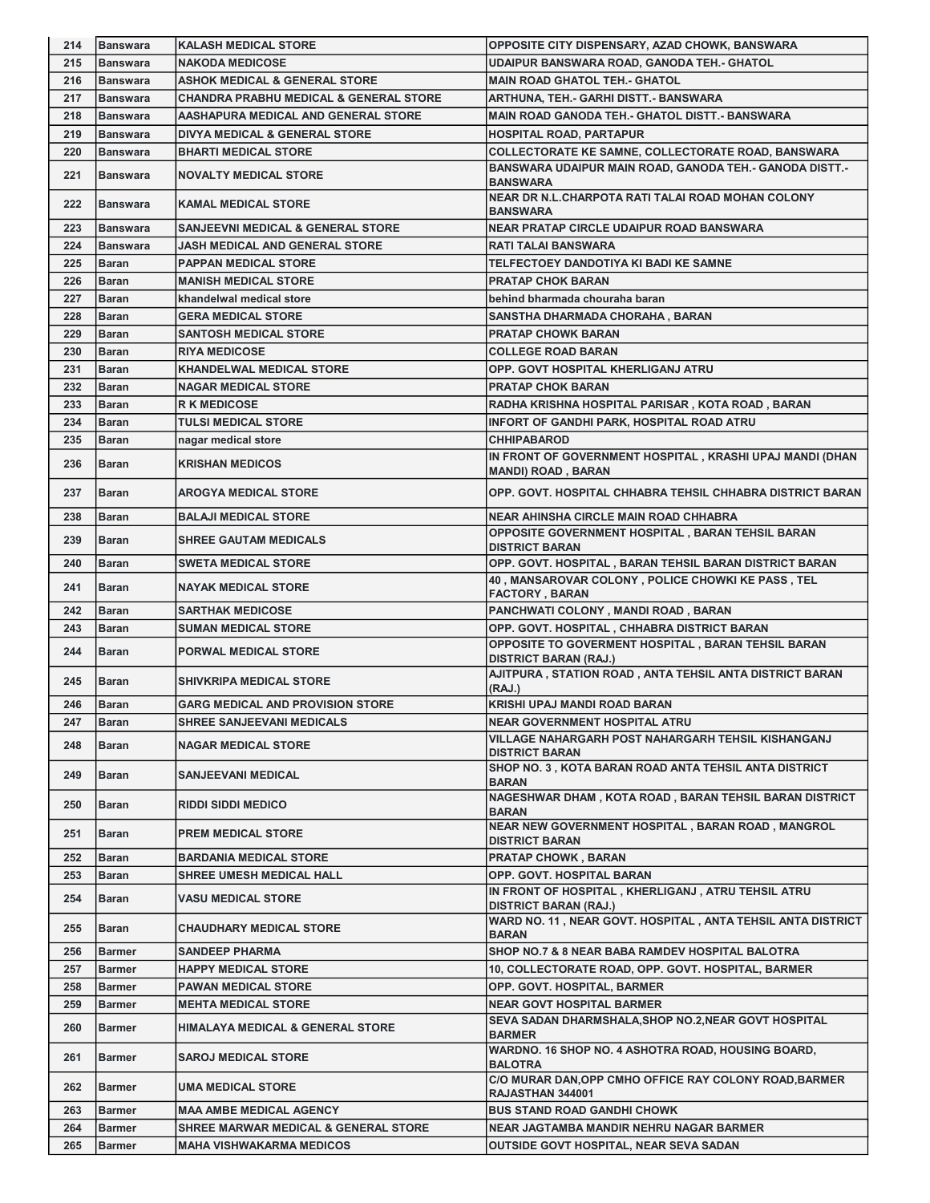| | | | |
|---|---|---|---|
| 214 | Banswara | KALASH MEDICAL STORE | OPPOSITE CITY DISPENSARY, AZAD CHOWK, BANSWARA |
| 215 | Banswara | NAKODA MEDICOSE | UDAIPUR BANSWARA ROAD, GANODA TEH.- GHATOL |
| 216 | Banswara | ASHOK MEDICAL & GENERAL STORE | MAIN ROAD GHATOL TEH.- GHATOL |
| 217 | Banswara | CHANDRA PRABHU MEDICAL & GENERAL STORE | ARTHUNA, TEH.- GARHI DISTT.- BANSWARA |
| 218 | Banswara | AASHAPURA MEDICAL AND GENERAL STORE | MAIN ROAD GANODA TEH.- GHATOL DISTT.- BANSWARA |
| 219 | Banswara | DIVYA MEDICAL & GENERAL STORE | HOSPITAL ROAD, PARTAPUR |
| 220 | Banswara | BHARTI MEDICAL STORE | COLLECTORATE KE SAMNE, COLLECTORATE ROAD, BANSWARA |
| 221 | Banswara | NOVALTY MEDICAL STORE | BANSWARA UDAIPUR MAIN ROAD, GANODA TEH.- GANODA DISTT.- BANSWARA |
| 222 | Banswara | KAMAL MEDICAL STORE | NEAR DR N.L.CHARPOTA RATI TALAI ROAD MOHAN COLONY BANSWARA |
| 223 | Banswara | SANJEEVNI MEDICAL & GENERAL STORE | NEAR PRATAP CIRCLE UDAIPUR ROAD BANSWARA |
| 224 | Banswara | JASH MEDICAL AND GENERAL STORE | RATI TALAI BANSWARA |
| 225 | Baran | PAPPAN MEDICAL STORE | TELFECTOEY DANDOTIYA KI BADI KE SAMNE |
| 226 | Baran | MANISH MEDICAL STORE | PRATAP CHOK BARAN |
| 227 | Baran | khandelwal medical store | behind bharmada chouraha baran |
| 228 | Baran | GERA MEDICAL STORE | SANSTHA DHARMADA CHORAHA , BARAN |
| 229 | Baran | SANTOSH MEDICAL STORE | PRATAP CHOWK BARAN |
| 230 | Baran | RIYA MEDICOSE | COLLEGE ROAD BARAN |
| 231 | Baran | KHANDELWAL MEDICAL STORE | OPP. GOVT HOSPITAL KHERLIGANJ ATRU |
| 232 | Baran | NAGAR MEDICAL STORE | PRATAP CHOK BARAN |
| 233 | Baran | R K MEDICOSE | RADHA KRISHNA HOSPITAL PARISAR , KOTA ROAD , BARAN |
| 234 | Baran | TULSI MEDICAL STORE | INFORT OF GANDHI PARK, HOSPITAL ROAD ATRU |
| 235 | Baran | nagar medical store | CHHIPABAROD |
| 236 | Baran | KRISHAN MEDICOS | IN FRONT OF GOVERNMENT HOSPITAL , KRASHI UPAJ MANDI (DHAN MANDI) ROAD , BARAN |
| 237 | Baran | AROGYA MEDICAL STORE | OPP. GOVT. HOSPITAL CHHABRA TEHSIL CHHABRA DISTRICT BARAN |
| 238 | Baran | BALAJI MEDICAL STORE | NEAR AHINSHA CIRCLE MAIN ROAD CHHABRA |
| 239 | Baran | SHREE GAUTAM MEDICALS | OPPOSITE GOVERNMENT HOSPITAL , BARAN TEHSIL BARAN DISTRICT BARAN |
| 240 | Baran | SWETA MEDICAL STORE | OPP. GOVT. HOSPITAL , BARAN TEHSIL BARAN DISTRICT BARAN |
| 241 | Baran | NAYAK MEDICAL STORE | 40 , MANSAROVAR COLONY , POLICE CHOWKI KE PASS , TEL FACTORY , BARAN |
| 242 | Baran | SARTHAK MEDICOSE | PANCHWATI COLONY , MANDI ROAD , BARAN |
| 243 | Baran | SUMAN MEDICAL STORE | OPP. GOVT. HOSPITAL , CHHABRA DISTRICT BARAN |
| 244 | Baran | PORWAL MEDICAL STORE | OPPOSITE TO GOVERMENT HOSPITAL , BARAN TEHSIL BARAN DISTRICT BARAN (RAJ.) |
| 245 | Baran | SHIVKRIPA MEDICAL STORE | AJITPURA , STATION ROAD , ANTA TEHSIL ANTA DISTRICT BARAN (RAJ.) |
| 246 | Baran | GARG MEDICAL AND PROVISION STORE | KRISHI UPAJ MANDI ROAD BARAN |
| 247 | Baran | SHREE SANJEEVANI MEDICALS | NEAR GOVERNMENT HOSPITAL ATRU |
| 248 | Baran | NAGAR MEDICAL STORE | VILLAGE NAHARGARH POST NAHARGARH TEHSIL KISHANGANJ DISTRICT BARAN |
| 249 | Baran | SANJEEVANI MEDICAL | SHOP NO. 3 , KOTA BARAN ROAD ANTA TEHSIL ANTA DISTRICT BARAN |
| 250 | Baran | RIDDI SIDDI MEDICO | NAGESHWAR DHAM , KOTA ROAD , BARAN TEHSIL BARAN DISTRICT BARAN |
| 251 | Baran | PREM MEDICAL STORE | NEAR NEW GOVERNMENT HOSPITAL , BARAN ROAD , MANGROL DISTRICT BARAN |
| 252 | Baran | BARDANIA MEDICAL STORE | PRATAP CHOWK , BARAN |
| 253 | Baran | SHREE UMESH MEDICAL HALL | OPP. GOVT. HOSPITAL BARAN |
| 254 | Baran | VASU MEDICAL STORE | IN FRONT OF HOSPITAL , KHERLIGANJ , ATRU TEHSIL ATRU DISTRICT BARAN (RAJ.) |
| 255 | Baran | CHAUDHARY MEDICAL STORE | WARD NO. 11 , NEAR GOVT. HOSPITAL , ANTA TEHSIL ANTA DISTRICT BARAN |
| 256 | Barmer | SANDEEP PHARMA | SHOP NO.7 & 8 NEAR BABA RAMDEV HOSPITAL BALOTRA |
| 257 | Barmer | HAPPY MEDICAL STORE | 10, COLLECTORATE ROAD, OPP. GOVT. HOSPITAL, BARMER |
| 258 | Barmer | PAWAN MEDICAL STORE | OPP. GOVT. HOSPITAL, BARMER |
| 259 | Barmer | MEHTA MEDICAL STORE | NEAR GOVT HOSPITAL BARMER |
| 260 | Barmer | HIMALAYA MEDICAL & GENERAL STORE | SEVA SADAN DHARMSHALA,SHOP NO.2,NEAR GOVT HOSPITAL BARMER |
| 261 | Barmer | SAROJ MEDICAL STORE | WARDNO. 16 SHOP NO. 4 ASHOTRA ROAD, HOUSING BOARD, BALOTRA |
| 262 | Barmer | UMA MEDICAL STORE | C/O MURAR DAN,OPP CMHO OFFICE RAY COLONY ROAD,BARMER RAJASTHAN 344001 |
| 263 | Barmer | MAA AMBE MEDICAL AGENCY | BUS STAND ROAD GANDHI CHOWK |
| 264 | Barmer | SHREE MARWAR MEDICAL & GENERAL STORE | NEAR JAGTAMBA MANDIR NEHRU NAGAR BARMER |
| 265 | Barmer | MAHA VISHWAKARMA MEDICOS | OUTSIDE GOVT HOSPITAL, NEAR SEVA SADAN |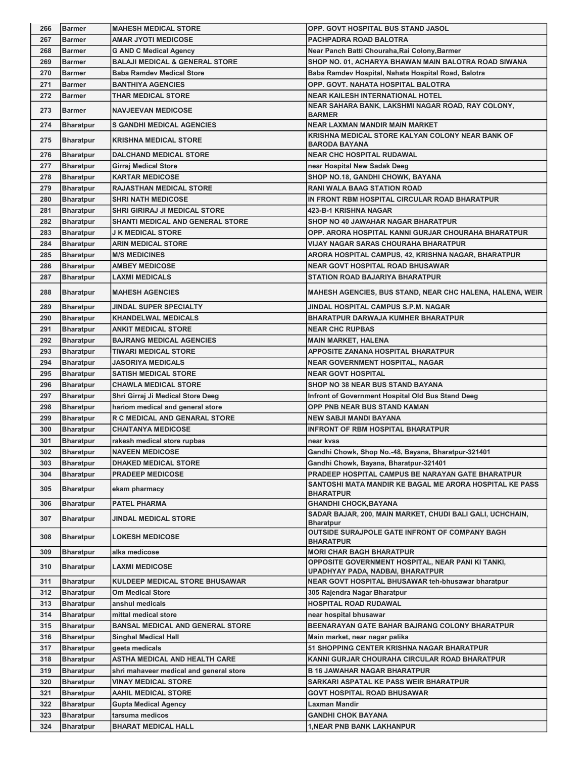| 266 | Barmer | MAHESH MEDICAL STORE | OPP. GOVT HOSPITAL BUS STAND JASOL |
|---|---|---|---|
| 267 | Barmer | AMAR JYOTI MEDICOSE | PACHPADRA ROAD BALOTRA |
| 268 | Barmer | G AND C Medical Agency | Near Panch Batti Chouraha,Rai Colony,Barmer |
| 269 | Barmer | BALAJI MEDICAL & GENERAL STORE | SHOP NO. 01, ACHARYA BHAWAN MAIN BALOTRA ROAD SIWANA |
| 270 | Barmer | Baba Ramdev Medical Store | Baba Ramdev Hospital, Nahata Hospital Road, Balotra |
| 271 | Barmer | BANTHIYA AGENCIES | OPP. GOVT. NAHATA HOSPITAL BALOTRA |
| 272 | Barmer | THAR MEDICAL STORE | NEAR KAILESH INTERNATIONAL HOTEL |
| 273 | Barmer | NAVJEEVAN MEDICOSE | NEAR SAHARA BANK, LAKSHMI NAGAR ROAD, RAY COLONY, BARMER |
| 274 | Bharatpur | S GANDHI MEDICAL AGENCIES | NEAR LAXMAN MANDIR MAIN MARKET |
| 275 | Bharatpur | KRISHNA MEDICAL STORE | KRISHNA MEDICAL STORE KALYAN COLONY NEAR BANK OF BARODA BAYANA |
| 276 | Bharatpur | DALCHAND MEDICAL STORE | NEAR CHC HOSPITAL RUDAWAL |
| 277 | Bharatpur | Girraj Medical Store | near Hospital New Sadak Deeg |
| 278 | Bharatpur | KARTAR MEDICOSE | SHOP NO.18, GANDHI CHOWK, BAYANA |
| 279 | Bharatpur | RAJASTHAN MEDICAL STORE | RANI WALA BAAG STATION ROAD |
| 280 | Bharatpur | SHRI NATH MEDICOSE | IN FRONT RBM HOSPITAL CIRCULAR ROAD BHARATPUR |
| 281 | Bharatpur | SHRI GIRIRAJ JI MEDICAL STORE | 423-B-1 KRISHNA NAGAR |
| 282 | Bharatpur | SHANTI MEDICAL AND GENERAL STORE | SHOP NO 40 JAWAHAR NAGAR BHARATPUR |
| 283 | Bharatpur | J K MEDICAL STORE | OPP. ARORA HOSPITAL KANNI GURJAR CHOURAHA BHARATPUR |
| 284 | Bharatpur | ARIN MEDICAL STORE | VIJAY NAGAR SARAS CHOURAHA BHARATPUR |
| 285 | Bharatpur | M/S MEDICINES | ARORA HOSPITAL CAMPUS, 42, KRISHNA NAGAR, BHARATPUR |
| 286 | Bharatpur | AMBEY MEDICOSE | NEAR GOVT HOSPITAL ROAD BHUSAWAR |
| 287 | Bharatpur | LAXMI MEDICALS | STATION ROAD BAJARIYA BHARATPUR |
| 288 | Bharatpur | MAHESH AGENCIES | MAHESH AGENCIES, BUS STAND, NEAR CHC HALENA, HALENA, WEIR |
| 289 | Bharatpur | JINDAL SUPER SPECIALTY | JINDAL HOSPITAL CAMPUS S.P.M. NAGAR |
| 290 | Bharatpur | KHANDELWAL MEDICALS | BHARATPUR DARWAJA KUMHER BHARATPUR |
| 291 | Bharatpur | ANKIT MEDICAL STORE | NEAR CHC RUPBAS |
| 292 | Bharatpur | BAJRANG MEDICAL AGENCIES | MAIN MARKET, HALENA |
| 293 | Bharatpur | TIWARI MEDICAL STORE | APPOSITE ZANANA HOSPITAL BHARATPUR |
| 294 | Bharatpur | JASORIYA MEDICALS | NEAR GOVERNMENT HOSPITAL, NAGAR |
| 295 | Bharatpur | SATISH MEDICAL STORE | NEAR GOVT HOSPITAL |
| 296 | Bharatpur | CHAWLA MEDICAL STORE | SHOP NO 38 NEAR BUS STAND BAYANA |
| 297 | Bharatpur | Shri Girraj Ji Medical Store Deeg | Infront of Government Hospital Old Bus Stand Deeg |
| 298 | Bharatpur | hariom medical and general store | OPP PNB NEAR BUS STAND KAMAN |
| 299 | Bharatpur | R C MEDICAL AND GENARAL STORE | NEW SABJI MANDI BAYANA |
| 300 | Bharatpur | CHAITANYA MEDICOSE | INFRONT OF RBM HOSPITAL BHARATPUR |
| 301 | Bharatpur | rakesh medical store rupbas | near kvss |
| 302 | Bharatpur | NAVEEN MEDICOSE | Gandhi Chowk, Shop No.-48, Bayana, Bharatpur-321401 |
| 303 | Bharatpur | DHAKED MEDICAL STORE | Gandhi Chowk, Bayana, Bharatpur-321401 |
| 304 | Bharatpur | PRADEEP MEDICOSE | PRADEEP HOSPITAL CAMPUS BE NARAYAN GATE BHARATPUR |
| 305 | Bharatpur | ekam pharmacy | SANTOSHI MATA MANDIR KE BAGAL ME ARORA HOSPITAL KE PASS BHARATPUR |
| 306 | Bharatpur | PATEL PHARMA | GHANDHI CHOCK,BAYANA |
| 307 | Bharatpur | JINDAL MEDICAL STORE | SADAR BAJAR, 200, MAIN MARKET, CHUDI BALI GALI, UCHCHAIN, Bharatpur |
| 308 | Bharatpur | LOKESH MEDICOSE | OUTSIDE SURAJPOLE GATE INFRONT OF COMPANY BAGH BHARATPUR |
| 309 | Bharatpur | alka medicose | MORI CHAR BAGH BHARATPUR |
| 310 | Bharatpur | LAXMI MEDICOSE | OPPOSITE GOVERNMENT HOSPITAL, NEAR PANI KI TANKI, UPADHYAY PADA, NADBAI, BHARATPUR |
| 311 | Bharatpur | KULDEEP MEDICAL STORE BHUSAWAR | NEAR GOVT HOSPITAL BHUSAWAR teh-bhusawar bharatpur |
| 312 | Bharatpur | Om Medical Store | 305 Rajendra Nagar Bharatpur |
| 313 | Bharatpur | anshul medicals | HOSPITAL ROAD RUDAWAL |
| 314 | Bharatpur | mittal medical store | near hospital bhusawar |
| 315 | Bharatpur | BANSAL MEDICAL AND GENERAL STORE | BEENARAYAN GATE BAHAR BAJRANG COLONY BHARATPUR |
| 316 | Bharatpur | Singhal Medical Hall | Main market, near nagar palika |
| 317 | Bharatpur | geeta medicals | 51 SHOPPING CENTER KRISHNA NAGAR BHARATPUR |
| 318 | Bharatpur | ASTHA MEDICAL AND HEALTH CARE | KANNI GURJAR CHOURAHA CIRCULAR ROAD BHARATPUR |
| 319 | Bharatpur | shri mahaveer medical and general store | B 16 JAWAHAR NAGAR BHARATPUR |
| 320 | Bharatpur | VINAY MEDICAL STORE | SARKARI ASPATAL KE PASS WEIR BHARATPUR |
| 321 | Bharatpur | AAHIL MEDICAL STORE | GOVT HOSPITAL ROAD BHUSAWAR |
| 322 | Bharatpur | Gupta Medical Agency | Laxman Mandir |
| 323 | Bharatpur | tarsuma medicos | GANDHI CHOK BAYANA |
| 324 | Bharatpur | BHARAT MEDICAL HALL | 1,NEAR PNB BANK LAKHANPUR |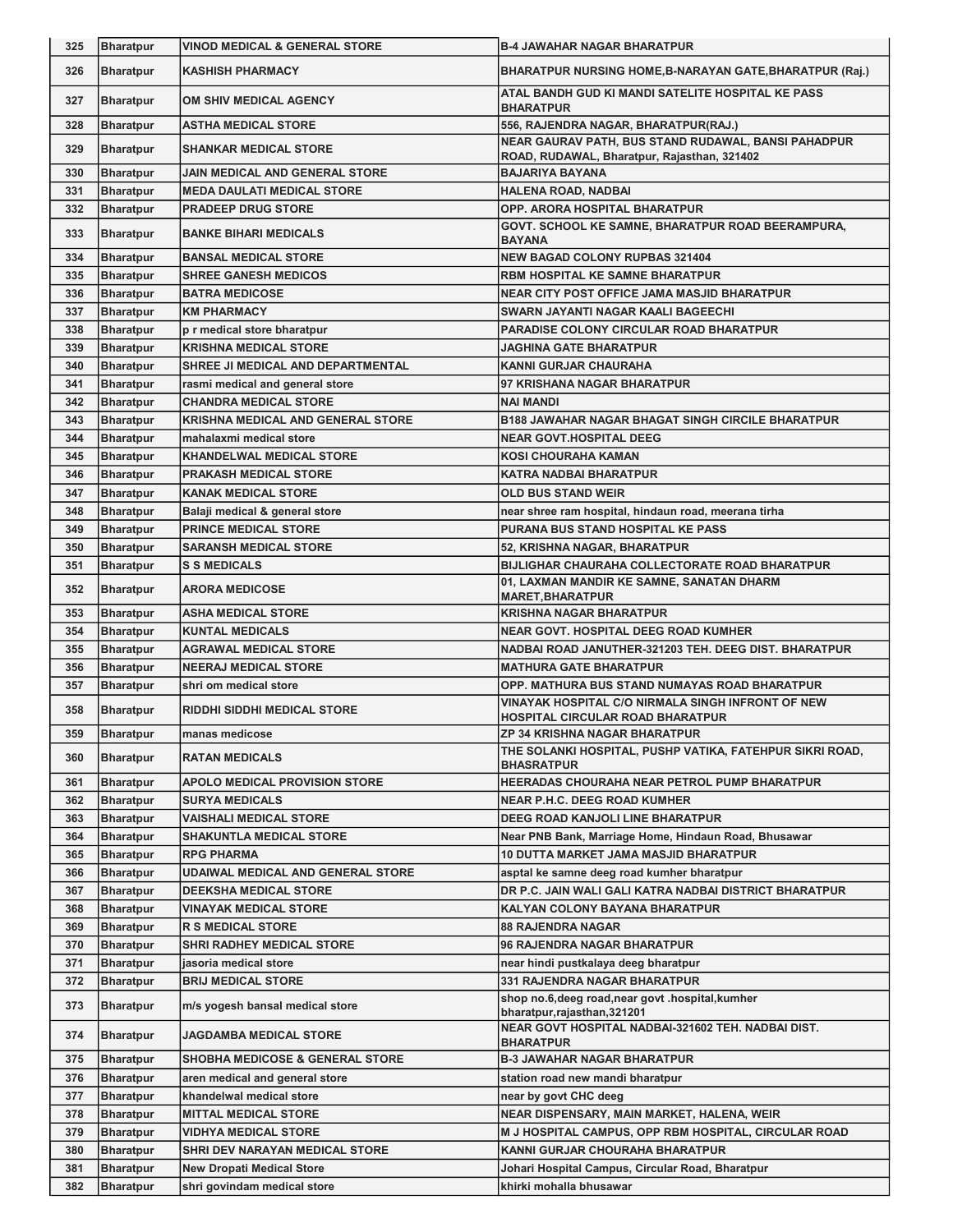| 325 | Bharatpur | VINOD MEDICAL & GENERAL STORE | B-4 JAWAHAR NAGAR BHARATPUR |
|---|---|---|---|
| 326 | Bharatpur | KASHISH PHARMACY | BHARATPUR NURSING HOME,B-NARAYAN GATE,BHARATPUR (Raj.) |
| 327 | Bharatpur | OM SHIV MEDICAL AGENCY | ATAL BANDH GUD KI MANDI SATELITE HOSPITAL KE PASS BHARATPUR |
| 328 | Bharatpur | ASTHA MEDICAL STORE | 556, RAJENDRA NAGAR, BHARATPUR(RAJ.) |
| 329 | Bharatpur | SHANKAR MEDICAL STORE | NEAR GAURAV PATH, BUS STAND RUDAWAL, BANSI PAHADPUR ROAD, RUDAWAL, Bharatpur, Rajasthan, 321402 |
| 330 | Bharatpur | JAIN MEDICAL AND GENERAL STORE | BAJARIYA BAYANA |
| 331 | Bharatpur | MEDA DAULATI MEDICAL STORE | HALENA ROAD, NADBAI |
| 332 | Bharatpur | PRADEEP DRUG STORE | OPP. ARORA HOSPITAL BHARATPUR |
| 333 | Bharatpur | BANKE BIHARI MEDICALS | GOVT. SCHOOL KE SAMNE, BHARATPUR ROAD BEERAMPURA, BAYANA |
| 334 | Bharatpur | BANSAL MEDICAL STORE | NEW BAGAD COLONY RUPBAS 321404 |
| 335 | Bharatpur | SHREE GANESH MEDICOS | RBM HOSPITAL KE SAMNE BHARATPUR |
| 336 | Bharatpur | BATRA MEDICOSE | NEAR CITY POST OFFICE JAMA MASJID BHARATPUR |
| 337 | Bharatpur | KM PHARMACY | SWARN JAYANTI NAGAR KAALI BAGEECHI |
| 338 | Bharatpur | p r medical store bharatpur | PARADISE COLONY CIRCULAR ROAD BHARATPUR |
| 339 | Bharatpur | KRISHNA MEDICAL STORE | JAGHINA GATE BHARATPUR |
| 340 | Bharatpur | SHREE JI MEDICAL AND DEPARTMENTAL | KANNI GURJAR CHAURAHA |
| 341 | Bharatpur | rasmi medical and general store | 97 KRISHANA NAGAR BHARATPUR |
| 342 | Bharatpur | CHANDRA MEDICAL STORE | NAI MANDI |
| 343 | Bharatpur | KRISHNA MEDICAL AND GENERAL STORE | B188 JAWAHAR NAGAR BHAGAT SINGH CIRCILE BHARATPUR |
| 344 | Bharatpur | mahalaxmi medical store | NEAR GOVT.HOSPITAL DEEG |
| 345 | Bharatpur | KHANDELWAL MEDICAL STORE | KOSI CHOURAHA KAMAN |
| 346 | Bharatpur | PRAKASH MEDICAL STORE | KATRA NADBAI BHARATPUR |
| 347 | Bharatpur | KANAK MEDICAL STORE | OLD BUS STAND WEIR |
| 348 | Bharatpur | Balaji medical & general store | near shree ram hospital, hindaun road, meerana tirha |
| 349 | Bharatpur | PRINCE MEDICAL STORE | PURANA BUS STAND HOSPITAL KE PASS |
| 350 | Bharatpur | SARANSH MEDICAL STORE | 52, KRISHNA NAGAR, BHARATPUR |
| 351 | Bharatpur | S S MEDICALS | BIJLIGHAR CHAURAHA COLLECTORATE ROAD BHARATPUR |
| 352 | Bharatpur | ARORA MEDICOSE | 01, LAXMAN MANDIR KE SAMNE, SANATAN DHARM MARET,BHARATPUR |
| 353 | Bharatpur | ASHA MEDICAL STORE | KRISHNA NAGAR BHARATPUR |
| 354 | Bharatpur | KUNTAL MEDICALS | NEAR GOVT. HOSPITAL DEEG ROAD KUMHER |
| 355 | Bharatpur | AGRAWAL MEDICAL STORE | NADBAI ROAD JANUTHER-321203 TEH. DEEG DIST. BHARATPUR |
| 356 | Bharatpur | NEERAJ MEDICAL STORE | MATHURA GATE BHARATPUR |
| 357 | Bharatpur | shri om medical store | OPP. MATHURA BUS STAND NUMAYAS ROAD BHARATPUR |
| 358 | Bharatpur | RIDDHI SIDDHI MEDICAL STORE | VINAYAK HOSPITAL C/O NIRMALA SINGH INFRONT OF NEW HOSPITAL CIRCULAR ROAD BHARATPUR |
| 359 | Bharatpur | manas medicose | ZP 34 KRISHNA NAGAR BHARATPUR |
| 360 | Bharatpur | RATAN MEDICALS | THE SOLANKI HOSPITAL, PUSHP VATIKA, FATEHPUR SIKRI ROAD, BHASRATPUR |
| 361 | Bharatpur | APOLO MEDICAL PROVISION STORE | HEERADAS CHOURAHA NEAR PETROL PUMP BHARATPUR |
| 362 | Bharatpur | SURYA MEDICALS | NEAR P.H.C. DEEG ROAD KUMHER |
| 363 | Bharatpur | VAISHALI MEDICAL STORE | DEEG ROAD KANJOLI LINE BHARATPUR |
| 364 | Bharatpur | SHAKUNTLA MEDICAL STORE | Near PNB Bank, Marriage Home, Hindaun Road, Bhusawar |
| 365 | Bharatpur | RPG PHARMA | 10 DUTTA MARKET JAMA MASJID BHARATPUR |
| 366 | Bharatpur | UDAIWAL MEDICAL AND GENERAL STORE | asptal ke samne deeg road kumher bharatpur |
| 367 | Bharatpur | DEEKSHA MEDICAL STORE | DR P.C. JAIN WALI GALI KATRA NADBAI DISTRICT BHARATPUR |
| 368 | Bharatpur | VINAYAK MEDICAL STORE | KALYAN COLONY BAYANA BHARATPUR |
| 369 | Bharatpur | R S MEDICAL STORE | 88 RAJENDRA NAGAR |
| 370 | Bharatpur | SHRI RADHEY MEDICAL STORE | 96 RAJENDRA NAGAR BHARATPUR |
| 371 | Bharatpur | jasoria medical store | near hindi pustkalaya deeg bharatpur |
| 372 | Bharatpur | BRIJ MEDICAL STORE | 331 RAJENDRA NAGAR BHARATPUR |
| 373 | Bharatpur | m/s yogesh bansal medical store | shop no.6,deeg road,near govt .hospital,kumher bharatpur,rajasthan,321201 |
| 374 | Bharatpur | JAGDAMBA MEDICAL STORE | NEAR GOVT HOSPITAL NADBAI-321602 TEH. NADBAI DIST. BHARATPUR |
| 375 | Bharatpur | SHOBHA MEDICOSE & GENERAL STORE | B-3 JAWAHAR NAGAR BHARATPUR |
| 376 | Bharatpur | aren medical and general store | station road new mandi bharatpur |
| 377 | Bharatpur | khandelwal medical store | near by govt CHC deeg |
| 378 | Bharatpur | MITTAL MEDICAL STORE | NEAR DISPENSARY, MAIN MARKET, HALENA, WEIR |
| 379 | Bharatpur | VIDHYA MEDICAL STORE | M J HOSPITAL CAMPUS, OPP RBM HOSPITAL, CIRCULAR ROAD |
| 380 | Bharatpur | SHRI DEV NARAYAN MEDICAL STORE | KANNI GURJAR CHOURAHA BHARATPUR |
| 381 | Bharatpur | New Dropati Medical Store | Johari Hospital Campus, Circular Road, Bharatpur |
| 382 | Bharatpur | shri govindam medical store | khirki mohalla bhusawar |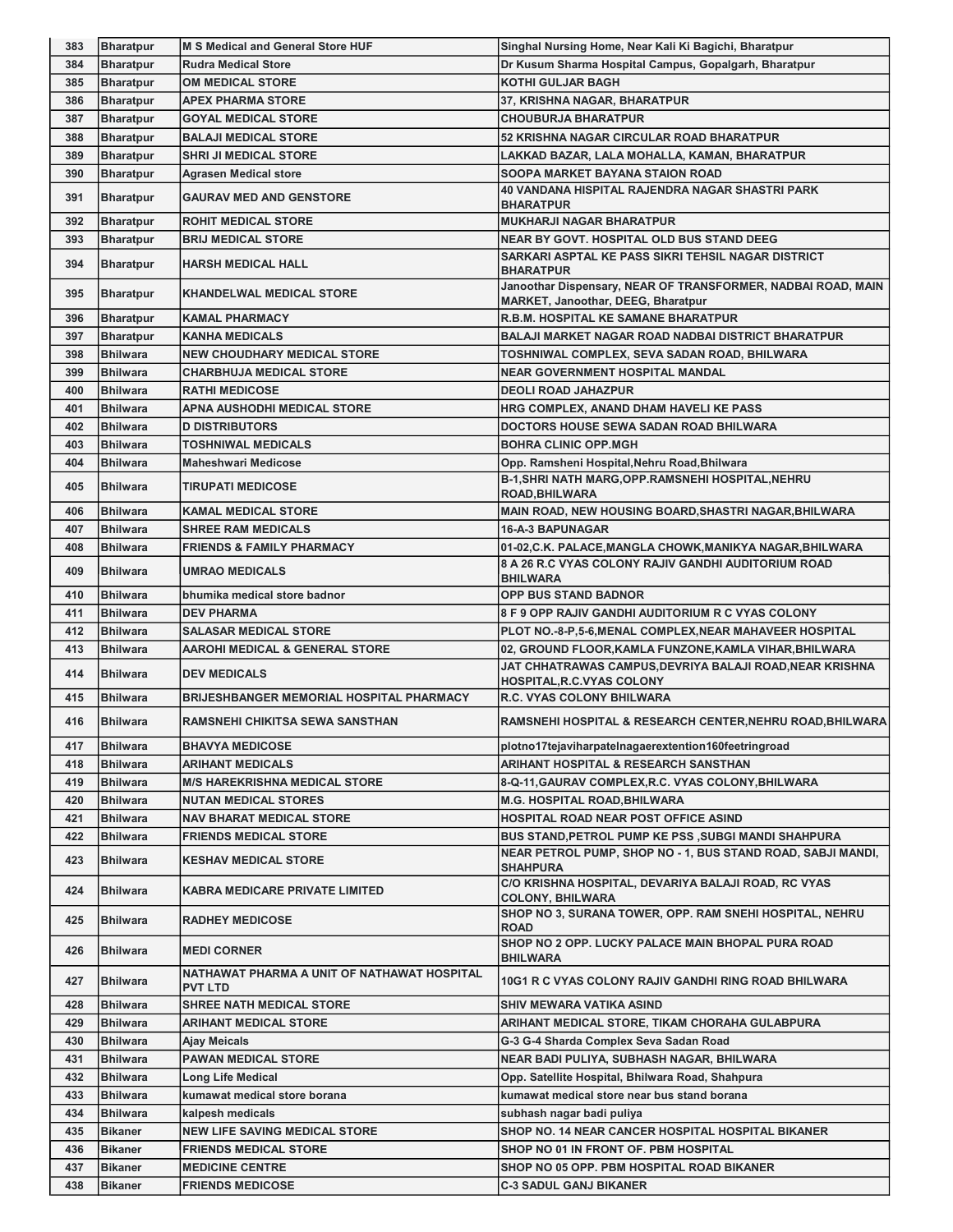| 383 | Bharatpur | M S Medical and General Store HUF | Singhal Nursing Home, Near Kali Ki Bagichi, Bharatpur |
|---|---|---|---|
| 384 | Bharatpur | Rudra Medical Store | Dr Kusum Sharma Hospital Campus, Gopalgarh, Bharatpur |
| 385 | Bharatpur | OM MEDICAL STORE | KOTHI GULJAR BAGH |
| 386 | Bharatpur | APEX PHARMA STORE | 37, KRISHNA NAGAR, BHARATPUR |
| 387 | Bharatpur | GOYAL MEDICAL STORE | CHOUBURJA BHARATPUR |
| 388 | Bharatpur | BALAJI MEDICAL STORE | 52 KRISHNA NAGAR CIRCULAR ROAD BHARATPUR |
| 389 | Bharatpur | SHRI JI MEDICAL STORE | LAKKAD BAZAR, LALA MOHALLA, KAMAN, BHARATPUR |
| 390 | Bharatpur | Agrasen Medical store | SOOPA MARKET BAYANA STAION ROAD |
| 391 | Bharatpur | GAURAV MED AND GENSTORE | 40 VANDANA HISPITAL RAJENDRA NAGAR SHASTRI PARK BHARATPUR |
| 392 | Bharatpur | ROHIT MEDICAL STORE | MUKHARJI NAGAR BHARATPUR |
| 393 | Bharatpur | BRIJ MEDICAL STORE | NEAR BY GOVT. HOSPITAL OLD BUS STAND DEEG |
| 394 | Bharatpur | HARSH MEDICAL HALL | SARKARI ASPTAL KE PASS SIKRI TEHSIL NAGAR DISTRICT BHARATPUR |
| 395 | Bharatpur | KHANDELWAL MEDICAL STORE | Janoothar Dispensary, NEAR OF TRANSFORMER, NADBAI ROAD, MAIN MARKET, Janoothar, DEEG, Bharatpur |
| 396 | Bharatpur | KAMAL PHARMACY | R.B.M. HOSPITAL KE SAMANE BHARATPUR |
| 397 | Bharatpur | KANHA MEDICALS | BALAJI MARKET NAGAR ROAD NADBAI DISTRICT BHARATPUR |
| 398 | Bhilwara | NEW CHOUDHARY MEDICAL STORE | TOSHNIWAL COMPLEX, SEVA SADAN ROAD, BHILWARA |
| 399 | Bhilwara | CHARBHUJA MEDICAL STORE | NEAR GOVERNMENT HOSPITAL MANDAL |
| 400 | Bhilwara | RATHI MEDICOSE | DEOLI ROAD JAHAZPUR |
| 401 | Bhilwara | APNA AUSHODHI MEDICAL STORE | HRG COMPLEX, ANAND DHAM HAVELI KE PASS |
| 402 | Bhilwara | D DISTRIBUTORS | DOCTORS HOUSE SEWA SADAN ROAD BHILWARA |
| 403 | Bhilwara | TOSHNIWAL MEDICALS | BOHRA CLINIC OPP.MGH |
| 404 | Bhilwara | Maheshwari Medicose | Opp. Ramsheni Hospital,Nehru Road,Bhilwara |
| 405 | Bhilwara | TIRUPATI MEDICOSE | B-1,SHRI NATH MARG,OPP.RAMSNEHI HOSPITAL,NEHRU ROAD,BHILWARA |
| 406 | Bhilwara | KAMAL MEDICAL STORE | MAIN ROAD, NEW HOUSING BOARD,SHASTRI NAGAR,BHILWARA |
| 407 | Bhilwara | SHREE RAM MEDICALS | 16-A-3 BAPUNAGAR |
| 408 | Bhilwara | FRIENDS & FAMILY PHARMACY | 01-02,C.K. PALACE,MANGLA CHOWK,MANIKYA NAGAR,BHILWARA |
| 409 | Bhilwara | UMRAO MEDICALS | 8 A 26 R.C VYAS COLONY RAJIV GANDHI AUDITORIUM ROAD BHILWARA |
| 410 | Bhilwara | bhumika medical store badnor | OPP BUS STAND BADNOR |
| 411 | Bhilwara | DEV PHARMA | 8 F 9 OPP RAJIV GANDHI AUDITORIUM R C VYAS COLONY |
| 412 | Bhilwara | SALASAR MEDICAL STORE | PLOT NO.-8-P,5-6,MENAL COMPLEX,NEAR MAHAVEER HOSPITAL |
| 413 | Bhilwara | AAROHI MEDICAL & GENERAL STORE | 02, GROUND FLOOR,KAMLA FUNZONE,KAMLA VIHAR,BHILWARA |
| 414 | Bhilwara | DEV MEDICALS | JAT CHHATRAWAS CAMPUS,DEVRIYA BALAJI ROAD,NEAR KRISHNA HOSPITAL,R.C.VYAS COLONY |
| 415 | Bhilwara | BRIJESHBANGER MEMORIAL HOSPITAL PHARMACY | R.C. VYAS COLONY BHILWARA |
| 416 | Bhilwara | RAMSNEHI CHIKITSA SEWA SANSTHAN | RAMSNEHI HOSPITAL & RESEARCH CENTER,NEHRU ROAD,BHILWARA |
| 417 | Bhilwara | BHAVYA MEDICOSE | plotno17tejaviharpatelnagaerextention160feetringroad |
| 418 | Bhilwara | ARIHANT MEDICALS | ARIHANT HOSPITAL & RESEARCH SANSTHAN |
| 419 | Bhilwara | M/S HAREKRISHNA MEDICAL STORE | 8-Q-11,GAURAV COMPLEX,R.C. VYAS COLONY,BHILWARA |
| 420 | Bhilwara | NUTAN MEDICAL STORES | M.G. HOSPITAL ROAD,BHILWARA |
| 421 | Bhilwara | NAV BHARAT MEDICAL STORE | HOSPITAL ROAD NEAR POST OFFICE ASIND |
| 422 | Bhilwara | FRIENDS MEDICAL STORE | BUS STAND,PETROL PUMP KE PSS ,SUBGI MANDI SHAHPURA |
| 423 | Bhilwara | KESHAV MEDICAL STORE | NEAR PETROL PUMP, SHOP NO - 1, BUS STAND ROAD, SABJI MANDI, SHAHPURA |
| 424 | Bhilwara | KABRA MEDICARE PRIVATE LIMITED | C/O KRISHNA HOSPITAL, DEVARIYA BALAJI ROAD, RC VYAS COLONY, BHILWARA |
| 425 | Bhilwara | RADHEY MEDICOSE | SHOP NO 3, SURANA TOWER, OPP. RAM SNEHI HOSPITAL, NEHRU ROAD |
| 426 | Bhilwara | MEDI CORNER | SHOP NO 2 OPP. LUCKY PALACE MAIN BHOPAL PURA ROAD BHILWARA |
| 427 | Bhilwara | NATHAWAT PHARMA A UNIT OF NATHAWAT HOSPITAL PVT LTD | 10G1 R C VYAS COLONY RAJIV GANDHI RING ROAD BHILWARA |
| 428 | Bhilwara | SHREE NATH MEDICAL STORE | SHIV MEWARA VATIKA ASIND |
| 429 | Bhilwara | ARIHANT MEDICAL STORE | ARIHANT MEDICAL STORE, TIKAM CHORAHA GULABPURA |
| 430 | Bhilwara | Ajay Meicals | G-3 G-4 Sharda Complex Seva Sadan Road |
| 431 | Bhilwara | PAWAN MEDICAL STORE | NEAR BADI PULIYA, SUBHASH NAGAR, BHILWARA |
| 432 | Bhilwara | Long Life Medical | Opp. Satellite Hospital, Bhilwara Road, Shahpura |
| 433 | Bhilwara | kumawat medical store borana | kumawat medical store near bus stand borana |
| 434 | Bhilwara | kalpesh medicals | subhash nagar badi puliya |
| 435 | Bikaner | NEW LIFE SAVING MEDICAL STORE | SHOP NO. 14 NEAR CANCER HOSPITAL HOSPITAL BIKANER |
| 436 | Bikaner | FRIENDS MEDICAL STORE | SHOP NO 01 IN FRONT OF. PBM HOSPITAL |
| 437 | Bikaner | MEDICINE CENTRE | SHOP NO 05 OPP. PBM HOSPITAL ROAD BIKANER |
| 438 | Bikaner | FRIENDS MEDICOSE | C-3 SADUL GANJ BIKANER |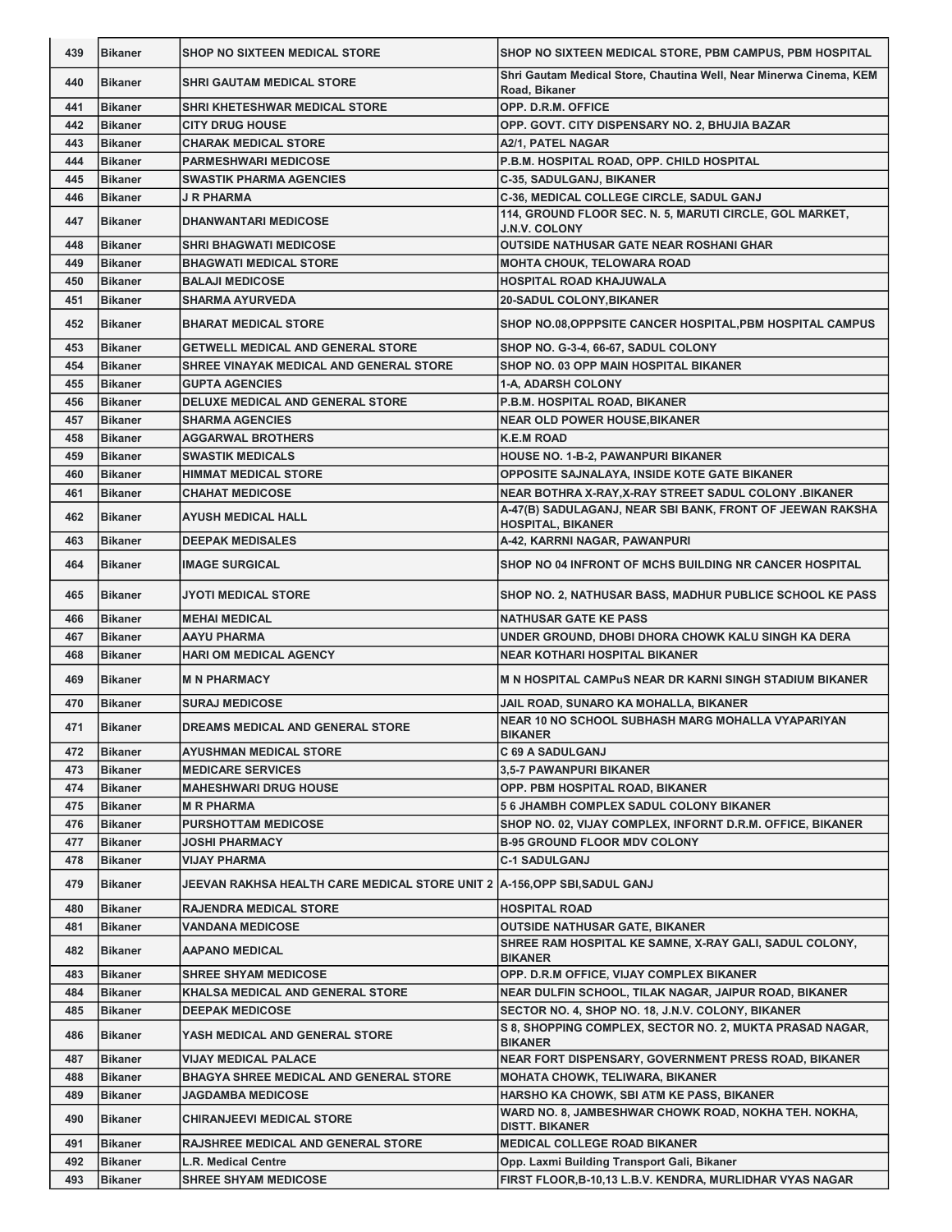| 439 | Bikaner | SHOP NO SIXTEEN MEDICAL STORE | SHOP NO SIXTEEN MEDICAL STORE, PBM CAMPUS, PBM HOSPITAL |
|---|---|---|---|
| 440 | Bikaner | SHRI GAUTAM MEDICAL STORE | Shri Gautam Medical Store, Chautina Well, Near Minerwa Cinema, KEM Road, Bikaner |
| 441 | Bikaner | SHRI KHETESHWAR MEDICAL STORE | OPP. D.R.M. OFFICE |
| 442 | Bikaner | CITY DRUG HOUSE | OPP. GOVT. CITY DISPENSARY NO. 2, BHUJIA BAZAR |
| 443 | Bikaner | CHARAK MEDICAL STORE | A2/1, PATEL NAGAR |
| 444 | Bikaner | PARMESHWARI MEDICOSE | P.B.M. HOSPITAL ROAD, OPP. CHILD HOSPITAL |
| 445 | Bikaner | SWASTIK PHARMA AGENCIES | C-35, SADULGANJ, BIKANER |
| 446 | Bikaner | J R PHARMA | C-36, MEDICAL COLLEGE CIRCLE, SADUL GANJ |
| 447 | Bikaner | DHANWANTARI MEDICOSE | 114, GROUND FLOOR SEC. N. 5, MARUTI CIRCLE, GOL MARKET, J.N.V. COLONY |
| 448 | Bikaner | SHRI BHAGWATI MEDICOSE | OUTSIDE NATHUSAR GATE NEAR ROSHANI GHAR |
| 449 | Bikaner | BHAGWATI MEDICAL STORE | MOHTA CHOUK, TELOWARA ROAD |
| 450 | Bikaner | BALAJI MEDICOSE | HOSPITAL ROAD KHAJUWALA |
| 451 | Bikaner | SHARMA AYURVEDA | 20-SADUL COLONY,BIKANER |
| 452 | Bikaner | BHARAT MEDICAL STORE | SHOP NO.08,OPPPSITE CANCER HOSPITAL,PBM HOSPITAL CAMPUS |
| 453 | Bikaner | GETWELL MEDICAL AND GENERAL STORE | SHOP NO. G-3-4, 66-67, SADUL COLONY |
| 454 | Bikaner | SHREE VINAYAK MEDICAL AND GENERAL STORE | SHOP NO. 03 OPP MAIN HOSPITAL BIKANER |
| 455 | Bikaner | GUPTA AGENCIES | 1-A, ADARSH COLONY |
| 456 | Bikaner | DELUXE MEDICAL AND GENERAL STORE | P.B.M. HOSPITAL ROAD, BIKANER |
| 457 | Bikaner | SHARMA AGENCIES | NEAR OLD POWER HOUSE,BIKANER |
| 458 | Bikaner | AGGARWAL BROTHERS | K.E.M ROAD |
| 459 | Bikaner | SWASTIK MEDICALS | HOUSE NO. 1-B-2, PAWANPURI BIKANER |
| 460 | Bikaner | HIMMAT MEDICAL STORE | OPPOSITE SAJNALAYA, INSIDE KOTE GATE BIKANER |
| 461 | Bikaner | CHAHAT MEDICOSE | NEAR BOTHRA X-RAY,X-RAY STREET SADUL COLONY .BIKANER |
| 462 | Bikaner | AYUSH MEDICAL HALL | A-47(B) SADULAGANJ, NEAR SBI BANK, FRONT OF JEEWAN RAKSHA HOSPITAL, BIKANER |
| 463 | Bikaner | DEEPAK MEDISALES | A-42, KARRNI NAGAR, PAWANPURI |
| 464 | Bikaner | IMAGE SURGICAL | SHOP NO 04 INFRONT OF MCHS BUILDING NR CANCER HOSPITAL |
| 465 | Bikaner | JYOTI MEDICAL STORE | SHOP NO. 2, NATHUSAR BASS, MADHUR PUBLICE SCHOOL KE PASS |
| 466 | Bikaner | MEHAI MEDICAL | NATHUSAR GATE KE PASS |
| 467 | Bikaner | AAYU PHARMA | UNDER GROUND, DHOBI DHORA CHOWK KALU SINGH KA DERA |
| 468 | Bikaner | HARI OM MEDICAL AGENCY | NEAR KOTHARI HOSPITAL BIKANER |
| 469 | Bikaner | M N PHARMACY | M N HOSPITAL CAMPuS NEAR DR KARNI SINGH STADIUM BIKANER |
| 470 | Bikaner | SURAJ MEDICOSE | JAIL ROAD, SUNARO KA MOHALLA, BIKANER |
| 471 | Bikaner | DREAMS MEDICAL AND GENERAL STORE | NEAR 10 NO SCHOOL SUBHASH MARG MOHALLA VYAPARIYAN BIKANER |
| 472 | Bikaner | AYUSHMAN MEDICAL STORE | C 69 A SADULGANJ |
| 473 | Bikaner | MEDICARE SERVICES | 3,5-7 PAWANPURI BIKANER |
| 474 | Bikaner | MAHESHWARI DRUG HOUSE | OPP. PBM HOSPITAL ROAD, BIKANER |
| 475 | Bikaner | M R PHARMA | 5 6 JHAMBH COMPLEX SADUL COLONY BIKANER |
| 476 | Bikaner | PURSHOTTAM MEDICOSE | SHOP NO. 02, VIJAY COMPLEX, INFORNT D.R.M. OFFICE, BIKANER |
| 477 | Bikaner | JOSHI PHARMACY | B-95 GROUND FLOOR MDV COLONY |
| 478 | Bikaner | VIJAY PHARMA | C-1 SADULGANJ |
| 479 | Bikaner | JEEVAN RAKHSA HEALTH CARE MEDICAL STORE UNIT 2 | A-156,OPP SBI,SADUL GANJ |
| 480 | Bikaner | RAJENDRA MEDICAL STORE | HOSPITAL ROAD |
| 481 | Bikaner | VANDANA MEDICOSE | OUTSIDE NATHUSAR GATE, BIKANER |
| 482 | Bikaner | AAPANO MEDICAL | SHREE RAM HOSPITAL KE SAMNE, X-RAY GALI, SADUL COLONY, BIKANER |
| 483 | Bikaner | SHREE SHYAM MEDICOSE | OPP. D.R.M OFFICE, VIJAY COMPLEX BIKANER |
| 484 | Bikaner | KHALSA MEDICAL AND GENERAL STORE | NEAR DULFIN SCHOOL, TILAK NAGAR, JAIPUR ROAD, BIKANER |
| 485 | Bikaner | DEEPAK MEDICOSE | SECTOR NO. 4, SHOP NO. 18, J.N.V. COLONY, BIKANER |
| 486 | Bikaner | YASH MEDICAL AND GENERAL STORE | S 8, SHOPPING COMPLEX, SECTOR NO. 2, MUKTA PRASAD NAGAR, BIKANER |
| 487 | Bikaner | VIJAY MEDICAL PALACE | NEAR FORT DISPENSARY, GOVERNMENT PRESS ROAD, BIKANER |
| 488 | Bikaner | BHAGYA SHREE MEDICAL AND GENERAL STORE | MOHATA CHOWK, TELIWARA, BIKANER |
| 489 | Bikaner | JAGDAMBA MEDICOSE | HARSHO KA CHOWK, SBI ATM KE PASS, BIKANER |
| 490 | Bikaner | CHIRANJEEVI MEDICAL STORE | WARD NO. 8, JAMBESHWAR CHOWK ROAD, NOKHA TEH. NOKHA, DISTT. BIKANER |
| 491 | Bikaner | RAJSHREE MEDICAL AND GENERAL STORE | MEDICAL COLLEGE ROAD BIKANER |
| 492 | Bikaner | L.R. Medical Centre | Opp. Laxmi Building Transport Gali, Bikaner |
| 493 | Bikaner | SHREE SHYAM MEDICOSE | FIRST FLOOR,B-10,13 L.B.V. KENDRA, MURLIDHAR VYAS NAGAR |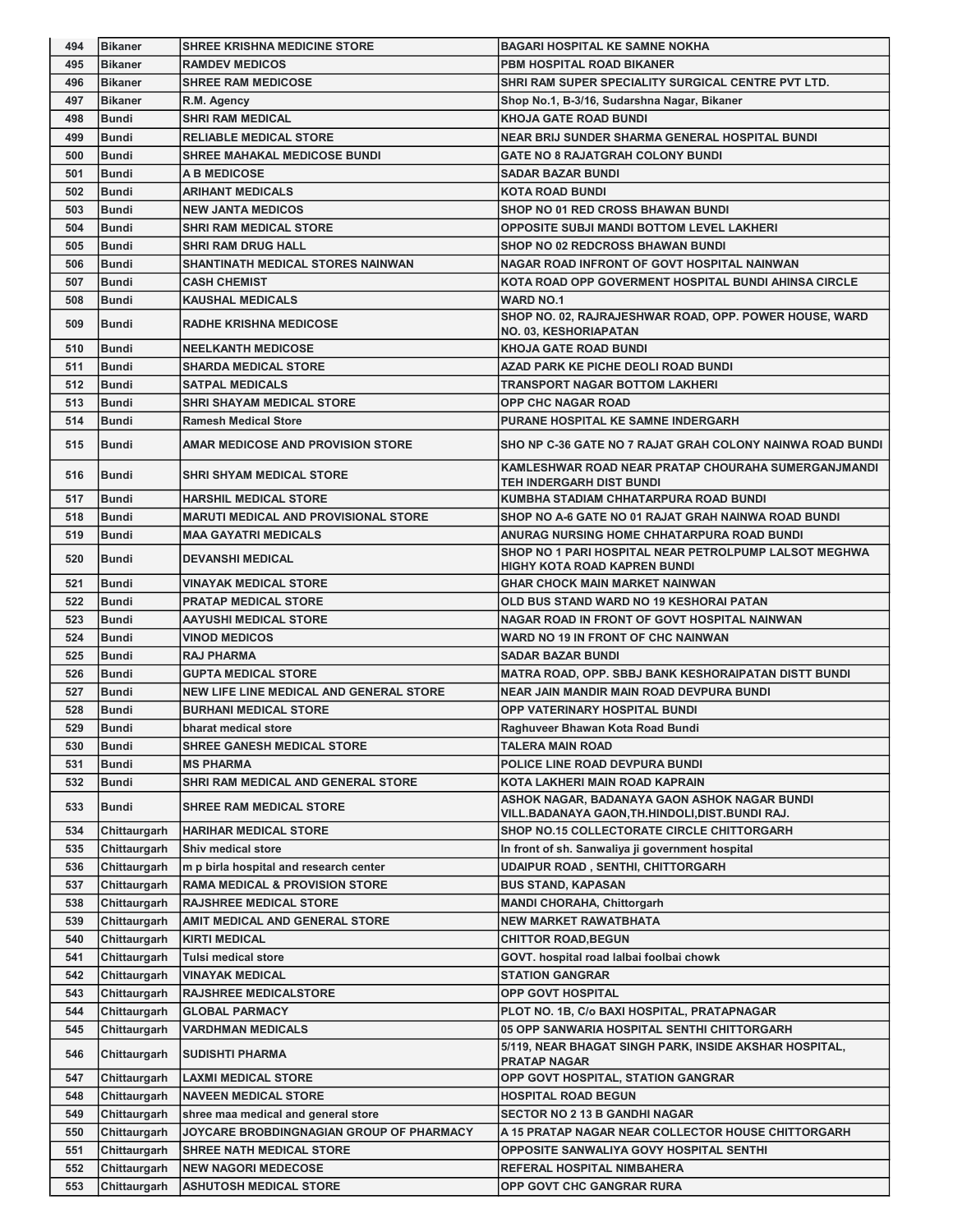| 494 | Bikaner | SHREE KRISHNA MEDICINE STORE | BAGARI HOSPITAL KE SAMNE NOKHA |
|---|---|---|---|
| 495 | Bikaner | RAMDEV MEDICOS | PBM HOSPITAL ROAD BIKANER |
| 496 | Bikaner | SHREE RAM MEDICOSE | SHRI RAM SUPER SPECIALITY SURGICAL CENTRE PVT LTD. |
| 497 | Bikaner | R.M. Agency | Shop No.1, B-3/16, Sudarshna Nagar, Bikaner |
| 498 | Bundi | SHRI RAM MEDICAL | KHOJA GATE ROAD BUNDI |
| 499 | Bundi | RELIABLE MEDICAL STORE | NEAR BRIJ SUNDER SHARMA GENERAL HOSPITAL BUNDI |
| 500 | Bundi | SHREE MAHAKAL MEDICOSE BUNDI | GATE NO 8 RAJATGRAH COLONY BUNDI |
| 501 | Bundi | A B MEDICOSE | SADAR BAZAR BUNDI |
| 502 | Bundi | ARIHANT MEDICALS | KOTA ROAD BUNDI |
| 503 | Bundi | NEW JANTA MEDICOS | SHOP NO 01 RED CROSS BHAWAN BUNDI |
| 504 | Bundi | SHRI RAM MEDICAL STORE | OPPOSITE SUBJI MANDI BOTTOM LEVEL LAKHERI |
| 505 | Bundi | SHRI RAM DRUG HALL | SHOP NO 02 REDCROSS BHAWAN BUNDI |
| 506 | Bundi | SHANTINATH MEDICAL STORES NAINWAN | NAGAR ROAD INFRONT OF GOVT HOSPITAL NAINWAN |
| 507 | Bundi | CASH CHEMIST | KOTA ROAD OPP GOVERMENT HOSPITAL BUNDI AHINSA CIRCLE |
| 508 | Bundi | KAUSHAL MEDICALS | WARD NO.1 |
| 509 | Bundi | RADHE KRISHNA MEDICOSE | SHOP NO. 02, RAJRAJESHWAR ROAD, OPP. POWER HOUSE, WARD NO. 03, KESHORIAPATAN |
| 510 | Bundi | NEELKANTH MEDICOSE | KHOJA GATE ROAD BUNDI |
| 511 | Bundi | SHARDA MEDICAL STORE | AZAD PARK KE PICHE DEOLI ROAD BUNDI |
| 512 | Bundi | SATPAL MEDICALS | TRANSPORT NAGAR BOTTOM LAKHERI |
| 513 | Bundi | SHRI SHAYAM MEDICAL STORE | OPP CHC NAGAR ROAD |
| 514 | Bundi | Ramesh Medical Store | PURANE HOSPITAL KE SAMNE INDERGARH |
| 515 | Bundi | AMAR MEDICOSE AND PROVISION STORE | SHO NP C-36 GATE NO 7 RAJAT GRAH COLONY NAINWA ROAD BUNDI |
| 516 | Bundi | SHRI SHYAM MEDICAL STORE | KAMLESHWAR ROAD NEAR PRATAP CHOURAHA SUMERGANJMANDI TEH INDERGARH DIST BUNDI |
| 517 | Bundi | HARSHIL MEDICAL STORE | KUMBHA STADIAM CHHATARPURA ROAD BUNDI |
| 518 | Bundi | MARUTI MEDICAL AND PROVISIONAL STORE | SHOP NO A-6 GATE NO 01 RAJAT GRAH NAINWA ROAD BUNDI |
| 519 | Bundi | MAA GAYATRI MEDICALS | ANURAG NURSING HOME CHHATARPURA ROAD BUNDI |
| 520 | Bundi | DEVANSHI MEDICAL | SHOP NO 1 PARI HOSPITAL NEAR PETROLPUMP LALSOT MEGHWA HIGHY KOTA ROAD KAPREN BUNDI |
| 521 | Bundi | VINAYAK MEDICAL STORE | GHAR CHOCK MAIN MARKET NAINWAN |
| 522 | Bundi | PRATAP MEDICAL STORE | OLD BUS STAND WARD NO 19 KESHORAI PATAN |
| 523 | Bundi | AAYUSHI MEDICAL STORE | NAGAR ROAD IN FRONT OF GOVT HOSPITAL NAINWAN |
| 524 | Bundi | VINOD MEDICOS | WARD NO 19 IN FRONT OF CHC NAINWAN |
| 525 | Bundi | RAJ PHARMA | SADAR BAZAR BUNDI |
| 526 | Bundi | GUPTA MEDICAL STORE | MATRA ROAD, OPP. SBBJ BANK KESHORAIPATAN DISTT BUNDI |
| 527 | Bundi | NEW LIFE LINE MEDICAL AND GENERAL STORE | NEAR JAIN MANDIR MAIN ROAD DEVPURA BUNDI |
| 528 | Bundi | BURHANI MEDICAL STORE | OPP VATERINARY HOSPITAL BUNDI |
| 529 | Bundi | bharat medical store | Raghuveer Bhawan Kota Road Bundi |
| 530 | Bundi | SHREE GANESH MEDICAL STORE | TALERA MAIN ROAD |
| 531 | Bundi | MS PHARMA | POLICE LINE ROAD DEVPURA BUNDI |
| 532 | Bundi | SHRI RAM MEDICAL AND GENERAL STORE | KOTA LAKHERI MAIN ROAD KAPRAIN |
| 533 | Bundi | SHREE RAM MEDICAL STORE | ASHOK NAGAR, BADANAYA GAON ASHOK NAGAR BUNDI VILL.BADANAYA GAON,TH.HINDOLI,DIST.BUNDI RAJ. |
| 534 | Chittaurgarh | HARIHAR MEDICAL STORE | SHOP NO.15 COLLECTORATE CIRCLE CHITTORGARH |
| 535 | Chittaurgarh | Shiv medical store | In front of sh. Sanwaliya ji government hospital |
| 536 | Chittaurgarh | m p birla hospital and research center | UDAIPUR ROAD , SENTHI, CHITTORGARH |
| 537 | Chittaurgarh | RAMA MEDICAL & PROVISION STORE | BUS STAND, KAPASAN |
| 538 | Chittaurgarh | RAJSHREE MEDICAL STORE | MANDI CHORAHA, Chittorgarh |
| 539 | Chittaurgarh | AMIT MEDICAL AND GENERAL STORE | NEW MARKET RAWATBHATA |
| 540 | Chittaurgarh | KIRTI MEDICAL | CHITTOR ROAD,BEGUN |
| 541 | Chittaurgarh | Tulsi medical store | GOVT. hospital road lalbai foolbai chowk |
| 542 | Chittaurgarh | VINAYAK MEDICAL | STATION GANGRAR |
| 543 | Chittaurgarh | RAJSHREE MEDICALSTORE | OPP GOVT HOSPITAL |
| 544 | Chittaurgarh | GLOBAL PARMACY | PLOT NO. 1B, C/o BAXI HOSPITAL, PRATAPNAGAR |
| 545 | Chittaurgarh | VARDHMAN MEDICALS | 05 OPP SANWARIA HOSPITAL SENTHI CHITTORGARH |
| 546 | Chittaurgarh | SUDISHTI PHARMA | 5/119, NEAR BHAGAT SINGH PARK, INSIDE AKSHAR HOSPITAL, PRATAP NAGAR |
| 547 | Chittaurgarh | LAXMI MEDICAL STORE | OPP GOVT HOSPITAL, STATION GANGRAR |
| 548 | Chittaurgarh | NAVEEN MEDICAL STORE | HOSPITAL ROAD BEGUN |
| 549 | Chittaurgarh | shree maa medical and general store | SECTOR NO 2 13 B GANDHI NAGAR |
| 550 | Chittaurgarh | JOYCARE BROBDINGNAGIAN GROUP OF PHARMACY | A 15 PRATAP NAGAR NEAR COLLECTOR HOUSE CHITTORGARH |
| 551 | Chittaurgarh | SHREE NATH MEDICAL STORE | OPPOSITE SANWALIYA GOVY HOSPITAL SENTHI |
| 552 | Chittaurgarh | NEW NAGORI MEDECOSE | REFERAL HOSPITAL NIMBAHERA |
| 553 | Chittaurgarh | ASHUTOSH MEDICAL STORE | OPP GOVT CHC GANGRAR RURA |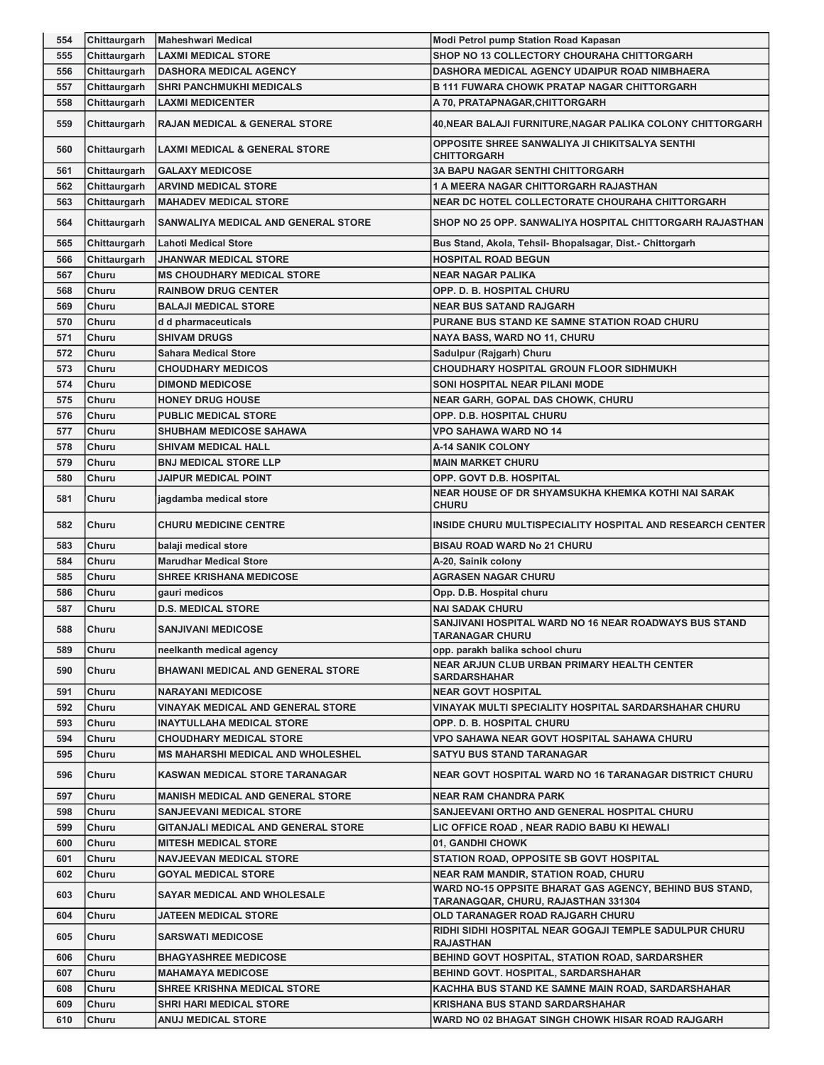| 554 | Chittaurgarh | Maheshwari Medical | Modi Petrol pump Station Road Kapasan |
|---|---|---|---|
| 555 | Chittaurgarh | LAXMI MEDICAL STORE | SHOP NO 13 COLLECTORY CHOURAHA CHITTORGARH |
| 556 | Chittaurgarh | DASHORA MEDICAL AGENCY | DASHORA MEDICAL AGENCY UDAIPUR ROAD NIMBHAERA |
| 557 | Chittaurgarh | SHRI PANCHMUKHI MEDICALS | B 111 FUWARA CHOWK PRATAP NAGAR CHITTORGARH |
| 558 | Chittaurgarh | LAXMI MEDICENTER | A 70, PRATAPNAGAR,CHITTORGARH |
| 559 | Chittaurgarh | RAJAN MEDICAL & GENERAL STORE | 40,NEAR BALAJI FURNITURE,NAGAR PALIKA COLONY CHITTORGARH |
| 560 | Chittaurgarh | LAXMI MEDICAL & GENERAL STORE | OPPOSITE SHREE SANWALIYA JI CHIKITSALYA SENTHI CHITTORGARH |
| 561 | Chittaurgarh | GALAXY MEDICOSE | 3A BAPU NAGAR SENTHI CHITTORGARH |
| 562 | Chittaurgarh | ARVIND MEDICAL STORE | 1 A MEERA NAGAR CHITTORGARH RAJASTHAN |
| 563 | Chittaurgarh | MAHADEV MEDICAL STORE | NEAR DC HOTEL COLLECTORATE CHOURAHA CHITTORGARH |
| 564 | Chittaurgarh | SANWALIYA MEDICAL AND GENERAL STORE | SHOP NO 25 OPP. SANWALIYA HOSPITAL CHITTORGARH RAJASTHAN |
| 565 | Chittaurgarh | Lahoti Medical Store | Bus Stand, Akola, Tehsil- Bhopalsagar, Dist.- Chittorgarh |
| 566 | Chittaurgarh | JHANWAR MEDICAL STORE | HOSPITAL ROAD BEGUN |
| 567 | Churu | MS CHOUDHARY MEDICAL STORE | NEAR NAGAR PALIKA |
| 568 | Churu | RAINBOW DRUG CENTER | OPP. D. B. HOSPITAL CHURU |
| 569 | Churu | BALAJI MEDICAL STORE | NEAR BUS SATAND RAJGARH |
| 570 | Churu | d d pharmaceuticals | PURANE BUS STAND KE SAMNE STATION ROAD CHURU |
| 571 | Churu | SHIVAM DRUGS | NAYA BASS, WARD NO 11, CHURU |
| 572 | Churu | Sahara Medical Store | Sadulpur (Rajgarh) Churu |
| 573 | Churu | CHOUDHARY MEDICOS | CHOUDHARY HOSPITAL GROUN FLOOR SIDHMUKH |
| 574 | Churu | DIMOND MEDICOSE | SONI HOSPITAL NEAR PILANI MODE |
| 575 | Churu | HONEY DRUG HOUSE | NEAR GARH, GOPAL DAS CHOWK, CHURU |
| 576 | Churu | PUBLIC MEDICAL STORE | OPP. D.B. HOSPITAL CHURU |
| 577 | Churu | SHUBHAM MEDICOSE SAHAWA | VPO SAHAWA WARD NO 14 |
| 578 | Churu | SHIVAM MEDICAL HALL | A-14 SANIK COLONY |
| 579 | Churu | BNJ MEDICAL STORE LLP | MAIN MARKET CHURU |
| 580 | Churu | JAIPUR MEDICAL POINT | OPP. GOVT D.B. HOSPITAL |
| 581 | Churu | jagdamba medical store | NEAR HOUSE OF DR SHYAMSUKHA KHEMKA KOTHI NAI SARAK CHURU |
| 582 | Churu | CHURU MEDICINE CENTRE | INSIDE CHURU MULTISPECIALITY HOSPITAL AND RESEARCH CENTER |
| 583 | Churu | balaji medical store | BISAU ROAD WARD No 21 CHURU |
| 584 | Churu | Marudhar Medical Store | A-20, Sainik colony |
| 585 | Churu | SHREE KRISHANA MEDICOSE | AGRASEN NAGAR CHURU |
| 586 | Churu | gauri medicos | Opp. D.B. Hospital churu |
| 587 | Churu | D.S. MEDICAL STORE | NAI SADAK CHURU |
| 588 | Churu | SANJIVANI MEDICOSE | SANJIVANI HOSPITAL WARD NO 16 NEAR ROADWAYS BUS STAND TARANAGAR CHURU |
| 589 | Churu | neelkanth medical agency | opp. parakh balika school churu |
| 590 | Churu | BHAWANI MEDICAL AND GENERAL STORE | NEAR ARJUN CLUB URBAN PRIMARY HEALTH CENTER SARDARSHAHAR |
| 591 | Churu | NARAYANI MEDICOSE | NEAR GOVT HOSPITAL |
| 592 | Churu | VINAYAK MEDICAL AND GENERAL STORE | VINAYAK MULTI SPECIALITY HOSPITAL SARDARSHAHAR CHURU |
| 593 | Churu | INAYTULLAHA MEDICAL STORE | OPP. D. B. HOSPITAL CHURU |
| 594 | Churu | CHOUDHARY MEDICAL STORE | VPO SAHAWA NEAR GOVT HOSPITAL SAHAWA CHURU |
| 595 | Churu | MS MAHARSHI MEDICAL AND WHOLESHEL | SATYU BUS STAND TARANAGAR |
| 596 | Churu | KASWAN MEDICAL STORE TARANAGAR | NEAR GOVT HOSPITAL WARD NO 16 TARANAGAR DISTRICT CHURU |
| 597 | Churu | MANISH MEDICAL AND GENERAL STORE | NEAR RAM CHANDRA PARK |
| 598 | Churu | SANJEEVANI MEDICAL STORE | SANJEEVANI ORTHO AND GENERAL HOSPITAL CHURU |
| 599 | Churu | GITANJALI MEDICAL AND GENERAL STORE | LIC OFFICE ROAD , NEAR RADIO BABU KI HEWALI |
| 600 | Churu | MITESH MEDICAL STORE | 01, GANDHI CHOWK |
| 601 | Churu | NAVJEEVAN MEDICAL STORE | STATION ROAD, OPPOSITE SB GOVT HOSPITAL |
| 602 | Churu | GOYAL MEDICAL STORE | NEAR RAM MANDIR, STATION ROAD, CHURU |
| 603 | Churu | SAYAR MEDICAL AND WHOLESALE | WARD NO-15 OPPSITE BHARAT GAS AGENCY, BEHIND BUS STAND, TARANAGQAR, CHURU, RAJASTHAN 331304 |
| 604 | Churu | JATEEN MEDICAL STORE | OLD TARANAGER ROAD RAJGARH CHURU |
| 605 | Churu | SARSWATI MEDICOSE | RIDHI SIDHI HOSPITAL NEAR GOGAJI TEMPLE SADULPUR CHURU RAJASTHAN |
| 606 | Churu | BHAGYASHREE MEDICOSE | BEHIND GOVT HOSPITAL, STATION ROAD, SARDARSHER |
| 607 | Churu | MAHAMAYA MEDICOSE | BEHIND GOVT. HOSPITAL, SARDARSHAHAR |
| 608 | Churu | SHREE KRISHNA MEDICAL STORE | KACHHA BUS STAND KE SAMNE MAIN ROAD, SARDARSHAHAR |
| 609 | Churu | SHRI HARI MEDICAL STORE | KRISHANA BUS STAND SARDARSHAHAR |
| 610 | Churu | ANUJ MEDICAL STORE | WARD NO 02 BHAGAT SINGH CHOWK HISAR ROAD RAJGARH |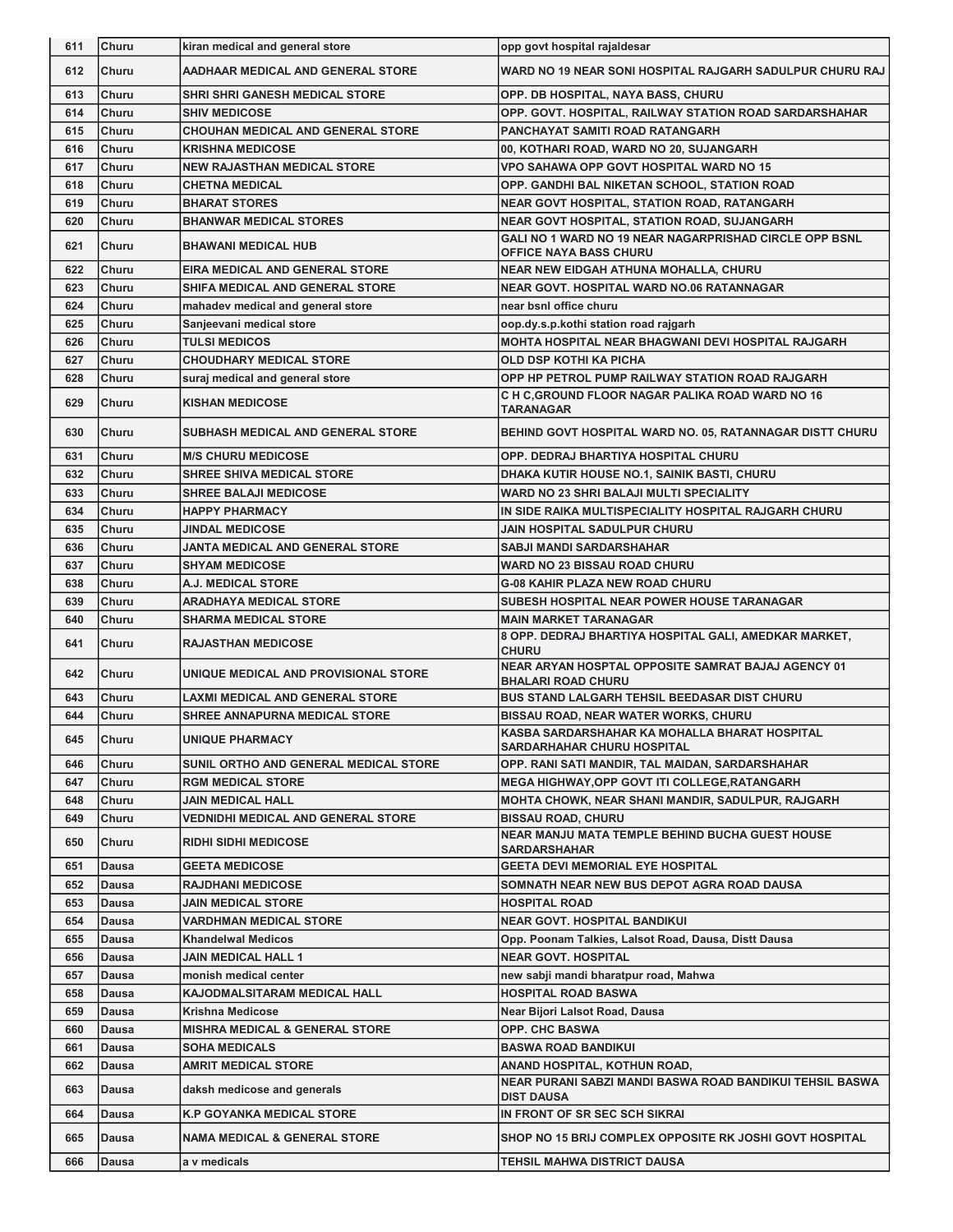| 611 | Churu | kiran medical and general store | opp govt hospital rajaldesar |
|---|---|---|---|
| 612 | Churu | AADHAAR MEDICAL AND GENERAL STORE | WARD NO 19 NEAR SONI HOSPITAL RAJGARH SADULPUR CHURU RAJ |
| 613 | Churu | SHRI SHRI GANESH MEDICAL STORE | OPP. DB HOSPITAL, NAYA BASS, CHURU |
| 614 | Churu | SHIV MEDICOSE | OPP. GOVT. HOSPITAL, RAILWAY STATION ROAD SARDARSHAHAR |
| 615 | Churu | CHOUHAN MEDICAL AND GENERAL STORE | PANCHAYAT SAMITI ROAD RATANGARH |
| 616 | Churu | KRISHNA MEDICOSE | 00, KOTHARI ROAD, WARD NO 20, SUJANGARH |
| 617 | Churu | NEW RAJASTHAN MEDICAL STORE | VPO SAHAWA OPP GOVT HOSPITAL WARD NO 15 |
| 618 | Churu | CHETNA MEDICAL | OPP. GANDHI BAL NIKETAN SCHOOL, STATION ROAD |
| 619 | Churu | BHARAT STORES | NEAR GOVT HOSPITAL, STATION ROAD, RATANGARH |
| 620 | Churu | BHANWAR MEDICAL STORES | NEAR GOVT HOSPITAL, STATION ROAD, SUJANGARH |
| 621 | Churu | BHAWANI MEDICAL HUB | GALI NO 1 WARD NO 19 NEAR NAGARPRISHAD CIRCLE OPP BSNL OFFICE NAYA BASS CHURU |
| 622 | Churu | EIRA MEDICAL AND GENERAL STORE | NEAR NEW EIDGAH ATHUNA MOHALLA, CHURU |
| 623 | Churu | SHIFA MEDICAL AND GENERAL STORE | NEAR GOVT. HOSPITAL WARD NO.06 RATANNAGAR |
| 624 | Churu | mahadev medical and general store | near bsnl office churu |
| 625 | Churu | Sanjeevani medical store | oop.dy.s.p.kothi station road rajgarh |
| 626 | Churu | TULSI MEDICOS | MOHTA HOSPITAL NEAR BHAGWANI DEVI HOSPITAL RAJGARH |
| 627 | Churu | CHOUDHARY MEDICAL STORE | OLD DSP KOTHI KA PICHA |
| 628 | Churu | suraj medical and general store | OPP HP PETROL PUMP RAILWAY STATION ROAD RAJGARH |
| 629 | Churu | KISHAN MEDICOSE | C H C,GROUND FLOOR NAGAR PALIKA ROAD WARD NO 16 TARANAGAR |
| 630 | Churu | SUBHASH MEDICAL AND GENERAL STORE | BEHIND GOVT HOSPITAL WARD NO. 05, RATANNAGAR DISTT CHURU |
| 631 | Churu | M/S CHURU MEDICOSE | OPP. DEDRAJ BHARTIYA HOSPITAL CHURU |
| 632 | Churu | SHREE SHIVA MEDICAL STORE | DHAKA KUTIR HOUSE NO.1, SAINIK BASTI, CHURU |
| 633 | Churu | SHREE BALAJI MEDICOSE | WARD NO 23 SHRI BALAJI MULTI SPECIALITY |
| 634 | Churu | HAPPY PHARMACY | IN SIDE RAIKA MULTISPECIALITY HOSPITAL RAJGARH CHURU |
| 635 | Churu | JINDAL MEDICOSE | JAIN HOSPITAL SADULPUR CHURU |
| 636 | Churu | JANTA MEDICAL AND GENERAL STORE | SABJI MANDI SARDARSHAHAR |
| 637 | Churu | SHYAM MEDICOSE | WARD NO 23 BISSAU ROAD CHURU |
| 638 | Churu | A.J. MEDICAL STORE | G-08 KAHIR PLAZA NEW ROAD CHURU |
| 639 | Churu | ARADHAYA MEDICAL STORE | SUBESH HOSPITAL NEAR POWER HOUSE TARANAGAR |
| 640 | Churu | SHARMA MEDICAL STORE | MAIN MARKET TARANAGAR |
| 641 | Churu | RAJASTHAN MEDICOSE | 8 OPP. DEDRAJ BHARTIYA HOSPITAL GALI, AMEDKAR MARKET, CHURU |
| 642 | Churu | UNIQUE MEDICAL AND PROVISIONAL STORE | NEAR ARYAN HOSPTAL OPPOSITE SAMRAT BAJAJ AGENCY 01 BHALARI ROAD CHURU |
| 643 | Churu | LAXMI MEDICAL AND GENERAL STORE | BUS STAND LALGARH TEHSIL BEEDASAR DIST CHURU |
| 644 | Churu | SHREE ANNAPURNA MEDICAL STORE | BISSAU ROAD, NEAR WATER WORKS, CHURU |
| 645 | Churu | UNIQUE PHARMACY | KASBA SARDARSHAHAR KA MOHALLA BHARAT HOSPITAL SARDARHAHAR CHURU HOSPITAL |
| 646 | Churu | SUNIL ORTHO AND GENERAL MEDICAL STORE | OPP. RANI SATI MANDIR, TAL MAIDAN, SARDARSHAHAR |
| 647 | Churu | RGM MEDICAL STORE | MEGA HIGHWAY,OPP GOVT ITI COLLEGE,RATANGARH |
| 648 | Churu | JAIN MEDICAL HALL | MOHTA CHOWK, NEAR SHANI MANDIR, SADULPUR, RAJGARH |
| 649 | Churu | VEDNIDHI MEDICAL AND GENERAL STORE | BISSAU ROAD, CHURU |
| 650 | Churu | RIDHI SIDHI MEDICOSE | NEAR MANJU MATA TEMPLE BEHIND BUCHA GUEST HOUSE SARDARSHAHAR |
| 651 | Dausa | GEETA MEDICOSE | GEETA DEVI MEMORIAL EYE HOSPITAL |
| 652 | Dausa | RAJDHANI MEDICOSE | SOMNATH NEAR NEW BUS DEPOT AGRA ROAD DAUSA |
| 653 | Dausa | JAIN MEDICAL STORE | HOSPITAL ROAD |
| 654 | Dausa | VARDHMAN MEDICAL STORE | NEAR GOVT. HOSPITAL BANDIKUI |
| 655 | Dausa | Khandelwal Medicos | Opp. Poonam Talkies, Lalsot Road, Dausa, Distt Dausa |
| 656 | Dausa | JAIN MEDICAL HALL 1 | NEAR GOVT. HOSPITAL |
| 657 | Dausa | monish medical center | new sabji mandi bharatpur road, Mahwa |
| 658 | Dausa | KAJODMALSITARAM MEDICAL HALL | HOSPITAL ROAD BASWA |
| 659 | Dausa | Krishna Medicose | Near Bijori Lalsot Road, Dausa |
| 660 | Dausa | MISHRA MEDICAL & GENERAL STORE | OPP. CHC BASWA |
| 661 | Dausa | SOHA MEDICALS | BASWA ROAD BANDIKUI |
| 662 | Dausa | AMRIT MEDICAL STORE | ANAND HOSPITAL, KOTHUN ROAD, |
| 663 | Dausa | daksh medicose and generals | NEAR PURANI SABZI MANDI BASWA ROAD BANDIKUI TEHSIL BASWA DIST DAUSA |
| 664 | Dausa | K.P GOYANKA MEDICAL STORE | IN FRONT OF SR SEC SCH SIKRAI |
| 665 | Dausa | NAMA MEDICAL & GENERAL STORE | SHOP NO 15 BRIJ COMPLEX OPPOSITE RK JOSHI GOVT HOSPITAL |
| 666 | Dausa | a v medicals | TEHSIL MAHWA DISTRICT DAUSA |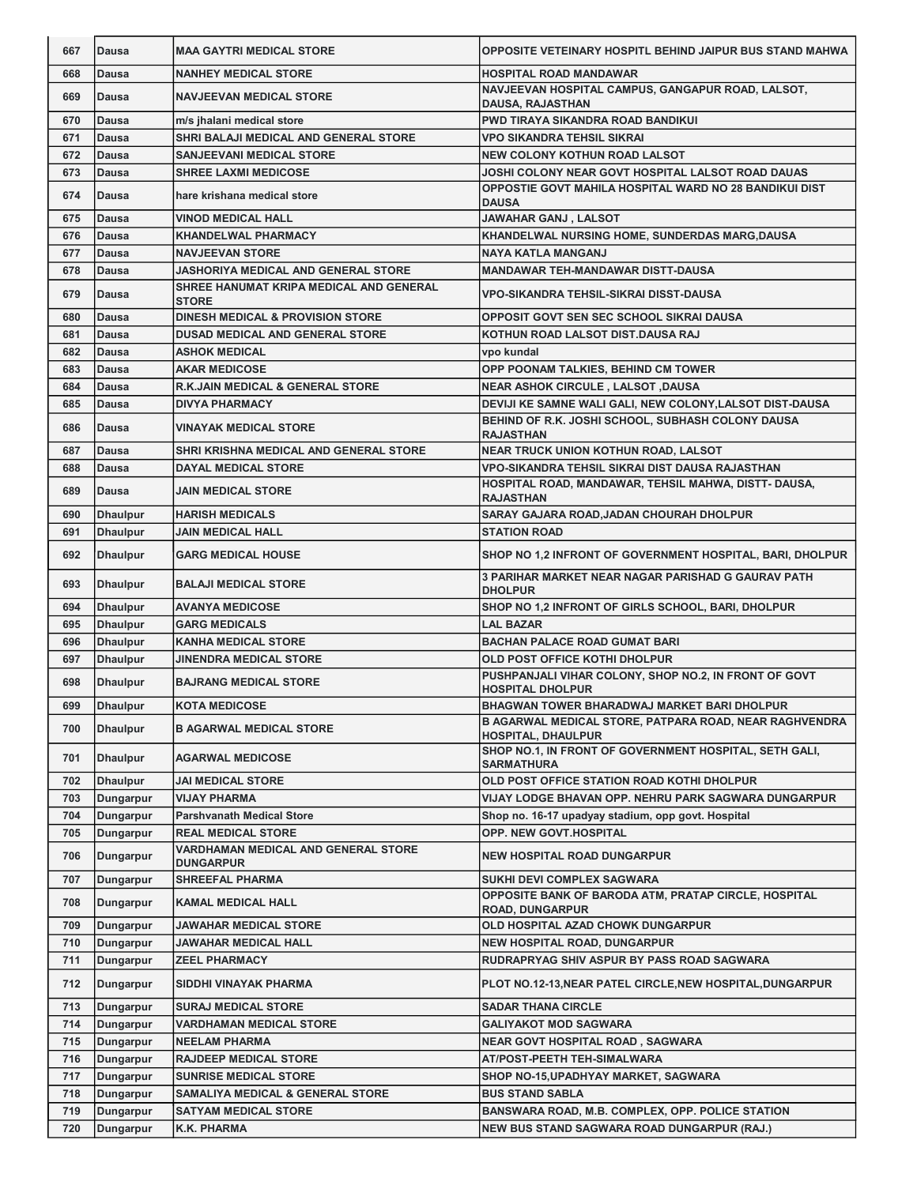| 667 | Dausa | MAA GAYTRI MEDICAL STORE | OPPOSITE VETEINARY HOSPITL BEHIND JAIPUR BUS STAND MAHWA |
|---|---|---|---|
| 668 | Dausa | NANHEY MEDICAL STORE | HOSPITAL ROAD MANDAWAR |
| 669 | Dausa | NAVJEEVAN MEDICAL STORE | NAVJEEVAN HOSPITAL CAMPUS, GANGAPUR ROAD, LALSOT, DAUSA, RAJASTHAN |
| 670 | Dausa | m/s jhalani medical store | PWD TIRAYA SIKANDRA ROAD BANDIKUI |
| 671 | Dausa | SHRI BALAJI MEDICAL AND GENERAL STORE | VPO SIKANDRA TEHSIL SIKRAI |
| 672 | Dausa | SANJEEVANI MEDICAL STORE | NEW COLONY KOTHUN ROAD LALSOT |
| 673 | Dausa | SHREE LAXMI MEDICOSE | JOSHI COLONY NEAR GOVT HOSPITAL LALSOT ROAD DAUAS |
| 674 | Dausa | hare krishana medical store | OPPOSTIE GOVT MAHILA HOSPITAL WARD NO 28 BANDIKUI DIST DAUSA |
| 675 | Dausa | VINOD MEDICAL HALL | JAWAHAR GANJ , LALSOT |
| 676 | Dausa | KHANDELWAL PHARMACY | KHANDELWAL NURSING HOME, SUNDERDAS MARG,DAUSA |
| 677 | Dausa | NAVJEEVAN STORE | NAYA KATLA MANGANJ |
| 678 | Dausa | JASHORIYA MEDICAL AND GENERAL STORE | MANDAWAR TEH-MANDAWAR DISTT-DAUSA |
| 679 | Dausa | SHREE HANUMAT KRIPA MEDICAL AND GENERAL STORE | VPO-SIKANDRA TEHSIL-SIKRAI DISST-DAUSA |
| 680 | Dausa | DINESH MEDICAL & PROVISION STORE | OPPOSIT GOVT SEN SEC SCHOOL SIKRAI DAUSA |
| 681 | Dausa | DUSAD MEDICAL AND GENERAL STORE | KOTHUN ROAD LALSOT DIST.DAUSA RAJ |
| 682 | Dausa | ASHOK MEDICAL | vpo kundal |
| 683 | Dausa | AKAR MEDICOSE | OPP POONAM TALKIES, BEHIND CM TOWER |
| 684 | Dausa | R.K.JAIN MEDICAL & GENERAL STORE | NEAR ASHOK CIRCULE , LALSOT ,DAUSA |
| 685 | Dausa | DIVYA PHARMACY | DEVIJI KE SAMNE WALI GALI, NEW COLONY,LALSOT DIST-DAUSA |
| 686 | Dausa | VINAYAK MEDICAL STORE | BEHIND OF R.K. JOSHI SCHOOL, SUBHASH COLONY DAUSA RAJASTHAN |
| 687 | Dausa | SHRI KRISHNA MEDICAL AND GENERAL STORE | NEAR TRUCK UNION KOTHUN ROAD, LALSOT |
| 688 | Dausa | DAYAL MEDICAL STORE | VPO-SIKANDRA TEHSIL SIKRAI DIST DAUSA RAJASTHAN |
| 689 | Dausa | JAIN MEDICAL STORE | HOSPITAL ROAD, MANDAWAR, TEHSIL MAHWA, DISTT- DAUSA, RAJASTHAN |
| 690 | Dhaulpur | HARISH MEDICALS | SARAY GAJARA ROAD,JADAN CHOURAH DHOLPUR |
| 691 | Dhaulpur | JAIN MEDICAL HALL | STATION ROAD |
| 692 | Dhaulpur | GARG MEDICAL HOUSE | SHOP NO 1,2 INFRONT OF GOVERNMENT HOSPITAL, BARI, DHOLPUR |
| 693 | Dhaulpur | BALAJI MEDICAL STORE | 3 PARIHAR MARKET NEAR NAGAR PARISHAD G GAURAV PATH DHOLPUR |
| 694 | Dhaulpur | AVANYA MEDICOSE | SHOP NO 1,2 INFRONT OF GIRLS SCHOOL, BARI, DHOLPUR |
| 695 | Dhaulpur | GARG MEDICALS | LAL BAZAR |
| 696 | Dhaulpur | KANHA MEDICAL STORE | BACHAN PALACE ROAD GUMAT BARI |
| 697 | Dhaulpur | JINENDRA MEDICAL STORE | OLD POST OFFICE KOTHI DHOLPUR |
| 698 | Dhaulpur | BAJRANG MEDICAL STORE | PUSHPANJALI VIHAR COLONY, SHOP NO.2, IN FRONT OF GOVT HOSPITAL DHOLPUR |
| 699 | Dhaulpur | KOTA MEDICOSE | BHAGWAN TOWER BHARADWAJ MARKET BARI DHOLPUR |
| 700 | Dhaulpur | B AGARWAL MEDICAL STORE | B AGARWAL MEDICAL STORE, PATPARA ROAD, NEAR RAGHVENDRA HOSPITAL, DHAULPUR |
| 701 | Dhaulpur | AGARWAL MEDICOSE | SHOP NO.1, IN FRONT OF GOVERNMENT HOSPITAL, SETH GALI, SARMATHURA |
| 702 | Dhaulpur | JAI MEDICAL STORE | OLD POST OFFICE STATION ROAD KOTHI DHOLPUR |
| 703 | Dungarpur | VIJAY PHARMA | VIJAY LODGE BHAVAN OPP. NEHRU PARK SAGWARA DUNGARPUR |
| 704 | Dungarpur | Parshvanath Medical Store | Shop no. 16-17 upadyay stadium, opp govt. Hospital |
| 705 | Dungarpur | REAL MEDICAL STORE | OPP. NEW GOVT.HOSPITAL |
| 706 | Dungarpur | VARDHAMAN MEDICAL AND GENERAL STORE DUNGARPUR | NEW HOSPITAL ROAD DUNGARPUR |
| 707 | Dungarpur | SHREEFAL PHARMA | SUKHI DEVI COMPLEX SAGWARA |
| 708 | Dungarpur | KAMAL MEDICAL HALL | OPPOSITE BANK OF BARODA ATM, PRATAP CIRCLE, HOSPITAL ROAD, DUNGARPUR |
| 709 | Dungarpur | JAWAHAR MEDICAL STORE | OLD HOSPITAL AZAD CHOWK DUNGARPUR |
| 710 | Dungarpur | JAWAHAR MEDICAL HALL | NEW HOSPITAL ROAD, DUNGARPUR |
| 711 | Dungarpur | ZEEL PHARMACY | RUDRAPRYAG SHIV ASPUR BY PASS ROAD SAGWARA |
| 712 | Dungarpur | SIDDHI VINAYAK PHARMA | PLOT NO.12-13,NEAR PATEL CIRCLE,NEW HOSPITAL,DUNGARPUR |
| 713 | Dungarpur | SURAJ MEDICAL STORE | SADAR THANA CIRCLE |
| 714 | Dungarpur | VARDHAMAN MEDICAL STORE | GALIYAKOT MOD SAGWARA |
| 715 | Dungarpur | NEELAM PHARMA | NEAR GOVT HOSPITAL ROAD , SAGWARA |
| 716 | Dungarpur | RAJDEEP MEDICAL STORE | AT/POST-PEETH TEH-SIMALWARA |
| 717 | Dungarpur | SUNRISE MEDICAL STORE | SHOP NO-15,UPADHYAY MARKET, SAGWARA |
| 718 | Dungarpur | SAMALIYA MEDICAL & GENERAL STORE | BUS STAND SABLA |
| 719 | Dungarpur | SATYAM MEDICAL STORE | BANSWARA ROAD, M.B. COMPLEX, OPP. POLICE STATION |
| 720 | Dungarpur | K.K. PHARMA | NEW BUS STAND SAGWARA ROAD DUNGARPUR (RAJ.) |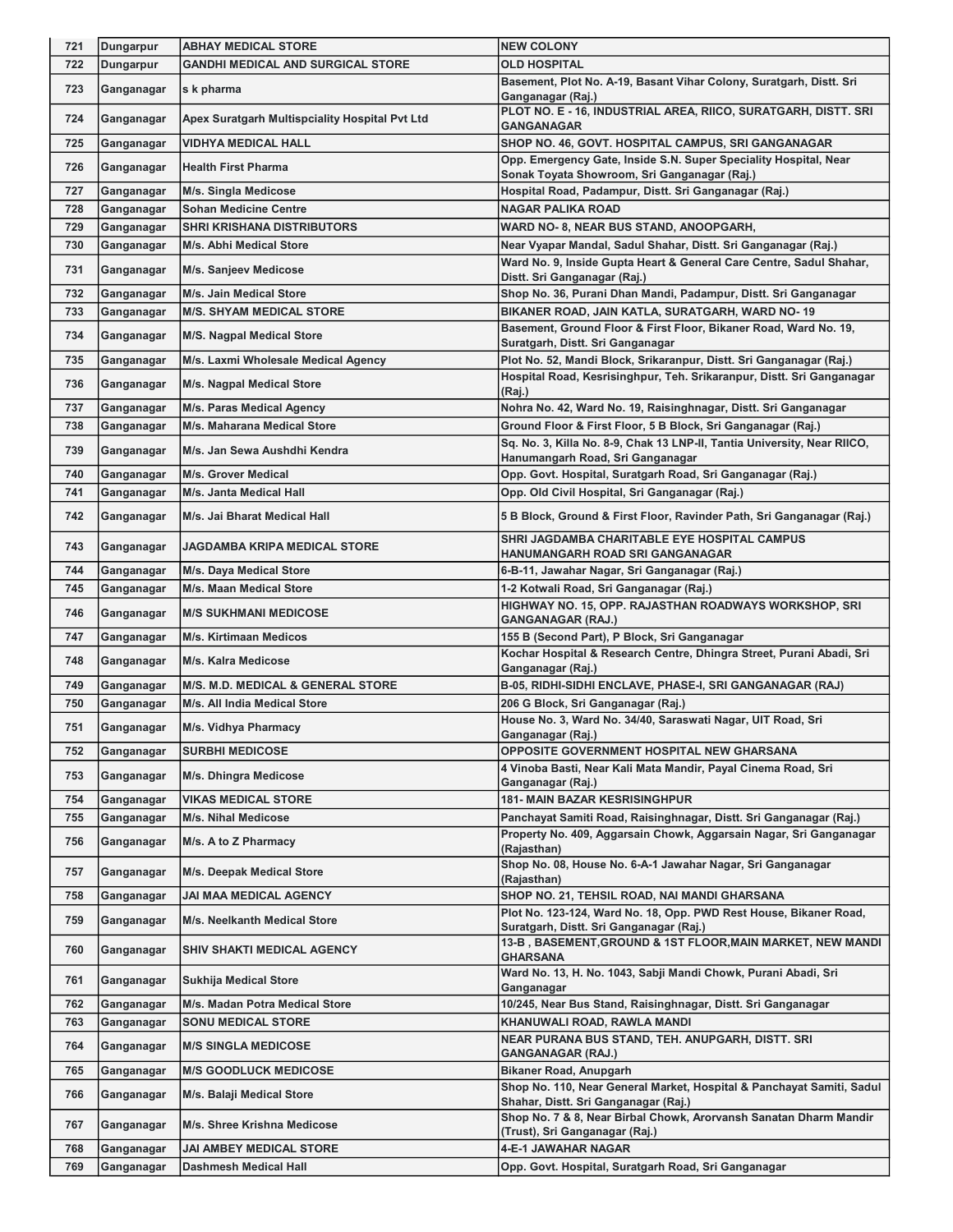| 721 | Dungarpur | ABHAY MEDICAL STORE | NEW COLONY |
|---|---|---|---|
| 722 | Dungarpur | GANDHI MEDICAL AND SURGICAL STORE | OLD HOSPITAL |
| 723 | Ganganagar | s k pharma | Basement, Plot No. A-19, Basant Vihar Colony, Suratgarh, Distt. Sri Ganganagar (Raj.) |
| 724 | Ganganagar | Apex Suratgarh Multispciality Hospital Pvt Ltd | PLOT NO. E - 16, INDUSTRIAL AREA, RIICO, SURATGARH, DISTT. SRI GANGANAGAR |
| 725 | Ganganagar | VIDHYA MEDICAL HALL | SHOP NO. 46, GOVT. HOSPITAL CAMPUS, SRI GANGANAGAR |
| 726 | Ganganagar | Health First Pharma | Opp. Emergency Gate, Inside S.N. Super Speciality Hospital, Near Sonak Toyata Showroom, Sri Ganganagar (Raj.) |
| 727 | Ganganagar | M/s. Singla Medicose | Hospital Road, Padampur, Distt. Sri Ganganagar (Raj.) |
| 728 | Ganganagar | Sohan Medicine Centre | NAGAR PALIKA ROAD |
| 729 | Ganganagar | SHRI KRISHANA DISTRIBUTORS | WARD NO- 8, NEAR BUS STAND, ANOOPGARH, |
| 730 | Ganganagar | M/s. Abhi Medical Store | Near Vyapar Mandal, Sadul Shahar, Distt. Sri Ganganagar (Raj.) |
| 731 | Ganganagar | M/s. Sanjeev Medicose | Ward No. 9, Inside Gupta Heart & General Care Centre, Sadul Shahar, Distt. Sri Ganganagar (Raj.) |
| 732 | Ganganagar | M/s. Jain Medical Store | Shop No. 36, Purani Dhan Mandi, Padampur, Distt. Sri Ganganagar |
| 733 | Ganganagar | M/S. SHYAM MEDICAL STORE | BIKANER ROAD, JAIN KATLA, SURATGARH, WARD NO- 19 |
| 734 | Ganganagar | M/S. Nagpal Medical Store | Basement, Ground Floor & First Floor, Bikaner Road, Ward No. 19, Suratgarh, Distt. Sri Ganganagar |
| 735 | Ganganagar | M/s. Laxmi Wholesale Medical Agency | Plot No. 52, Mandi Block, Srikaranpur, Distt. Sri Ganganagar (Raj.) |
| 736 | Ganganagar | M/s. Nagpal Medical Store | Hospital Road, Kesrisinghpur, Teh. Srikaranpur, Distt. Sri Ganganagar (Raj.) |
| 737 | Ganganagar | M/s. Paras Medical Agency | Nohra No. 42, Ward No. 19, Raisinghnagar, Distt. Sri Ganganagar |
| 738 | Ganganagar | M/s. Maharana Medical Store | Ground Floor & First Floor, 5 B Block, Sri Ganganagar (Raj.) |
| 739 | Ganganagar | M/s. Jan Sewa Aushdhi Kendra | Sq. No. 3, Killa No. 8-9, Chak 13 LNP-II, Tantia University, Near RIICO, Hanumangarh Road, Sri Ganganagar |
| 740 | Ganganagar | M/s. Grover Medical | Opp. Govt. Hospital, Suratgarh Road, Sri Ganganagar (Raj.) |
| 741 | Ganganagar | M/s. Janta Medical Hall | Opp. Old Civil Hospital, Sri Ganganagar (Raj.) |
| 742 | Ganganagar | M/s. Jai Bharat Medical Hall | 5 B Block, Ground & First Floor, Ravinder Path, Sri Ganganagar (Raj.) |
| 743 | Ganganagar | JAGDAMBA KRIPA MEDICAL STORE | SHRI JAGDAMBA CHARITABLE EYE HOSPITAL CAMPUS HANUMANGARH ROAD SRI GANGANAGAR |
| 744 | Ganganagar | M/s. Daya Medical Store | 6-B-11, Jawahar Nagar, Sri Ganganagar (Raj.) |
| 745 | Ganganagar | M/s. Maan Medical Store | 1-2 Kotwali Road, Sri Ganganagar (Raj.) |
| 746 | Ganganagar | M/S SUKHMANI MEDICOSE | HIGHWAY NO. 15, OPP. RAJASTHAN ROADWAYS WORKSHOP, SRI GANGANAGAR (RAJ.) |
| 747 | Ganganagar | M/s. Kirtimaan Medicos | 155 B (Second Part), P Block, Sri Ganganagar |
| 748 | Ganganagar | M/s. Kalra Medicose | Kochar Hospital & Research Centre, Dhingra Street, Purani Abadi, Sri Ganganagar (Raj.) |
| 749 | Ganganagar | M/S. M.D. MEDICAL & GENERAL STORE | B-05, RIDHI-SIDHI ENCLAVE, PHASE-I, SRI GANGANAGAR (RAJ) |
| 750 | Ganganagar | M/s. All India Medical Store | 206 G Block, Sri Ganganagar (Raj.) |
| 751 | Ganganagar | M/s. Vidhya Pharmacy | House No. 3, Ward No. 34/40, Saraswati Nagar, UIT Road, Sri Ganganagar (Raj.) |
| 752 | Ganganagar | SURBHI MEDICOSE | OPPOSITE GOVERNMENT HOSPITAL NEW GHARSANA |
| 753 | Ganganagar | M/s. Dhingra Medicose | 4 Vinoba Basti, Near Kali Mata Mandir, Payal Cinema Road, Sri Ganganagar (Raj.) |
| 754 | Ganganagar | VIKAS MEDICAL STORE | 181- MAIN BAZAR KESRISINGHPUR |
| 755 | Ganganagar | M/s. Nihal Medicose | Panchayat Samiti Road, Raisinghnagar, Distt. Sri Ganganagar (Raj.) |
| 756 | Ganganagar | M/s. A to Z Pharmacy | Property No. 409, Aggarsain Chowk, Aggarsain Nagar, Sri Ganganagar (Rajasthan) |
| 757 | Ganganagar | M/s. Deepak Medical Store | Shop No. 08, House No. 6-A-1 Jawahar Nagar, Sri Ganganagar (Rajasthan) |
| 758 | Ganganagar | JAI MAA MEDICAL AGENCY | SHOP NO. 21, TEHSIL ROAD, NAI MANDI GHARSANA |
| 759 | Ganganagar | M/s. Neelkanth Medical Store | Plot No. 123-124, Ward No. 18, Opp. PWD Rest House, Bikaner Road, Suratgarh, Distt. Sri Ganganagar (Raj.) |
| 760 | Ganganagar | SHIV SHAKTI MEDICAL AGENCY | 13-B , BASEMENT,GROUND & 1ST FLOOR,MAIN MARKET, NEW MANDI GHARSANA |
| 761 | Ganganagar | Sukhija Medical Store | Ward No. 13, H. No. 1043, Sabji Mandi Chowk, Purani Abadi, Sri Ganganagar |
| 762 | Ganganagar | M/s. Madan Potra Medical Store | 10/245, Near Bus Stand, Raisinghnagar, Distt. Sri Ganganagar |
| 763 | Ganganagar | SONU MEDICAL STORE | KHANUWALI ROAD, RAWLA MANDI |
| 764 | Ganganagar | M/S SINGLA MEDICOSE | NEAR PURANA BUS STAND, TEH. ANUPGARH, DISTT. SRI GANGANAGAR (RAJ.) |
| 765 | Ganganagar | M/S GOODLUCK MEDICOSE | Bikaner Road, Anupgarh |
| 766 | Ganganagar | M/s. Balaji Medical Store | Shop No. 110, Near General Market, Hospital & Panchayat Samiti, Sadul Shahar, Distt. Sri Ganganagar (Raj.) |
| 767 | Ganganagar | M/s. Shree Krishna Medicose | Shop No. 7 & 8, Near Birbal Chowk, Arorvansh Sanatan Dharm Mandir (Trust), Sri Ganganagar (Raj.) |
| 768 | Ganganagar | JAI AMBEY MEDICAL STORE | 4-E-1 JAWAHAR NAGAR |
| 769 | Ganganagar | Dashmesh Medical Hall | Opp. Govt. Hospital, Suratgarh Road, Sri Ganganagar |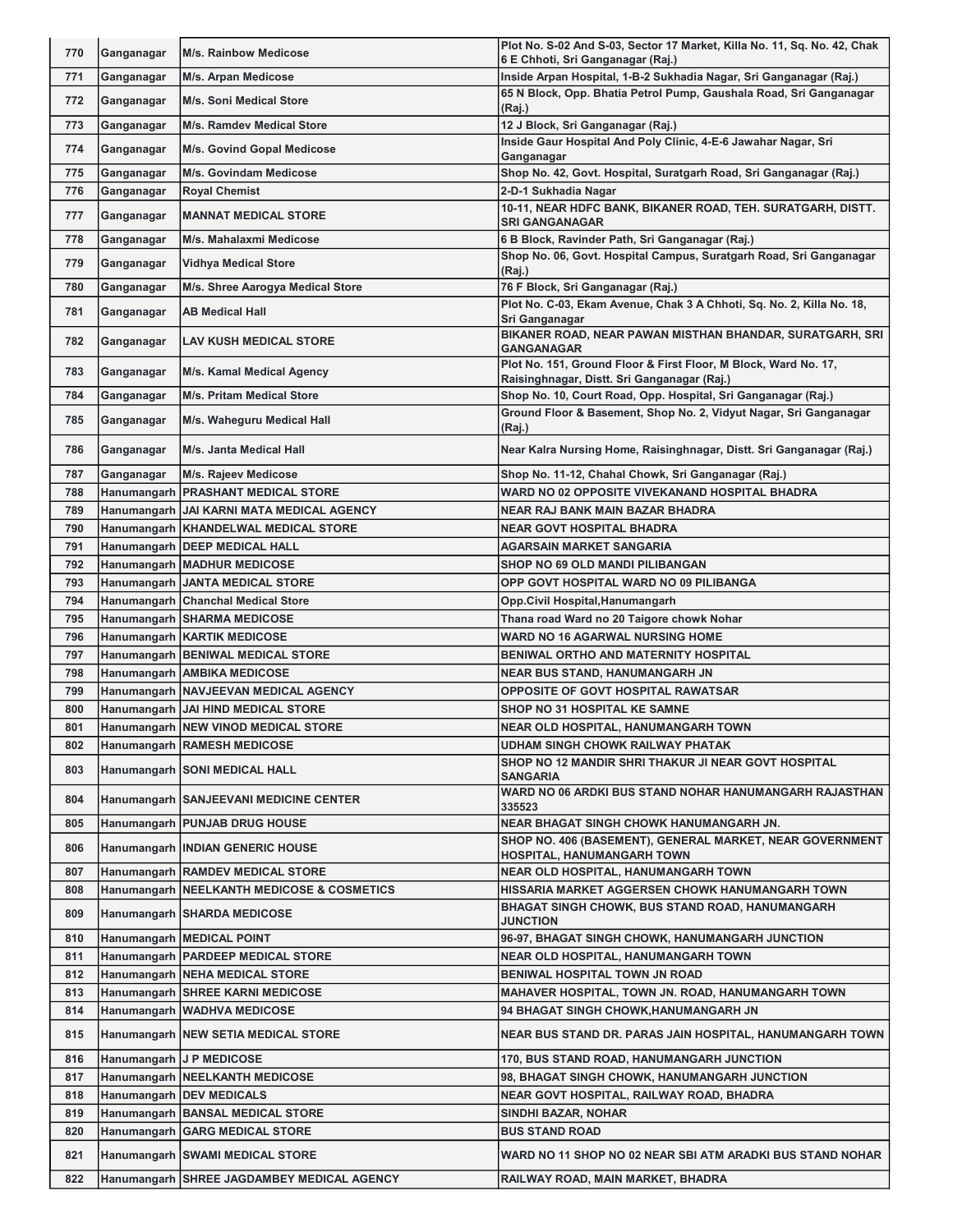| 770 | Ganganagar | M/s. Rainbow Medicose | Plot No. S-02 And S-03, Sector 17 Market, Killa No. 11, Sq. No. 42, Chak 6 E Chhoti, Sri Ganganagar (Raj.) |
|---|---|---|---|
| 771 | Ganganagar | M/s. Arpan Medicose | Inside Arpan Hospital, 1-B-2 Sukhadia Nagar, Sri Ganganagar (Raj.) |
| 772 | Ganganagar | M/s. Soni Medical Store | 65 N Block, Opp. Bhatia Petrol Pump, Gaushala Road, Sri Ganganagar (Raj.) |
| 773 | Ganganagar | M/s. Ramdev Medical Store | 12 J Block, Sri Ganganagar (Raj.) |
| 774 | Ganganagar | M/s. Govind Gopal Medicose | Inside Gaur Hospital And Poly Clinic, 4-E-6 Jawahar Nagar, Sri Ganganagar |
| 775 | Ganganagar | M/s. Govindam Medicose | Shop No. 42, Govt. Hospital, Suratgarh Road, Sri Ganganagar (Raj.) |
| 776 | Ganganagar | Royal Chemist | 2-D-1 Sukhadia Nagar |
| 777 | Ganganagar | MANNAT MEDICAL STORE | 10-11, NEAR HDFC BANK, BIKANER ROAD, TEH. SURATGARH, DISTT. SRI GANGANAGAR |
| 778 | Ganganagar | M/s. Mahalaxmi Medicose | 6 B Block, Ravinder Path, Sri Ganganagar (Raj.) |
| 779 | Ganganagar | Vidhya Medical Store | Shop No. 06, Govt. Hospital Campus, Suratgarh Road, Sri Ganganagar (Raj.) |
| 780 | Ganganagar | M/s. Shree Aarogya Medical Store | 76 F Block, Sri Ganganagar (Raj.) |
| 781 | Ganganagar | AB Medical Hall | Plot No. C-03, Ekam Avenue, Chak 3 A Chhoti, Sq. No. 2, Killa No. 18, Sri Ganganagar |
| 782 | Ganganagar | LAV KUSH MEDICAL STORE | BIKANER ROAD, NEAR PAWAN MISTHAN BHANDAR, SURATGARH, SRI GANGANAGAR |
| 783 | Ganganagar | M/s. Kamal Medical Agency | Plot No. 151, Ground Floor & First Floor, M Block, Ward No. 17, Raisinghnagar, Distt. Sri Ganganagar (Raj.) |
| 784 | Ganganagar | M/s. Pritam Medical Store | Shop No. 10, Court Road, Opp. Hospital, Sri Ganganagar (Raj.) |
| 785 | Ganganagar | M/s. Waheguru Medical Hall | Ground Floor & Basement, Shop No. 2, Vidyut Nagar, Sri Ganganagar (Raj.) |
| 786 | Ganganagar | M/s. Janta Medical Hall | Near Kalra Nursing Home, Raisinghnagar, Distt. Sri Ganganagar (Raj.) |
| 787 | Ganganagar | M/s. Rajeev Medicose | Shop No. 11-12, Chahal Chowk, Sri Ganganagar (Raj.) |
| 788 | Hanumangarh | PRASHANT MEDICAL STORE | WARD NO 02 OPPOSITE VIVEKANAND HOSPITAL BHADRA |
| 789 | Hanumangarh | JAI KARNI MATA MEDICAL AGENCY | NEAR RAJ BANK MAIN BAZAR BHADRA |
| 790 | Hanumangarh | KHANDELWAL MEDICAL STORE | NEAR GOVT HOSPITAL BHADRA |
| 791 | Hanumangarh | DEEP MEDICAL HALL | AGARSAIN MARKET SANGARIA |
| 792 | Hanumangarh | MADHUR MEDICOSE | SHOP NO 69 OLD MANDI PILIBANGAN |
| 793 | Hanumangarh | JANTA MEDICAL STORE | OPP GOVT HOSPITAL WARD NO 09 PILIBANGA |
| 794 | Hanumangarh | Chanchal Medical Store | Opp.Civil Hospital,Hanumangarh |
| 795 | Hanumangarh | SHARMA MEDICOSE | Thana road Ward no 20 Taigore chowk Nohar |
| 796 | Hanumangarh | KARTIK MEDICOSE | WARD NO 16 AGARWAL NURSING HOME |
| 797 | Hanumangarh | BENIWAL MEDICAL STORE | BENIWAL ORTHO AND MATERNITY HOSPITAL |
| 798 | Hanumangarh | AMBIKA MEDICOSE | NEAR BUS STAND, HANUMANGARH JN |
| 799 | Hanumangarh | NAVJEEVAN MEDICAL AGENCY | OPPOSITE OF GOVT HOSPITAL RAWATSAR |
| 800 | Hanumangarh | JAI HIND MEDICAL STORE | SHOP NO 31 HOSPITAL KE SAMNE |
| 801 | Hanumangarh | NEW VINOD MEDICAL STORE | NEAR OLD HOSPITAL, HANUMANGARH TOWN |
| 802 | Hanumangarh | RAMESH MEDICOSE | UDHAM SINGH CHOWK RAILWAY PHATAK |
| 803 | Hanumangarh | SONI MEDICAL HALL | SHOP NO 12 MANDIR SHRI THAKUR JI NEAR GOVT HOSPITAL SANGARIA |
| 804 | Hanumangarh | SANJEEVANI MEDICINE CENTER | WARD NO 06 ARDKI BUS STAND NOHAR HANUMANGARH RAJASTHAN 335523 |
| 805 | Hanumangarh | PUNJAB DRUG HOUSE | NEAR BHAGAT SINGH CHOWK HANUMANGARH JN. |
| 806 | Hanumangarh | INDIAN GENERIC HOUSE | SHOP NO. 406 (BASEMENT), GENERAL MARKET, NEAR GOVERNMENT HOSPITAL, HANUMANGARH TOWN |
| 807 | Hanumangarh | RAMDEV MEDICAL STORE | NEAR OLD HOSPITAL, HANUMANGARH TOWN |
| 808 | Hanumangarh | NEELKANTH MEDICOSE & COSMETICS | HISSARIA MARKET AGGERSEN CHOWK HANUMANGARH TOWN |
| 809 | Hanumangarh | SHARDA MEDICOSE | BHAGAT SINGH CHOWK, BUS STAND ROAD, HANUMANGARH JUNCTION |
| 810 | Hanumangarh | MEDICAL POINT | 96-97, BHAGAT SINGH CHOWK, HANUMANGARH JUNCTION |
| 811 | Hanumangarh | PARDEEP MEDICAL STORE | NEAR OLD HOSPITAL, HANUMANGARH TOWN |
| 812 | Hanumangarh | NEHA MEDICAL STORE | BENIWAL HOSPITAL TOWN JN ROAD |
| 813 | Hanumangarh | SHREE KARNI MEDICOSE | MAHAVER HOSPITAL, TOWN JN. ROAD, HANUMANGARH TOWN |
| 814 | Hanumangarh | WADHVA MEDICOSE | 94 BHAGAT SINGH CHOWK,HANUMANGARH JN |
| 815 | Hanumangarh | NEW SETIA MEDICAL STORE | NEAR BUS STAND DR. PARAS JAIN HOSPITAL, HANUMANGARH TOWN |
| 816 | Hanumangarh | J P MEDICOSE | 170, BUS STAND ROAD, HANUMANGARH JUNCTION |
| 817 | Hanumangarh | NEELKANTH MEDICOSE | 98, BHAGAT SINGH CHOWK, HANUMANGARH JUNCTION |
| 818 | Hanumangarh | DEV MEDICALS | NEAR GOVT HOSPITAL, RAILWAY ROAD, BHADRA |
| 819 | Hanumangarh | BANSAL MEDICAL STORE | SINDHI BAZAR, NOHAR |
| 820 | Hanumangarh | GARG MEDICAL STORE | BUS STAND ROAD |
| 821 | Hanumangarh | SWAMI MEDICAL STORE | WARD NO 11 SHOP NO 02 NEAR SBI ATM ARADKI BUS STAND NOHAR |
| 822 | Hanumangarh | SHREE JAGDAMBEY MEDICAL AGENCY | RAILWAY ROAD, MAIN MARKET, BHADRA |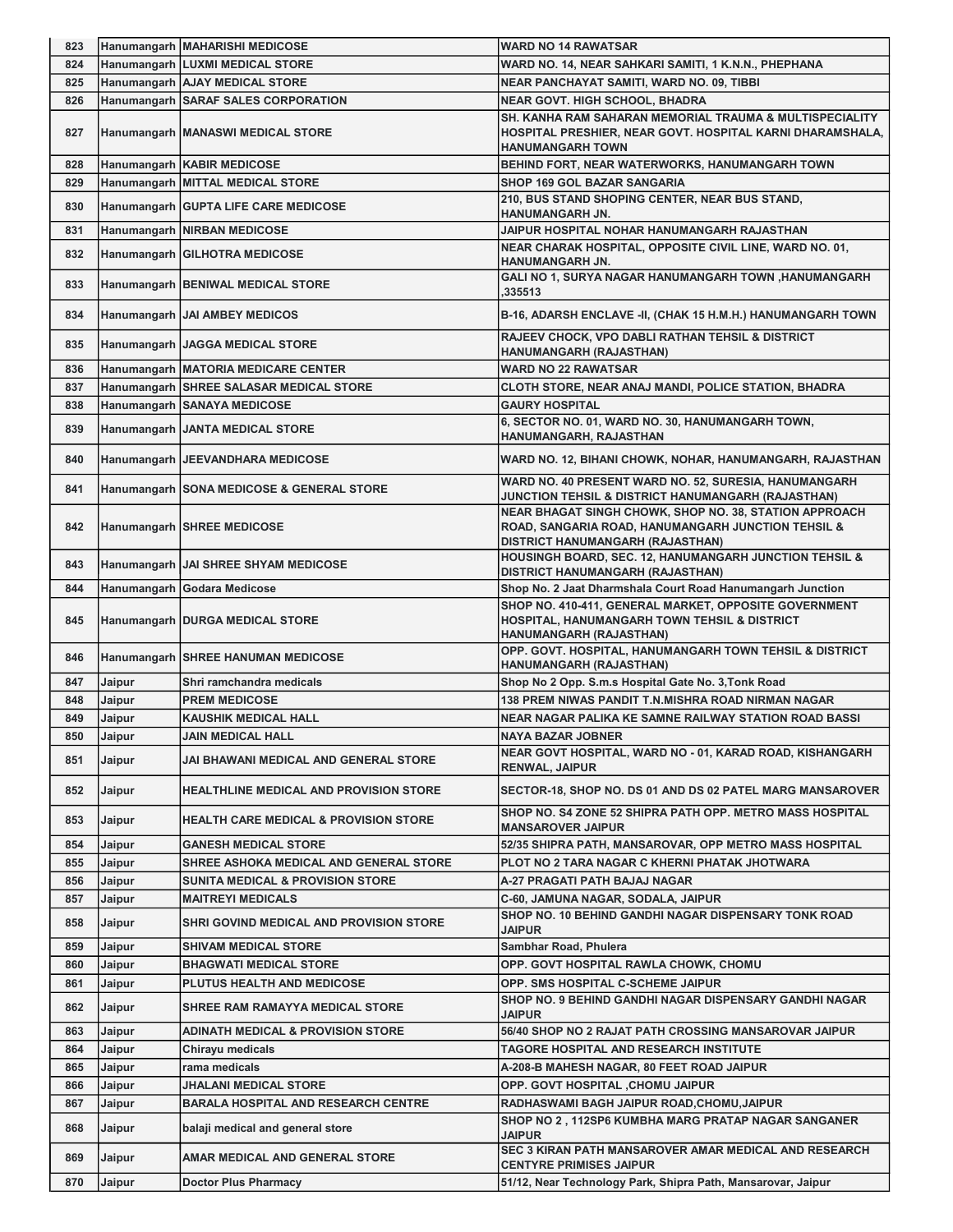| 823 | Hanumangarh | MAHARISHI MEDICOSE | WARD NO 14 RAWATSAR |
|---|---|---|---|
| 824 | Hanumangarh | LUXMI MEDICAL STORE | WARD NO. 14, NEAR SAHKARI SAMITI, 1 K.N.N., PHEPHANA |
| 825 | Hanumangarh | AJAY MEDICAL STORE | NEAR PANCHAYAT SAMITI, WARD NO. 09, TIBBI |
| 826 | Hanumangarh | SARAF SALES CORPORATION | NEAR GOVT. HIGH SCHOOL, BHADRA |
| 827 | Hanumangarh | MANASWI MEDICAL STORE | SH. KANHA RAM SAHARAN MEMORIAL TRAUMA & MULTISPECIALITY HOSPITAL PRESHIER, NEAR GOVT. HOSPITAL KARNI DHARAMSHALA, HANUMANGARH TOWN |
| 828 | Hanumangarh | KABIR MEDICOSE | BEHIND FORT, NEAR WATERWORKS, HANUMANGARH TOWN |
| 829 | Hanumangarh | MITTAL MEDICAL STORE | SHOP 169 GOL BAZAR SANGARIA |
| 830 | Hanumangarh | GUPTA LIFE CARE MEDICOSE | 210, BUS STAND SHOPING CENTER, NEAR BUS STAND, HANUMANGARH JN. |
| 831 | Hanumangarh | NIRBAN MEDICOSE | JAIPUR HOSPITAL NOHAR HANUMANGARH RAJASTHAN |
| 832 | Hanumangarh | GILHOTRA MEDICOSE | NEAR CHARAK HOSPITAL, OPPOSITE CIVIL LINE, WARD NO. 01, HANUMANGARH JN. |
| 833 | Hanumangarh | BENIWAL MEDICAL STORE | GALI NO 1, SURYA NAGAR HANUMANGARH TOWN ,HANUMANGARH ,335513 |
| 834 | Hanumangarh | JAI AMBEY MEDICOS | B-16, ADARSH ENCLAVE -II, (CHAK 15 H.M.H.) HANUMANGARH TOWN |
| 835 | Hanumangarh | JAGGA MEDICAL STORE | RAJEEV CHOCK, VPO DABLI RATHAN TEHSIL & DISTRICT HANUMANGARH (RAJASTHAN) |
| 836 | Hanumangarh | MATORIA MEDICARE CENTER | WARD NO 22 RAWATSAR |
| 837 | Hanumangarh | SHREE SALASAR MEDICAL STORE | CLOTH STORE, NEAR ANAJ MANDI, POLICE STATION, BHADRA |
| 838 | Hanumangarh | SANAYA MEDICOSE | GAURY HOSPITAL |
| 839 | Hanumangarh | JANTA MEDICAL STORE | 6, SECTOR NO. 01, WARD NO. 30, HANUMANGARH TOWN, HANUMANGARH, RAJASTHAN |
| 840 | Hanumangarh | JEEVANDHARA MEDICOSE | WARD NO. 12, BIHANI CHOWK, NOHAR, HANUMANGARH, RAJASTHAN |
| 841 | Hanumangarh | SONA MEDICOSE & GENERAL STORE | WARD NO. 40 PRESENT WARD NO. 52, SURESIA, HANUMANGARH JUNCTION TEHSIL & DISTRICT HANUMANGARH (RAJASTHAN) |
| 842 | Hanumangarh | SHREE MEDICOSE | NEAR BHAGAT SINGH CHOWK, SHOP NO. 38, STATION APPROACH ROAD, SANGARIA ROAD, HANUMANGARH JUNCTION TEHSIL & DISTRICT HANUMANGARH (RAJASTHAN) |
| 843 | Hanumangarh | JAI SHREE SHYAM MEDICOSE | HOUSINGH BOARD, SEC. 12, HANUMANGARH JUNCTION TEHSIL & DISTRICT HANUMANGARH (RAJASTHAN) |
| 844 | Hanumangarh | Godara Medicose | Shop No. 2 Jaat Dharmshala Court Road Hanumangarh Junction |
| 845 | Hanumangarh | DURGA MEDICAL STORE | SHOP NO. 410-411, GENERAL MARKET, OPPOSITE GOVERNMENT HOSPITAL, HANUMANGARH TOWN TEHSIL & DISTRICT HANUMANGARH (RAJASTHAN) |
| 846 | Hanumangarh | SHREE HANUMAN MEDICOSE | OPP. GOVT. HOSPITAL, HANUMANGARH TOWN TEHSIL & DISTRICT HANUMANGARH (RAJASTHAN) |
| 847 | Jaipur | Shri ramchandra medicals | Shop No 2 Opp. S.m.s Hospital Gate No. 3,Tonk Road |
| 848 | Jaipur | PREM MEDICOSE | 138 PREM NIWAS PANDIT T.N.MISHRA ROAD NIRMAN NAGAR |
| 849 | Jaipur | KAUSHIK MEDICAL HALL | NEAR NAGAR PALIKA KE SAMNE RAILWAY STATION ROAD BASSI |
| 850 | Jaipur | JAIN MEDICAL HALL | NAYA BAZAR JOBNER |
| 851 | Jaipur | JAI BHAWANI MEDICAL AND GENERAL STORE | NEAR GOVT HOSPITAL, WARD NO - 01, KARAD ROAD, KISHANGARH RENWAL, JAIPUR |
| 852 | Jaipur | HEALTHLINE MEDICAL AND PROVISION STORE | SECTOR-18, SHOP NO. DS 01 AND DS 02 PATEL MARG MANSAROVER |
| 853 | Jaipur | HEALTH CARE MEDICAL & PROVISION STORE | SHOP NO. S4 ZONE 52 SHIPRA PATH OPP. METRO MASS HOSPITAL MANSAROVER JAIPUR |
| 854 | Jaipur | GANESH MEDICAL STORE | 52/35 SHIPRA PATH, MANSAROVAR, OPP METRO MASS HOSPITAL |
| 855 | Jaipur | SHREE ASHOKA MEDICAL AND GENERAL STORE | PLOT NO 2 TARA NAGAR C KHERNI PHATAK JHOTWARA |
| 856 | Jaipur | SUNITA MEDICAL & PROVISION STORE | A-27 PRAGATI PATH BAJAJ NAGAR |
| 857 | Jaipur | MAITREYI MEDICALS | C-60, JAMUNA NAGAR, SODALA, JAIPUR |
| 858 | Jaipur | SHRI GOVIND MEDICAL AND PROVISION STORE | SHOP NO. 10 BEHIND GANDHI NAGAR DISPENSARY TONK ROAD JAIPUR |
| 859 | Jaipur | SHIVAM MEDICAL STORE | Sambhar Road, Phulera |
| 860 | Jaipur | BHAGWATI MEDICAL STORE | OPP. GOVT HOSPITAL RAWLA CHOWK, CHOMU |
| 861 | Jaipur | PLUTUS HEALTH AND MEDICOSE | OPP. SMS HOSPITAL C-SCHEME JAIPUR |
| 862 | Jaipur | SHREE RAM RAMAYYA MEDICAL STORE | SHOP NO. 9 BEHIND GANDHI NAGAR DISPENSARY GANDHI NAGAR JAIPUR |
| 863 | Jaipur | ADINATH MEDICAL & PROVISION STORE | 56/40 SHOP NO 2 RAJAT PATH CROSSING MANSAROVAR JAIPUR |
| 864 | Jaipur | Chirayu medicals | TAGORE HOSPITAL AND RESEARCH INSTITUTE |
| 865 | Jaipur | rama medicals | A-208-B MAHESH NAGAR, 80 FEET ROAD JAIPUR |
| 866 | Jaipur | JHALANI MEDICAL STORE | OPP. GOVT HOSPITAL ,CHOMU JAIPUR |
| 867 | Jaipur | BARALA HOSPITAL AND RESEARCH CENTRE | RADHASWAMI BAGH JAIPUR ROAD,CHOMU,JAIPUR |
| 868 | Jaipur | balaji medical and general store | SHOP NO 2 , 112SP6 KUMBHA MARG PRATAP NAGAR SANGANER JAIPUR |
| 869 | Jaipur | AMAR MEDICAL AND GENERAL STORE | SEC 3 KIRAN PATH MANSAROVER AMAR MEDICAL AND RESEARCH CENTYRE PRIMISES JAIPUR |
| 870 | Jaipur | Doctor Plus Pharmacy | 51/12, Near Technology Park, Shipra Path, Mansarovar, Jaipur |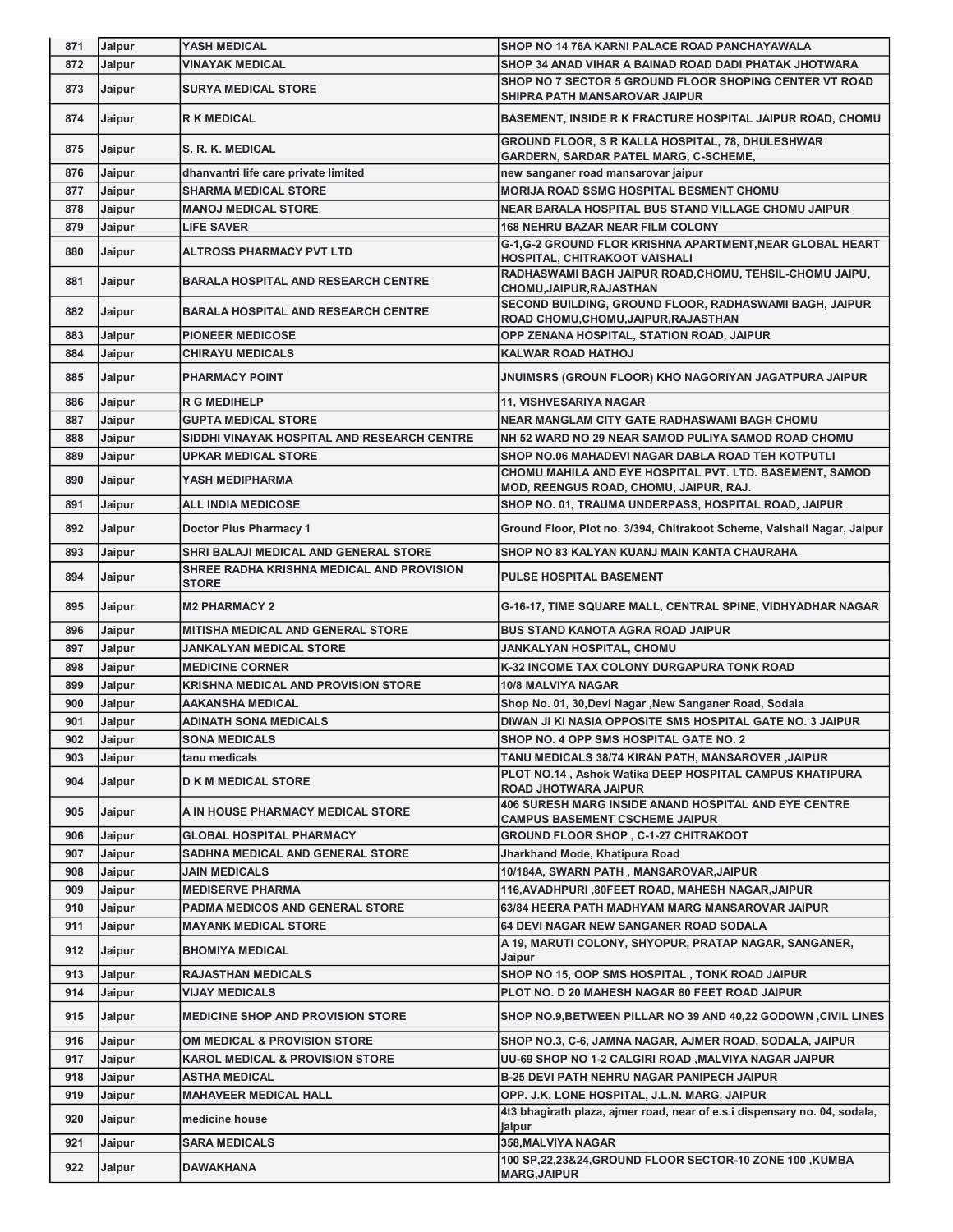| 871 | Jaipur | YASH MEDICAL | SHOP NO 14 76A KARNI PALACE ROAD PANCHAYAWALA |
|---|---|---|---|
| 872 | Jaipur | VINAYAK MEDICAL | SHOP 34 ANAD VIHAR A BAINAD ROAD DADI PHATAK JHOTWARA |
| 873 | Jaipur | SURYA MEDICAL STORE | SHOP NO 7 SECTOR 5 GROUND FLOOR SHOPING CENTER VT ROAD SHIPRA PATH MANSAROVAR JAIPUR |
| 874 | Jaipur | R K MEDICAL | BASEMENT, INSIDE R K FRACTURE HOSPITAL JAIPUR ROAD, CHOMU |
| 875 | Jaipur | S. R. K. MEDICAL | GROUND FLOOR, S R KALLA HOSPITAL, 78, DHULESHWAR GARDERN, SARDAR PATEL MARG, C-SCHEME, |
| 876 | Jaipur | dhanvantri life care private limited | new sanganer road mansarovar jaipur |
| 877 | Jaipur | SHARMA MEDICAL STORE | MORIJA ROAD SSMG HOSPITAL BESMENT CHOMU |
| 878 | Jaipur | MANOJ MEDICAL STORE | NEAR BARALA HOSPITAL BUS STAND VILLAGE CHOMU JAIPUR |
| 879 | Jaipur | LIFE SAVER | 168 NEHRU BAZAR NEAR FILM COLONY |
| 880 | Jaipur | ALTROSS PHARMACY PVT LTD | G-1,G-2 GROUND FLOR KRISHNA APARTMENT,NEAR GLOBAL HEART HOSPITAL, CHITRAKOOT VAISHALI |
| 881 | Jaipur | BARALA HOSPITAL AND RESEARCH CENTRE | RADHASWAMI BAGH JAIPUR ROAD,CHOMU, TEHSIL-CHOMU JAIPU, CHOMU,JAIPUR,RAJASTHAN |
| 882 | Jaipur | BARALA HOSPITAL AND RESEARCH CENTRE | SECOND BUILDING, GROUND FLOOR, RADHASWAMI BAGH, JAIPUR ROAD CHOMU,CHOMU,JAIPUR,RAJASTHAN |
| 883 | Jaipur | PIONEER MEDICOSE | OPP ZENANA HOSPITAL, STATION ROAD, JAIPUR |
| 884 | Jaipur | CHIRAYU MEDICALS | KALWAR ROAD HATHOJ |
| 885 | Jaipur | PHARMACY POINT | JNUIMSRS (GROUN FLOOR) KHO NAGORIYAN JAGATPURA JAIPUR |
| 886 | Jaipur | R G MEDIHELP | 11, VISHVESARIYA NAGAR |
| 887 | Jaipur | GUPTA MEDICAL STORE | NEAR MANGLAM CITY GATE RADHASWAMI BAGH CHOMU |
| 888 | Jaipur | SIDDHI VINAYAK HOSPITAL AND RESEARCH CENTRE | NH 52 WARD NO 29 NEAR SAMOD PULIYA SAMOD ROAD CHOMU |
| 889 | Jaipur | UPKAR MEDICAL STORE | SHOP NO.06 MAHADEVI NAGAR DABLA ROAD TEH KOTPUTLI |
| 890 | Jaipur | YASH MEDIPHARMA | CHOMU MAHILA AND EYE HOSPITAL PVT. LTD. BASEMENT, SAMOD MOD, REENGUS ROAD, CHOMU, JAIPUR, RAJ. |
| 891 | Jaipur | ALL INDIA MEDICOSE | SHOP NO. 01, TRAUMA UNDERPASS, HOSPITAL ROAD, JAIPUR |
| 892 | Jaipur | Doctor Plus Pharmacy 1 | Ground Floor, Plot no. 3/394, Chitrakoot Scheme, Vaishali Nagar, Jaipur |
| 893 | Jaipur | SHRI BALAJI MEDICAL AND GENERAL STORE | SHOP NO 83 KALYAN KUANJ MAIN KANTA CHAURAHA |
| 894 | Jaipur | SHREE RADHA KRISHNA MEDICAL AND PROVISION STORE | PULSE HOSPITAL BASEMENT |
| 895 | Jaipur | M2 PHARMACY 2 | G-16-17, TIME SQUARE MALL, CENTRAL SPINE, VIDHYADHAR NAGAR |
| 896 | Jaipur | MITISHA MEDICAL AND GENERAL STORE | BUS STAND KANOTA AGRA ROAD JAIPUR |
| 897 | Jaipur | JANKALYAN MEDICAL STORE | JANKALYAN HOSPITAL, CHOMU |
| 898 | Jaipur | MEDICINE CORNER | K-32 INCOME TAX COLONY DURGAPURA TONK ROAD |
| 899 | Jaipur | KRISHNA MEDICAL AND PROVISION STORE | 10/8 MALVIYA NAGAR |
| 900 | Jaipur | AAKANSHA MEDICAL | Shop No. 01, 30,Devi Nagar ,New Sanganer Road, Sodala |
| 901 | Jaipur | ADINATH SONA MEDICALS | DIWAN JI KI NASIA OPPOSITE SMS HOSPITAL GATE NO. 3 JAIPUR |
| 902 | Jaipur | SONA MEDICALS | SHOP NO. 4 OPP SMS HOSPITAL GATE NO. 2 |
| 903 | Jaipur | tanu medicals | TANU MEDICALS 38/74 KIRAN PATH, MANSAROVER ,JAIPUR |
| 904 | Jaipur | D K M MEDICAL STORE | PLOT NO.14 , Ashok Watika DEEP HOSPITAL CAMPUS KHATIPURA ROAD JHOTWARA JAIPUR |
| 905 | Jaipur | A IN HOUSE PHARMACY MEDICAL STORE | 406 SURESH MARG INSIDE ANAND HOSPITAL AND EYE CENTRE CAMPUS BASEMENT CSCHEME JAIPUR |
| 906 | Jaipur | GLOBAL HOSPITAL PHARMACY | GROUND FLOOR SHOP , C-1-27 CHITRAKOOT |
| 907 | Jaipur | SADHNA MEDICAL AND GENERAL STORE | Jharkhand Mode, Khatipura Road |
| 908 | Jaipur | JAIN MEDICALS | 10/184A, SWARN PATH , MANSAROVAR,JAIPUR |
| 909 | Jaipur | MEDISERVE PHARMA | 116,AVADHPURI ,80FEET ROAD, MAHESH NAGAR,JAIPUR |
| 910 | Jaipur | PADMA MEDICOS AND GENERAL STORE | 63/84 HEERA PATH MADHYAM MARG MANSAROVAR JAIPUR |
| 911 | Jaipur | MAYANK MEDICAL STORE | 64 DEVI NAGAR NEW SANGANER ROAD SODALA |
| 912 | Jaipur | BHOMIYA MEDICAL | A 19, MARUTI COLONY, SHYOPUR, PRATAP NAGAR, SANGANER, Jaipur |
| 913 | Jaipur | RAJASTHAN MEDICALS | SHOP NO 15, OOP SMS HOSPITAL , TONK ROAD JAIPUR |
| 914 | Jaipur | VIJAY MEDICALS | PLOT NO. D 20 MAHESH NAGAR 80 FEET ROAD JAIPUR |
| 915 | Jaipur | MEDICINE SHOP AND PROVISION STORE | SHOP NO.9,BETWEEN PILLAR NO 39 AND 40,22 GODOWN ,CIVIL LINES |
| 916 | Jaipur | OM MEDICAL & PROVISION STORE | SHOP NO.3, C-6, JAMNA NAGAR, AJMER ROAD, SODALA, JAIPUR |
| 917 | Jaipur | KAROL MEDICAL & PROVISION STORE | UU-69 SHOP NO 1-2 CALGIRI ROAD ,MALVIYA NAGAR JAIPUR |
| 918 | Jaipur | ASTHA MEDICAL | B-25 DEVI PATH NEHRU NAGAR PANIPECH JAIPUR |
| 919 | Jaipur | MAHAVEER MEDICAL HALL | OPP. J.K. LONE HOSPITAL, J.L.N. MARG, JAIPUR |
| 920 | Jaipur | medicine house | 4t3 bhagirath plaza, ajmer road, near of e.s.i dispensary no. 04, sodala, jaipur |
| 921 | Jaipur | SARA MEDICALS | 358,MALVIYA NAGAR |
| 922 | Jaipur | DAWAKHANA | 100 SP,22,23&24,GROUND FLOOR SECTOR-10 ZONE 100 ,KUMBA MARG,JAIPUR |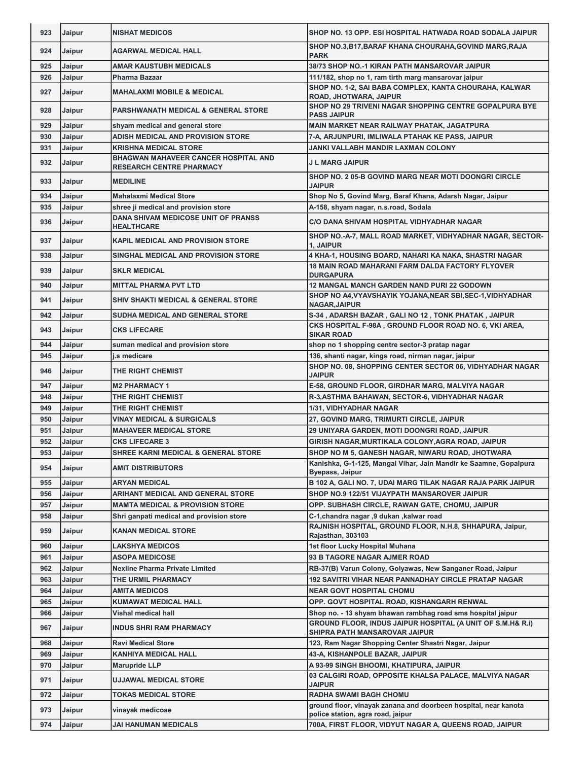| | | | |
|---|---|---|---|
| 923 | Jaipur | NISHAT MEDICOS | SHOP NO. 13 OPP. ESI HOSPITAL HATWADA ROAD SODALA JAIPUR |
| 924 | Jaipur | AGARWAL MEDICAL HALL | SHOP NO.3,B17,BARAF KHANA CHOURAHA,GOVIND MARG,RAJA PARK |
| 925 | Jaipur | AMAR KAUSTUBH MEDICALS | 38/73 SHOP NO.-1 KIRAN PATH MANSAROVAR JAIPUR |
| 926 | Jaipur | Pharma Bazaar | 111/182, shop no 1, ram tirth marg mansarovar jaipur |
| 927 | Jaipur | MAHALAXMI MOBILE & MEDICAL | SHOP NO. 1-2, SAI BABA COMPLEX, KANTA CHOURAHA, KALWAR ROAD, JHOTWARA, JAIPUR |
| 928 | Jaipur | PARSHWANATH MEDICAL & GENERAL STORE | SHOP NO 29 TRIVENI NAGAR SHOPPING CENTRE GOPALPURA BYE PASS JAIPUR |
| 929 | Jaipur | shyam medical and general store | MAIN MARKET NEAR RAILWAY PHATAK, JAGATPURA |
| 930 | Jaipur | ADISH MEDICAL AND PROVISION STORE | 7-A, ARJUNPURI, IMLIWALA PTAHAK KE PASS, JAIPUR |
| 931 | Jaipur | KRISHNA MEDICAL STORE | JANKI VALLABH MANDIR LAXMAN COLONY |
| 932 | Jaipur | BHAGWAN MAHAVEER CANCER HOSPITAL AND RESEARCH CENTRE PHARMACY | J L MARG JAIPUR |
| 933 | Jaipur | MEDILINE | SHOP NO. 2 05-B GOVIND MARG NEAR MOTI DOONGRI CIRCLE JAIPUR |
| 934 | Jaipur | Mahalaxmi Medical Store | Shop No 5, Govind Marg, Baraf Khana, Adarsh Nagar, Jaipur |
| 935 | Jaipur | shree ji medical and provision store | A-158, shyam nagar, n.s.road, Sodala |
| 936 | Jaipur | DANA SHIVAM MEDICOSE UNIT OF PRANSS HEALTHCARE | C/O DANA SHIVAM HOSPITAL VIDHYADHAR NAGAR |
| 937 | Jaipur | KAPIL MEDICAL AND PROVISION STORE | SHOP NO.-A-7, MALL ROAD MARKET, VIDHYADHAR NAGAR, SECTOR-1, JAIPUR |
| 938 | Jaipur | SINGHAL MEDICAL AND PROVISION STORE | 4 KHA-1, HOUSING BOARD, NAHARI KA NAKA, SHASTRI NAGAR |
| 939 | Jaipur | SKLR MEDICAL | 18 MAIN ROAD MAHARANI FARM DALDA FACTORY FLYOVER DURGAPURA |
| 940 | Jaipur | MITTAL PHARMA PVT LTD | 12 MANGAL MANCH GARDEN NAND PURI 22 GODOWN |
| 941 | Jaipur | SHIV SHAKTI MEDICAL & GENERAL STORE | SHOP NO A4,VYAVSHAYIK YOJANA,NEAR SBI,SEC-1,VIDHYADHAR NAGAR,JAIPUR |
| 942 | Jaipur | SUDHA MEDICAL AND GENERAL STORE | S-34 , ADARSH BAZAR , GALI NO 12 , TONK PHATAK , JAIPUR |
| 943 | Jaipur | CKS LIFECARE | CKS HOSPITAL F-98A , GROUND FLOOR ROAD NO. 6, VKI AREA, SIKAR ROAD |
| 944 | Jaipur | suman medical and provision store | shop no 1 shopping centre sector-3 pratap nagar |
| 945 | Jaipur | j.s medicare | 136, shanti nagar, kings road, nirman nagar, jaipur |
| 946 | Jaipur | THE RIGHT CHEMIST | SHOP NO. 08, SHOPPING CENTER SECTOR 06, VIDHYADHAR NAGAR JAIPUR |
| 947 | Jaipur | M2 PHARMACY 1 | E-58, GROUND FLOOR, GIRDHAR MARG, MALVIYA NAGAR |
| 948 | Jaipur | THE RIGHT CHEMIST | R-3,ASTHMA BAHAWAN, SECTOR-6, VIDHYADHAR NAGAR |
| 949 | Jaipur | THE RIGHT CHEMIST | 1/31, VIDHYADHAR NAGAR |
| 950 | Jaipur | VINAY MEDICAL & SURGICALS | 27, GOVIND MARG, TRIMURTI CIRCLE, JAIPUR |
| 951 | Jaipur | MAHAVEER MEDICAL STORE | 29 UNIYARA GARDEN, MOTI DOONGRI ROAD, JAIPUR |
| 952 | Jaipur | CKS LIFECARE 3 | GIRISH NAGAR,MURTIKALA COLONY,AGRA ROAD, JAIPUR |
| 953 | Jaipur | SHREE KARNI MEDICAL & GENERAL STORE | SHOP NO M 5, GANESH NAGAR, NIWARU ROAD, JHOTWARA |
| 954 | Jaipur | AMIT DISTRIBUTORS | Kanishka, G-1-125, Mangal Vihar, Jain Mandir ke Saamne, Gopalpura Byepass, Jaipur |
| 955 | Jaipur | ARYAN MEDICAL | B 102 A, GALI NO. 7, UDAI MARG TILAK NAGAR RAJA PARK JAIPUR |
| 956 | Jaipur | ARIHANT MEDICAL AND GENERAL STORE | SHOP NO.9 122/51 VIJAYPATH MANSAROVER JAIPUR |
| 957 | Jaipur | MAMTA MEDICAL & PROVISION STORE | OPP. SUBHASH CIRCLE, RAWAN GATE, CHOMU, JAIPUR |
| 958 | Jaipur | Shri ganpati medical and provision store | C-1,chandra nagar ,9 dukan ,kalwar road |
| 959 | Jaipur | KANAN MEDICAL STORE | RAJNISH HOSPITAL, GROUND FLOOR, N.H.8, SHHAPURA, Jaipur, Rajasthan, 303103 |
| 960 | Jaipur | LAKSHYA MEDICOS | 1st floor Lucky Hospital Muhana |
| 961 | Jaipur | ASOPA MEDICOSE | 93 B TAGORE NAGAR AJMER ROAD |
| 962 | Jaipur | Nexline Pharma Private Limited | RB-37(B) Varun Colony, Golyawas, New Sanganer Road, Jaipur |
| 963 | Jaipur | THE URMIL PHARMACY | 192 SAVITRI VIHAR NEAR PANNADHAY CIRCLE PRATAP NAGAR |
| 964 | Jaipur | AMITA MEDICOS | NEAR GOVT HOSPITAL CHOMU |
| 965 | Jaipur | KUMAWAT MEDICAL HALL | OPP. GOVT HOSPITAL ROAD, KISHANGARH RENWAL |
| 966 | Jaipur | Vishal medical hall | Shop no. - 13 shyam bhawan rambhag road sms hospital jaipur |
| 967 | Jaipur | INDUS SHRI RAM PHARMACY | GROUND FLOOR, INDUS JAIPUR HOSPITAL (A UNIT OF S.M.H& R.i) SHIPRA PATH MANSAROVAR JAIPUR |
| 968 | Jaipur | Ravi Medical Store | 123, Ram Nagar Shopping Center Shastri Nagar, Jaipur |
| 969 | Jaipur | KANHIYA MEDICAL HALL | 43-A, KISHANPOLE BAZAR, JAIPUR |
| 970 | Jaipur | Marupride LLP | A 93-99 SINGH BHOOMI, KHATIPURA, JAIPUR |
| 971 | Jaipur | UJJAWAL MEDICAL STORE | 03 CALGIRI ROAD, OPPOSITE KHALSA PALACE, MALVIYA NAGAR JAIPUR |
| 972 | Jaipur | TOKAS MEDICAL STORE | RADHA SWAMI BAGH CHOMU |
| 973 | Jaipur | vinayak medicose | ground floor, vinayak zanana and doorbeen hospital, near kanota police station, agra road, jaipur |
| 974 | Jaipur | JAI HANUMAN MEDICALS | 700A, FIRST FLOOR, VIDYUT NAGAR A, QUEENS ROAD, JAIPUR |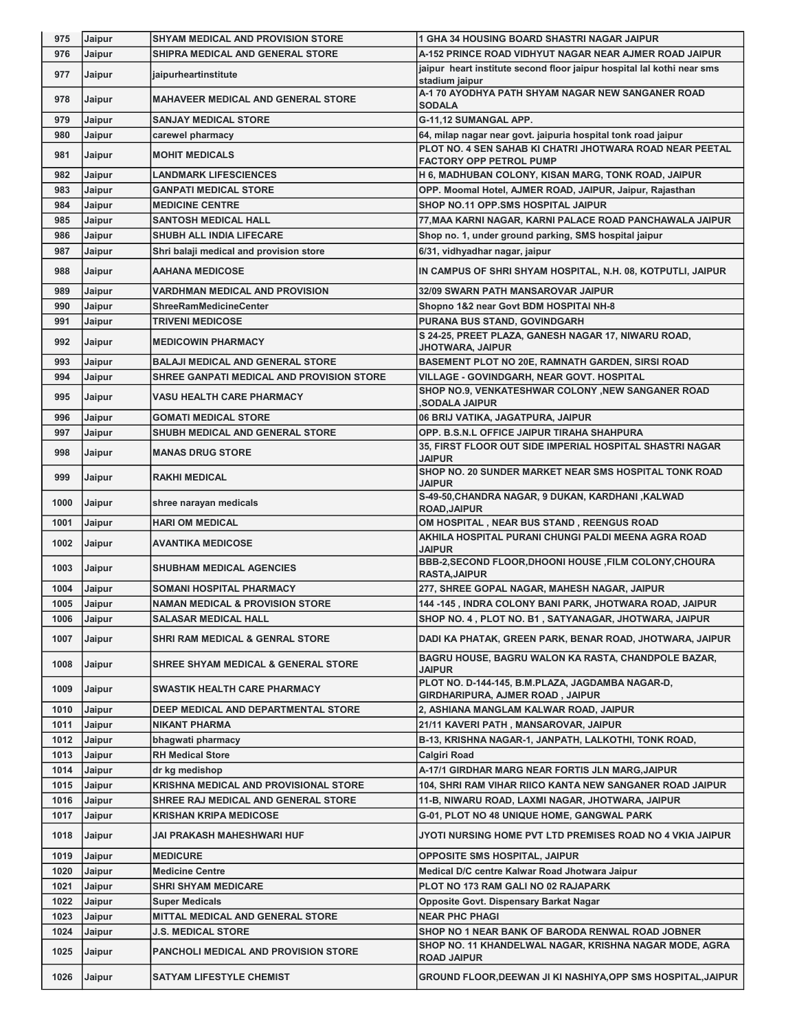| 975 | Jaipur | SHYAM MEDICAL AND PROVISION STORE | 1 GHA 34 HOUSING BOARD SHASTRI NAGAR JAIPUR |
|---|---|---|---|
| 976 | Jaipur | SHIPRA MEDICAL AND GENERAL STORE | A-152 PRINCE ROAD VIDHYUT NAGAR NEAR AJMER ROAD JAIPUR |
| 977 | Jaipur | jaipurheartinstitute | jaipur heart institute second floor jaipur hospital lal kothi near sms stadium jaipur |
| 978 | Jaipur | MAHAVEER MEDICAL AND GENERAL STORE | A-1 70 AYODHYA PATH SHYAM NAGAR NEW SANGANER ROAD SODALA |
| 979 | Jaipur | SANJAY MEDICAL STORE | G-11,12 SUMANGAL APP. |
| 980 | Jaipur | carewel pharmacy | 64, milap nagar near govt. jaipuria hospital tonk road jaipur |
| 981 | Jaipur | MOHIT MEDICALS | PLOT NO. 4 SEN SAHAB KI CHATRI JHOTWARA ROAD NEAR PEETAL FACTORY OPP PETROL PUMP |
| 982 | Jaipur | LANDMARK LIFESCIENCES | H 6, MADHUBAN COLONY, KISAN MARG, TONK ROAD, JAIPUR |
| 983 | Jaipur | GANPATI MEDICAL STORE | OPP. Moomal Hotel, AJMER ROAD, JAIPUR, Jaipur, Rajasthan |
| 984 | Jaipur | MEDICINE CENTRE | SHOP NO.11 OPP.SMS HOSPITAL JAIPUR |
| 985 | Jaipur | SANTOSH MEDICAL HALL | 77,MAA KARNI NAGAR, KARNI PALACE ROAD PANCHAWALA JAIPUR |
| 986 | Jaipur | SHUBH ALL INDIA LIFECARE | Shop no. 1, under ground parking, SMS hospital jaipur |
| 987 | Jaipur | Shri balaji medical and provision store | 6/31, vidhyadhar nagar, jaipur |
| 988 | Jaipur | AAHANA MEDICOSE | IN CAMPUS OF SHRI SHYAM HOSPITAL, N.H. 08, KOTPUTLI, JAIPUR |
| 989 | Jaipur | VARDHMAN MEDICAL AND PROVISION | 32/09 SWARN PATH MANSAROVAR JAIPUR |
| 990 | Jaipur | ShreeRamMedicineCenter | Shopno 1&2 near Govt BDM HOSPITAl NH-8 |
| 991 | Jaipur | TRIVENI MEDICOSE | PURANA BUS STAND, GOVINDGARH |
| 992 | Jaipur | MEDICOWIN PHARMACY | S 24-25, PREET PLAZA, GANESH NAGAR 17, NIWARU ROAD, JHOTWARA, JAIPUR |
| 993 | Jaipur | BALAJI MEDICAL AND GENERAL STORE | BASEMENT PLOT NO 20E, RAMNATH GARDEN, SIRSI ROAD |
| 994 | Jaipur | SHREE GANPATI MEDICAL AND PROVISION STORE | VILLAGE - GOVINDGARH, NEAR GOVT. HOSPITAL |
| 995 | Jaipur | VASU HEALTH CARE PHARMACY | SHOP NO.9, VENKATESHWAR COLONY ,NEW SANGANER ROAD ,SODALA JAIPUR |
| 996 | Jaipur | GOMATI MEDICAL STORE | 06 BRIJ VATIKA, JAGATPURA, JAIPUR |
| 997 | Jaipur | SHUBH MEDICAL AND GENERAL STORE | OPP. B.S.N.L OFFICE JAIPUR TIRAHA SHAHPURA |
| 998 | Jaipur | MANAS DRUG STORE | 35, FIRST FLOOR OUT SIDE IMPERIAL HOSPITAL SHASTRI NAGAR JAIPUR |
| 999 | Jaipur | RAKHI MEDICAL | SHOP NO. 20 SUNDER MARKET NEAR SMS HOSPITAL TONK ROAD JAIPUR |
| 1000 | Jaipur | shree narayan medicals | S-49-50,CHANDRA NAGAR, 9 DUKAN, KARDHANI ,KALWAD ROAD,JAIPUR |
| 1001 | Jaipur | HARI OM MEDICAL | OM HOSPITAL , NEAR BUS STAND , REENGUS ROAD |
| 1002 | Jaipur | AVANTIKA MEDICOSE | AKHILA HOSPITAL PURANI CHUNGI PALDI MEENA AGRA ROAD JAIPUR |
| 1003 | Jaipur | SHUBHAM MEDICAL AGENCIES | BBB-2,SECOND FLOOR,DHOONI HOUSE ,FILM COLONY,CHOURA RASTA,JAIPUR |
| 1004 | Jaipur | SOMANI HOSPITAL PHARMACY | 277, SHREE GOPAL NAGAR, MAHESH NAGAR, JAIPUR |
| 1005 | Jaipur | NAMAN MEDICAL & PROVISION STORE | 144 -145 , INDRA COLONY BANI PARK, JHOTWARA ROAD, JAIPUR |
| 1006 | Jaipur | SALASAR MEDICAL HALL | SHOP NO. 4 , PLOT NO. B1 , SATYANAGAR, JHOTWARA, JAIPUR |
| 1007 | Jaipur | SHRI RAM MEDICAL & GENRAL STORE | DADI KA PHATAK, GREEN PARK, BENAR ROAD, JHOTWARA, JAIPUR |
| 1008 | Jaipur | SHREE SHYAM MEDICAL & GENERAL STORE | BAGRU HOUSE, BAGRU WALON KA RASTA, CHANDPOLE BAZAR, JAIPUR |
| 1009 | Jaipur | SWASTIK HEALTH CARE PHARMACY | PLOT NO. D-144-145, B.M.PLAZA, JAGDAMBA NAGAR-D, GIRDHARIPURA, AJMER ROAD , JAIPUR |
| 1010 | Jaipur | DEEP MEDICAL AND DEPARTMENTAL STORE | 2, ASHIANA MANGLAM KALWAR ROAD, JAIPUR |
| 1011 | Jaipur | NIKANT PHARMA | 21/11 KAVERI PATH , MANSAROVAR, JAIPUR |
| 1012 | Jaipur | bhagwati pharmacy | B-13, KRISHNA NAGAR-1, JANPATH, LALKOTHI, TONK ROAD, |
| 1013 | Jaipur | RH Medical Store | Calgiri Road |
| 1014 | Jaipur | dr kg medishop | A-17/1 GIRDHAR MARG NEAR FORTIS JLN MARG,JAIPUR |
| 1015 | Jaipur | KRISHNA MEDICAL AND PROVISIONAL STORE | 104, SHRI RAM VIHAR RIICO KANTA NEW SANGANER ROAD JAIPUR |
| 1016 | Jaipur | SHREE RAJ MEDICAL AND GENERAL STORE | 11-B, NIWARU ROAD, LAXMI NAGAR, JHOTWARA, JAIPUR |
| 1017 | Jaipur | KRISHAN KRIPA MEDICOSE | G-01, PLOT NO 48 UNIQUE HOME, GANGWAL PARK |
| 1018 | Jaipur | JAI PRAKASH MAHESHWARI HUF | JYOTI NURSING HOME PVT LTD PREMISES ROAD NO 4 VKIA JAIPUR |
| 1019 | Jaipur | MEDICURE | OPPOSITE SMS HOSPITAL, JAIPUR |
| 1020 | Jaipur | Medicine Centre | Medical D/C centre Kalwar Road Jhotwara Jaipur |
| 1021 | Jaipur | SHRI SHYAM MEDICARE | PLOT NO 173 RAM GALI NO 02 RAJAPARK |
| 1022 | Jaipur | Super Medicals | Opposite Govt. Dispensary Barkat Nagar |
| 1023 | Jaipur | MITTAL MEDICAL AND GENERAL STORE | NEAR PHC PHAGI |
| 1024 | Jaipur | J.S. MEDICAL STORE | SHOP NO 1 NEAR BANK OF BARODA RENWAL ROAD JOBNER |
| 1025 | Jaipur | PANCHOLI MEDICAL AND PROVISION STORE | SHOP NO. 11 KHANDELWAL NAGAR, KRISHNA NAGAR MODE, AGRA ROAD JAIPUR |
| 1026 | Jaipur | SATYAM LIFESTYLE CHEMIST | GROUND FLOOR,DEEWAN JI KI NASHIYA,OPP SMS HOSPITAL,JAIPUR |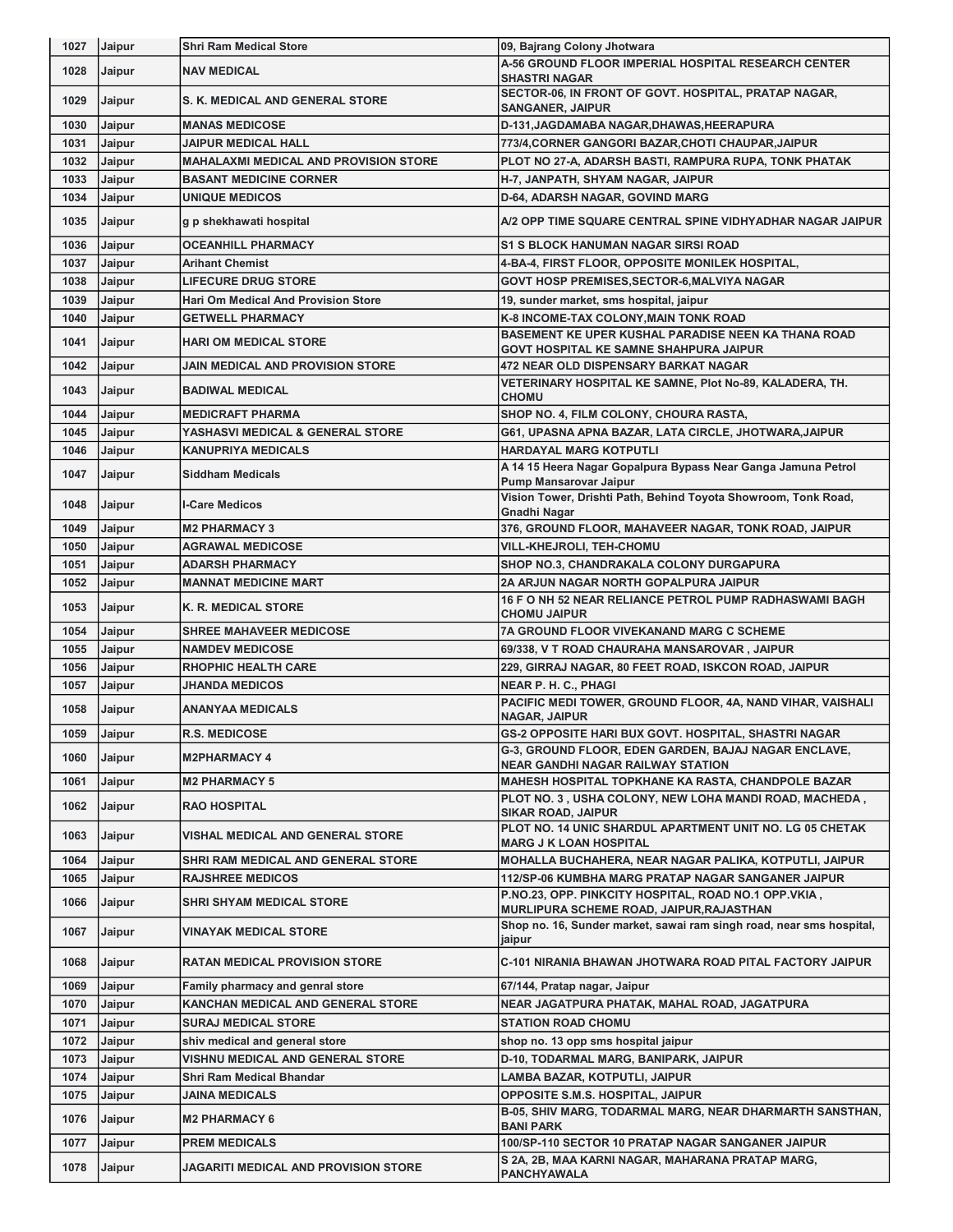| | | | |
|---|---|---|---|
| 1027 | Jaipur | Shri Ram Medical Store | 09, Bajrang Colony Jhotwara |
| 1028 | Jaipur | NAV MEDICAL | A-56 GROUND FLOOR IMPERIAL HOSPITAL RESEARCH CENTER SHASTRI NAGAR |
| 1029 | Jaipur | S. K. MEDICAL AND GENERAL STORE | SECTOR-06, IN FRONT OF GOVT. HOSPITAL, PRATAP NAGAR, SANGANER, JAIPUR |
| 1030 | Jaipur | MANAS MEDICOSE | D-131,JAGDAMABA NAGAR,DHAWAS,HEERAPURA |
| 1031 | Jaipur | JAIPUR MEDICAL HALL | 773/4,CORNER GANGORI BAZAR,CHOTI CHAUPAR,JAIPUR |
| 1032 | Jaipur | MAHALAXMI MEDICAL AND PROVISION STORE | PLOT NO 27-A, ADARSH BASTI, RAMPURA RUPA, TONK PHATAK |
| 1033 | Jaipur | BASANT MEDICINE CORNER | H-7, JANPATH, SHYAM NAGAR, JAIPUR |
| 1034 | Jaipur | UNIQUE MEDICOS | D-64, ADARSH NAGAR, GOVIND MARG |
| 1035 | Jaipur | g p shekhawati hospital | A/2 OPP TIME SQUARE CENTRAL SPINE VIDHYADHAR NAGAR JAIPUR |
| 1036 | Jaipur | OCEANHILL PHARMACY | S1 S BLOCK HANUMAN NAGAR SIRSI ROAD |
| 1037 | Jaipur | Arihant Chemist | 4-BA-4, FIRST FLOOR, OPPOSITE MONILEK HOSPITAL, |
| 1038 | Jaipur | LIFECURE DRUG STORE | GOVT HOSP PREMISES,SECTOR-6,MALVIYA NAGAR |
| 1039 | Jaipur | Hari Om Medical And Provision Store | 19, sunder market, sms hospital, jaipur |
| 1040 | Jaipur | GETWELL PHARMACY | K-8 INCOME-TAX COLONY,MAIN TONK ROAD |
| 1041 | Jaipur | HARI OM MEDICAL STORE | BASEMENT KE UPER KUSHAL PARADISE NEEN KA THANA ROAD GOVT HOSPITAL KE SAMNE SHAHPURA JAIPUR |
| 1042 | Jaipur | JAIN MEDICAL AND PROVISION STORE | 472 NEAR OLD DISPENSARY BARKAT NAGAR |
| 1043 | Jaipur | BADIWAL MEDICAL | VETERINARY HOSPITAL KE SAMNE, Plot No-89, KALADERA, TH. CHOMU |
| 1044 | Jaipur | MEDICRAFT PHARMA | SHOP NO. 4, FILM COLONY, CHOURA RASTA, |
| 1045 | Jaipur | YASHASVI MEDICAL & GENERAL STORE | G61, UPASNA APNA BAZAR, LATA CIRCLE, JHOTWARA,JAIPUR |
| 1046 | Jaipur | KANUPRIYA MEDICALS | HARDAYAL MARG KOTPUTLI |
| 1047 | Jaipur | Siddham Medicals | A 14 15 Heera Nagar Gopalpura Bypass Near Ganga Jamuna Petrol Pump Mansarovar Jaipur |
| 1048 | Jaipur | I-Care Medicos | Vision Tower, Drishti Path, Behind Toyota Showroom, Tonk Road, Gnadhi Nagar |
| 1049 | Jaipur | M2 PHARMACY 3 | 376, GROUND FLOOR, MAHAVEER NAGAR, TONK ROAD, JAIPUR |
| 1050 | Jaipur | AGRAWAL MEDICOSE | VILL-KHEJROLI, TEH-CHOMU |
| 1051 | Jaipur | ADARSH PHARMACY | SHOP NO.3, CHANDRAKALA COLONY DURGAPURA |
| 1052 | Jaipur | MANNAT MEDICINE MART | 2A ARJUN NAGAR NORTH GOPALPURA JAIPUR |
| 1053 | Jaipur | K. R. MEDICAL STORE | 16 F O NH 52 NEAR RELIANCE PETROL PUMP RADHASWAMI BAGH CHOMU JAIPUR |
| 1054 | Jaipur | SHREE MAHAVEER MEDICOSE | 7A GROUND FLOOR VIVEKANAND MARG C SCHEME |
| 1055 | Jaipur | NAMDEV MEDICOSE | 69/338, V T ROAD CHAURAHA MANSAROVAR , JAIPUR |
| 1056 | Jaipur | RHOPHIC HEALTH CARE | 229, GIRRAJ NAGAR, 80 FEET ROAD, ISKCON ROAD, JAIPUR |
| 1057 | Jaipur | JHANDA MEDICOS | NEAR P. H. C., PHAGI |
| 1058 | Jaipur | ANANYAA MEDICALS | PACIFIC MEDI TOWER, GROUND FLOOR, 4A, NAND VIHAR, VAISHALI NAGAR, JAIPUR |
| 1059 | Jaipur | R.S. MEDICOSE | GS-2 OPPOSITE HARI BUX GOVT. HOSPITAL, SHASTRI NAGAR |
| 1060 | Jaipur | M2PHARMACY 4 | G-3, GROUND FLOOR, EDEN GARDEN, BAJAJ NAGAR ENCLAVE, NEAR GANDHI NAGAR RAILWAY STATION |
| 1061 | Jaipur | M2 PHARMACY 5 | MAHESH HOSPITAL TOPKHANE KA RASTA, CHANDPOLE BAZAR |
| 1062 | Jaipur | RAO HOSPITAL | PLOT NO. 3 , USHA COLONY, NEW LOHA MANDI ROAD, MACHEDA , SIKAR ROAD, JAIPUR |
| 1063 | Jaipur | VISHAL MEDICAL AND GENERAL STORE | PLOT NO. 14 UNIC SHARDUL APARTMENT UNIT NO. LG 05 CHETAK MARG J K LOAN HOSPITAL |
| 1064 | Jaipur | SHRI RAM MEDICAL AND GENERAL STORE | MOHALLA BUCHAHERA, NEAR NAGAR PALIKA, KOTPUTLI, JAIPUR |
| 1065 | Jaipur | RAJSHREE MEDICOS | 112/SP-06 KUMBHA MARG PRATAP NAGAR SANGANER JAIPUR |
| 1066 | Jaipur | SHRI SHYAM MEDICAL STORE | P.NO.23, OPP. PINKCITY HOSPITAL, ROAD NO.1 OPP.VKIA , MURLIPURA SCHEME ROAD, JAIPUR,RAJASTHAN |
| 1067 | Jaipur | VINAYAK MEDICAL STORE | Shop no. 16, Sunder market, sawai ram singh road, near sms hospital, jaipur |
| 1068 | Jaipur | RATAN MEDICAL PROVISION STORE | C-101 NIRANIA BHAWAN JHOTWARA ROAD PITAL FACTORY JAIPUR |
| 1069 | Jaipur | Family pharmacy and genral store | 67/144, Pratap nagar, Jaipur |
| 1070 | Jaipur | KANCHAN MEDICAL AND GENERAL STORE | NEAR JAGATPURA PHATAK, MAHAL ROAD, JAGATPURA |
| 1071 | Jaipur | SURAJ MEDICAL STORE | STATION ROAD CHOMU |
| 1072 | Jaipur | shiv medical and general store | shop no. 13 opp sms hospital jaipur |
| 1073 | Jaipur | VISHNU MEDICAL AND GENERAL STORE | D-10, TODARMAL MARG, BANIPARK, JAIPUR |
| 1074 | Jaipur | Shri Ram Medical Bhandar | LAMBA BAZAR, KOTPUTLI, JAIPUR |
| 1075 | Jaipur | JAINA MEDICALS | OPPOSITE S.M.S. HOSPITAL, JAIPUR |
| 1076 | Jaipur | M2 PHARMACY 6 | B-05, SHIV MARG, TODARMAL MARG, NEAR DHARMARTH SANSTHAN, BANI PARK |
| 1077 | Jaipur | PREM MEDICALS | 100/SP-110 SECTOR 10 PRATAP NAGAR SANGANER JAIPUR |
| 1078 | Jaipur | JAGARITI MEDICAL AND PROVISION STORE | S 2A, 2B, MAA KARNI NAGAR, MAHARANA PRATAP MARG, PANCHYAWALA |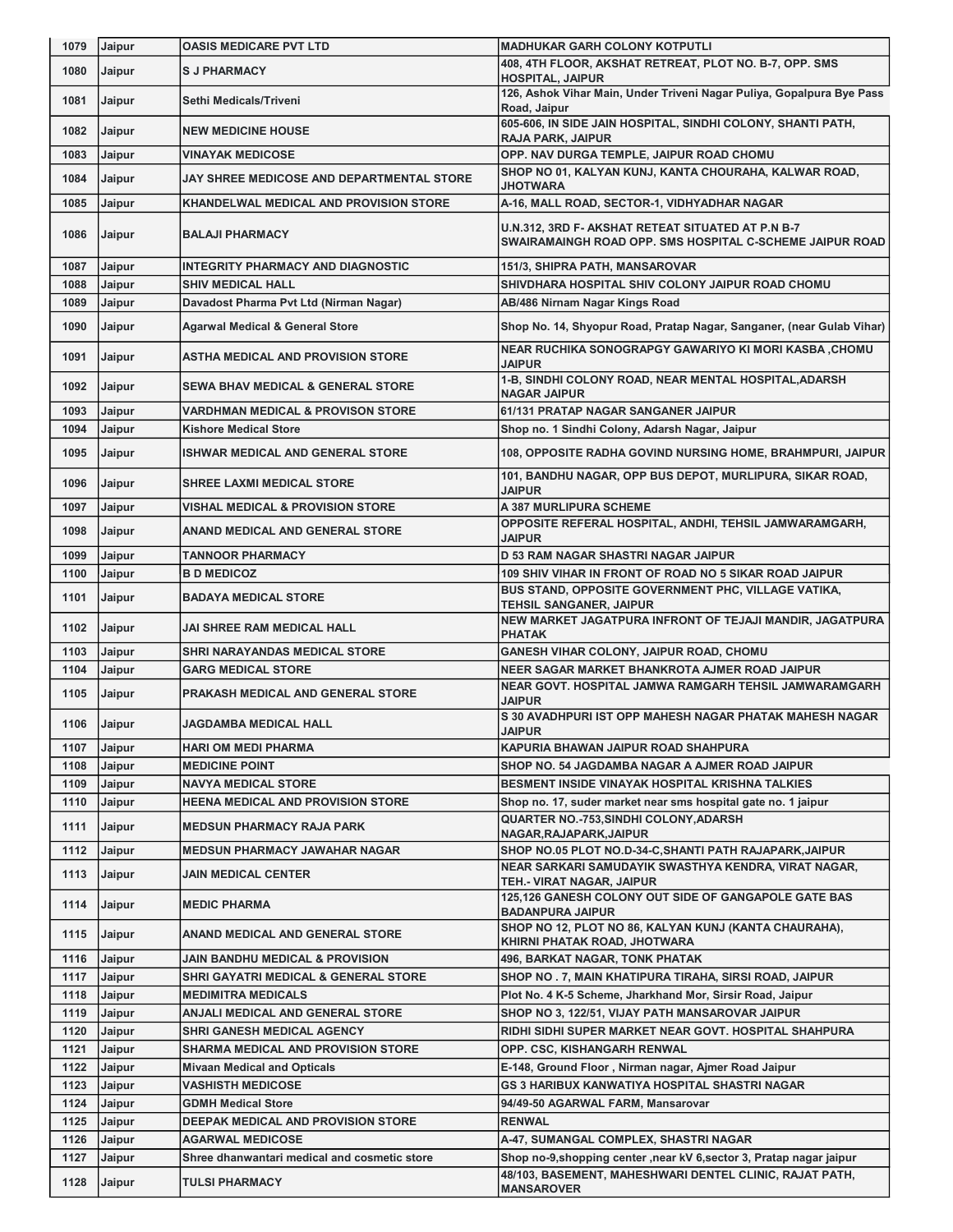| 1079 | Jaipur | OASIS MEDICARE PVT LTD | MADHUKAR GARH COLONY KOTPUTLI |
|---|---|---|---|
| 1080 | Jaipur | S J PHARMACY | 408, 4TH FLOOR, AKSHAT RETREAT, PLOT NO. B-7, OPP. SMS HOSPITAL, JAIPUR |
| 1081 | Jaipur | Sethi Medicals/Triveni | 126, Ashok Vihar Main, Under Triveni Nagar Puliya, Gopalpura Bye Pass Road, Jaipur |
| 1082 | Jaipur | NEW MEDICINE HOUSE | 605-606, IN SIDE JAIN HOSPITAL, SINDHI COLONY, SHANTI PATH, RAJA PARK, JAIPUR |
| 1083 | Jaipur | VINAYAK MEDICOSE | OPP. NAV DURGA TEMPLE, JAIPUR ROAD CHOMU |
| 1084 | Jaipur | JAY SHREE MEDICOSE AND DEPARTMENTAL STORE | SHOP NO 01, KALYAN KUNJ, KANTA CHOURAHA, KALWAR ROAD, JHOTWARA |
| 1085 | Jaipur | KHANDELWAL MEDICAL AND PROVISION STORE | A-16, MALL ROAD, SECTOR-1, VIDHYADHAR NAGAR |
| 1086 | Jaipur | BALAJI PHARMACY | U.N.312, 3RD F- AKSHAT RETEAT SITUATED AT P.N B-7 SWAIRAMAINGH ROAD OPP. SMS HOSPITAL C-SCHEME JAIPUR ROAD |
| 1087 | Jaipur | INTEGRITY PHARMACY AND DIAGNOSTIC | 151/3, SHIPRA PATH, MANSAROVAR |
| 1088 | Jaipur | SHIV MEDICAL HALL | SHIVDHARA HOSPITAL SHIV COLONY JAIPUR ROAD CHOMU |
| 1089 | Jaipur | Davadost Pharma Pvt Ltd (Nirman Nagar) | AB/486 Nirnam Nagar Kings Road |
| 1090 | Jaipur | Agarwal Medical & General Store | Shop No. 14, Shyopur Road, Pratap Nagar, Sanganer, (near Gulab Vihar) |
| 1091 | Jaipur | ASTHA MEDICAL AND PROVISION STORE | NEAR RUCHIKA SONOGRAPGY GAWARIYO KI MORI KASBA ,CHOMU JAIPUR |
| 1092 | Jaipur | SEWA BHAV MEDICAL & GENERAL STORE | 1-B, SINDHI COLONY ROAD, NEAR MENTAL HOSPITAL,ADARSH NAGAR JAIPUR |
| 1093 | Jaipur | VARDHMAN MEDICAL & PROVISON STORE | 61/131 PRATAP NAGAR SANGANER JAIPUR |
| 1094 | Jaipur | Kishore Medical Store | Shop no. 1 Sindhi Colony, Adarsh Nagar, Jaipur |
| 1095 | Jaipur | ISHWAR MEDICAL AND GENERAL STORE | 108, OPPOSITE RADHA GOVIND NURSING HOME, BRAHMPURI, JAIPUR |
| 1096 | Jaipur | SHREE LAXMI MEDICAL STORE | 101, BANDHU NAGAR, OPP BUS DEPOT, MURLIPURA, SIKAR ROAD, JAIPUR |
| 1097 | Jaipur | VISHAL MEDICAL & PROVISION STORE | A 387 MURLIPURA SCHEME |
| 1098 | Jaipur | ANAND MEDICAL AND GENERAL STORE | OPPOSITE REFERAL HOSPITAL, ANDHI, TEHSIL JAMWARAMGARH, JAIPUR |
| 1099 | Jaipur | TANNOOR PHARMACY | D 53 RAM NAGAR SHASTRI NAGAR JAIPUR |
| 1100 | Jaipur | B D MEDICOZ | 109 SHIV VIHAR IN FRONT OF ROAD NO 5 SIKAR ROAD JAIPUR |
| 1101 | Jaipur | BADAYA MEDICAL STORE | BUS STAND, OPPOSITE GOVERNMENT PHC, VILLAGE VATIKA, TEHSIL SANGANER, JAIPUR |
| 1102 | Jaipur | JAI SHREE RAM MEDICAL HALL | NEW MARKET JAGATPURA INFRONT OF TEJAJI MANDIR, JAGATPURA PHATAK |
| 1103 | Jaipur | SHRI NARAYANDAS MEDICAL STORE | GANESH VIHAR COLONY, JAIPUR ROAD, CHOMU |
| 1104 | Jaipur | GARG MEDICAL STORE | NEER SAGAR MARKET BHANKROTA AJMER ROAD JAIPUR |
| 1105 | Jaipur | PRAKASH MEDICAL AND GENERAL STORE | NEAR GOVT. HOSPITAL JAMWA RAMGARH TEHSIL JAMWARAMGARH JAIPUR |
| 1106 | Jaipur | JAGDAMBA MEDICAL HALL | S 30 AVADHPURI IST OPP MAHESH NAGAR PHATAK MAHESH NAGAR JAIPUR |
| 1107 | Jaipur | HARI OM MEDI PHARMA | KAPURIA BHAWAN JAIPUR ROAD SHAHPURA |
| 1108 | Jaipur | MEDICINE POINT | SHOP NO. 54 JAGDAMBA NAGAR A AJMER ROAD JAIPUR |
| 1109 | Jaipur | NAVYA MEDICAL STORE | BESMENT INSIDE VINAYAK HOSPITAL KRISHNA TALKIES |
| 1110 | Jaipur | HEENA MEDICAL AND PROVISION STORE | Shop no. 17, suder market near sms hospital gate no. 1 jaipur |
| 1111 | Jaipur | MEDSUN PHARMACY RAJA PARK | QUARTER NO.-753,SINDHI COLONY,ADARSH NAGAR,RAJAPARK,JAIPUR |
| 1112 | Jaipur | MEDSUN PHARMACY JAWAHAR NAGAR | SHOP NO.05 PLOT NO.D-34-C,SHANTI PATH RAJAPARK,JAIPUR |
| 1113 | Jaipur | JAIN MEDICAL CENTER | NEAR SARKARI SAMUDAYIK SWASTHYA KENDRA, VIRAT NAGAR, TEH.- VIRAT NAGAR, JAIPUR |
| 1114 | Jaipur | MEDIC PHARMA | 125,126 GANESH COLONY OUT SIDE OF GANGAPOLE GATE BAS BADANPURA JAIPUR |
| 1115 | Jaipur | ANAND MEDICAL AND GENERAL STORE | SHOP NO 12, PLOT NO 86, KALYAN KUNJ (KANTA CHAURAHA), KHIRNI PHATAK ROAD, JHOTWARA |
| 1116 | Jaipur | JAIN BANDHU MEDICAL & PROVISION | 496, BARKAT NAGAR, TONK PHATAK |
| 1117 | Jaipur | SHRI GAYATRI MEDICAL & GENERAL STORE | SHOP NO . 7, MAIN KHATIPURA TIRAHA, SIRSI ROAD, JAIPUR |
| 1118 | Jaipur | MEDIMITRA MEDICALS | Plot No. 4 K-5 Scheme, Jharkhand Mor, Sirsir Road, Jaipur |
| 1119 | Jaipur | ANJALI MEDICAL AND GENERAL STORE | SHOP NO 3, 122/51, VIJAY PATH MANSAROVAR JAIPUR |
| 1120 | Jaipur | SHRI GANESH MEDICAL AGENCY | RIDHI SIDHI SUPER MARKET NEAR GOVT. HOSPITAL SHAHPURA |
| 1121 | Jaipur | SHARMA MEDICAL AND PROVISION STORE | OPP. CSC, KISHANGARH RENWAL |
| 1122 | Jaipur | Mivaan Medical and Opticals | E-148, Ground Floor , Nirman nagar, Ajmer Road Jaipur |
| 1123 | Jaipur | VASHISTH MEDICOSE | GS 3 HARIBUX KANWATIYA HOSPITAL SHASTRI NAGAR |
| 1124 | Jaipur | GDMH Medical Store | 94/49-50 AGARWAL FARM, Mansarovar |
| 1125 | Jaipur | DEEPAK MEDICAL AND PROVISION STORE | RENWAL |
| 1126 | Jaipur | AGARWAL MEDICOSE | A-47, SUMANGAL COMPLEX, SHASTRI NAGAR |
| 1127 | Jaipur | Shree dhanwantari medical and cosmetic store | Shop no-9,shopping center ,near kV 6,sector 3, Pratap nagar jaipur |
| 1128 | Jaipur | TULSI PHARMACY | 48/103, BASEMENT, MAHESHWARI DENTEL CLINIC, RAJAT PATH, MANSAROVER |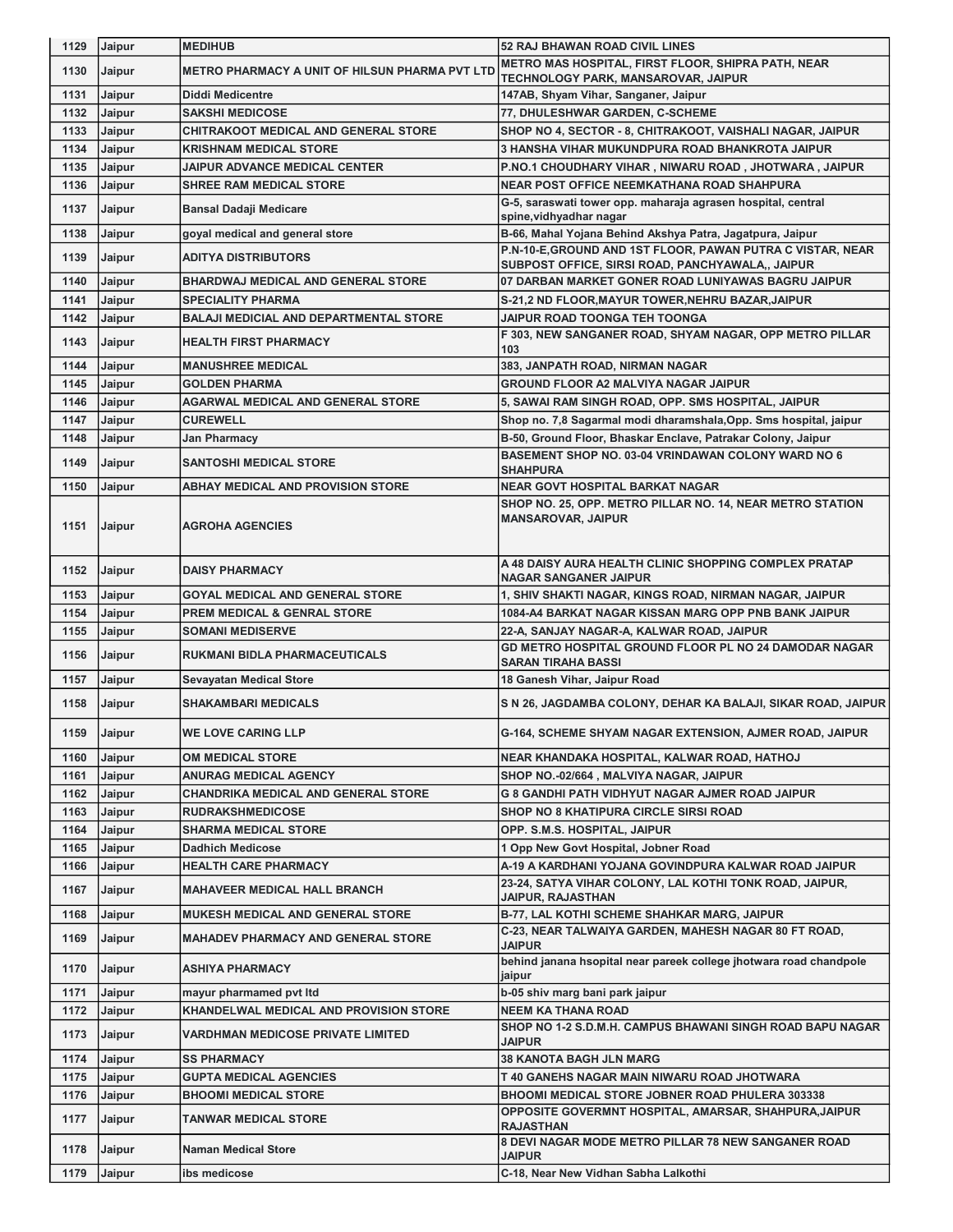| 1129 | Jaipur | MEDIHUB | 52 RAJ BHAWAN ROAD CIVIL LINES |
|---|---|---|---|
| 1130 | Jaipur | METRO PHARMACY A UNIT OF HILSUN PHARMA PVT LTD | METRO MAS HOSPITAL, FIRST FLOOR, SHIPRA PATH, NEAR TECHNOLOGY PARK, MANSAROVAR, JAIPUR |
| 1131 | Jaipur | Diddi Medicentre | 147AB, Shyam Vihar, Sanganer, Jaipur |
| 1132 | Jaipur | SAKSHI MEDICOSE | 77, DHULESHWAR GARDEN, C-SCHEME |
| 1133 | Jaipur | CHITRAKOOT MEDICAL AND GENERAL STORE | SHOP NO 4, SECTOR - 8, CHITRAKOOT, VAISHALI NAGAR, JAIPUR |
| 1134 | Jaipur | KRISHNAM MEDICAL STORE | 3 HANSHA VIHAR MUKUNDPURA ROAD BHANKROTA JAIPUR |
| 1135 | Jaipur | JAIPUR ADVANCE MEDICAL CENTER | P.NO.1 CHOUDHARY VIHAR , NIWARU ROAD , JHOTWARA , JAIPUR |
| 1136 | Jaipur | SHREE RAM MEDICAL STORE | NEAR POST OFFICE NEEMKATHANA ROAD SHAHPURA |
| 1137 | Jaipur | Bansal Dadaji Medicare | G-5, saraswati tower opp. maharaja agrasen hospital, central spine,vidhyadhar nagar |
| 1138 | Jaipur | goyal medical and general store | B-66, Mahal Yojana Behind Akshya Patra, Jagatpura, Jaipur |
| 1139 | Jaipur | ADITYA DISTRIBUTORS | P.N-10-E,GROUND AND 1ST FLOOR, PAWAN PUTRA C VISTAR, NEAR SUBPOST OFFICE, SIRSI ROAD, PANCHYAWALA,, JAIPUR |
| 1140 | Jaipur | BHARDWAJ MEDICAL AND GENERAL STORE | 07 DARBAN MARKET GONER ROAD LUNIYAWAS BAGRU JAIPUR |
| 1141 | Jaipur | SPECIALITY PHARMA | S-21,2 ND FLOOR,MAYUR TOWER,NEHRU BAZAR,JAIPUR |
| 1142 | Jaipur | BALAJI MEDICIAL AND DEPARTMENTAL STORE | JAIPUR ROAD TOONGA TEH TOONGA |
| 1143 | Jaipur | HEALTH FIRST PHARMACY | F 303, NEW SANGANER ROAD, SHYAM NAGAR, OPP METRO PILLAR 103 |
| 1144 | Jaipur | MANUSHREE MEDICAL | 383, JANPATH ROAD, NIRMAN NAGAR |
| 1145 | Jaipur | GOLDEN PHARMA | GROUND FLOOR A2 MALVIYA NAGAR JAIPUR |
| 1146 | Jaipur | AGARWAL MEDICAL AND GENERAL STORE | 5, SAWAI RAM SINGH ROAD, OPP. SMS HOSPITAL, JAIPUR |
| 1147 | Jaipur | CUREWELL | Shop no. 7,8 Sagarmal modi dharamshala,Opp. Sms hospital, jaipur |
| 1148 | Jaipur | Jan Pharmacy | B-50, Ground Floor, Bhaskar Enclave, Patrakar Colony, Jaipur |
| 1149 | Jaipur | SANTOSHI MEDICAL STORE | BASEMENT SHOP NO. 03-04 VRINDAWAN COLONY WARD NO 6 SHAHPURA |
| 1150 | Jaipur | ABHAY MEDICAL AND PROVISION STORE | NEAR GOVT HOSPITAL BARKAT NAGAR |
| 1151 | Jaipur | AGROHA AGENCIES | SHOP NO. 25, OPP. METRO PILLAR NO. 14, NEAR METRO STATION MANSAROVAR, JAIPUR |
| 1152 | Jaipur | DAISY PHARMACY | A 48 DAISY AURA HEALTH CLINIC SHOPPING COMPLEX PRATAP NAGAR SANGANER JAIPUR |
| 1153 | Jaipur | GOYAL MEDICAL AND GENERAL STORE | 1, SHIV SHAKTI NAGAR, KINGS ROAD, NIRMAN NAGAR, JAIPUR |
| 1154 | Jaipur | PREM MEDICAL & GENRAL STORE | 1084-A4 BARKAT NAGAR KISSAN MARG OPP PNB BANK JAIPUR |
| 1155 | Jaipur | SOMANI MEDISERVE | 22-A, SANJAY NAGAR-A, KALWAR ROAD, JAIPUR |
| 1156 | Jaipur | RUKMANI BIDLA PHARMACEUTICALS | GD METRO HOSPITAL GROUND FLOOR PL NO 24 DAMODAR NAGAR SARAN TIRAHA BASSI |
| 1157 | Jaipur | Sevayatan Medical Store | 18 Ganesh Vihar, Jaipur Road |
| 1158 | Jaipur | SHAKAMBARI MEDICALS | S N 26, JAGDAMBA COLONY, DEHAR KA BALAJI, SIKAR ROAD, JAIPUR |
| 1159 | Jaipur | WE LOVE CARING LLP | G-164, SCHEME SHYAM NAGAR EXTENSION, AJMER ROAD, JAIPUR |
| 1160 | Jaipur | OM MEDICAL STORE | NEAR KHANDAKA HOSPITAL, KALWAR ROAD, HATHOJ |
| 1161 | Jaipur | ANURAG MEDICAL AGENCY | SHOP NO.-02/664 , MALVIYA NAGAR, JAIPUR |
| 1162 | Jaipur | CHANDRIKA MEDICAL AND GENERAL STORE | G 8 GANDHI PATH VIDHYUT NAGAR AJMER ROAD JAIPUR |
| 1163 | Jaipur | RUDRAKSHMEDICOSE | SHOP NO 8 KHATIPURA CIRCLE SIRSI ROAD |
| 1164 | Jaipur | SHARMA MEDICAL STORE | OPP. S.M.S. HOSPITAL, JAIPUR |
| 1165 | Jaipur | Dadhich Medicose | 1 Opp New Govt Hospital, Jobner Road |
| 1166 | Jaipur | HEALTH CARE PHARMACY | A-19 A KARDHANI YOJANA GOVINDPURA KALWAR ROAD JAIPUR |
| 1167 | Jaipur | MAHAVEER MEDICAL HALL BRANCH | 23-24, SATYA VIHAR COLONY, LAL KOTHI TONK ROAD, JAIPUR, JAIPUR, RAJASTHAN |
| 1168 | Jaipur | MUKESH MEDICAL AND GENERAL STORE | B-77, LAL KOTHI SCHEME SHAHKAR MARG, JAIPUR |
| 1169 | Jaipur | MAHADEV PHARMACY AND GENERAL STORE | C-23, NEAR TALWAIYA GARDEN, MAHESH NAGAR 80 FT ROAD, JAIPUR |
| 1170 | Jaipur | ASHIYA PHARMACY | behind janana hsopital near pareek college jhotwara road chandpole jaipur |
| 1171 | Jaipur | mayur pharmamed pvt ltd | b-05 shiv marg bani park jaipur |
| 1172 | Jaipur | KHANDELWAL MEDICAL AND PROVISION STORE | NEEM KA THANA ROAD |
| 1173 | Jaipur | VARDHMAN MEDICOSE PRIVATE LIMITED | SHOP NO 1-2 S.D.M.H. CAMPUS BHAWANI SINGH ROAD BAPU NAGAR JAIPUR |
| 1174 | Jaipur | SS PHARMACY | 38 KANOTA BAGH JLN MARG |
| 1175 | Jaipur | GUPTA MEDICAL AGENCIES | T 40 GANEHS NAGAR MAIN NIWARU ROAD JHOTWARA |
| 1176 | Jaipur | BHOOMI MEDICAL STORE | BHOOMI MEDICAL STORE JOBNER ROAD PHULERA 303338 |
| 1177 | Jaipur | TANWAR MEDICAL STORE | OPPOSITE GOVERMNT HOSPITAL, AMARSAR, SHAHPURA,JAIPUR RAJASTHAN |
| 1178 | Jaipur | Naman Medical Store | 8 DEVI NAGAR MODE METRO PILLAR 78 NEW SANGANER ROAD JAIPUR |
| 1179 | Jaipur | ibs medicose | C-18, Near New Vidhan Sabha Lalkothi |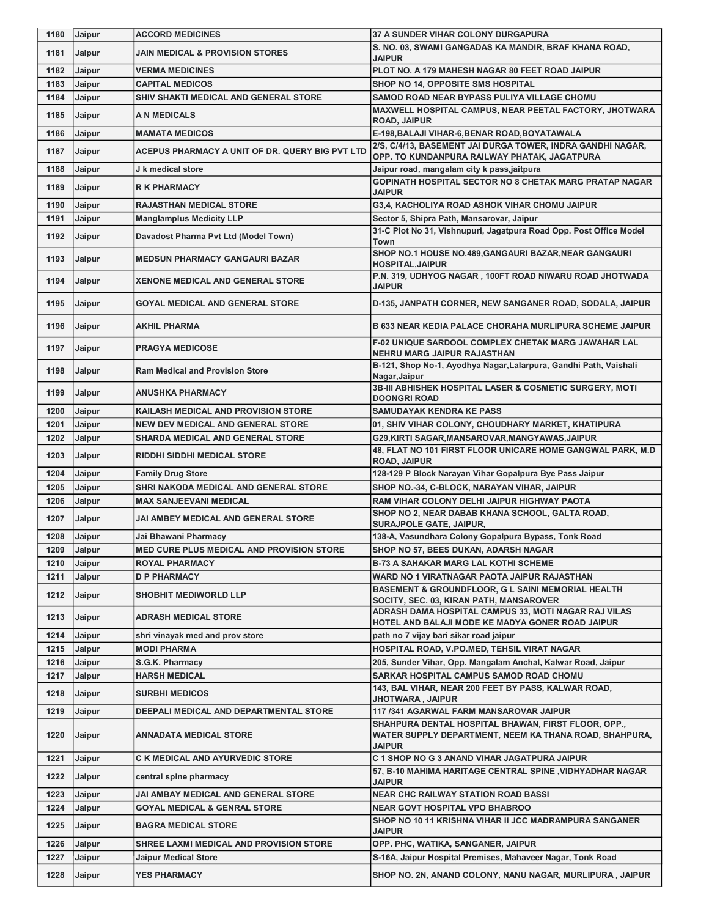| 1180 | Jaipur | ACCORD MEDICINES | 37 A SUNDER VIHAR COLONY DURGAPURA |
|---|---|---|---|
| 1181 | Jaipur | JAIN MEDICAL & PROVISION STORES | S. NO. 03, SWAMI GANGADAS KA MANDIR, BRAF KHANA ROAD, JAIPUR |
| 1182 | Jaipur | VERMA MEDICINES | PLOT NO. A 179 MAHESH NAGAR 80 FEET ROAD JAIPUR |
| 1183 | Jaipur | CAPITAL MEDICOS | SHOP NO 14, OPPOSITE SMS HOSPITAL |
| 1184 | Jaipur | SHIV SHAKTI MEDICAL AND GENERAL STORE | SAMOD ROAD NEAR BYPASS PULIYA VILLAGE CHOMU |
| 1185 | Jaipur | A N MEDICALS | MAXWELL HOSPITAL CAMPUS, NEAR PEETAL FACTORY, JHOTWARA ROAD, JAIPUR |
| 1186 | Jaipur | MAMATA MEDICOS | E-198,BALAJI VIHAR-6,BENAR ROAD,BOYATAWALA |
| 1187 | Jaipur | ACEPUS PHARMACY A UNIT OF DR. QUERY BIG PVT LTD | 2/S, C/4/13, BASEMENT JAI DURGA TOWER, INDRA GANDHI NAGAR, OPP. TO KUNDANPURA RAILWAY PHATAK, JAGATPURA |
| 1188 | Jaipur | J k medical store | Jaipur road, mangalam city k pass,jaitpura |
| 1189 | Jaipur | R K PHARMACY | GOPINATH HOSPITAL SECTOR NO 8 CHETAK MARG PRATAP NAGAR JAIPUR |
| 1190 | Jaipur | RAJASTHAN MEDICAL STORE | G3,4, KACHOLIYA ROAD ASHOK VIHAR CHOMU JAIPUR |
| 1191 | Jaipur | Manglamplus Medicity LLP | Sector 5, Shipra Path, Mansarovar, Jaipur |
| 1192 | Jaipur | Davadost Pharma Pvt Ltd (Model Town) | 31-C Plot No 31, Vishnupuri, Jagatpura Road Opp. Post Office Model Town |
| 1193 | Jaipur | MEDSUN PHARMACY GANGAURI BAZAR | SHOP NO.1 HOUSE NO.489,GANGAURI BAZAR,NEAR GANGAURI HOSPITAL,JAIPUR |
| 1194 | Jaipur | XENONE MEDICAL AND GENERAL STORE | P.N. 319, UDHYOG NAGAR , 100FT ROAD NIWARU ROAD JHOTWADA JAIPUR |
| 1195 | Jaipur | GOYAL MEDICAL AND GENERAL STORE | D-135, JANPATH CORNER, NEW SANGANER ROAD, SODALA, JAIPUR |
| 1196 | Jaipur | AKHIL PHARMA | B 633 NEAR KEDIA PALACE CHORAHA MURLIPURA SCHEME JAIPUR |
| 1197 | Jaipur | PRAGYA MEDICOSE | F-02 UNIQUE SARDOOL COMPLEX CHETAK MARG JAWAHAR LAL NEHRU MARG JAIPUR RAJASTHAN |
| 1198 | Jaipur | Ram Medical and Provision Store | B-121, Shop No-1, Ayodhya Nagar,Lalarpura, Gandhi Path, Vaishali Nagar,Jaipur |
| 1199 | Jaipur | ANUSHKA PHARMACY | 3B-III ABHISHEK HOSPITAL LASER & COSMETIC SURGERY, MOTI DOONGRI ROAD |
| 1200 | Jaipur | KAILASH MEDICAL AND PROVISION STORE | SAMUDAYAK KENDRA KE PASS |
| 1201 | Jaipur | NEW DEV MEDICAL AND GENERAL STORE | 01, SHIV VIHAR COLONY, CHOUDHARY MARKET, KHATIPURA |
| 1202 | Jaipur | SHARDA MEDICAL AND GENERAL STORE | G29,KIRTI SAGAR,MANSAROVAR,MANGYAWAS,JAIPUR |
| 1203 | Jaipur | RIDDHI SIDDHI MEDICAL STORE | 48, FLAT NO 101 FIRST FLOOR UNICARE HOME GANGWAL PARK, M.D ROAD, JAIPUR |
| 1204 | Jaipur | Family Drug Store | 128-129 P Block Narayan Vihar Gopalpura Bye Pass Jaipur |
| 1205 | Jaipur | SHRI NAKODA MEDICAL AND GENERAL STORE | SHOP NO.-34, C-BLOCK, NARAYAN VIHAR, JAIPUR |
| 1206 | Jaipur | MAX SANJEEVANI MEDICAL | RAM VIHAR COLONY DELHI JAIPUR HIGHWAY PAOTA |
| 1207 | Jaipur | JAI AMBEY MEDICAL AND GENERAL STORE | SHOP NO 2, NEAR DABAB KHANA SCHOOL, GALTA ROAD, SURAJPOLE GATE, JAIPUR, |
| 1208 | Jaipur | Jai Bhawani Pharmacy | 138-A, Vasundhara Colony Gopalpura Bypass, Tonk Road |
| 1209 | Jaipur | MED CURE PLUS MEDICAL AND PROVISION STORE | SHOP NO 57, BEES DUKAN, ADARSH NAGAR |
| 1210 | Jaipur | ROYAL PHARMACY | B-73 A SAHAKAR MARG LAL KOTHI SCHEME |
| 1211 | Jaipur | D P PHARMACY | WARD NO 1 VIRATNAGAR PAOTA JAIPUR RAJASTHAN |
| 1212 | Jaipur | SHOBHIT MEDIWORLD LLP | BASEMENT & GROUNDFLOOR, G L SAINI MEMORIAL HEALTH SOCITY, SEC. 03, KIRAN PATH, MANSAROVER |
| 1213 | Jaipur | ADRASH MEDICAL STORE | ADRASH DAMA HOSPITAL CAMPUS 33, MOTI NAGAR RAJ VILAS HOTEL AND BALAJI MODE KE MADYA GONER ROAD JAIPUR |
| 1214 | Jaipur | shri vinayak med and prov store | path no 7 vijay bari sikar road jaipur |
| 1215 | Jaipur | MODI PHARMA | HOSPITAL ROAD, V.PO.MED, TEHSIL VIRAT NAGAR |
| 1216 | Jaipur | S.G.K. Pharmacy | 205, Sunder Vihar, Opp. Mangalam Anchal, Kalwar Road, Jaipur |
| 1217 | Jaipur | HARSH MEDICAL | SARKAR HOSPITAL CAMPUS SAMOD ROAD CHOMU |
| 1218 | Jaipur | SURBHI MEDICOS | 143, BAL VIHAR, NEAR 200 FEET BY PASS, KALWAR ROAD, JHOTWARA , JAIPUR |
| 1219 | Jaipur | DEEPALI MEDICAL AND DEPARTMENTAL STORE | 117 /341 AGARWAL FARM MANSAROVAR JAIPUR |
| 1220 | Jaipur | ANNADATA MEDICAL STORE | SHAHPURA DENTAL HOSPITAL BHAWAN, FIRST FLOOR, OPP., WATER SUPPLY DEPARTMENT, NEEM KA THANA ROAD, SHAHPURA, JAIPUR |
| 1221 | Jaipur | C K MEDICAL AND AYURVEDIC STORE | C 1 SHOP NO G 3 ANAND VIHAR JAGATPURA JAIPUR |
| 1222 | Jaipur | central spine pharmacy | 57, B-10 MAHIMA HARITAGE CENTRAL SPINE ,VIDHYADHAR NAGAR JAIPUR |
| 1223 | Jaipur | JAI AMBAY MEDICAL AND GENERAL STORE | NEAR CHC RAILWAY STATION ROAD BASSI |
| 1224 | Jaipur | GOYAL MEDICAL & GENRAL STORE | NEAR GOVT HOSPITAL VPO BHABROO |
| 1225 | Jaipur | BAGRA MEDICAL STORE | SHOP NO 10 11 KRISHNA VIHAR II JCC MADRAMPURA SANGANER JAIPUR |
| 1226 | Jaipur | SHREE LAXMI MEDICAL AND PROVISION STORE | OPP. PHC, WATIKA, SANGANER, JAIPUR |
| 1227 | Jaipur | Jaipur Medical Store | S-16A, Jaipur Hospital Premises, Mahaveer Nagar, Tonk Road |
| 1228 | Jaipur | YES PHARMACY | SHOP NO. 2N, ANAND COLONY, NANU NAGAR, MURLIPURA , JAIPUR |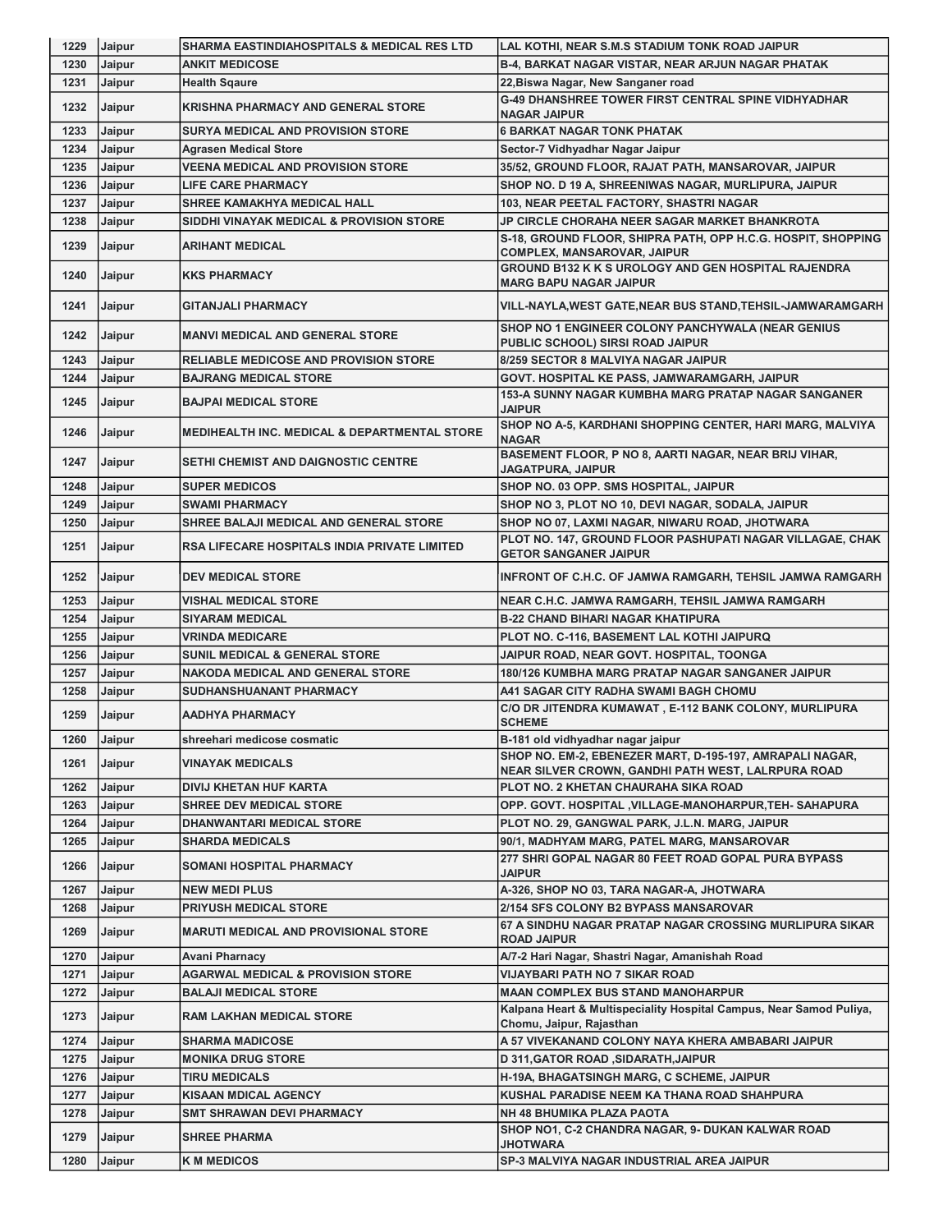| 1229 | Jaipur | SHARMA EASTINDIAHOSPITALS & MEDICAL RES LTD | LAL KOTHI, NEAR S.M.S STADIUM TONK ROAD JAIPUR |
|---|---|---|---|
| 1230 | Jaipur | ANKIT MEDICOSE | B-4, BARKAT NAGAR VISTAR, NEAR ARJUN NAGAR PHATAK |
| 1231 | Jaipur | Health Sqaure | 22,Biswa Nagar, New Sanganer road |
| 1232 | Jaipur | KRISHNA PHARMACY AND GENERAL STORE | G-49 DHANSHREE TOWER FIRST CENTRAL SPINE VIDHYADHAR NAGAR JAIPUR |
| 1233 | Jaipur | SURYA MEDICAL AND PROVISION STORE | 6 BARKAT NAGAR TONK PHATAK |
| 1234 | Jaipur | Agrasen Medical Store | Sector-7 Vidhyadhar Nagar Jaipur |
| 1235 | Jaipur | VEENA MEDICAL AND PROVISION STORE | 35/52, GROUND FLOOR, RAJAT PATH, MANSAROVAR, JAIPUR |
| 1236 | Jaipur | LIFE CARE PHARMACY | SHOP NO. D 19 A, SHREENIWAS NAGAR, MURLIPURA, JAIPUR |
| 1237 | Jaipur | SHREE KAMAKHYA MEDICAL HALL | 103, NEAR PEETAL FACTORY, SHASTRI NAGAR |
| 1238 | Jaipur | SIDDHI VINAYAK MEDICAL & PROVISION STORE | JP CIRCLE CHORAHA NEER SAGAR MARKET BHANKROTA |
| 1239 | Jaipur | ARIHANT MEDICAL | S-18, GROUND FLOOR, SHIPRA PATH, OPP H.C.G. HOSPIT, SHOPPING COMPLEX, MANSAROVAR, JAIPUR |
| 1240 | Jaipur | KKS PHARMACY | GROUND B132 K K S UROLOGY AND GEN HOSPITAL RAJENDRA MARG BAPU NAGAR JAIPUR |
| 1241 | Jaipur | GITANJALI PHARMACY | VILL-NAYLA,WEST GATE,NEAR BUS STAND,TEHSIL-JAMWARAMGARH |
| 1242 | Jaipur | MANVI MEDICAL AND GENERAL STORE | SHOP NO 1 ENGINEER COLONY PANCHYWALA (NEAR GENIUS PUBLIC SCHOOL) SIRSI ROAD JAIPUR |
| 1243 | Jaipur | RELIABLE MEDICOSE AND PROVISION STORE | 8/259 SECTOR 8 MALVIYA NAGAR JAIPUR |
| 1244 | Jaipur | BAJRANG MEDICAL STORE | GOVT. HOSPITAL KE PASS, JAMWARAMGARH, JAIPUR |
| 1245 | Jaipur | BAJPAI MEDICAL STORE | 153-A SUNNY NAGAR KUMBHA MARG PRATAP NAGAR SANGANER JAIPUR |
| 1246 | Jaipur | MEDIHEALTH INC. MEDICAL & DEPARTMENTAL STORE | SHOP NO A-5, KARDHANI SHOPPING CENTER, HARI MARG, MALVIYA NAGAR |
| 1247 | Jaipur | SETHI CHEMIST AND DAIGNOSTIC CENTRE | BASEMENT FLOOR, P NO 8, AARTI NAGAR, NEAR BRIJ VIHAR, JAGATPURA, JAIPUR |
| 1248 | Jaipur | SUPER MEDICOS | SHOP NO. 03 OPP. SMS HOSPITAL, JAIPUR |
| 1249 | Jaipur | SWAMI PHARMACY | SHOP NO 3, PLOT NO 10, DEVI NAGAR, SODALA, JAIPUR |
| 1250 | Jaipur | SHREE BALAJI MEDICAL AND GENERAL STORE | SHOP NO 07, LAXMI NAGAR, NIWARU ROAD, JHOTWARA |
| 1251 | Jaipur | RSA LIFECARE HOSPITALS INDIA PRIVATE LIMITED | PLOT NO. 147, GROUND FLOOR PASHUPATI NAGAR VILLAGAE, CHAK GETOR SANGANER JAIPUR |
| 1252 | Jaipur | DEV MEDICAL STORE | INFRONT OF C.H.C. OF JAMWA RAMGARH, TEHSIL JAMWA RAMGARH |
| 1253 | Jaipur | VISHAL MEDICAL STORE | NEAR C.H.C. JAMWA RAMGARH, TEHSIL JAMWA RAMGARH |
| 1254 | Jaipur | SIYARAM MEDICAL | B-22 CHAND BIHARI NAGAR KHATIPURA |
| 1255 | Jaipur | VRINDA MEDICARE | PLOT NO. C-116, BASEMENT LAL KOTHI JAIPURQ |
| 1256 | Jaipur | SUNIL MEDICAL & GENERAL STORE | JAIPUR ROAD, NEAR GOVT. HOSPITAL, TOONGA |
| 1257 | Jaipur | NAKODA MEDICAL AND GENERAL STORE | 180/126 KUMBHA MARG PRATAP NAGAR SANGANER JAIPUR |
| 1258 | Jaipur | SUDHANSHUANANT PHARMACY | A41 SAGAR CITY RADHA SWAMI BAGH CHOMU |
| 1259 | Jaipur | AADHYA PHARMACY | C/O DR JITENDRA KUMAWAT , E-112 BANK COLONY, MURLIPURA SCHEME |
| 1260 | Jaipur | shreehari medicose cosmatic | B-181 old vidhyadhar nagar jaipur |
| 1261 | Jaipur | VINAYAK MEDICALS | SHOP NO. EM-2, EBENEZER MART, D-195-197, AMRAPALI NAGAR, NEAR SILVER CROWN, GANDHI PATH WEST, LALRPURA ROAD |
| 1262 | Jaipur | DIVIJ KHETAN HUF KARTA | PLOT NO. 2 KHETAN CHAURAHA SIKA ROAD |
| 1263 | Jaipur | SHREE DEV MEDICAL STORE | OPP. GOVT. HOSPITAL ,VILLAGE-MANOHARPUR,TEH- SAHAPURA |
| 1264 | Jaipur | DHANWANTARI MEDICAL STORE | PLOT NO. 29, GANGWAL PARK, J.L.N. MARG, JAIPUR |
| 1265 | Jaipur | SHARDA MEDICALS | 90/1, MADHYAM MARG, PATEL MARG, MANSAROVAR |
| 1266 | Jaipur | SOMANI HOSPITAL PHARMACY | 277 SHRI GOPAL NAGAR 80 FEET ROAD GOPAL PURA BYPASS JAIPUR |
| 1267 | Jaipur | NEW MEDI PLUS | A-326, SHOP NO 03, TARA NAGAR-A, JHOTWARA |
| 1268 | Jaipur | PRIYUSH MEDICAL STORE | 2/154 SFS COLONY B2 BYPASS MANSAROVAR |
| 1269 | Jaipur | MARUTI MEDICAL AND PROVISIONAL STORE | 67 A SINDHU NAGAR PRATAP NAGAR CROSSING MURLIPURA SIKAR ROAD JAIPUR |
| 1270 | Jaipur | Avani Pharnacy | A/7-2 Hari Nagar, Shastri Nagar, Amanishah Road |
| 1271 | Jaipur | AGARWAL MEDICAL & PROVISION STORE | VIJAYBARI PATH NO 7 SIKAR ROAD |
| 1272 | Jaipur | BALAJI MEDICAL STORE | MAAN COMPLEX BUS STAND MANOHARPUR |
| 1273 | Jaipur | RAM LAKHAN MEDICAL STORE | Kalpana Heart & Multispeciality Hospital Campus, Near Samod Puliya, Chomu, Jaipur, Rajasthan |
| 1274 | Jaipur | SHARMA MADICOSE | A 57 VIVEKANAND COLONY NAYA KHERA AMBABARI JAIPUR |
| 1275 | Jaipur | MONIKA DRUG STORE | D 311,GATOR ROAD ,SIDARATH,JAIPUR |
| 1276 | Jaipur | TIRU MEDICALS | H-19A, BHAGATSINGH MARG, C SCHEME, JAIPUR |
| 1277 | Jaipur | KISAAN MDICAL AGENCY | KUSHAL PARADISE NEEM KA THANA ROAD SHAHPURA |
| 1278 | Jaipur | SMT SHRAWAN DEVI PHARMACY | NH 48 BHUMIKA PLAZA PAOTA |
| 1279 | Jaipur | SHREE PHARMA | SHOP NO1, C-2 CHANDRA NAGAR, 9- DUKAN KALWAR ROAD JHOTWARA |
| 1280 | Jaipur | K M MEDICOS | SP-3 MALVIYA NAGAR INDUSTRIAL AREA JAIPUR |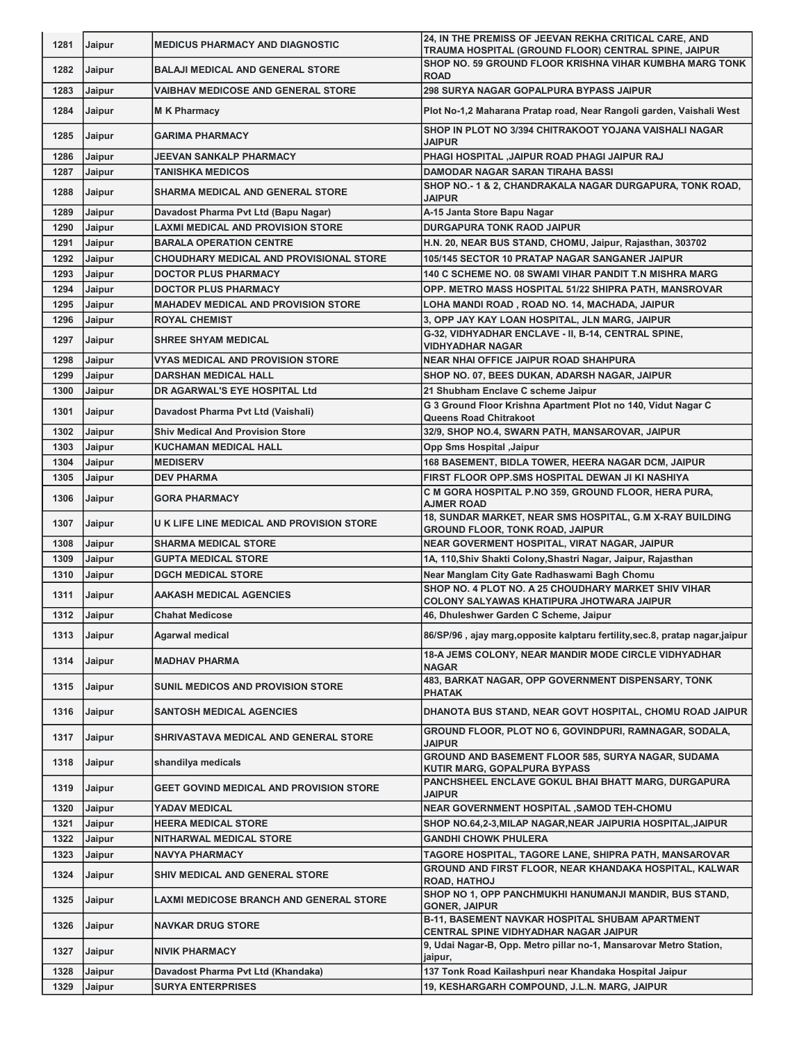| 1281 | Jaipur | MEDICUS PHARMACY AND DIAGNOSTIC | 24, IN THE PREMISS OF JEEVAN REKHA CRITICAL CARE, AND TRAUMA HOSPITAL (GROUND FLOOR) CENTRAL SPINE, JAIPUR |
|---|---|---|---|
| 1282 | Jaipur | BALAJI MEDICAL AND GENERAL STORE | SHOP NO. 59 GROUND FLOOR KRISHNA VIHAR KUMBHA MARG TONK ROAD |
| 1283 | Jaipur | VAIBHAV MEDICOSE AND GENERAL STORE | 298 SURYA NAGAR GOPALPURA BYPASS JAIPUR |
| 1284 | Jaipur | M K Pharmacy | Plot No-1,2 Maharana Pratap road, Near Rangoli garden, Vaishali West |
| 1285 | Jaipur | GARIMA PHARMACY | SHOP IN PLOT NO 3/394 CHITRAKOOT YOJANA VAISHALI NAGAR JAIPUR |
| 1286 | Jaipur | JEEVAN SANKALP PHARMACY | PHAGI HOSPITAL ,JAIPUR ROAD PHAGI JAIPUR RAJ |
| 1287 | Jaipur | TANISHKA MEDICOS | DAMODAR NAGAR SARAN TIRAHA BASSI |
| 1288 | Jaipur | SHARMA MEDICAL AND GENERAL STORE | SHOP NO.- 1 & 2, CHANDRAKALA NAGAR DURGAPURA, TONK ROAD, JAIPUR |
| 1289 | Jaipur | Davadost Pharma Pvt Ltd (Bapu Nagar) | A-15 Janta Store Bapu Nagar |
| 1290 | Jaipur | LAXMI MEDICAL AND PROVISION STORE | DURGAPURA TONK RAOD JAIPUR |
| 1291 | Jaipur | BARALA OPERATION CENTRE | H.N. 20, NEAR BUS STAND, CHOMU, Jaipur, Rajasthan, 303702 |
| 1292 | Jaipur | CHOUDHARY MEDICAL AND PROVISIONAL STORE | 105/145 SECTOR 10 PRATAP NAGAR SANGANER JAIPUR |
| 1293 | Jaipur | DOCTOR PLUS PHARMACY | 140 C SCHEME NO. 08 SWAMI VIHAR PANDIT T.N MISHRA MARG |
| 1294 | Jaipur | DOCTOR PLUS PHARMACY | OPP. METRO MASS HOSPITAL 51/22 SHIPRA PATH, MANSROVAR |
| 1295 | Jaipur | MAHADEV MEDICAL AND PROVISION STORE | LOHA MANDI ROAD , ROAD NO. 14, MACHADA, JAIPUR |
| 1296 | Jaipur | ROYAL CHEMIST | 3, OPP JAY KAY LOAN HOSPITAL, JLN MARG, JAIPUR |
| 1297 | Jaipur | SHREE SHYAM MEDICAL | G-32, VIDHYADHAR ENCLAVE - II, B-14, CENTRAL SPINE, VIDHYADHAR NAGAR |
| 1298 | Jaipur | VYAS MEDICAL AND PROVISION STORE | NEAR NHAI OFFICE JAIPUR ROAD SHAHPURA |
| 1299 | Jaipur | DARSHAN MEDICAL HALL | SHOP NO. 07, BEES DUKAN, ADARSH NAGAR, JAIPUR |
| 1300 | Jaipur | DR AGARWAL'S EYE HOSPITAL Ltd | 21 Shubham Enclave C scheme Jaipur |
| 1301 | Jaipur | Davadost Pharma Pvt Ltd (Vaishali) | G 3 Ground Floor Krishna Apartment Plot no 140, Vidut Nagar C Queens Road Chitrakoot |
| 1302 | Jaipur | Shiv Medical And Provision Store | 32/9, SHOP NO.4, SWARN PATH, MANSAROVAR, JAIPUR |
| 1303 | Jaipur | KUCHAMAN MEDICAL HALL | Opp Sms Hospital ,Jaipur |
| 1304 | Jaipur | MEDISERV | 168 BASEMENT, BIDLA TOWER, HEERA NAGAR DCM, JAIPUR |
| 1305 | Jaipur | DEV PHARMA | FIRST FLOOR OPP.SMS HOSPITAL DEWAN JI KI NASHIYA |
| 1306 | Jaipur | GORA PHARMACY | C M GORA HOSPITAL P.NO 359, GROUND FLOOR, HERA PURA, AJMER ROAD |
| 1307 | Jaipur | U K LIFE LINE MEDICAL AND PROVISION STORE | 18, SUNDAR MARKET, NEAR SMS HOSPITAL, G.M X-RAY BUILDING GROUND FLOOR, TONK ROAD, JAIPUR |
| 1308 | Jaipur | SHARMA MEDICAL STORE | NEAR GOVERMENT HOSPITAL, VIRAT NAGAR, JAIPUR |
| 1309 | Jaipur | GUPTA MEDICAL STORE | 1A, 110,Shiv Shakti Colony,Shastri Nagar, Jaipur, Rajasthan |
| 1310 | Jaipur | DGCH MEDICAL STORE | Near Manglam City Gate Radhaswami Bagh Chomu |
| 1311 | Jaipur | AAKASH MEDICAL AGENCIES | SHOP NO. 4 PLOT NO. A 25 CHOUDHARY MARKET SHIV VIHAR COLONY SALYAWAS KHATIPURA JHOTWARA JAIPUR |
| 1312 | Jaipur | Chahat Medicose | 46, Dhuleshwer Garden C Scheme, Jaipur |
| 1313 | Jaipur | Agarwal medical | 86/SP/96 , ajay marg,opposite kalptaru fertility,sec.8, pratap nagar,jaipur |
| 1314 | Jaipur | MADHAV PHARMA | 18-A JEMS COLONY, NEAR MANDIR MODE CIRCLE VIDHYADHAR NAGAR |
| 1315 | Jaipur | SUNIL MEDICOS AND PROVISION STORE | 483, BARKAT NAGAR, OPP GOVERNMENT DISPENSARY, TONK PHATAK |
| 1316 | Jaipur | SANTOSH MEDICAL AGENCIES | DHANOTA BUS STAND, NEAR GOVT HOSPITAL, CHOMU ROAD JAIPUR |
| 1317 | Jaipur | SHRIVASTAVA MEDICAL AND GENERAL STORE | GROUND FLOOR, PLOT NO 6, GOVINDPURI, RAMNAGAR, SODALA, JAIPUR |
| 1318 | Jaipur | shandilya medicals | GROUND AND BASEMENT FLOOR 585, SURYA NAGAR, SUDAMA KUTIR MARG, GOPALPURA BYPASS |
| 1319 | Jaipur | GEET GOVIND MEDICAL AND PROVISION STORE | PANCHSHEEL ENCLAVE GOKUL BHAI BHATT MARG, DURGAPURA JAIPUR |
| 1320 | Jaipur | YADAV MEDICAL | NEAR GOVERNMENT HOSPITAL ,SAMOD TEH-CHOMU |
| 1321 | Jaipur | HEERA MEDICAL STORE | SHOP NO.64,2-3,MILAP NAGAR,NEAR JAIPURIA HOSPITAL,JAIPUR |
| 1322 | Jaipur | NITHARWAL MEDICAL STORE | GANDHI CHOWK PHULERA |
| 1323 | Jaipur | NAVYA PHARMACY | TAGORE HOSPITAL, TAGORE LANE, SHIPRA PATH, MANSAROVAR |
| 1324 | Jaipur | SHIV MEDICAL AND GENERAL STORE | GROUND AND FIRST FLOOR, NEAR KHANDAKA HOSPITAL, KALWAR ROAD, HATHOJ |
| 1325 | Jaipur | LAXMI MEDICOSE BRANCH AND GENERAL STORE | SHOP NO 1, OPP PANCHMUKHI HANUMANJI MANDIR, BUS STAND, GONER, JAIPUR |
| 1326 | Jaipur | NAVKAR DRUG STORE | B-11, BASEMENT NAVKAR HOSPITAL SHUBAM APARTMENT CENTRAL SPINE VIDHYADHAR NAGAR JAIPUR |
| 1327 | Jaipur | NIVIK PHARMACY | 9, Udai Nagar-B, Opp. Metro pillar no-1, Mansarovar Metro Station, jaipur, |
| 1328 | Jaipur | Davadost Pharma Pvt Ltd (Khandaka) | 137 Tonk Road Kailashpuri near Khandaka Hospital Jaipur |
| 1329 | Jaipur | SURYA ENTERPRISES | 19, KESHARGARH COMPOUND, J.L.N. MARG, JAIPUR |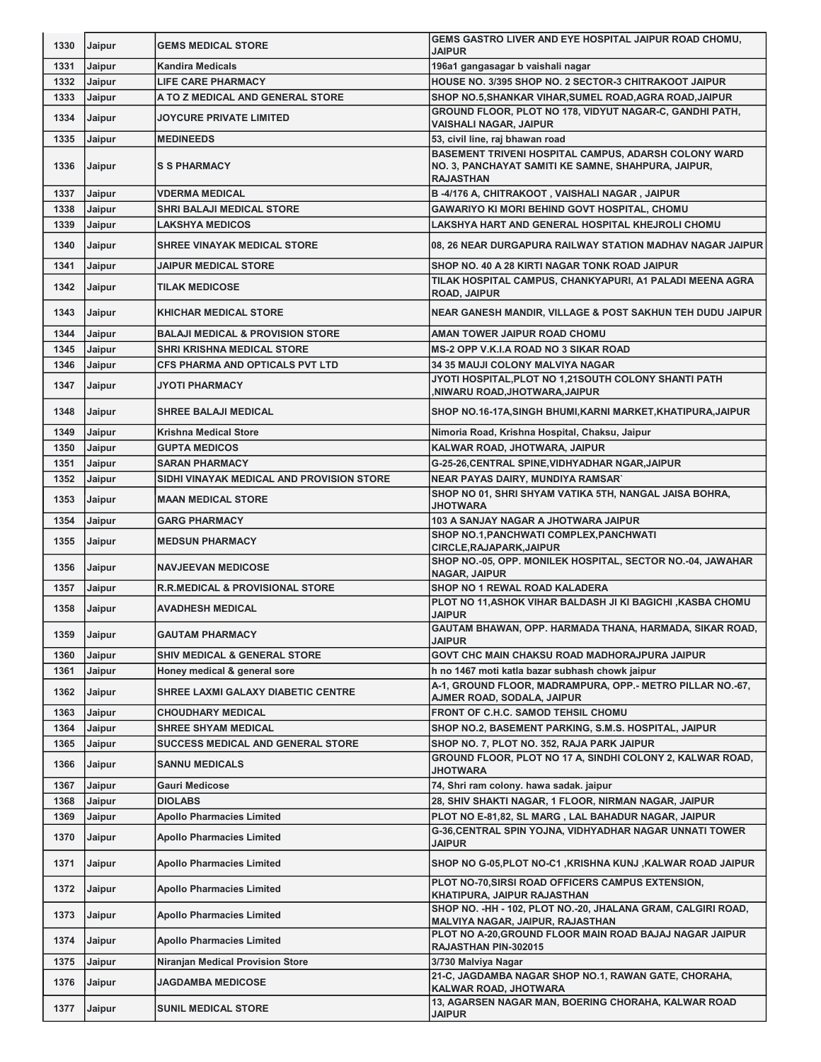| 1330 | Jaipur | GEMS MEDICAL STORE | GEMS GASTRO LIVER AND EYE HOSPITAL JAIPUR ROAD CHOMU, JAIPUR |
|---|---|---|---|
| 1331 | Jaipur | Kandira Medicals | 196a1 gangasagar b vaishali nagar |
| 1332 | Jaipur | LIFE CARE PHARMACY | HOUSE NO. 3/395 SHOP NO. 2 SECTOR-3 CHITRAKOOT JAIPUR |
| 1333 | Jaipur | A TO Z MEDICAL AND GENERAL STORE | SHOP NO.5,SHANKAR VIHAR,SUMEL ROAD,AGRA ROAD,JAIPUR |
| 1334 | Jaipur | JOYCURE PRIVATE LIMITED | GROUND FLOOR, PLOT NO 178, VIDYUT NAGAR-C, GANDHI PATH, VAISHALI NAGAR, JAIPUR |
| 1335 | Jaipur | MEDINEEDS | 53, civil line, raj bhawan road |
| 1336 | Jaipur | S S PHARMACY | BASEMENT TRIVENI HOSPITAL CAMPUS, ADARSH COLONY WARD NO. 3, PANCHAYAT SAMITI KE SAMNE, SHAHPURA, JAIPUR, RAJASTHAN |
| 1337 | Jaipur | VDERMA MEDICAL | B -4/176 A, CHITRAKOOT , VAISHALI NAGAR , JAIPUR |
| 1338 | Jaipur | SHRI BALAJI MEDICAL STORE | GAWARIYO KI MORI BEHIND GOVT HOSPITAL, CHOMU |
| 1339 | Jaipur | LAKSHYA MEDICOS | LAKSHYA HART AND GENERAL HOSPITAL KHEJROLI CHOMU |
| 1340 | Jaipur | SHREE VINAYAK MEDICAL STORE | 08, 26 NEAR DURGAPURA RAILWAY STATION MADHAV NAGAR JAIPUR |
| 1341 | Jaipur | JAIPUR MEDICAL STORE | SHOP NO. 40 A 28 KIRTI NAGAR TONK ROAD JAIPUR |
| 1342 | Jaipur | TILAK MEDICOSE | TILAK HOSPITAL CAMPUS, CHANKYAPURI, A1 PALADI MEENA AGRA ROAD, JAIPUR |
| 1343 | Jaipur | KHICHAR MEDICAL STORE | NEAR GANESH MANDIR, VILLAGE & POST SAKHUN TEH DUDU JAIPUR |
| 1344 | Jaipur | BALAJI MEDICAL & PROVISION STORE | AMAN TOWER JAIPUR ROAD CHOMU |
| 1345 | Jaipur | SHRI KRISHNA MEDICAL STORE | MS-2 OPP V.K.I.A ROAD NO 3 SIKAR ROAD |
| 1346 | Jaipur | CFS PHARMA AND OPTICALS PVT LTD | 34 35 MAUJI COLONY MALVIYA NAGAR |
| 1347 | Jaipur | JYOTI PHARMACY | JYOTI HOSPITAL,PLOT NO 1,21SOUTH COLONY SHANTI PATH ,NIWARU ROAD,JHOTWARA,JAIPUR |
| 1348 | Jaipur | SHREE BALAJI MEDICAL | SHOP NO.16-17A,SINGH BHUMI,KARNI MARKET,KHATIPURA,JAIPUR |
| 1349 | Jaipur | Krishna Medical Store | Nimoria Road, Krishna Hospital, Chaksu, Jaipur |
| 1350 | Jaipur | GUPTA MEDICOS | KALWAR ROAD, JHOTWARA, JAIPUR |
| 1351 | Jaipur | SARAN PHARMACY | G-25-26,CENTRAL SPINE,VIDHYADHAR NGAR,JAIPUR |
| 1352 | Jaipur | SIDHI VINAYAK MEDICAL AND PROVISION STORE | NEAR PAYAS DAIRY, MUNDIYA RAMSAR` |
| 1353 | Jaipur | MAAN MEDICAL STORE | SHOP NO 01, SHRI SHYAM VATIKA 5TH, NANGAL JAISA BOHRA, JHOTWARA |
| 1354 | Jaipur | GARG PHARMACY | 103 A SANJAY NAGAR A JHOTWARA JAIPUR |
| 1355 | Jaipur | MEDSUN PHARMACY | SHOP NO.1,PANCHWATI COMPLEX,PANCHWATI CIRCLE,RAJAPARK,JAIPUR |
| 1356 | Jaipur | NAVJEEVAN MEDICOSE | SHOP NO.-05, OPP. MONILEK HOSPITAL, SECTOR NO.-04, JAWAHAR NAGAR, JAIPUR |
| 1357 | Jaipur | R.R.MEDICAL & PROVISIONAL STORE | SHOP NO 1 REWAL ROAD KALADERA |
| 1358 | Jaipur | AVADHESH MEDICAL | PLOT NO 11,ASHOK VIHAR BALDASH JI KI BAGICHI ,KASBA CHOMU JAIPUR |
| 1359 | Jaipur | GAUTAM PHARMACY | GAUTAM BHAWAN, OPP. HARMADA THANA, HARMADA, SIKAR ROAD, JAIPUR |
| 1360 | Jaipur | SHIV MEDICAL & GENERAL STORE | GOVT CHC MAIN CHAKSU ROAD MADHORAJPURA JAIPUR |
| 1361 | Jaipur | Honey medical & general sore | h no 1467 moti katla bazar subhash chowk jaipur |
| 1362 | Jaipur | SHREE LAXMI GALAXY DIABETIC CENTRE | A-1, GROUND FLOOR, MADRAMPURA, OPP.- METRO PILLAR NO.-67, AJMER ROAD, SODALA, JAIPUR |
| 1363 | Jaipur | CHOUDHARY MEDICAL | FRONT OF C.H.C. SAMOD TEHSIL CHOMU |
| 1364 | Jaipur | SHREE SHYAM MEDICAL | SHOP NO.2, BASEMENT PARKING, S.M.S. HOSPITAL, JAIPUR |
| 1365 | Jaipur | SUCCESS MEDICAL AND GENERAL STORE | SHOP NO. 7, PLOT NO. 352, RAJA PARK JAIPUR |
| 1366 | Jaipur | SANNU MEDICALS | GROUND FLOOR, PLOT NO 17 A, SINDHI COLONY 2, KALWAR ROAD, JHOTWARA |
| 1367 | Jaipur | Gauri Medicose | 74, Shri ram colony. hawa sadak. jaipur |
| 1368 | Jaipur | DIOLABS | 28, SHIV SHAKTI NAGAR, 1 FLOOR, NIRMAN NAGAR, JAIPUR |
| 1369 | Jaipur | Apollo Pharmacies Limited | PLOT NO E-81,82, SL MARG , LAL BAHADUR NAGAR, JAIPUR |
| 1370 | Jaipur | Apollo Pharmacies Limited | G-36,CENTRAL SPIN YOJNA, VIDHYADHAR NAGAR UNNATI TOWER JAIPUR |
| 1371 | Jaipur | Apollo Pharmacies Limited | SHOP NO G-05,PLOT NO-C1 ,KRISHNA KUNJ ,KALWAR ROAD JAIPUR |
| 1372 | Jaipur | Apollo Pharmacies Limited | PLOT NO-70,SIRSI ROAD OFFICERS CAMPUS EXTENSION, KHATIPURA, JAIPUR RAJASTHAN |
| 1373 | Jaipur | Apollo Pharmacies Limited | SHOP NO. -HH - 102, PLOT NO.-20, JHALANA GRAM, CALGIRI ROAD, MALVIYA NAGAR, JAIPUR, RAJASTHAN |
| 1374 | Jaipur | Apollo Pharmacies Limited | PLOT NO A-20,GROUND FLOOR MAIN ROAD BAJAJ NAGAR JAIPUR RAJASTHAN PIN-302015 |
| 1375 | Jaipur | Niranjan Medical Provision Store | 3/730 Malviya Nagar |
| 1376 | Jaipur | JAGDAMBA MEDICOSE | 21-C, JAGDAMBA NAGAR SHOP NO.1, RAWAN GATE, CHORAHA, KALWAR ROAD, JHOTWARA |
| 1377 | Jaipur | SUNIL MEDICAL STORE | 13, AGARSEN NAGAR MAN, BOERING CHORAHA, KALWAR ROAD JAIPUR |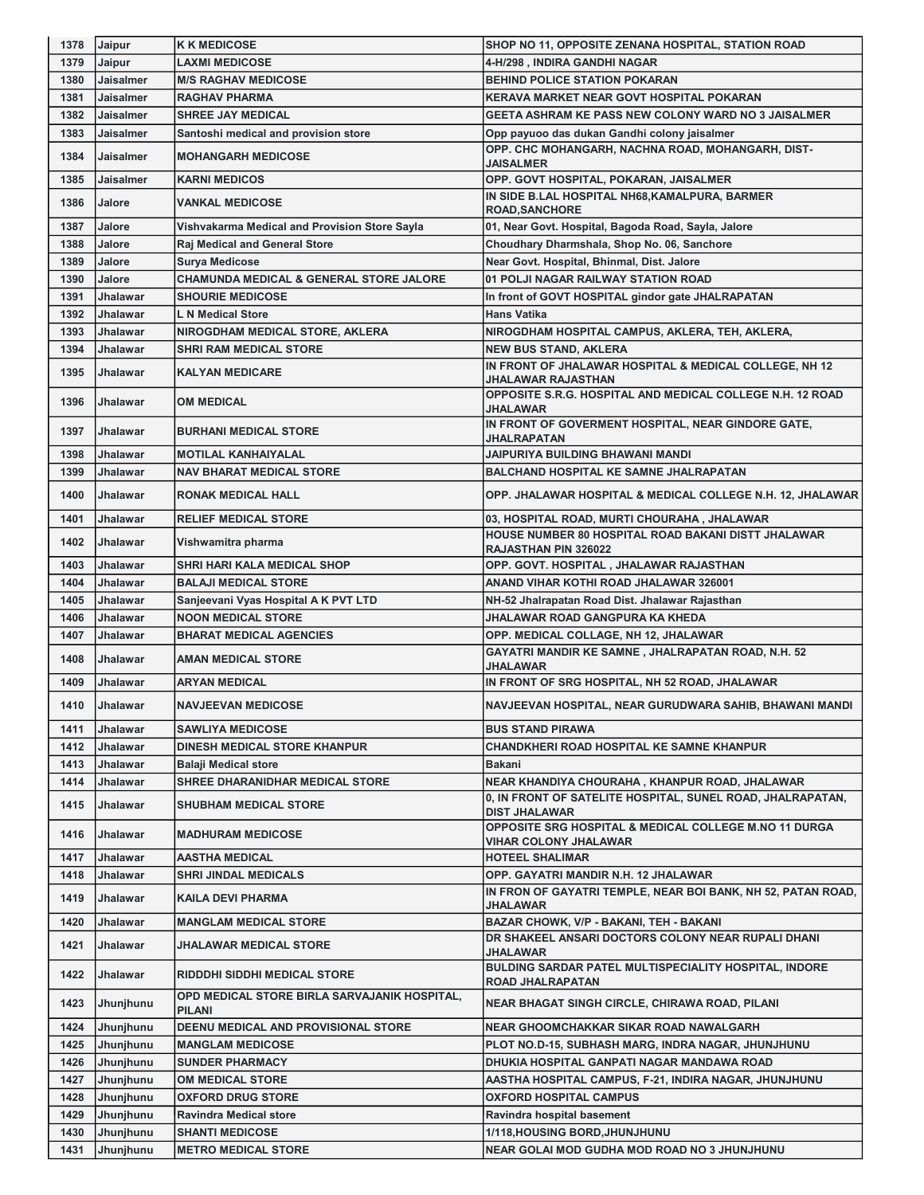| 1378 | Jaipur | K K MEDICOSE | SHOP NO 11, OPPOSITE ZENANA HOSPITAL, STATION ROAD |
|---|---|---|---|
| 1379 | Jaipur | LAXMI MEDICOSE | 4-H/298 , INDIRA GANDHI NAGAR |
| 1380 | Jaisalmer | M/S RAGHAV MEDICOSE | BEHIND POLICE STATION POKARAN |
| 1381 | Jaisalmer | RAGHAV PHARMA | KERAVA MARKET NEAR GOVT HOSPITAL POKARAN |
| 1382 | Jaisalmer | SHREE JAY MEDICAL | GEETA ASHRAM KE PASS NEW COLONY WARD NO 3 JAISALMER |
| 1383 | Jaisalmer | Santoshi medical and provision store | Opp payuoo das dukan Gandhi colony jaisalmer |
| 1384 | Jaisalmer | MOHANGARH MEDICOSE | OPP. CHC MOHANGARH, NACHNA ROAD, MOHANGARH, DIST-JAISALMER |
| 1385 | Jaisalmer | KARNI MEDICOS | OPP. GOVT HOSPITAL, POKARAN, JAISALMER |
| 1386 | Jalore | VANKAL MEDICOSE | IN SIDE B.LAL HOSPITAL NH68,KAMALPURA, BARMER ROAD,SANCHORE |
| 1387 | Jalore | Vishvakarma Medical and Provision Store Sayla | 01, Near Govt. Hospital, Bagoda Road, Sayla, Jalore |
| 1388 | Jalore | Raj Medical and General Store | Choudhary Dharmshala, Shop No. 06, Sanchore |
| 1389 | Jalore | Surya Medicose | Near Govt. Hospital, Bhinmal, Dist. Jalore |
| 1390 | Jalore | CHAMUNDA MEDICAL & GENERAL STORE JALORE | 01 POLJI NAGAR RAILWAY STATION ROAD |
| 1391 | Jhalawar | SHOURIE MEDICOSE | In front of GOVT HOSPITAL gindor gate JHALRAPATAN |
| 1392 | Jhalawar | L N Medical Store | Hans Vatika |
| 1393 | Jhalawar | NIROGDHAM MEDICAL STORE, AKLERA | NIROGDHAM HOSPITAL CAMPUS, AKLERA, TEH, AKLERA, |
| 1394 | Jhalawar | SHRI RAM MEDICAL STORE | NEW BUS STAND, AKLERA |
| 1395 | Jhalawar | KALYAN MEDICARE | IN FRONT OF JHALAWAR HOSPITAL & MEDICAL COLLEGE, NH 12 JHALAWAR RAJASTHAN |
| 1396 | Jhalawar | OM MEDICAL | OPPOSITE S.R.G. HOSPITAL AND MEDICAL COLLEGE N.H. 12 ROAD JHALAWAR |
| 1397 | Jhalawar | BURHANI MEDICAL STORE | IN FRONT OF GOVERMENT HOSPITAL, NEAR GINDORE GATE, JHALRAPATAN |
| 1398 | Jhalawar | MOTILAL KANHAIYALAL | JAIPURIYA BUILDING BHAWANI MANDI |
| 1399 | Jhalawar | NAV BHARAT MEDICAL STORE | BALCHAND HOSPITAL KE SAMNE JHALRAPATAN |
| 1400 | Jhalawar | RONAK MEDICAL HALL | OPP. JHALAWAR HOSPITAL & MEDICAL COLLEGE N.H. 12, JHALAWAR |
| 1401 | Jhalawar | RELIEF MEDICAL STORE | 03, HOSPITAL ROAD, MURTI CHOURAHA , JHALAWAR |
| 1402 | Jhalawar | Vishwamitra pharma | HOUSE NUMBER 80 HOSPITAL ROAD BAKANI DISTT JHALAWAR RAJASTHAN PIN 326022 |
| 1403 | Jhalawar | SHRI HARI KALA MEDICAL SHOP | OPP. GOVT. HOSPITAL , JHALAWAR RAJASTHAN |
| 1404 | Jhalawar | BALAJI MEDICAL STORE | ANAND VIHAR KOTHI ROAD JHALAWAR 326001 |
| 1405 | Jhalawar | Sanjeevani Vyas Hospital A K PVT LTD | NH-52 Jhalrapatan Road Dist. Jhalawar Rajasthan |
| 1406 | Jhalawar | NOON MEDICAL STORE | JHALAWAR ROAD GANGPURA KA KHEDA |
| 1407 | Jhalawar | BHARAT MEDICAL AGENCIES | OPP. MEDICAL COLLAGE, NH 12, JHALAWAR |
| 1408 | Jhalawar | AMAN MEDICAL STORE | GAYATRI MANDIR KE SAMNE , JHALRAPATAN ROAD, N.H. 52 JHALAWAR |
| 1409 | Jhalawar | ARYAN MEDICAL | IN FRONT OF SRG HOSPITAL, NH 52 ROAD, JHALAWAR |
| 1410 | Jhalawar | NAVJEEVAN MEDICOSE | NAVJEEVAN HOSPITAL, NEAR GURUDWARA SAHIB, BHAWANI MANDI |
| 1411 | Jhalawar | SAWLIYA MEDICOSE | BUS STAND PIRAWA |
| 1412 | Jhalawar | DINESH MEDICAL STORE KHANPUR | CHANDKHERI ROAD HOSPITAL KE SAMNE KHANPUR |
| 1413 | Jhalawar | Balaji Medical store | Bakani |
| 1414 | Jhalawar | SHREE DHARANIDHAR MEDICAL STORE | NEAR KHANDIYA CHOURAHA , KHANPUR ROAD, JHALAWAR |
| 1415 | Jhalawar | SHUBHAM MEDICAL STORE | 0, IN FRONT OF SATELITE HOSPITAL, SUNEL ROAD, JHALRAPATAN, DIST JHALAWAR |
| 1416 | Jhalawar | MADHURAM MEDICOSE | OPPOSITE SRG HOSPITAL & MEDICAL COLLEGE M.NO 11 DURGA VIHAR COLONY JHALAWAR |
| 1417 | Jhalawar | AASTHA MEDICAL | HOTEEL SHALIMAR |
| 1418 | Jhalawar | SHRI JINDAL MEDICALS | OPP. GAYATRI MANDIR N.H. 12 JHALAWAR |
| 1419 | Jhalawar | KAILA DEVI PHARMA | IN FRON OF GAYATRI TEMPLE, NEAR BOI BANK, NH 52, PATAN ROAD, JHALAWAR |
| 1420 | Jhalawar | MANGLAM MEDICAL STORE | BAZAR CHOWK, V/P - BAKANI, TEH - BAKANI |
| 1421 | Jhalawar | JHALAWAR MEDICAL STORE | DR SHAKEEL ANSARI DOCTORS COLONY NEAR RUPALI DHANI JHALAWAR |
| 1422 | Jhalawar | RIDDDHI SIDDHI MEDICAL STORE | BULDING SARDAR PATEL MULTISPECIALITY HOSPITAL, INDORE ROAD JHALRAPATAN |
| 1423 | Jhunjhunu | OPD MEDICAL STORE BIRLA SARVAJANIK HOSPITAL, PILANI | NEAR BHAGAT SINGH CIRCLE, CHIRAWA ROAD, PILANI |
| 1424 | Jhunjhunu | DEENU MEDICAL AND PROVISIONAL STORE | NEAR GHOOMCHAKKAR SIKAR ROAD NAWALGARH |
| 1425 | Jhunjhunu | MANGLAM MEDICOSE | PLOT NO.D-15, SUBHASH MARG, INDRA NAGAR, JHUNJHUNU |
| 1426 | Jhunjhunu | SUNDER PHARMACY | DHUKIA HOSPITAL GANPATI NAGAR MANDAWA ROAD |
| 1427 | Jhunjhunu | OM MEDICAL STORE | AASTHA HOSPITAL CAMPUS, F-21, INDIRA NAGAR, JHUNJHUNU |
| 1428 | Jhunjhunu | OXFORD DRUG STORE | OXFORD HOSPITAL CAMPUS |
| 1429 | Jhunjhunu | Ravindra Medical store | Ravindra hospital basement |
| 1430 | Jhunjhunu | SHANTI MEDICOSE | 1/118,HOUSING BORD,JHUNJHUNU |
| 1431 | Jhunjhunu | METRO MEDICAL STORE | NEAR GOLAI MOD GUDHA MOD ROAD NO 3 JHUNJHUNU |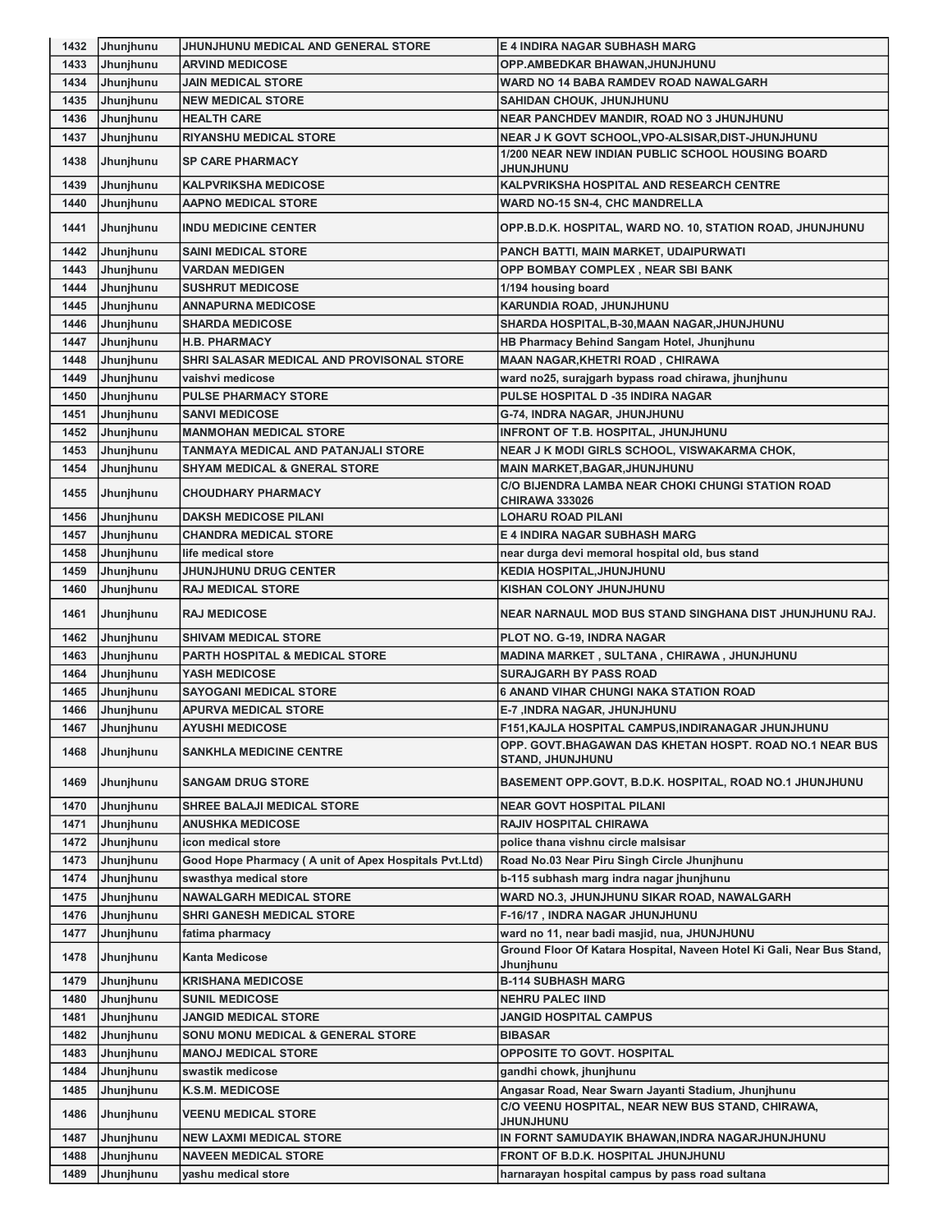| 1432 | Jhunjhunu | JHUNJHUNU MEDICAL AND GENERAL STORE | E 4 INDIRA NAGAR SUBHASH MARG |
|---|---|---|---|
| 1433 | Jhunjhunu | ARVIND MEDICOSE | OPP.AMBEDKAR BHAWAN,JHUNJHUNU |
| 1434 | Jhunjhunu | JAIN MEDICAL STORE | WARD NO 14 BABA RAMDEV ROAD NAWALGARH |
| 1435 | Jhunjhunu | NEW MEDICAL STORE | SAHIDAN CHOUK, JHUNJHUNU |
| 1436 | Jhunjhunu | HEALTH CARE | NEAR PANCHDEV MANDIR, ROAD NO 3 JHUNJHUNU |
| 1437 | Jhunjhunu | RIYANSHU MEDICAL STORE | NEAR J K GOVT SCHOOL,VPO-ALSISAR,DIST-JHUNJHUNU |
| 1438 | Jhunjhunu | SP CARE PHARMACY | 1/200 NEAR NEW INDIAN PUBLIC SCHOOL HOUSING BOARD JHUNJHUNU |
| 1439 | Jhunjhunu | KALPVRIKSHA MEDICOSE | KALPVRIKSHA HOSPITAL AND RESEARCH CENTRE |
| 1440 | Jhunjhunu | AAPNO MEDICAL STORE | WARD NO-15 SN-4, CHC MANDRELLA |
| 1441 | Jhunjhunu | INDU MEDICINE CENTER | OPP.B.D.K. HOSPITAL, WARD NO. 10, STATION ROAD, JHUNJHUNU |
| 1442 | Jhunjhunu | SAINI MEDICAL STORE | PANCH BATTI, MAIN MARKET, UDAIPURWATI |
| 1443 | Jhunjhunu | VARDAN MEDIGEN | OPP BOMBAY COMPLEX , NEAR SBI BANK |
| 1444 | Jhunjhunu | SUSHRUT MEDICOSE | 1/194 housing board |
| 1445 | Jhunjhunu | ANNAPURNA MEDICOSE | KARUNDIA ROAD, JHUNJHUNU |
| 1446 | Jhunjhunu | SHARDA MEDICOSE | SHARDA HOSPITAL,B-30,MAAN NAGAR,JHUNJHUNU |
| 1447 | Jhunjhunu | H.B. PHARMACY | HB Pharmacy Behind Sangam Hotel, Jhunjhunu |
| 1448 | Jhunjhunu | SHRI SALASAR MEDICAL AND PROVISONAL STORE | MAAN NAGAR,KHETRI ROAD , CHIRAWA |
| 1449 | Jhunjhunu | vaishvi medicose | ward no25, surajgarh bypass road chirawa, jhunjhunu |
| 1450 | Jhunjhunu | PULSE PHARMACY STORE | PULSE HOSPITAL D -35 INDIRA NAGAR |
| 1451 | Jhunjhunu | SANVI MEDICOSE | G-74, INDRA NAGAR, JHUNJHUNU |
| 1452 | Jhunjhunu | MANMOHAN MEDICAL STORE | INFRONT OF T.B. HOSPITAL, JHUNJHUNU |
| 1453 | Jhunjhunu | TANMAYA MEDICAL AND PATANJALI STORE | NEAR J K MODI GIRLS SCHOOL, VISWAKARMA CHOK, |
| 1454 | Jhunjhunu | SHYAM MEDICAL & GNERAL STORE | MAIN MARKET,BAGAR,JHUNJHUNU |
| 1455 | Jhunjhunu | CHOUDHARY PHARMACY | C/O BIJENDRA LAMBA NEAR CHOKI CHUNGI STATION ROAD CHIRAWA 333026 |
| 1456 | Jhunjhunu | DAKSH MEDICOSE PILANI | LOHARU ROAD PILANI |
| 1457 | Jhunjhunu | CHANDRA MEDICAL STORE | E 4 INDIRA NAGAR SUBHASH MARG |
| 1458 | Jhunjhunu | life medical store | near durga devi memoral hospital old, bus stand |
| 1459 | Jhunjhunu | JHUNJHUNU DRUG CENTER | KEDIA HOSPITAL,JHUNJHUNU |
| 1460 | Jhunjhunu | RAJ MEDICAL STORE | KISHAN COLONY JHUNJHUNU |
| 1461 | Jhunjhunu | RAJ MEDICOSE | NEAR NARNAUL MOD BUS STAND SINGHANA DIST JHUNJHUNU RAJ. |
| 1462 | Jhunjhunu | SHIVAM MEDICAL STORE | PLOT NO. G-19, INDRA NAGAR |
| 1463 | Jhunjhunu | PARTH HOSPITAL & MEDICAL STORE | MADINA MARKET , SULTANA , CHIRAWA , JHUNJHUNU |
| 1464 | Jhunjhunu | YASH MEDICOSE | SURAJGARH BY PASS ROAD |
| 1465 | Jhunjhunu | SAYOGANI MEDICAL STORE | 6 ANAND VIHAR CHUNGI NAKA STATION ROAD |
| 1466 | Jhunjhunu | APURVA MEDICAL STORE | E-7 ,INDRA NAGAR, JHUNJHUNU |
| 1467 | Jhunjhunu | AYUSHI MEDICOSE | F151,KAJLA HOSPITAL CAMPUS,INDIRANAGAR JHUNJHUNU |
| 1468 | Jhunjhunu | SANKHLA MEDICINE CENTRE | OPP. GOVT.BHAGAWAN DAS KHETAN HOSPT. ROAD NO.1 NEAR BUS STAND, JHUNJHUNU |
| 1469 | Jhunjhunu | SANGAM DRUG STORE | BASEMENT OPP.GOVT, B.D.K. HOSPITAL, ROAD NO.1 JHUNJHUNU |
| 1470 | Jhunjhunu | SHREE BALAJI MEDICAL STORE | NEAR GOVT HOSPITAL PILANI |
| 1471 | Jhunjhunu | ANUSHKA MEDICOSE | RAJIV HOSPITAL CHIRAWA |
| 1472 | Jhunjhunu | icon medical store | police thana vishnu circle malsisar |
| 1473 | Jhunjhunu | Good Hope Pharmacy ( A unit of Apex Hospitals Pvt.Ltd) | Road No.03 Near Piru Singh Circle Jhunjhunu |
| 1474 | Jhunjhunu | swasthya medical store | b-115 subhash marg indra nagar jhunjhunu |
| 1475 | Jhunjhunu | NAWALGARH MEDICAL STORE | WARD NO.3, JHUNJHUNU SIKAR ROAD, NAWALGARH |
| 1476 | Jhunjhunu | SHRI GANESH MEDICAL STORE | F-16/17 , INDRA NAGAR JHUNJHUNU |
| 1477 | Jhunjhunu | fatima pharmacy | ward no 11, near badi masjid, nua, JHUNJHUNU |
| 1478 | Jhunjhunu | Kanta Medicose | Ground Floor Of Katara Hospital, Naveen Hotel Ki Gali, Near Bus Stand, Jhunjhunu |
| 1479 | Jhunjhunu | KRISHANA MEDICOSE | B-114 SUBHASH MARG |
| 1480 | Jhunjhunu | SUNIL MEDICOSE | NEHRU PALEC IIND |
| 1481 | Jhunjhunu | JANGID MEDICAL STORE | JANGID HOSPITAL CAMPUS |
| 1482 | Jhunjhunu | SONU MONU MEDICAL & GENERAL STORE | BIBASAR |
| 1483 | Jhunjhunu | MANOJ MEDICAL STORE | OPPOSITE TO GOVT. HOSPITAL |
| 1484 | Jhunjhunu | swastik medicose | gandhi chowk, jhunjhunu |
| 1485 | Jhunjhunu | K.S.M. MEDICOSE | Angasar Road, Near Swarn Jayanti Stadium, Jhunjhunu |
| 1486 | Jhunjhunu | VEENU MEDICAL STORE | C/O VEENU HOSPITAL, NEAR NEW BUS STAND, CHIRAWA, JHUNJHUNU |
| 1487 | Jhunjhunu | NEW LAXMI MEDICAL STORE | IN FORNT SAMUDAYIK BHAWAN,INDRA NAGARJHUNJHUNU |
| 1488 | Jhunjhunu | NAVEEN MEDICAL STORE | FRONT OF B.D.K. HOSPITAL JHUNJHUNU |
| 1489 | Jhunjhunu | yashu medical store | harnarayan hospital campus by pass road sultana |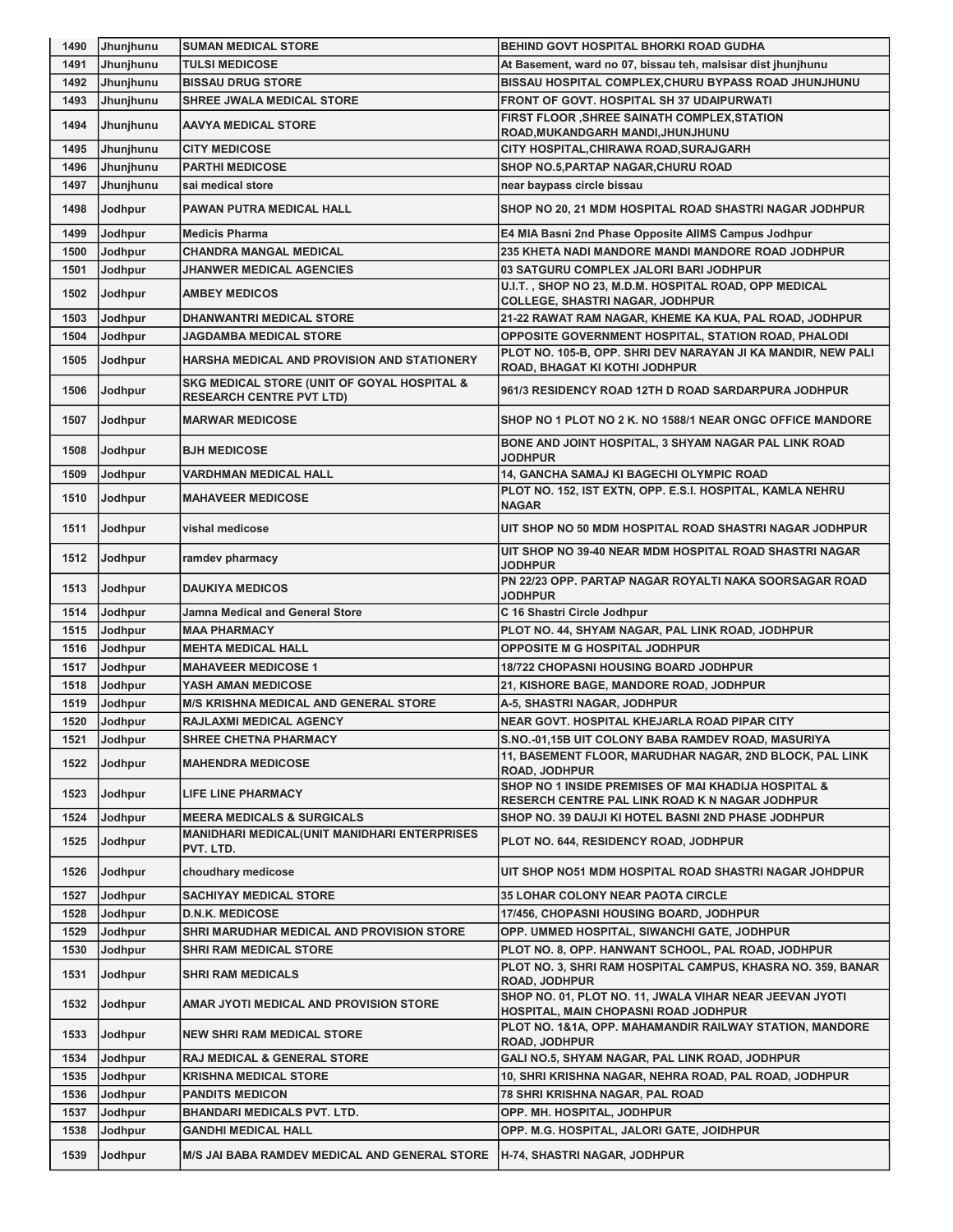| 1490 | Jhunjhunu | SUMAN MEDICAL STORE | BEHIND GOVT HOSPITAL BHORKI ROAD GUDHA |
|---|---|---|---|
| 1491 | Jhunjhunu | TULSI MEDICOSE | At Basement, ward no 07, bissau teh, malsisar dist jhunjhunu |
| 1492 | Jhunjhunu | BISSAU DRUG STORE | BISSAU HOSPITAL COMPLEX,CHURU BYPASS ROAD JHUNJHUNU |
| 1493 | Jhunjhunu | SHREE JWALA MEDICAL STORE | FRONT OF GOVT. HOSPITAL SH 37 UDAIPURWATI |
| 1494 | Jhunjhunu | AAVYA MEDICAL STORE | FIRST FLOOR ,SHREE SAINATH COMPLEX,STATION ROAD,MUKANDGARH MANDI,JHUNJHUNU |
| 1495 | Jhunjhunu | CITY MEDICOSE | CITY HOSPITAL,CHIRAWA ROAD,SURAJGARH |
| 1496 | Jhunjhunu | PARTHI MEDICOSE | SHOP NO.5,PARTAP NAGAR,CHURU ROAD |
| 1497 | Jhunjhunu | sai medical store | near baypass circle bissau |
| 1498 | Jodhpur | PAWAN PUTRA MEDICAL HALL | SHOP NO 20, 21 MDM HOSPITAL ROAD SHASTRI NAGAR JODHPUR |
| 1499 | Jodhpur | Medicis Pharma | E4 MIA Basni 2nd Phase Opposite AIIMS Campus Jodhpur |
| 1500 | Jodhpur | CHANDRA MANGAL MEDICAL | 235 KHETA NADI MANDORE MANDI MANDORE ROAD JODHPUR |
| 1501 | Jodhpur | JHANWER MEDICAL AGENCIES | 03 SATGURU COMPLEX JALORI BARI JODHPUR |
| 1502 | Jodhpur | AMBEY MEDICOS | U.I.T. , SHOP NO 23, M.D.M. HOSPITAL ROAD, OPP MEDICAL COLLEGE, SHASTRI NAGAR, JODHPUR |
| 1503 | Jodhpur | DHANWANTRI MEDICAL STORE | 21-22 RAWAT RAM NAGAR, KHEME KA KUA, PAL ROAD, JODHPUR |
| 1504 | Jodhpur | JAGDAMBA MEDICAL STORE | OPPOSITE GOVERNMENT HOSPITAL, STATION ROAD, PHALODI |
| 1505 | Jodhpur | HARSHA MEDICAL AND PROVISION AND STATIONERY | PLOT NO. 105-B, OPP. SHRI DEV NARAYAN JI KA MANDIR, NEW PALI ROAD, BHAGAT KI KOTHI JODHPUR |
| 1506 | Jodhpur | SKG MEDICAL STORE (UNIT OF GOYAL HOSPITAL & RESEARCH CENTRE PVT LTD) | 961/3 RESIDENCY ROAD 12TH D ROAD SARDARPURA JODHPUR |
| 1507 | Jodhpur | MARWAR MEDICOSE | SHOP NO 1 PLOT NO 2 K. NO 1588/1 NEAR ONGC OFFICE MANDORE |
| 1508 | Jodhpur | BJH MEDICOSE | BONE AND JOINT HOSPITAL, 3 SHYAM NAGAR PAL LINK ROAD JODHPUR |
| 1509 | Jodhpur | VARDHMAN MEDICAL HALL | 14, GANCHA SAMAJ KI BAGECHI OLYMPIC ROAD |
| 1510 | Jodhpur | MAHAVEER MEDICOSE | PLOT NO. 152, IST EXTN, OPP. E.S.I. HOSPITAL, KAMLA NEHRU NAGAR |
| 1511 | Jodhpur | vishal medicose | UIT SHOP NO 50 MDM HOSPITAL ROAD SHASTRI NAGAR JODHPUR |
| 1512 | Jodhpur | ramdev pharmacy | UIT SHOP NO 39-40 NEAR MDM HOSPITAL ROAD SHASTRI NAGAR JODHPUR |
| 1513 | Jodhpur | DAUKIYA MEDICOS | PN 22/23 OPP. PARTAP NAGAR ROYALTI NAKA SOORSAGAR ROAD JODHPUR |
| 1514 | Jodhpur | Jamna Medical and General Store | C 16 Shastri Circle Jodhpur |
| 1515 | Jodhpur | MAA PHARMACY | PLOT NO. 44, SHYAM NAGAR, PAL LINK ROAD, JODHPUR |
| 1516 | Jodhpur | MEHTA MEDICAL HALL | OPPOSITE M G HOSPITAL JODHPUR |
| 1517 | Jodhpur | MAHAVEER MEDICOSE 1 | 18/722 CHOPASNI HOUSING BOARD JODHPUR |
| 1518 | Jodhpur | YASH AMAN MEDICOSE | 21, KISHORE BAGE, MANDORE ROAD, JODHPUR |
| 1519 | Jodhpur | M/S KRISHNA MEDICAL AND GENERAL STORE | A-5, SHASTRI NAGAR, JODHPUR |
| 1520 | Jodhpur | RAJLAXMI MEDICAL AGENCY | NEAR GOVT. HOSPITAL KHEJARLA ROAD PIPAR CITY |
| 1521 | Jodhpur | SHREE CHETNA PHARMACY | S.NO.-01,15B UIT COLONY BABA RAMDEV ROAD, MASURIYA |
| 1522 | Jodhpur | MAHENDRA MEDICOSE | 11, BASEMENT FLOOR, MARUDHAR NAGAR, 2ND BLOCK, PAL LINK ROAD, JODHPUR |
| 1523 | Jodhpur | LIFE LINE PHARMACY | SHOP NO 1 INSIDE PREMISES OF MAI KHADIJA HOSPITAL & RESERCH CENTRE PAL LINK ROAD K N NAGAR JODHPUR |
| 1524 | Jodhpur | MEERA MEDICALS & SURGICALS | SHOP NO. 39 DAUJI KI HOTEL BASNI 2ND PHASE JODHPUR |
| 1525 | Jodhpur | MANIDHARI MEDICAL(UNIT MANIDHARI ENTERPRISES PVT. LTD. | PLOT NO. 644, RESIDENCY ROAD, JODHPUR |
| 1526 | Jodhpur | choudhary medicose | UIT SHOP NO51 MDM HOSPITAL ROAD SHASTRI NAGAR JOHDPUR |
| 1527 | Jodhpur | SACHIYAY MEDICAL STORE | 35 LOHAR COLONY NEAR PAOTA CIRCLE |
| 1528 | Jodhpur | D.N.K. MEDICOSE | 17/456, CHOPASNI HOUSING BOARD, JODHPUR |
| 1529 | Jodhpur | SHRI MARUDHAR MEDICAL AND PROVISION STORE | OPP. UMMED HOSPITAL, SIWANCHI GATE, JODHPUR |
| 1530 | Jodhpur | SHRI RAM MEDICAL STORE | PLOT NO. 8, OPP. HANWANT SCHOOL, PAL ROAD, JODHPUR |
| 1531 | Jodhpur | SHRI RAM MEDICALS | PLOT NO. 3, SHRI RAM HOSPITAL CAMPUS, KHASRA NO. 359, BANAR ROAD, JODHPUR |
| 1532 | Jodhpur | AMAR JYOTI MEDICAL AND PROVISION STORE | SHOP NO. 01, PLOT NO. 11, JWALA VIHAR NEAR JEEVAN JYOTI HOSPITAL, MAIN CHOPASNI ROAD JODHPUR |
| 1533 | Jodhpur | NEW SHRI RAM MEDICAL STORE | PLOT NO. 1&1A, OPP. MAHAMANDIR RAILWAY STATION, MANDORE ROAD, JODHPUR |
| 1534 | Jodhpur | RAJ MEDICAL & GENERAL STORE | GALI NO.5, SHYAM NAGAR, PAL LINK ROAD, JODHPUR |
| 1535 | Jodhpur | KRISHNA MEDICAL STORE | 10, SHRI KRISHNA NAGAR, NEHRA ROAD, PAL ROAD, JODHPUR |
| 1536 | Jodhpur | PANDITS MEDICON | 78 SHRI KRISHNA NAGAR, PAL ROAD |
| 1537 | Jodhpur | BHANDARI MEDICALS PVT. LTD. | OPP. MH. HOSPITAL, JODHPUR |
| 1538 | Jodhpur | GANDHI MEDICAL HALL | OPP. M.G. HOSPITAL, JALORI GATE, JOIDHPUR |
| 1539 | Jodhpur | M/S JAI BABA RAMDEV MEDICAL AND GENERAL STORE | H-74, SHASTRI NAGAR, JODHPUR |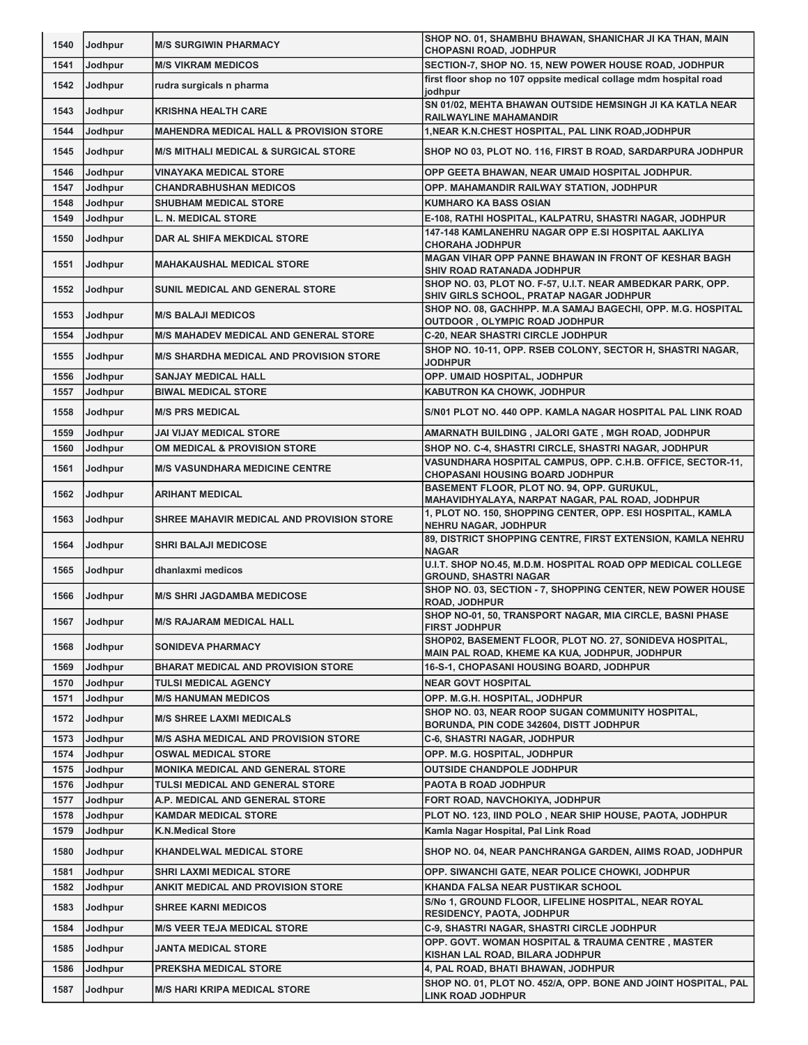| 1540 | Jodhpur | M/S SURGIWIN PHARMACY | SHOP NO. 01, SHAMBHU BHAWAN, SHANICHAR JI KA THAN, MAIN CHOPASNI ROAD, JODHPUR |
|---|---|---|---|
| 1541 | Jodhpur | M/S VIKRAM MEDICOS | SECTION-7, SHOP NO. 15, NEW POWER HOUSE ROAD, JODHPUR |
| 1542 | Jodhpur | rudra surgicals n pharma | first floor shop no 107 oppsite medical collage mdm hospital road jodhpur |
| 1543 | Jodhpur | KRISHNA HEALTH CARE | SN 01/02, MEHTA BHAWAN OUTSIDE HEMSINGH JI KA KATLA NEAR RAILWAYLINE MAHAMANDIR |
| 1544 | Jodhpur | MAHENDRA MEDICAL HALL & PROVISION STORE | 1,NEAR K.N.CHEST HOSPITAL, PAL LINK ROAD,JODHPUR |
| 1545 | Jodhpur | M/S MITHALI MEDICAL & SURGICAL STORE | SHOP NO 03, PLOT NO. 116, FIRST B ROAD, SARDARPURA JODHPUR |
| 1546 | Jodhpur | VINAYAKA MEDICAL STORE | OPP GEETA BHAWAN, NEAR UMAID HOSPITAL JODHPUR. |
| 1547 | Jodhpur | CHANDRABHUSHAN MEDICOS | OPP. MAHAMANDIR RAILWAY STATION, JODHPUR |
| 1548 | Jodhpur | SHUBHAM MEDICAL STORE | KUMHARO KA BASS OSIAN |
| 1549 | Jodhpur | L. N. MEDICAL STORE | E-108, RATHI HOSPITAL, KALPATRU, SHASTRI NAGAR, JODHPUR |
| 1550 | Jodhpur | DAR AL SHIFA MEKDICAL STORE | 147-148 KAMLANEHRU NAGAR OPP E.SI HOSPITAL AAKLIYA CHORAHA JODHPUR |
| 1551 | Jodhpur | MAHAKAUSHAL MEDICAL STORE | MAGAN VIHAR OPP PANNE BHAWAN IN FRONT OF KESHAR BAGH SHIV ROAD RATANADA JODHPUR |
| 1552 | Jodhpur | SUNIL MEDICAL AND GENERAL STORE | SHOP NO. 03, PLOT NO. F-57, U.I.T. NEAR AMBEDKAR PARK, OPP. SHIV GIRLS SCHOOL, PRATAP NAGAR JODHPUR |
| 1553 | Jodhpur | M/S BALAJI MEDICOS | SHOP NO. 08, GACHHPP. M.A SAMAJ BAGECHI, OPP. M.G. HOSPITAL OUTDOOR , OLYMPIC ROAD JODHPUR |
| 1554 | Jodhpur | M/S MAHADEV MEDICAL AND GENERAL STORE | C-20, NEAR SHASTRI CIRCLE JODHPUR |
| 1555 | Jodhpur | M/S SHARDHA MEDICAL AND PROVISION STORE | SHOP NO. 10-11, OPP. RSEB COLONY, SECTOR H, SHASTRI NAGAR, JODHPUR |
| 1556 | Jodhpur | SANJAY MEDICAL HALL | OPP. UMAID HOSPITAL, JODHPUR |
| 1557 | Jodhpur | BIWAL MEDICAL STORE | KABUTRON KA CHOWK, JODHPUR |
| 1558 | Jodhpur | M/S PRS MEDICAL | S/N01 PLOT NO. 440 OPP. KAMLA NAGAR HOSPITAL PAL LINK ROAD |
| 1559 | Jodhpur | JAI VIJAY MEDICAL STORE | AMARNATH BUILDING , JALORI GATE , MGH ROAD, JODHPUR |
| 1560 | Jodhpur | OM MEDICAL & PROVISION STORE | SHOP NO. C-4, SHASTRI CIRCLE, SHASTRI NAGAR, JODHPUR |
| 1561 | Jodhpur | M/S VASUNDHARA MEDICINE CENTRE | VASUNDHARA HOSPITAL CAMPUS, OPP. C.H.B. OFFICE, SECTOR-11, CHOPASANI HOUSING BOARD JODHPUR |
| 1562 | Jodhpur | ARIHANT MEDICAL | BASEMENT FLOOR, PLOT NO. 94, OPP. GURUKUL, MAHAVIDHYALAYA, NARPAT NAGAR, PAL ROAD, JODHPUR |
| 1563 | Jodhpur | SHREE MAHAVIR MEDICAL AND PROVISION STORE | 1, PLOT NO. 150, SHOPPING CENTER, OPP. ESI HOSPITAL, KAMLA NEHRU NAGAR, JODHPUR |
| 1564 | Jodhpur | SHRI BALAJI MEDICOSE | 89, DISTRICT SHOPPING CENTRE, FIRST EXTENSION, KAMLA NEHRU NAGAR |
| 1565 | Jodhpur | dhanlaxmi medicos | U.I.T. SHOP NO.45, M.D.M. HOSPITAL ROAD OPP MEDICAL COLLEGE GROUND, SHASTRI NAGAR |
| 1566 | Jodhpur | M/S SHRI JAGDAMBA MEDICOSE | SHOP NO. 03, SECTION - 7, SHOPPING CENTER, NEW POWER HOUSE ROAD, JODHPUR |
| 1567 | Jodhpur | M/S RAJARAM MEDICAL HALL | SHOP NO-01, 50, TRANSPORT NAGAR, MIA CIRCLE, BASNI PHASE FIRST JODHPUR |
| 1568 | Jodhpur | SONIDEVA PHARMACY | SHOP02, BASEMENT FLOOR, PLOT NO. 27, SONIDEVA HOSPITAL, MAIN PAL ROAD, KHEME KA KUA, JODHPUR, JODHPUR |
| 1569 | Jodhpur | BHARAT MEDICAL AND PROVISION STORE | 16-S-1, CHOPASANI HOUSING BOARD, JODHPUR |
| 1570 | Jodhpur | TULSI MEDICAL AGENCY | NEAR GOVT HOSPITAL |
| 1571 | Jodhpur | M/S HANUMAN MEDICOS | OPP. M.G.H. HOSPITAL, JODHPUR |
| 1572 | Jodhpur | M/S SHREE LAXMI MEDICALS | SHOP NO. 03, NEAR ROOP SUGAN COMMUNITY HOSPITAL, BORUNDA, PIN CODE 342604, DISTT JODHPUR |
| 1573 | Jodhpur | M/S ASHA MEDICAL AND PROVISION STORE | C-6, SHASTRI NAGAR, JODHPUR |
| 1574 | Jodhpur | OSWAL MEDICAL STORE | OPP. M.G. HOSPITAL, JODHPUR |
| 1575 | Jodhpur | MONIKA MEDICAL AND GENERAL STORE | OUTSIDE CHANDPOLE JODHPUR |
| 1576 | Jodhpur | TULSI MEDICAL AND GENERAL STORE | PAOTA B ROAD JODHPUR |
| 1577 | Jodhpur | A.P. MEDICAL AND GENERAL STORE | FORT ROAD, NAVCHOKIYA, JODHPUR |
| 1578 | Jodhpur | KAMDAR MEDICAL STORE | PLOT NO. 123, IIND POLO , NEAR SHIP HOUSE, PAOTA, JODHPUR |
| 1579 | Jodhpur | K.N.Medical Store | Kamla Nagar Hospital, Pal Link Road |
| 1580 | Jodhpur | KHANDELWAL MEDICAL STORE | SHOP NO. 04, NEAR PANCHRANGA GARDEN, AIIMS ROAD, JODHPUR |
| 1581 | Jodhpur | SHRI LAXMI MEDICAL STORE | OPP. SIWANCHI GATE, NEAR POLICE CHOWKI, JODHPUR |
| 1582 | Jodhpur | ANKIT MEDICAL AND PROVISION STORE | KHANDA FALSA NEAR PUSTIKAR SCHOOL |
| 1583 | Jodhpur | SHREE KARNI MEDICOS | S/No 1, GROUND FLOOR, LIFELINE HOSPITAL, NEAR ROYAL RESIDENCY, PAOTA, JODHPUR |
| 1584 | Jodhpur | M/S VEER TEJA MEDICAL STORE | C-9, SHASTRI NAGAR, SHASTRI CIRCLE JODHPUR |
| 1585 | Jodhpur | JANTA MEDICAL STORE | OPP. GOVT. WOMAN HOSPITAL & TRAUMA CENTRE , MASTER KISHAN LAL ROAD, BILARA JODHPUR |
| 1586 | Jodhpur | PREKSHA MEDICAL STORE | 4, PAL ROAD, BHATI BHAWAN, JODHPUR |
| 1587 | Jodhpur | M/S HARI KRIPA MEDICAL STORE | SHOP NO. 01, PLOT NO. 452/A, OPP. BONE AND JOINT HOSPITAL, PAL LINK ROAD JODHPUR |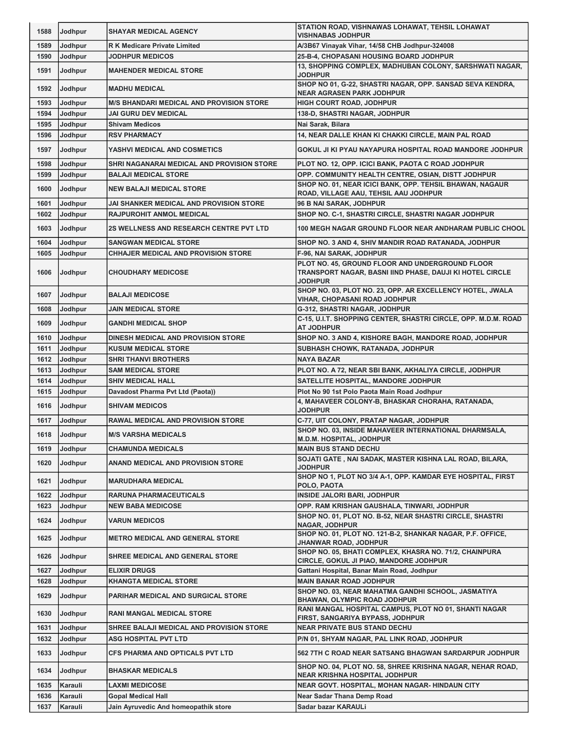| 1588 | Jodhpur | SHAYAR MEDICAL AGENCY | STATION ROAD, VISHNAWAS LOHAWAT, TEHSIL LOHAWAT VISHNABAS JODHPUR |
|---|---|---|---|
| 1589 | Jodhpur | R K Medicare Private Limited | A/3B67 Vinayak Vihar, 14/58 CHB Jodhpur-324008 |
| 1590 | Jodhpur | JODHPUR MEDICOS | 25-B-4, CHOPASANI HOUSING BOARD JODHPUR |
| 1591 | Jodhpur | MAHENDER MEDICAL STORE | 13, SHOPPING COMPLEX, MADHUBAN COLONY, SARSHWATI NAGAR, JODHPUR |
| 1592 | Jodhpur | MADHU MEDICAL | SHOP NO 01, G-22, SHASTRI NAGAR, OPP. SANSAD SEVA KENDRA, NEAR AGRASEN PARK JODHPUR |
| 1593 | Jodhpur | M/S BHANDARI MEDICAL AND PROVISION STORE | HIGH COURT ROAD, JODHPUR |
| 1594 | Jodhpur | JAI GURU DEV MEDICAL | 138-D, SHASTRI NAGAR, JODHPUR |
| 1595 | Jodhpur | Shivam Medicos | Nai Sarak, Bilara |
| 1596 | Jodhpur | RSV PHARMACY | 14, NEAR DALLE KHAN KI CHAKKI CIRCLE, MAIN PAL ROAD |
| 1597 | Jodhpur | YASHVI MEDICAL AND COSMETICS | GOKUL JI KI PYAU NAYAPURA HOSPITAL ROAD MANDORE JODHPUR |
| 1598 | Jodhpur | SHRI NAGANARAI MEDICAL AND PROVISION STORE | PLOT NO. 12, OPP. ICICI BANK, PAOTA C ROAD JODHPUR |
| 1599 | Jodhpur | BALAJI MEDICAL STORE | OPP. COMMUNITY HEALTH CENTRE, OSIAN, DISTT JODHPUR |
| 1600 | Jodhpur | NEW BALAJI MEDICAL STORE | SHOP NO. 01, NEAR ICICI BANK, OPP. TEHSIL BHAWAN, NAGAUR ROAD, VILLAGE AAU, TEHSIL AAU JODHPUR |
| 1601 | Jodhpur | JAI SHANKER MEDICAL AND PROVISION STORE | 96 B NAI SARAK, JODHPUR |
| 1602 | Jodhpur | RAJPUROHIT ANMOL MEDICAL | SHOP NO. C-1, SHASTRI CIRCLE, SHASTRI NAGAR JODHPUR |
| 1603 | Jodhpur | 2S WELLNESS AND RESEARCH CENTRE PVT LTD | 100 MEGH NAGAR GROUND FLOOR NEAR ANDHARAM PUBLIC CHOOL |
| 1604 | Jodhpur | SANGWAN MEDICAL STORE | SHOP NO. 3 AND 4, SHIV MANDIR ROAD RATANADA, JODHPUR |
| 1605 | Jodhpur | CHHAJER MEDICAL AND PROVISION STORE | F-96, NAI SARAK, JODHPUR |
| 1606 | Jodhpur | CHOUDHARY MEDICOSE | PLOT NO. 45, GROUND FLOOR AND UNDERGROUND FLOOR TRANSPORT NAGAR, BASNI IIND PHASE, DAUJI KI HOTEL CIRCLE JODHPUR |
| 1607 | Jodhpur | BALAJI MEDICOSE | SHOP NO. 03, PLOT NO. 23, OPP. AR EXCELLENCY HOTEL, JWALA VIHAR, CHOPASANI ROAD JODHPUR |
| 1608 | Jodhpur | JAIN MEDICAL STORE | G-312, SHASTRI NAGAR, JODHPUR |
| 1609 | Jodhpur | GANDHI MEDICAL SHOP | C-15, U.I.T. SHOPPING CENTER, SHASTRI CIRCLE, OPP. M.D.M. ROAD AT JODHPUR |
| 1610 | Jodhpur | DINESH MEDICAL AND PROVISION STORE | SHOP NO. 3 AND 4, KISHORE BAGH, MANDORE ROAD, JODHPUR |
| 1611 | Jodhpur | KUSUM MEDICAL STORE | SUBHASH CHOWK, RATANADA, JODHPUR |
| 1612 | Jodhpur | SHRI THANVI BROTHERS | NAYA BAZAR |
| 1613 | Jodhpur | SAM MEDICAL STORE | PLOT NO. A 72, NEAR SBI BANK, AKHALIYA CIRCLE, JODHPUR |
| 1614 | Jodhpur | SHIV MEDICAL HALL | SATELLITE HOSPITAL, MANDORE JODHPUR |
| 1615 | Jodhpur | Davadost Pharma Pvt Ltd (Paota)) | Plot No 90 1st Polo Paota Main Road Jodhpur |
| 1616 | Jodhpur | SHIVAM MEDICOS | 4, MAHAVEER COLONY-B, BHASKAR CHORAHA, RATANADA, JODHPUR |
| 1617 | Jodhpur | RAWAL MEDICAL AND PROVISION STORE | C-77, UIT COLONY, PRATAP NAGAR, JODHPUR |
| 1618 | Jodhpur | M/S VARSHA MEDICALS | SHOP NO. 03, INSIDE MAHAVEER INTERNATIONAL DHARMSALA, M.D.M. HOSPITAL, JODHPUR |
| 1619 | Jodhpur | CHAMUNDA MEDICALS | MAIN BUS STAND DECHU |
| 1620 | Jodhpur | ANAND MEDICAL AND PROVISION STORE | SOJATI GATE , NAI SADAK, MASTER KISHNA LAL ROAD, BILARA, JODHPUR |
| 1621 | Jodhpur | MARUDHARA MEDICAL | SHOP NO 1, PLOT NO 3/4 A-1, OPP. KAMDAR EYE HOSPITAL, FIRST POLO, PAOTA |
| 1622 | Jodhpur | RARUNA PHARMACEUTICALS | INSIDE JALORI BARI, JODHPUR |
| 1623 | Jodhpur | NEW BABA MEDICOSE | OPP. RAM KRISHAN GAUSHALA, TINWARI, JODHPUR |
| 1624 | Jodhpur | VARUN MEDICOS | SHOP NO. 01, PLOT NO. B-52, NEAR SHASTRI CIRCLE, SHASTRI NAGAR, JODHPUR |
| 1625 | Jodhpur | METRO MEDICAL AND GENERAL STORE | SHOP NO. 01, PLOT NO. 121-B-2, SHANKAR NAGAR, P.F. OFFICE, JHANWAR ROAD, JODHPUR |
| 1626 | Jodhpur | SHREE MEDICAL AND GENERAL STORE | SHOP NO. 05, BHATI COMPLEX, KHASRA NO. 71/2, CHAINPURA CIRCLE, GOKUL JI PIAO, MANDORE JODHPUR |
| 1627 | Jodhpur | ELIXIR DRUGS | Gattani Hospital, Banar Main Road, Jodhpur |
| 1628 | Jodhpur | KHANGTA MEDICAL STORE | MAIN BANAR ROAD JODHPUR |
| 1629 | Jodhpur | PARIHAR MEDICAL AND SURGICAL STORE | SHOP NO. 03, NEAR MAHATMA GANDHI SCHOOL, JASMATIYA BHAWAN, OLYMPIC ROAD JODHPUR |
| 1630 | Jodhpur | RANI MANGAL MEDICAL STORE | RANI MANGAL HOSPITAL CAMPUS, PLOT NO 01, SHANTI NAGAR FIRST, SANGARIYA BYPASS, JODHPUR |
| 1631 | Jodhpur | SHREE BALAJI MEDICAL AND PROVISION STORE | NEAR PRIVATE BUS STAND DECHU |
| 1632 | Jodhpur | ASG HOSPITAL PVT LTD | P/N 01, SHYAM NAGAR, PAL LINK ROAD, JODHPUR |
| 1633 | Jodhpur | CFS PHARMA AND OPTICALS PVT LTD | 562 7TH C ROAD NEAR SATSANG BHAGWAN SARDARPUR JODHPUR |
| 1634 | Jodhpur | BHASKAR MEDICALS | SHOP NO. 04, PLOT NO. 58, SHREE KRISHNA NAGAR, NEHAR ROAD, NEAR KRISHNA HOSPITAL JODHPUR |
| 1635 | Karauli | LAXMI MEDICOSE | NEAR GOVT. HOSPITAL, MOHAN NAGAR- HINDAUN CITY |
| 1636 | Karauli | Gopal Medical Hall | Near Sadar Thana Demp Road |
| 1637 | Karauli | Jain Ayruvedic And homeopathik store | Sadar bazar KARAULi |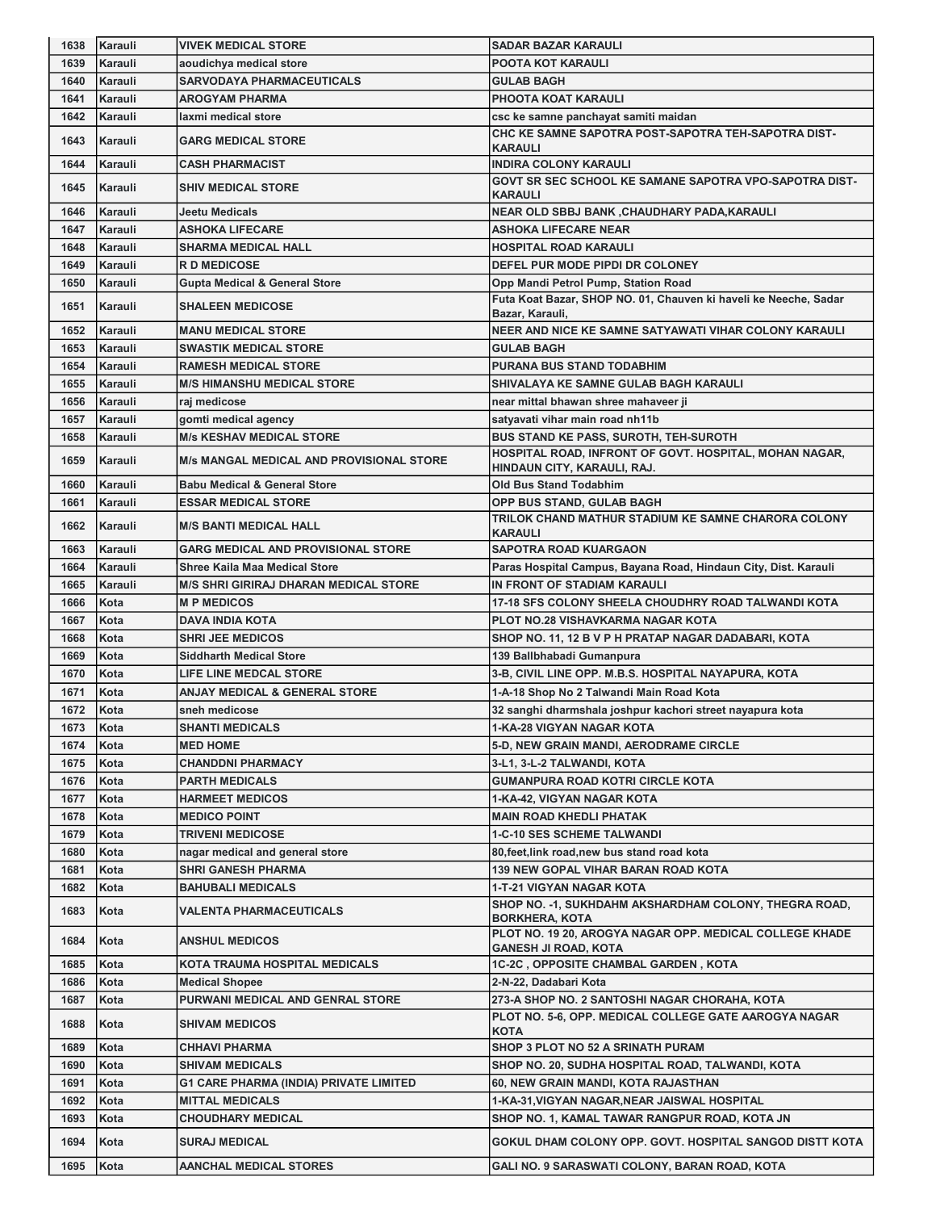| 1638 | Karauli | VIVEK MEDICAL STORE | SADAR BAZAR KARAULI |
|---|---|---|---|
| 1639 | Karauli | aoudichya medical store | POOTA KOT KARAULI |
| 1640 | Karauli | SARVODAYA PHARMACEUTICALS | GULAB BAGH |
| 1641 | Karauli | AROGYAM PHARMA | PHOOTA KOAT KARAULI |
| 1642 | Karauli | laxmi medical store | csc ke samne panchayat samiti maidan |
| 1643 | Karauli | GARG MEDICAL STORE | CHC KE SAMNE SAPOTRA POST-SAPOTRA TEH-SAPOTRA DIST-KARAULI |
| 1644 | Karauli | CASH PHARMACIST | INDIRA COLONY KARAULI |
| 1645 | Karauli | SHIV MEDICAL STORE | GOVT SR SEC SCHOOL KE SAMANE SAPOTRA VPO-SAPOTRA DIST-KARAULI |
| 1646 | Karauli | Jeetu Medicals | NEAR OLD SBBJ BANK ,CHAUDHARY PADA,KARAULI |
| 1647 | Karauli | ASHOKA LIFECARE | ASHOKA LIFECARE NEAR |
| 1648 | Karauli | SHARMA MEDICAL HALL | HOSPITAL ROAD KARAULI |
| 1649 | Karauli | R D MEDICOSE | DEFEL PUR MODE PIPDI DR COLONEY |
| 1650 | Karauli | Gupta Medical & General Store | Opp Mandi Petrol Pump, Station Road |
| 1651 | Karauli | SHALEEN MEDICOSE | Futa Koat Bazar, SHOP NO. 01, Chauven ki haveli ke Neeche, Sadar Bazar, Karauli, |
| 1652 | Karauli | MANU MEDICAL STORE | NEER AND NICE KE SAMNE SATYAWATI VIHAR COLONY KARAULI |
| 1653 | Karauli | SWASTIK MEDICAL STORE | GULAB BAGH |
| 1654 | Karauli | RAMESH MEDICAL STORE | PURANA BUS STAND TODABHIM |
| 1655 | Karauli | M/S HIMANSHU MEDICAL STORE | SHIVALAYA KE SAMNE GULAB BAGH KARAULI |
| 1656 | Karauli | raj medicose | near mittal bhawan shree mahaveer ji |
| 1657 | Karauli | gomti medical agency | satyavati vihar main road nh11b |
| 1658 | Karauli | M/s KESHAV MEDICAL STORE | BUS STAND KE PASS, SUROTH, TEH-SUROTH |
| 1659 | Karauli | M/s MANGAL MEDICAL AND PROVISIONAL STORE | HOSPITAL ROAD, INFRONT OF GOVT. HOSPITAL, MOHAN NAGAR, HINDAUN CITY, KARAULI, RAJ. |
| 1660 | Karauli | Babu Medical & General Store | Old Bus Stand Todabhim |
| 1661 | Karauli | ESSAR MEDICAL STORE | OPP BUS STAND, GULAB BAGH |
| 1662 | Karauli | M/S BANTI MEDICAL HALL | TRILOK CHAND MATHUR STADIUM KE SAMNE CHARORA COLONY KARAULI |
| 1663 | Karauli | GARG MEDICAL AND PROVISIONAL STORE | SAPOTRA ROAD KUARGAON |
| 1664 | Karauli | Shree Kaila Maa Medical Store | Paras Hospital Campus, Bayana Road, Hindaun City, Dist. Karauli |
| 1665 | Karauli | M/S SHRI GIRIRAJ DHARAN MEDICAL STORE | IN FRONT OF STADIAM KARAULI |
| 1666 | Kota | M P MEDICOS | 17-18 SFS COLONY SHEELA CHOUDHRY ROAD TALWANDI KOTA |
| 1667 | Kota | DAVA INDIA KOTA | PLOT NO.28 VISHAVKARMA NAGAR KOTA |
| 1668 | Kota | SHRI JEE MEDICOS | SHOP NO. 11, 12 B V P H PRATAP NAGAR DADABARI, KOTA |
| 1669 | Kota | Siddharth Medical Store | 139 Ballbhabadi Gumanpura |
| 1670 | Kota | LIFE LINE MEDCAL STORE | 3-B, CIVIL LINE OPP. M.B.S. HOSPITAL NAYAPURA, KOTA |
| 1671 | Kota | ANJAY MEDICAL & GENERAL STORE | 1-A-18 Shop No 2 Talwandi Main Road Kota |
| 1672 | Kota | sneh medicose | 32 sanghi dharmshala joshpur kachori street nayapura kota |
| 1673 | Kota | SHANTI MEDICALS | 1-KA-28 VIGYAN NAGAR KOTA |
| 1674 | Kota | MED HOME | 5-D, NEW GRAIN MANDI, AERODRAME CIRCLE |
| 1675 | Kota | CHANDDNI PHARMACY | 3-L1, 3-L-2 TALWANDI, KOTA |
| 1676 | Kota | PARTH MEDICALS | GUMANPURA ROAD KOTRI CIRCLE KOTA |
| 1677 | Kota | HARMEET MEDICOS | 1-KA-42, VIGYAN NAGAR KOTA |
| 1678 | Kota | MEDICO POINT | MAIN ROAD KHEDLI PHATAK |
| 1679 | Kota | TRIVENI MEDICOSE | 1-C-10 SES SCHEME TALWANDI |
| 1680 | Kota | nagar medical and general store | 80,feet,link road,new bus stand road kota |
| 1681 | Kota | SHRI GANESH PHARMA | 139 NEW GOPAL VIHAR BARAN ROAD KOTA |
| 1682 | Kota | BAHUBALI MEDICALS | 1-T-21 VIGYAN NAGAR KOTA |
| 1683 | Kota | VALENTA PHARMACEUTICALS | SHOP NO. -1, SUKHDAHM AKSHARDHAM COLONY, THEGRA ROAD, BORKHERA, KOTA |
| 1684 | Kota | ANSHUL MEDICOS | PLOT NO. 19 20, AROGYA NAGAR OPP. MEDICAL COLLEGE KHADE GANESH JI ROAD, KOTA |
| 1685 | Kota | KOTA TRAUMA HOSPITAL MEDICALS | 1C-2C , OPPOSITE CHAMBAL GARDEN , KOTA |
| 1686 | Kota | Medical Shopee | 2-N-22, Dadabari Kota |
| 1687 | Kota | PURWANI MEDICAL AND GENRAL STORE | 273-A SHOP NO. 2 SANTOSHI NAGAR CHORAHA, KOTA |
| 1688 | Kota | SHIVAM MEDICOS | PLOT NO. 5-6, OPP. MEDICAL COLLEGE GATE AAROGYA NAGAR KOTA |
| 1689 | Kota | CHHAVI PHARMA | SHOP 3 PLOT NO 52 A SRINATH PURAM |
| 1690 | Kota | SHIVAM MEDICALS | SHOP NO. 20, SUDHA HOSPITAL ROAD, TALWANDI, KOTA |
| 1691 | Kota | G1 CARE PHARMA (INDIA) PRIVATE LIMITED | 60, NEW GRAIN MANDI, KOTA RAJASTHAN |
| 1692 | Kota | MITTAL MEDICALS | 1-KA-31,VIGYAN NAGAR,NEAR JAISWAL HOSPITAL |
| 1693 | Kota | CHOUDHARY MEDICAL | SHOP NO. 1, KAMAL TAWAR RANGPUR ROAD, KOTA JN |
| 1694 | Kota | SURAJ MEDICAL | GOKUL DHAM COLONY OPP. GOVT. HOSPITAL SANGOD DISTT KOTA |
| 1695 | Kota | AANCHAL MEDICAL STORES | GALI NO. 9 SARASWATI COLONY, BARAN ROAD, KOTA |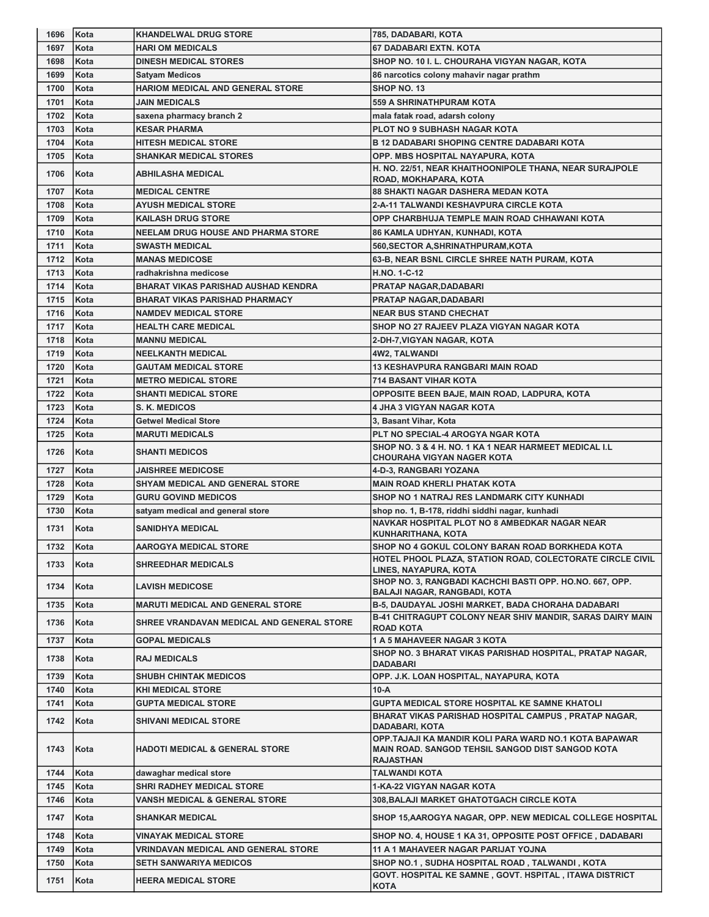| 1696 | Kota | KHANDELWAL DRUG STORE | 785, DADABARI, KOTA |
|---|---|---|---|
| 1697 | Kota | HARI OM MEDICALS | 67 DADABARI EXTN. KOTA |
| 1698 | Kota | DINESH MEDICAL STORES | SHOP NO. 10 I. L. CHOURAHA VIGYAN NAGAR, KOTA |
| 1699 | Kota | Satyam Medicos | 86 narcotics colony mahavir nagar prathm |
| 1700 | Kota | HARIOM MEDICAL AND GENERAL STORE | SHOP NO. 13 |
| 1701 | Kota | JAIN MEDICALS | 559 A SHRINATHPURAM KOTA |
| 1702 | Kota | saxena pharmacy branch 2 | mala fatak road, adarsh colony |
| 1703 | Kota | KESAR PHARMA | PLOT NO 9 SUBHASH NAGAR KOTA |
| 1704 | Kota | HITESH MEDICAL STORE | B 12 DADABARI SHOPING CENTRE DADABARI KOTA |
| 1705 | Kota | SHANKAR MEDICAL STORES | OPP. MBS HOSPITAL NAYAPURA, KOTA |
| 1706 | Kota | ABHILASHA MEDICAL | H. NO. 22/51, NEAR KHAITHOONIPOLE THANA, NEAR SURAJPOLE ROAD, MOKHAPARA, KOTA |
| 1707 | Kota | MEDICAL CENTRE | 88 SHAKTI NAGAR DASHERA MEDAN KOTA |
| 1708 | Kota | AYUSH MEDICAL STORE | 2-A-11 TALWANDI KESHAVPURA CIRCLE KOTA |
| 1709 | Kota | KAILASH DRUG STORE | OPP CHARBHUJA TEMPLE MAIN ROAD CHHAWANI KOTA |
| 1710 | Kota | NEELAM DRUG HOUSE AND PHARMA STORE | 86 KAMLA UDHYAN, KUNHADI, KOTA |
| 1711 | Kota | SWASTH MEDICAL | 560,SECTOR A,SHRINATHPURAM,KOTA |
| 1712 | Kota | MANAS MEDICOSE | 63-B, NEAR BSNL CIRCLE SHREE NATH PURAM, KOTA |
| 1713 | Kota | radhakrishna medicose | H.NO. 1-C-12 |
| 1714 | Kota | BHARAT VIKAS PARISHAD AUSHAD KENDRA | PRATAP NAGAR,DADABARI |
| 1715 | Kota | BHARAT VIKAS PARISHAD PHARMACY | PRATAP NAGAR,DADABARI |
| 1716 | Kota | NAMDEV MEDICAL STORE | NEAR BUS STAND CHECHAT |
| 1717 | Kota | HEALTH CARE MEDICAL | SHOP NO 27 RAJEEV PLAZA VIGYAN NAGAR KOTA |
| 1718 | Kota | MANNU MEDICAL | 2-DH-7,VIGYAN NAGAR, KOTA |
| 1719 | Kota | NEELKANTH MEDICAL | 4W2, TALWANDI |
| 1720 | Kota | GAUTAM MEDICAL STORE | 13 KESHAVPURA RANGBARI MAIN ROAD |
| 1721 | Kota | METRO MEDICAL STORE | 714 BASANT VIHAR KOTA |
| 1722 | Kota | SHANTI MEDICAL STORE | OPPOSITE BEEN BAJE, MAIN ROAD, LADPURA, KOTA |
| 1723 | Kota | S. K. MEDICOS | 4 JHA 3 VIGYAN NAGAR KOTA |
| 1724 | Kota | Getwel Medical Store | 3, Basant Vihar, Kota |
| 1725 | Kota | MARUTI MEDICALS | PLT NO SPECIAL-4 AROGYA NGAR KOTA |
| 1726 | Kota | SHANTI MEDICOS | SHOP NO. 3 & 4 H. NO. 1 KA 1 NEAR HARMEET MEDICAL I.L CHOURAHA VIGYAN NAGER KOTA |
| 1727 | Kota | JAISHREE MEDICOSE | 4-D-3, RANGBARI YOZANA |
| 1728 | Kota | SHYAM MEDICAL AND GENERAL STORE | MAIN ROAD KHERLI PHATAK KOTA |
| 1729 | Kota | GURU GOVIND MEDICOS | SHOP NO 1 NATRAJ RES LANDMARK CITY KUNHADI |
| 1730 | Kota | satyam medical and general store | shop no. 1, B-178, riddhi siddhi nagar, kunhadi |
| 1731 | Kota | SANIDHYA MEDICAL | NAVKAR HOSPITAL PLOT NO 8 AMBEDKAR NAGAR NEAR KUNHARITHANA, KOTA |
| 1732 | Kota | AAROGYA MEDICAL STORE | SHOP NO 4 GOKUL COLONY BARAN ROAD BORKHEDA KOTA |
| 1733 | Kota | SHREEDHAR MEDICALS | HOTEL PHOOL PLAZA, STATION ROAD, COLECTORATE CIRCLE CIVIL LINES, NAYAPURA, KOTA |
| 1734 | Kota | LAVISH MEDICOSE | SHOP NO. 3, RANGBADI KACHCHI BASTI OPP. HO.NO. 667, OPP. BALAJI NAGAR, RANGBADI, KOTA |
| 1735 | Kota | MARUTI MEDICAL AND GENERAL STORE | B-5, DAUDAYAL JOSHI MARKET, BADA CHORAHA DADABARI |
| 1736 | Kota | SHREE VRANDAVAN MEDICAL AND GENERAL STORE | B-41 CHITRAGUPT COLONY NEAR SHIV MANDIR, SARAS DAIRY MAIN ROAD KOTA |
| 1737 | Kota | GOPAL MEDICALS | 1 A 5 MAHAVEER NAGAR 3 KOTA |
| 1738 | Kota | RAJ MEDICALS | SHOP NO. 3 BHARAT VIKAS PARISHAD HOSPITAL, PRATAP NAGAR, DADABARI |
| 1739 | Kota | SHUBH CHINTAK MEDICOS | OPP. J.K. LOAN HOSPITAL, NAYAPURA, KOTA |
| 1740 | Kota | KHI MEDICAL STORE | 10-A |
| 1741 | Kota | GUPTA MEDICAL STORE | GUPTA MEDICAL STORE HOSPITAL KE SAMNE KHATOLI |
| 1742 | Kota | SHIVANI MEDICAL STORE | BHARAT VIKAS PARISHAD HOSPITAL CAMPUS , PRATAP NAGAR, DADABARI, KOTA |
| 1743 | Kota | HADOTI MEDICAL & GENERAL STORE | OPP.TAJAJI KA MANDIR KOLI PARA WARD NO.1 KOTA BAPAWAR MAIN ROAD. SANGOD TEHSIL SANGOD DIST SANGOD KOTA RAJASTHAN |
| 1744 | Kota | dawaghar medical store | TALWANDI KOTA |
| 1745 | Kota | SHRI RADHEY MEDICAL STORE | 1-KA-22 VIGYAN NAGAR KOTA |
| 1746 | Kota | VANSH MEDICAL & GENERAL STORE | 308,BALAJI MARKET GHATOTGACH CIRCLE KOTA |
| 1747 | Kota | SHANKAR MEDICAL | SHOP 15,AAROGYA NAGAR, OPP. NEW MEDICAL COLLEGE HOSPITAL |
| 1748 | Kota | VINAYAK MEDICAL STORE | SHOP NO. 4, HOUSE 1 KA 31, OPPOSITE POST OFFICE , DADABARI |
| 1749 | Kota | VRINDAVAN MEDICAL AND GENERAL STORE | 11 A 1 MAHAVEER NAGAR PARIJAT YOJNA |
| 1750 | Kota | SETH SANWARIYA MEDICOS | SHOP NO.1 , SUDHA HOSPITAL ROAD , TALWANDI , KOTA |
| 1751 | Kota | HEERA MEDICAL STORE | GOVT. HOSPITAL KE SAMNE , GOVT. HSPITAL , ITAWA DISTRICT KOTA |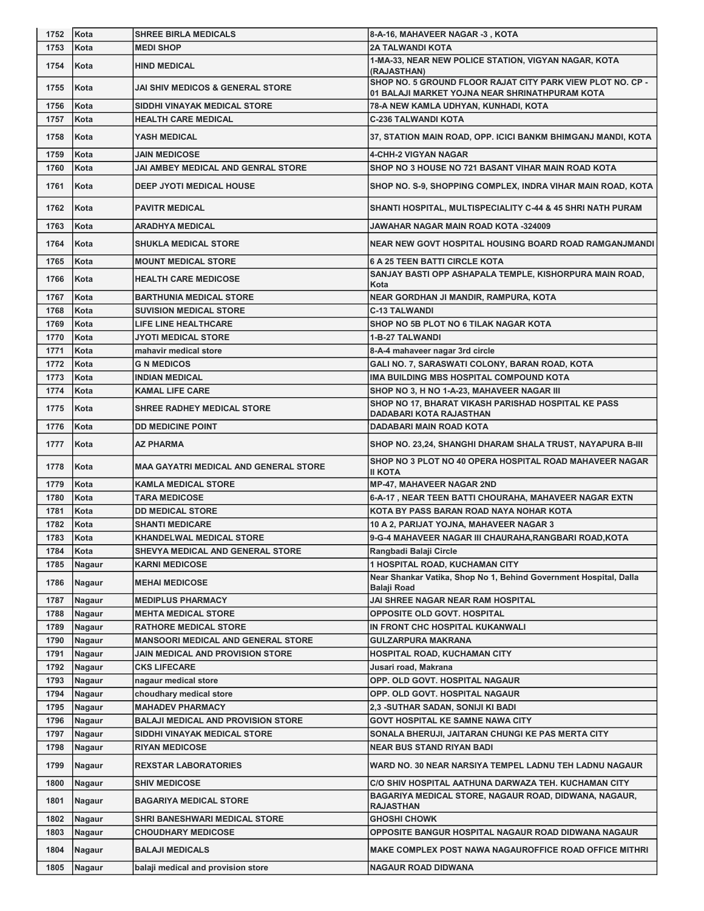| 1752 | Kota | SHREE BIRLA MEDICALS | 8-A-16, MAHAVEER NAGAR -3 , KOTA |
|---|---|---|---|
| 1753 | Kota | MEDI SHOP | 2A TALWANDI KOTA |
| 1754 | Kota | HIND MEDICAL | 1-MA-33, NEAR NEW POLICE STATION, VIGYAN NAGAR, KOTA (RAJASTHAN) |
| 1755 | Kota | JAI SHIV MEDICOS & GENERAL STORE | SHOP NO. 5 GROUND FLOOR RAJAT CITY PARK VIEW PLOT NO. CP - 01 BALAJI MARKET YOJNA NEAR SHRINATHPURAM KOTA |
| 1756 | Kota | SIDDHI VINAYAK MEDICAL STORE | 78-A NEW KAMLA UDHYAN, KUNHADI, KOTA |
| 1757 | Kota | HEALTH CARE MEDICAL | C-236 TALWANDI KOTA |
| 1758 | Kota | YASH MEDICAL | 37, STATION MAIN ROAD, OPP. ICICI BANKM BHIMGANJ MANDI, KOTA |
| 1759 | Kota | JAIN MEDICOSE | 4-CHH-2 VIGYAN NAGAR |
| 1760 | Kota | JAI AMBEY MEDICAL AND GENRAL STORE | SHOP NO 3 HOUSE NO 721 BASANT VIHAR MAIN ROAD KOTA |
| 1761 | Kota | DEEP JYOTI MEDICAL HOUSE | SHOP NO. S-9, SHOPPING COMPLEX, INDRA VIHAR MAIN ROAD, KOTA |
| 1762 | Kota | PAVITR MEDICAL | SHANTI HOSPITAL, MULTISPECIALITY C-44 & 45 SHRI NATH PURAM |
| 1763 | Kota | ARADHYA MEDICAL | JAWAHAR NAGAR MAIN ROAD KOTA -324009 |
| 1764 | Kota | SHUKLA MEDICAL STORE | NEAR NEW GOVT HOSPITAL HOUSING BOARD ROAD RAMGANJMANDI |
| 1765 | Kota | MOUNT MEDICAL STORE | 6 A 25 TEEN BATTI CIRCLE KOTA |
| 1766 | Kota | HEALTH CARE MEDICOSE | SANJAY BASTI OPP ASHAPALA TEMPLE, KISHORPURA MAIN ROAD, Kota |
| 1767 | Kota | BARTHUNIA MEDICAL STORE | NEAR GORDHAN JI MANDIR, RAMPURA, KOTA |
| 1768 | Kota | SUVISION MEDICAL STORE | C-13 TALWANDI |
| 1769 | Kota | LIFE LINE HEALTHCARE | SHOP NO 5B PLOT NO 6 TILAK NAGAR KOTA |
| 1770 | Kota | JYOTI MEDICAL STORE | 1-B-27 TALWANDI |
| 1771 | Kota | mahavir medical store | 8-A-4 mahaveer nagar 3rd circle |
| 1772 | Kota | G N MEDICOS | GALI NO. 7, SARASWATI COLONY, BARAN ROAD, KOTA |
| 1773 | Kota | INDIAN MEDICAL | IMA BUILDING MBS HOSPITAL COMPOUND KOTA |
| 1774 | Kota | KAMAL LIFE CARE | SHOP NO 3, H NO 1-A-23, MAHAVEER NAGAR III |
| 1775 | Kota | SHREE RADHEY MEDICAL STORE | SHOP NO 17, BHARAT VIKASH PARISHAD HOSPITAL KE PASS DADABARI KOTA RAJASTHAN |
| 1776 | Kota | DD MEDICINE POINT | DADABARI MAIN ROAD KOTA |
| 1777 | Kota | AZ PHARMA | SHOP NO. 23,24, SHANGHI DHARAM SHALA TRUST, NAYAPURA B-III |
| 1778 | Kota | MAA GAYATRI MEDICAL AND GENERAL STORE | SHOP NO 3 PLOT NO 40 OPERA HOSPITAL ROAD MAHAVEER NAGAR II KOTA |
| 1779 | Kota | KAMLA MEDICAL STORE | MP-47, MAHAVEER NAGAR 2ND |
| 1780 | Kota | TARA MEDICOSE | 6-A-17 , NEAR TEEN BATTI CHOURAHA, MAHAVEER NAGAR EXTN |
| 1781 | Kota | DD MEDICAL STORE | KOTA BY PASS BARAN ROAD NAYA NOHAR KOTA |
| 1782 | Kota | SHANTI MEDICARE | 10 A 2, PARIJAT YOJNA, MAHAVEER NAGAR 3 |
| 1783 | Kota | KHANDELWAL MEDICAL STORE | 9-G-4 MAHAVEER NAGAR III CHAURAHA,RANGBARI ROAD,KOTA |
| 1784 | Kota | SHEVYA MEDICAL AND GENERAL STORE | Rangbadi Balaji Circle |
| 1785 | Nagaur | KARNI MEDICOSE | 1 HOSPITAL ROAD, KUCHAMAN CITY |
| 1786 | Nagaur | MEHAI MEDICOSE | Near Shankar Vatika, Shop No 1, Behind Government Hospital, Dalla Balaji Road |
| 1787 | Nagaur | MEDIPLUS PHARMACY | JAI SHREE NAGAR NEAR RAM HOSPITAL |
| 1788 | Nagaur | MEHTA MEDICAL STORE | OPPOSITE OLD GOVT. HOSPITAL |
| 1789 | Nagaur | RATHORE MEDICAL STORE | IN FRONT CHC HOSPITAL KUKANWALI |
| 1790 | Nagaur | MANSOORI MEDICAL AND GENERAL STORE | GULZARPURA MAKRANA |
| 1791 | Nagaur | JAIN MEDICAL AND PROVISION STORE | HOSPITAL ROAD, KUCHAMAN CITY |
| 1792 | Nagaur | CKS LIFECARE | Jusari road, Makrana |
| 1793 | Nagaur | nagaur medical store | OPP. OLD GOVT. HOSPITAL NAGAUR |
| 1794 | Nagaur | choudhary medical store | OPP. OLD GOVT. HOSPITAL NAGAUR |
| 1795 | Nagaur | MAHADEV PHARMACY | 2,3 -SUTHAR SADAN, SONIJI KI BADI |
| 1796 | Nagaur | BALAJI MEDICAL AND PROVISION STORE | GOVT HOSPITAL KE SAMNE NAWA CITY |
| 1797 | Nagaur | SIDDHI VINAYAK MEDICAL STORE | SONALA BHERUJI, JAITARAN CHUNGI KE PAS MERTA CITY |
| 1798 | Nagaur | RIYAN MEDICOSE | NEAR BUS STAND RIYAN BADI |
| 1799 | Nagaur | REXSTAR LABORATORIES | WARD NO. 30 NEAR NARSIYA TEMPEL LADNU TEH LADNU NAGAUR |
| 1800 | Nagaur | SHIV MEDICOSE | C/O SHIV HOSPITAL AATHUNA DARWAZA TEH. KUCHAMAN CITY |
| 1801 | Nagaur | BAGARIYA MEDICAL STORE | BAGARIYA MEDICAL STORE, NAGAUR ROAD, DIDWANA, NAGAUR, RAJASTHAN |
| 1802 | Nagaur | SHRI BANESHWARI MEDICAL STORE | GHOSHI CHOWK |
| 1803 | Nagaur | CHOUDHARY MEDICOSE | OPPOSITE BANGUR HOSPITAL NAGAUR ROAD DIDWANA NAGAUR |
| 1804 | Nagaur | BALAJI MEDICALS | MAKE COMPLEX POST NAWA NAGAUROFFICE ROAD OFFICE MITHRI |
| 1805 | Nagaur | balaji medical and provision store | NAGAUR ROAD DIDWANA |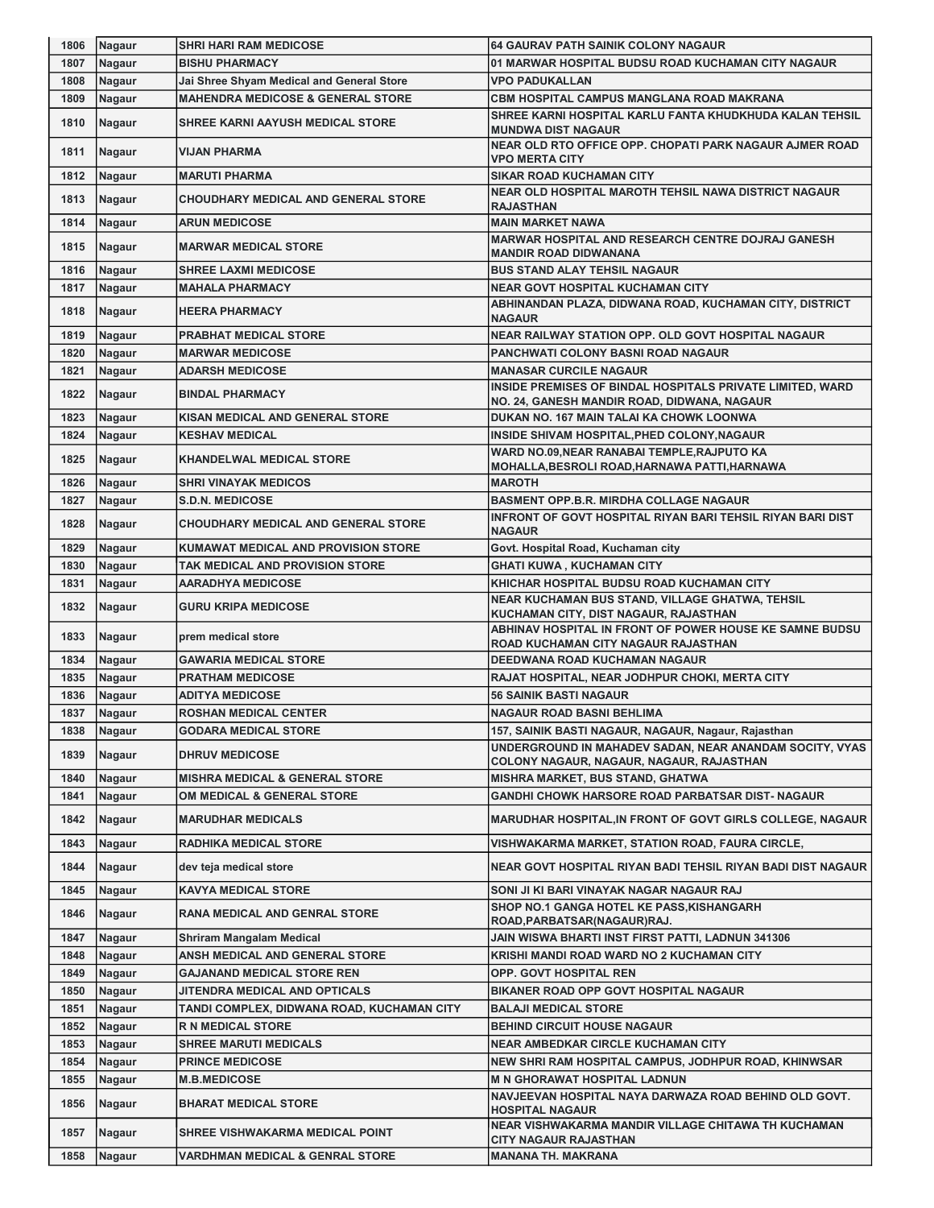| | | | |
|---|---|---|---|
| 1806 | Nagaur | SHRI HARI RAM MEDICOSE | 64 GAURAV PATH SAINIK COLONY NAGAUR |
| 1807 | Nagaur | BISHU PHARMACY | 01 MARWAR HOSPITAL BUDSU ROAD KUCHAMAN CITY NAGAUR |
| 1808 | Nagaur | Jai Shree Shyam Medical and General Store | VPO PADUKALLAN |
| 1809 | Nagaur | MAHENDRA MEDICOSE & GENERAL STORE | CBM HOSPITAL CAMPUS MANGLANA ROAD MAKRANA |
| 1810 | Nagaur | SHREE KARNI AAYUSH MEDICAL STORE | SHREE KARNI HOSPITAL KARLU FANTA KHUDKHUDA KALAN TEHSIL MUNDWA DIST NAGAUR |
| 1811 | Nagaur | VIJAN PHARMA | NEAR OLD RTO OFFICE OPP. CHOPATI PARK NAGAUR AJMER ROAD VPO MERTA CITY |
| 1812 | Nagaur | MARUTI PHARMA | SIKAR ROAD KUCHAMAN CITY |
| 1813 | Nagaur | CHOUDHARY MEDICAL AND GENERAL STORE | NEAR OLD HOSPITAL MAROTH TEHSIL NAWA DISTRICT NAGAUR RAJASTHAN |
| 1814 | Nagaur | ARUN MEDICOSE | MAIN MARKET NAWA |
| 1815 | Nagaur | MARWAR MEDICAL STORE | MARWAR HOSPITAL AND RESEARCH CENTRE DOJRAJ GANESH MANDIR ROAD DIDWANANA |
| 1816 | Nagaur | SHREE LAXMI MEDICOSE | BUS STAND ALAY TEHSIL NAGAUR |
| 1817 | Nagaur | MAHALA PHARMACY | NEAR GOVT HOSPITAL KUCHAMAN CITY |
| 1818 | Nagaur | HEERA PHARMACY | ABHINANDAN PLAZA, DIDWANA ROAD, KUCHAMAN CITY, DISTRICT NAGAUR |
| 1819 | Nagaur | PRABHAT MEDICAL STORE | NEAR RAILWAY STATION OPP. OLD GOVT HOSPITAL NAGAUR |
| 1820 | Nagaur | MARWAR MEDICOSE | PANCHWATI COLONY BASNI ROAD NAGAUR |
| 1821 | Nagaur | ADARSH MEDICOSE | MANASAR CURCILE NAGAUR |
| 1822 | Nagaur | BINDAL PHARMACY | INSIDE PREMISES OF BINDAL HOSPITALS PRIVATE LIMITED, WARD NO. 24, GANESH MANDIR ROAD, DIDWANA, NAGAUR |
| 1823 | Nagaur | KISAN MEDICAL AND GENERAL STORE | DUKAN NO. 167 MAIN TALAI KA CHOWK LOONWA |
| 1824 | Nagaur | KESHAV MEDICAL | INSIDE SHIVAM HOSPITAL,PHED COLONY,NAGAUR |
| 1825 | Nagaur | KHANDELWAL MEDICAL STORE | WARD NO.09,NEAR RANABAI TEMPLE,RAJPUTO KA MOHALLA,BESROLI ROAD,HARNAWA PATTI,HARNAWA |
| 1826 | Nagaur | SHRI VINAYAK MEDICOS | MAROTH |
| 1827 | Nagaur | S.D.N. MEDICOSE | BASMENT OPP.B.R. MIRDHA COLLAGE NAGAUR |
| 1828 | Nagaur | CHOUDHARY MEDICAL AND GENERAL STORE | INFRONT OF GOVT HOSPITAL RIYAN BARI TEHSIL RIYAN BARI DIST NAGAUR |
| 1829 | Nagaur | KUMAWAT MEDICAL AND PROVISION STORE | Govt. Hospital Road, Kuchaman city |
| 1830 | Nagaur | TAK MEDICAL AND PROVISION STORE | GHATI KUWA , KUCHAMAN CITY |
| 1831 | Nagaur | AARADHYA MEDICOSE | KHICHAR HOSPITAL BUDSU ROAD KUCHAMAN CITY |
| 1832 | Nagaur | GURU KRIPA MEDICOSE | NEAR KUCHAMAN BUS STAND, VILLAGE GHATWA, TEHSIL KUCHAMAN CITY, DIST NAGAUR, RAJASTHAN |
| 1833 | Nagaur | prem medical store | ABHINAV HOSPITAL IN FRONT OF POWER HOUSE KE SAMNE BUDSU ROAD KUCHAMAN CITY NAGAUR RAJASTHAN |
| 1834 | Nagaur | GAWARIA MEDICAL STORE | DEEDWANA ROAD KUCHAMAN NAGAUR |
| 1835 | Nagaur | PRATHAM MEDICOSE | RAJAT HOSPITAL, NEAR JODHPUR CHOKI, MERTA CITY |
| 1836 | Nagaur | ADITYA MEDICOSE | 56 SAINIK BASTI NAGAUR |
| 1837 | Nagaur | ROSHAN MEDICAL CENTER | NAGAUR ROAD BASNI BEHLIMA |
| 1838 | Nagaur | GODARA MEDICAL STORE | 157, SAINIK BASTI NAGAUR, NAGAUR, Nagaur, Rajasthan |
| 1839 | Nagaur | DHRUV MEDICOSE | UNDERGROUND IN MAHADEV SADAN, NEAR ANANDAM SOCITY, VYAS COLONY NAGAUR, NAGAUR, NAGAUR, RAJASTHAN |
| 1840 | Nagaur | MISHRA MEDICAL & GENERAL STORE | MISHRA MARKET, BUS STAND, GHATWA |
| 1841 | Nagaur | OM MEDICAL & GENERAL STORE | GANDHI CHOWK HARSORE ROAD PARBATSAR DIST- NAGAUR |
| 1842 | Nagaur | MARUDHAR MEDICALS | MARUDHAR HOSPITAL,IN FRONT OF GOVT GIRLS COLLEGE, NAGAUR |
| 1843 | Nagaur | RADHIKA MEDICAL STORE | VISHWAKARMA MARKET, STATION ROAD, FAURA CIRCLE, |
| 1844 | Nagaur | dev teja medical store | NEAR GOVT HOSPITAL RIYAN BADI TEHSIL RIYAN BADI DIST NAGAUR |
| 1845 | Nagaur | KAVYA MEDICAL STORE | SONI JI KI BARI VINAYAK NAGAR NAGAUR RAJ |
| 1846 | Nagaur | RANA MEDICAL AND GENRAL STORE | SHOP NO.1 GANGA HOTEL KE PASS,KISHANGARH ROAD,PARBATSAR(NAGAUR)RAJ. |
| 1847 | Nagaur | Shriram Mangalam Medical | JAIN WISWA BHARTI INST FIRST PATTI, LADNUN 341306 |
| 1848 | Nagaur | ANSH MEDICAL AND GENERAL STORE | KRISHI MANDI ROAD WARD NO 2 KUCHAMAN CITY |
| 1849 | Nagaur | GAJANAND MEDICAL STORE REN | OPP. GOVT HOSPITAL REN |
| 1850 | Nagaur | JITENDRA MEDICAL AND OPTICALS | BIKANER ROAD OPP GOVT HOSPITAL NAGAUR |
| 1851 | Nagaur | TANDI COMPLEX, DIDWANA ROAD, KUCHAMAN CITY | BALAJI MEDICAL STORE |
| 1852 | Nagaur | R N MEDICAL STORE | BEHIND CIRCUIT HOUSE NAGAUR |
| 1853 | Nagaur | SHREE MARUTI MEDICALS | NEAR AMBEDKAR CIRCLE KUCHAMAN CITY |
| 1854 | Nagaur | PRINCE MEDICOSE | NEW SHRI RAM HOSPITAL CAMPUS, JODHPUR ROAD, KHINWSAR |
| 1855 | Nagaur | M.B.MEDICOSE | M N GHORAWAT HOSPITAL LADNUN |
| 1856 | Nagaur | BHARAT MEDICAL STORE | NAVJEEVAN HOSPITAL NAYA DARWAZA ROAD BEHIND OLD GOVT. HOSPITAL NAGAUR |
| 1857 | Nagaur | SHREE VISHWAKARMA MEDICAL POINT | NEAR VISHWAKARMA MANDIR VILLAGE CHITAWA TH KUCHAMAN CITY NAGAUR RAJASTHAN |
| 1858 | Nagaur | VARDHMAN MEDICAL & GENRAL STORE | MANANA TH. MAKRANA |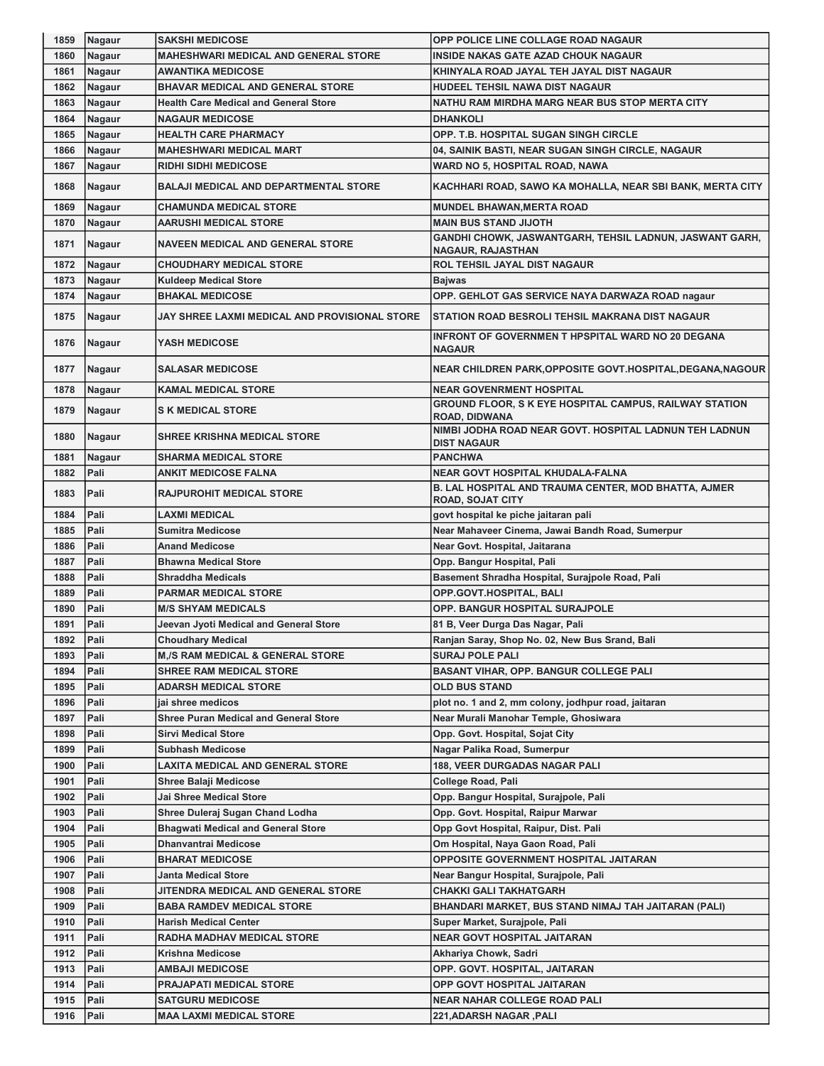| 1859 | Nagaur | SAKSHI MEDICOSE | OPP POLICE LINE COLLAGE ROAD NAGAUR |
|---|---|---|---|
| 1860 | Nagaur | MAHESHWARI MEDICAL AND GENERAL STORE | INSIDE NAKAS GATE AZAD CHOUK NAGAUR |
| 1861 | Nagaur | AWANTIKA MEDICOSE | KHINYALA ROAD JAYAL TEH JAYAL DIST NAGAUR |
| 1862 | Nagaur | BHAVAR MEDICAL AND GENERAL STORE | HUDEEL TEHSIL NAWA DIST NAGAUR |
| 1863 | Nagaur | Health Care Medical and General Store | NATHU RAM MIRDHA MARG NEAR BUS STOP MERTA CITY |
| 1864 | Nagaur | NAGAUR MEDICOSE | DHANKOLI |
| 1865 | Nagaur | HEALTH CARE PHARMACY | OPP. T.B. HOSPITAL SUGAN SINGH CIRCLE |
| 1866 | Nagaur | MAHESHWARI MEDICAL MART | 04, SAINIK BASTI, NEAR SUGAN SINGH CIRCLE, NAGAUR |
| 1867 | Nagaur | RIDHI SIDHI MEDICOSE | WARD NO 5, HOSPITAL ROAD, NAWA |
| 1868 | Nagaur | BALAJI MEDICAL AND DEPARTMENTAL STORE | KACHHARI ROAD, SAWO KA MOHALLA, NEAR SBI BANK, MERTA CITY |
| 1869 | Nagaur | CHAMUNDA MEDICAL STORE | MUNDEL BHAWAN,MERTA ROAD |
| 1870 | Nagaur | AARUSHI MEDICAL STORE | MAIN BUS STAND JIJOTH |
| 1871 | Nagaur | NAVEEN MEDICAL AND GENERAL STORE | GANDHI CHOWK, JASWANTGARH, TEHSIL LADNUN, JASWANT GARH, NAGAUR, RAJASTHAN |
| 1872 | Nagaur | CHOUDHARY MEDICAL STORE | ROL TEHSIL JAYAL DIST NAGAUR |
| 1873 | Nagaur | Kuldeep Medical Store | Bajwas |
| 1874 | Nagaur | BHAKAL MEDICOSE | OPP. GEHLOT GAS SERVICE NAYA DARWAZA ROAD nagaur |
| 1875 | Nagaur | JAY SHREE LAXMI MEDICAL AND PROVISIONAL STORE | STATION ROAD BESROLI TEHSIL MAKRANA DIST NAGAUR |
| 1876 | Nagaur | YASH MEDICOSE | INFRONT OF GOVERNMEN T HPSPITAL WARD NO 20 DEGANA NAGAUR |
| 1877 | Nagaur | SALASAR MEDICOSE | NEAR CHILDREN PARK,OPPOSITE GOVT.HOSPITAL,DEGANA,NAGOUR |
| 1878 | Nagaur | KAMAL MEDICAL STORE | NEAR GOVENRMENT HOSPITAL |
| 1879 | Nagaur | S K MEDICAL STORE | GROUND FLOOR, S K EYE HOSPITAL CAMPUS, RAILWAY STATION ROAD, DIDWANA |
| 1880 | Nagaur | SHREE KRISHNA MEDICAL STORE | NIMBI JODHA ROAD NEAR GOVT. HOSPITAL LADNUN TEH LADNUN DIST NAGAUR |
| 1881 | Nagaur | SHARMA MEDICAL STORE | PANCHWA |
| 1882 | Pali | ANKIT MEDICOSE FALNA | NEAR GOVT HOSPITAL KHUDALA-FALNA |
| 1883 | Pali | RAJPUROHIT MEDICAL STORE | B. LAL HOSPITAL AND TRAUMA CENTER, MOD BHATTA, AJMER ROAD, SOJAT CITY |
| 1884 | Pali | LAXMI MEDICAL | govt hospital ke piche jaitaran pali |
| 1885 | Pali | Sumitra Medicose | Near Mahaveer Cinema, Jawai Bandh Road, Sumerpur |
| 1886 | Pali | Anand Medicose | Near Govt. Hospital, Jaitarana |
| 1887 | Pali | Bhawna Medical Store | Opp. Bangur Hospital, Pali |
| 1888 | Pali | Shraddha Medicals | Basement Shradha Hospital, Surajpole Road, Pali |
| 1889 | Pali | PARMAR MEDICAL STORE | OPP.GOVT.HOSPITAL, BALI |
| 1890 | Pali | M/S SHYAM MEDICALS | OPP. BANGUR HOSPITAL SURAJPOLE |
| 1891 | Pali | Jeevan Jyoti Medical and General Store | 81 B, Veer Durga Das Nagar, Pali |
| 1892 | Pali | Choudhary Medical | Ranjan Saray, Shop No. 02, New Bus Srand, Bali |
| 1893 | Pali | M,/S RAM MEDICAL & GENERAL STORE | SURAJ POLE PALI |
| 1894 | Pali | SHREE RAM MEDICAL STORE | BASANT VIHAR, OPP. BANGUR COLLEGE PALI |
| 1895 | Pali | ADARSH MEDICAL STORE | OLD BUS STAND |
| 1896 | Pali | jai shree medicos | plot no. 1 and 2, mm colony, jodhpur road, jaitaran |
| 1897 | Pali | Shree Puran Medical and General Store | Near Murali Manohar Temple, Ghosiwara |
| 1898 | Pali | Sirvi Medical Store | Opp. Govt. Hospital, Sojat City |
| 1899 | Pali | Subhash Medicose | Nagar Palika Road, Sumerpur |
| 1900 | Pali | LAXITA MEDICAL AND GENERAL STORE | 188, VEER DURGADAS NAGAR PALI |
| 1901 | Pali | Shree Balaji Medicose | College Road, Pali |
| 1902 | Pali | Jai Shree Medical Store | Opp. Bangur Hospital, Surajpole, Pali |
| 1903 | Pali | Shree Duleraj Sugan Chand Lodha | Opp. Govt. Hospital, Raipur Marwar |
| 1904 | Pali | Bhagwati Medical and General Store | Opp Govt Hospital, Raipur, Dist. Pali |
| 1905 | Pali | Dhanvantrai Medicose | Om Hospital, Naya Gaon Road, Pali |
| 1906 | Pali | BHARAT MEDICOSE | OPPOSITE GOVERNMENT HOSPITAL JAITARAN |
| 1907 | Pali | Janta Medical Store | Near Bangur Hospital, Surajpole, Pali |
| 1908 | Pali | JITENDRA MEDICAL AND GENERAL STORE | CHAKKI GALI TAKHATGARH |
| 1909 | Pali | BABA RAMDEV MEDICAL STORE | BHANDARI MARKET, BUS STAND NIMAJ TAH JAITARAN (PALI) |
| 1910 | Pali | Harish Medical Center | Super Market, Surajpole, Pali |
| 1911 | Pali | RADHA MADHAV MEDICAL STORE | NEAR GOVT HOSPITAL JAITARAN |
| 1912 | Pali | Krishna Medicose | Akhariya Chowk, Sadri |
| 1913 | Pali | AMBAJI MEDICOSE | OPP. GOVT. HOSPITAL, JAITARAN |
| 1914 | Pali | PRAJAPATI MEDICAL STORE | OPP GOVT HOSPITAL JAITARAN |
| 1915 | Pali | SATGURU MEDICOSE | NEAR NAHAR COLLEGE ROAD PALI |
| 1916 | Pali | MAA LAXMI MEDICAL STORE | 221,ADARSH NAGAR ,PALI |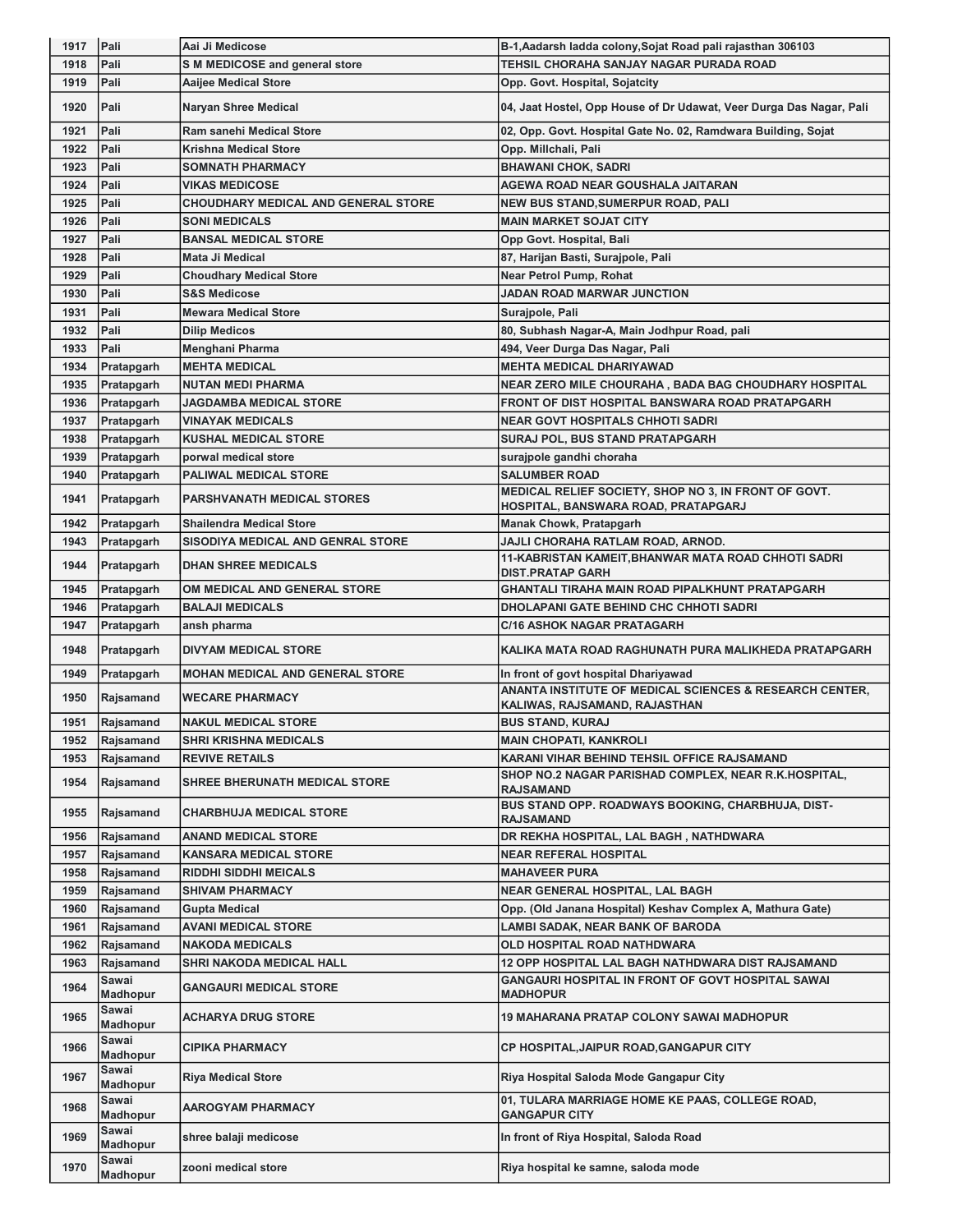| 1917 | Pali | Aai Ji Medicose | B-1,Aadarsh ladda colony,Sojat Road pali rajasthan 306103 |
|---|---|---|---|
| 1918 | Pali | S M MEDICOSE and general store | TEHSIL CHORAHA SANJAY NAGAR PURADA ROAD |
| 1919 | Pali | Aaijee Medical Store | Opp. Govt. Hospital, Sojatcity |
| 1920 | Pali | Naryan Shree Medical | 04, Jaat Hostel, Opp House of Dr Udawat, Veer Durga Das Nagar, Pali |
| 1921 | Pali | Ram sanehi Medical Store | 02, Opp. Govt. Hospital Gate No. 02, Ramdwara Building, Sojat |
| 1922 | Pali | Krishna Medical Store | Opp. Millchali, Pali |
| 1923 | Pali | SOMNATH PHARMACY | BHAWANI CHOK, SADRI |
| 1924 | Pali | VIKAS MEDICOSE | AGEWA ROAD NEAR GOUSHALA JAITARAN |
| 1925 | Pali | CHOUDHARY MEDICAL AND GENERAL STORE | NEW BUS STAND,SUMERPUR ROAD, PALI |
| 1926 | Pali | SONI MEDICALS | MAIN MARKET SOJAT CITY |
| 1927 | Pali | BANSAL MEDICAL STORE | Opp Govt. Hospital, Bali |
| 1928 | Pali | Mata Ji Medical | 87, Harijan Basti, Surajpole, Pali |
| 1929 | Pali | Choudhary Medical Store | Near Petrol Pump, Rohat |
| 1930 | Pali | S&S Medicose | JADAN ROAD MARWAR JUNCTION |
| 1931 | Pali | Mewara Medical Store | Surajpole, Pali |
| 1932 | Pali | Dilip Medicos | 80, Subhash Nagar-A, Main Jodhpur Road, pali |
| 1933 | Pali | Menghani Pharma | 494, Veer Durga Das Nagar, Pali |
| 1934 | Pratapgarh | MEHTA MEDICAL | MEHTA MEDICAL DHARIYAWAD |
| 1935 | Pratapgarh | NUTAN MEDI PHARMA | NEAR ZERO MILE CHOURAHA , BADA BAG CHOUDHARY HOSPITAL |
| 1936 | Pratapgarh | JAGDAMBA MEDICAL STORE | FRONT OF DIST HOSPITAL BANSWARA ROAD PRATAPGARH |
| 1937 | Pratapgarh | VINAYAK MEDICALS | NEAR GOVT HOSPITALS CHHOTI SADRI |
| 1938 | Pratapgarh | KUSHAL MEDICAL STORE | SURAJ POL, BUS STAND PRATAPGARH |
| 1939 | Pratapgarh | porwal medical store | surajpole gandhi choraha |
| 1940 | Pratapgarh | PALIWAL MEDICAL STORE | SALUMBER ROAD |
| 1941 | Pratapgarh | PARSHVANATH MEDICAL STORES | MEDICAL RELIEF SOCIETY, SHOP NO 3, IN FRONT OF GOVT. HOSPITAL, BANSWARA ROAD, PRATAPGARJ |
| 1942 | Pratapgarh | Shailendra Medical Store | Manak Chowk, Pratapgarh |
| 1943 | Pratapgarh | SISODIYA MEDICAL AND GENRAL STORE | JAJLI CHORAHA RATLAM ROAD, ARNOD. |
| 1944 | Pratapgarh | DHAN SHREE MEDICALS | 11-KABRISTAN KAMEIT,BHANWAR MATA ROAD CHHOTI SADRI DIST.PRATAP GARH |
| 1945 | Pratapgarh | OM MEDICAL AND GENERAL STORE | GHANTALI TIRAHA MAIN ROAD PIPALKHUNT PRATAPGARH |
| 1946 | Pratapgarh | BALAJI MEDICALS | DHOLAPANI GATE BEHIND CHC CHHOTI SADRI |
| 1947 | Pratapgarh | ansh pharma | C/16 ASHOK NAGAR PRATAGARH |
| 1948 | Pratapgarh | DIVYAM MEDICAL STORE | KALIKA MATA ROAD RAGHUNATH PURA MALIKHEDA PRATAPGARH |
| 1949 | Pratapgarh | MOHAN MEDICAL AND GENERAL STORE | In front of govt hospital Dhariyawad |
| 1950 | Rajsamand | WECARE PHARMACY | ANANTA INSTITUTE OF MEDICAL SCIENCES & RESEARCH CENTER, KALIWAS, RAJSAMAND, RAJASTHAN |
| 1951 | Rajsamand | NAKUL MEDICAL STORE | BUS STAND, KURAJ |
| 1952 | Rajsamand | SHRI KRISHNA MEDICALS | MAIN CHOPATI, KANKROLI |
| 1953 | Rajsamand | REVIVE RETAILS | KARANI VIHAR BEHIND TEHSIL OFFICE RAJSAMAND |
| 1954 | Rajsamand | SHREE BHERUNATH MEDICAL STORE | SHOP NO.2 NAGAR PARISHAD COMPLEX, NEAR R.K.HOSPITAL, RAJSAMAND |
| 1955 | Rajsamand | CHARBHUJA MEDICAL STORE | BUS STAND OPP. ROADWAYS BOOKING, CHARBHUJA, DIST-RAJSAMAND |
| 1956 | Rajsamand | ANAND MEDICAL STORE | DR REKHA HOSPITAL, LAL BAGH , NATHDWARA |
| 1957 | Rajsamand | KANSARA MEDICAL STORE | NEAR REFERAL HOSPITAL |
| 1958 | Rajsamand | RIDDHI SIDDHI MEICALS | MAHAVEER PURA |
| 1959 | Rajsamand | SHIVAM PHARMACY | NEAR GENERAL HOSPITAL, LAL BAGH |
| 1960 | Rajsamand | Gupta Medical | Opp. (Old Janana Hospital) Keshav Complex A, Mathura Gate) |
| 1961 | Rajsamand | AVANI MEDICAL STORE | LAMBI SADAK, NEAR BANK OF BARODA |
| 1962 | Rajsamand | NAKODA MEDICALS | OLD HOSPITAL ROAD NATHDWARA |
| 1963 | Rajsamand | SHRI NAKODA MEDICAL HALL | 12 OPP HOSPITAL LAL BAGH NATHDWARA DIST RAJSAMAND |
| 1964 | Sawai Madhopur | GANGAURI MEDICAL STORE | GANGAURI HOSPITAL IN FRONT OF GOVT HOSPITAL SAWAI MADHOPUR |
| 1965 | Sawai Madhopur | ACHARYA DRUG STORE | 19 MAHARANA PRATAP COLONY SAWAI MADHOPUR |
| 1966 | Sawai Madhopur | CIPIKA PHARMACY | CP HOSPITAL,JAIPUR ROAD,GANGAPUR CITY |
| 1967 | Sawai Madhopur | Riya Medical Store | Riya Hospital Saloda Mode Gangapur City |
| 1968 | Sawai Madhopur | AAROGYAM PHARMACY | 01, TULARA MARRIAGE HOME KE PAAS, COLLEGE ROAD, GANGAPUR CITY |
| 1969 | Sawai Madhopur | shree balaji medicose | In front of Riya Hospital, Saloda Road |
| 1970 | Sawai Madhopur | zooni medical store | Riya hospital ke samne, saloda mode |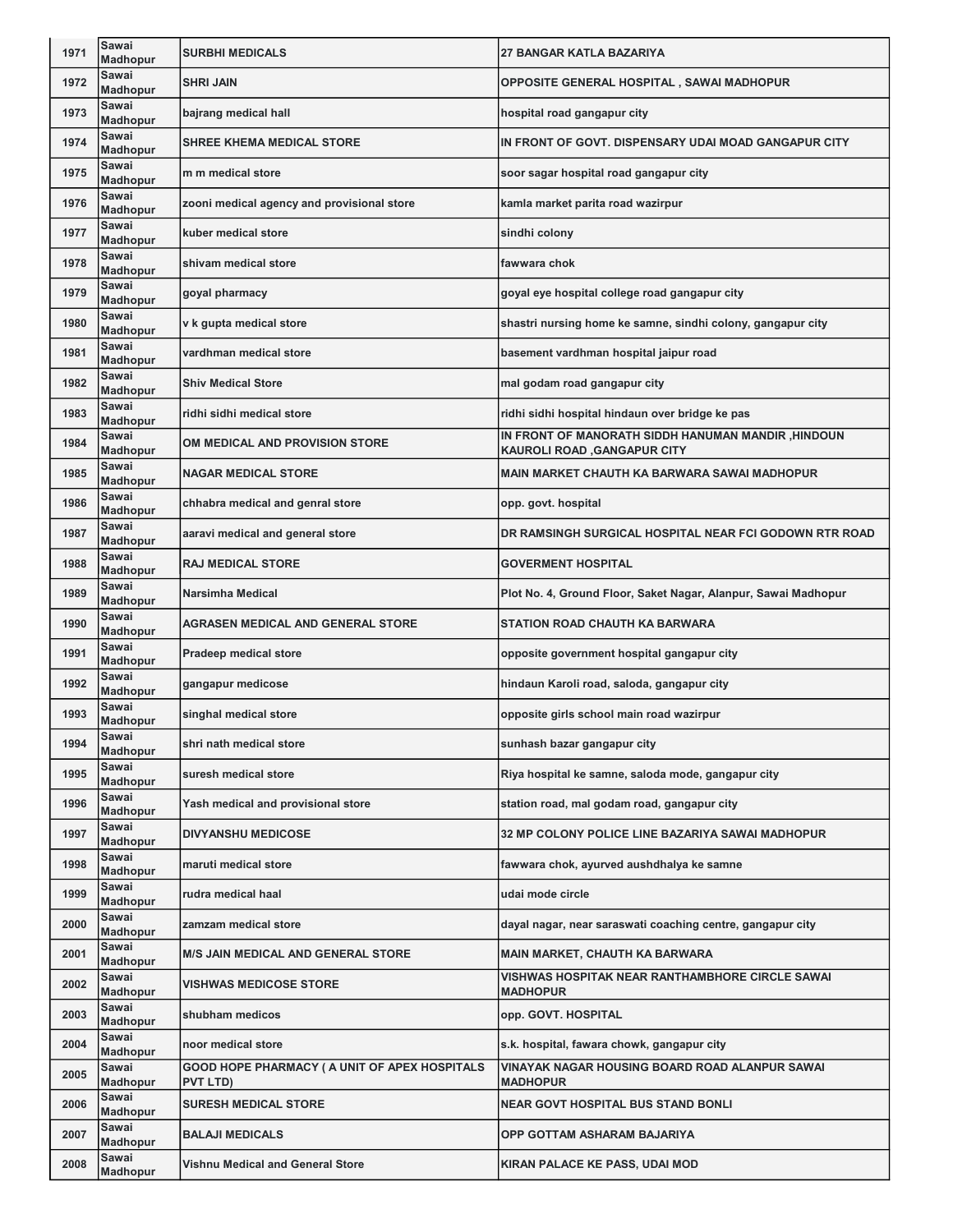| 1971 | Sawai Madhopur | SURBHI MEDICALS | 27 BANGAR KATLA BAZARIYA |
|---|---|---|---|
| 1972 | Sawai Madhopur | SHRI JAIN | OPPOSITE GENERAL HOSPITAL , SAWAI MADHOPUR |
| 1973 | Sawai Madhopur | bajrang medical hall | hospital road gangapur city |
| 1974 | Sawai Madhopur | SHREE KHEMA MEDICAL STORE | IN FRONT OF GOVT. DISPENSARY UDAI MOAD GANGAPUR CITY |
| 1975 | Sawai Madhopur | m m medical store | soor sagar hospital road gangapur city |
| 1976 | Sawai Madhopur | zooni medical agency and provisional store | kamla market parita road wazirpur |
| 1977 | Sawai Madhopur | kuber medical store | sindhi colony |
| 1978 | Sawai Madhopur | shivam medical store | fawwara chok |
| 1979 | Sawai Madhopur | goyal pharmacy | goyal eye hospital college road gangapur city |
| 1980 | Sawai Madhopur | v k gupta medical store | shastri nursing home ke samne, sindhi colony, gangapur city |
| 1981 | Sawai Madhopur | vardhman medical store | basement vardhman hospital jaipur road |
| 1982 | Sawai Madhopur | Shiv Medical Store | mal godam road gangapur city |
| 1983 | Sawai Madhopur | ridhi sidhi medical store | ridhi sidhi hospital hindaun over bridge ke pas |
| 1984 | Sawai Madhopur | OM MEDICAL AND PROVISION STORE | IN FRONT OF MANORATH SIDDH HANUMAN MANDIR ,HINDOUN KAUROLI ROAD ,GANGAPUR CITY |
| 1985 | Sawai Madhopur | NAGAR MEDICAL STORE | MAIN MARKET CHAUTH KA BARWARA SAWAI MADHOPUR |
| 1986 | Sawai Madhopur | chhabra medical and genral store | opp. govt. hospital |
| 1987 | Sawai Madhopur | aaravi medical and general store | DR RAMSINGH SURGICAL HOSPITAL NEAR FCI GODOWN RTR ROAD |
| 1988 | Sawai Madhopur | RAJ MEDICAL STORE | GOVERMENT HOSPITAL |
| 1989 | Sawai Madhopur | Narsimha Medical | Plot No. 4, Ground Floor, Saket Nagar, Alanpur, Sawai Madhopur |
| 1990 | Sawai Madhopur | AGRASEN MEDICAL AND GENERAL STORE | STATION ROAD CHAUTH KA BARWARA |
| 1991 | Sawai Madhopur | Pradeep medical store | opposite government hospital gangapur city |
| 1992 | Sawai Madhopur | gangapur medicose | hindaun Karoli road, saloda, gangapur city |
| 1993 | Sawai Madhopur | singhal medical store | opposite girls school main road wazirpur |
| 1994 | Sawai Madhopur | shri nath medical store | sunhash bazar gangapur city |
| 1995 | Sawai Madhopur | suresh medical store | Riya hospital ke samne, saloda mode, gangapur city |
| 1996 | Sawai Madhopur | Yash medical and provisional store | station road, mal godam road, gangapur city |
| 1997 | Sawai Madhopur | DIVYANSHU MEDICOSE | 32 MP COLONY POLICE LINE BAZARIYA SAWAI MADHOPUR |
| 1998 | Sawai Madhopur | maruti medical store | fawwara chok, ayurved aushdhalya ke samne |
| 1999 | Sawai Madhopur | rudra medical haal | udai mode circle |
| 2000 | Sawai Madhopur | zamzam medical store | dayal nagar, near saraswati coaching centre, gangapur city |
| 2001 | Sawai Madhopur | M/S JAIN MEDICAL AND GENERAL STORE | MAIN MARKET, CHAUTH KA BARWARA |
| 2002 | Sawai Madhopur | VISHWAS MEDICOSE STORE | VISHWAS HOSPITAK NEAR RANTHAMBHORE CIRCLE SAWAI MADHOPUR |
| 2003 | Sawai Madhopur | shubham medicos | opp. GOVT. HOSPITAL |
| 2004 | Sawai Madhopur | noor medical store | s.k. hospital, fawara chowk, gangapur city |
| 2005 | Sawai Madhopur | GOOD HOPE PHARMACY ( A UNIT OF APEX HOSPITALS PVT LTD) | VINAYAK NAGAR HOUSING BOARD ROAD ALANPUR SAWAI MADHOPUR |
| 2006 | Sawai Madhopur | SURESH MEDICAL STORE | NEAR GOVT HOSPITAL BUS STAND BONLI |
| 2007 | Sawai Madhopur | BALAJI MEDICALS | OPP GOTTAM ASHARAM BAJARIYA |
| 2008 | Sawai Madhopur | Vishnu Medical and General Store | KIRAN PALACE KE PASS, UDAI MOD |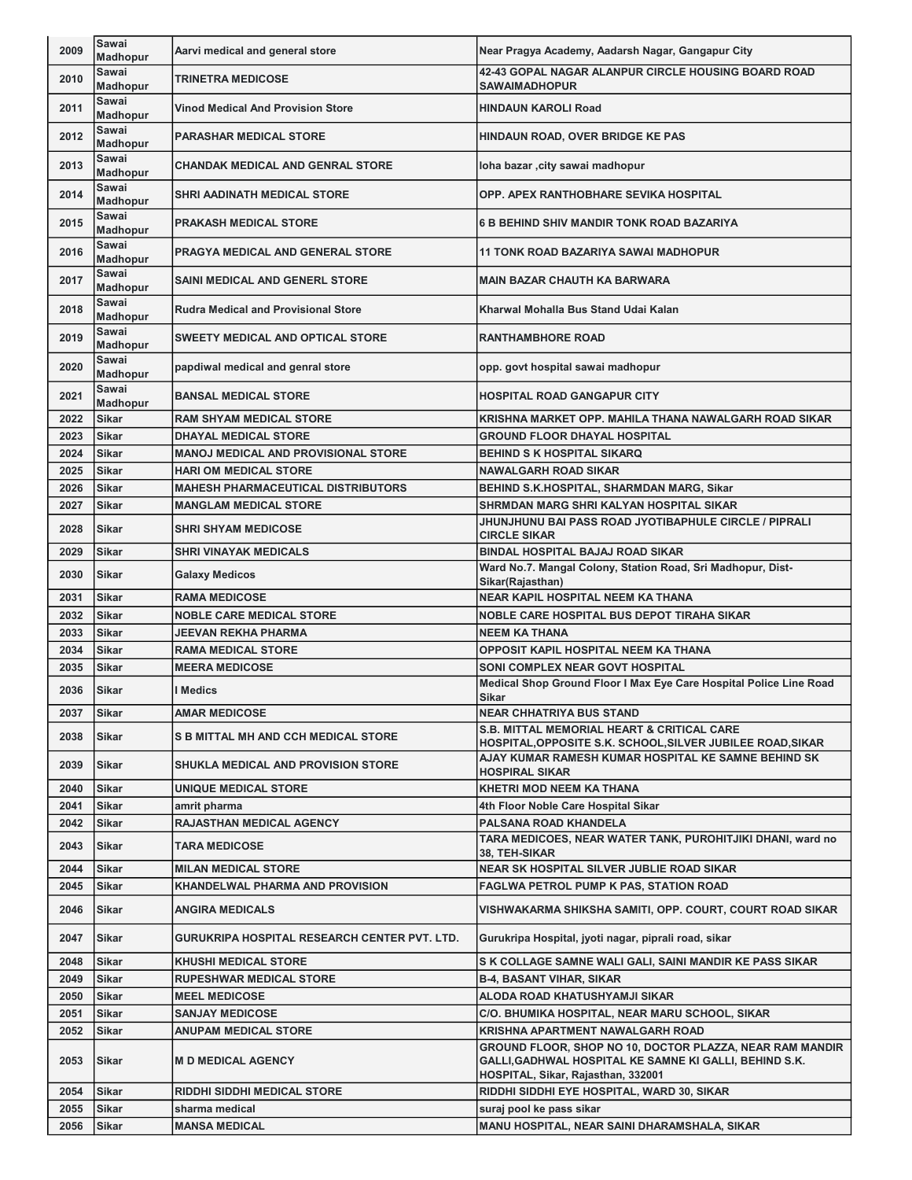| | | | |
|---|---|---|---|
| 2009 | Sawai Madhopur | Aarvi medical and general store | Near Pragya Academy, Aadarsh Nagar, Gangapur City |
| 2010 | Sawai Madhopur | TRINETRA MEDICOSE | 42-43 GOPAL NAGAR ALANPUR CIRCLE HOUSING BOARD ROAD SAWAIMADHOPUR |
| 2011 | Sawai Madhopur | Vinod Medical And Provision Store | HINDAUN KAROLI Road |
| 2012 | Sawai Madhopur | PARASHAR MEDICAL STORE | HINDAUN ROAD, OVER BRIDGE KE PAS |
| 2013 | Sawai Madhopur | CHANDAK MEDICAL AND GENRAL STORE | loha bazar ,city sawai madhopur |
| 2014 | Sawai Madhopur | SHRI AADINATH MEDICAL STORE | OPP. APEX RANTHOBHARE SEVIKA HOSPITAL |
| 2015 | Sawai Madhopur | PRAKASH MEDICAL STORE | 6 B BEHIND SHIV MANDIR TONK ROAD BAZARIYA |
| 2016 | Sawai Madhopur | PRAGYA MEDICAL AND GENERAL STORE | 11 TONK ROAD BAZARIYA SAWAI MADHOPUR |
| 2017 | Sawai Madhopur | SAINI MEDICAL AND GENERL STORE | MAIN BAZAR CHAUTH KA BARWARA |
| 2018 | Sawai Madhopur | Rudra Medical and Provisional Store | Kharwal Mohalla Bus Stand Udai Kalan |
| 2019 | Sawai Madhopur | SWEETY MEDICAL AND OPTICAL STORE | RANTHAMBHORE ROAD |
| 2020 | Sawai Madhopur | papdiwal medical and genral store | opp. govt hospital sawai madhopur |
| 2021 | Sawai Madhopur | BANSAL MEDICAL STORE | HOSPITAL ROAD GANGAPUR CITY |
| 2022 | Sikar | RAM SHYAM MEDICAL STORE | KRISHNA MARKET OPP. MAHILA THANA NAWALGARH ROAD SIKAR |
| 2023 | Sikar | DHAYAL MEDICAL STORE | GROUND FLOOR DHAYAL HOSPITAL |
| 2024 | Sikar | MANOJ MEDICAL AND PROVISIONAL STORE | BEHIND S K HOSPITAL SIKARQ |
| 2025 | Sikar | HARI OM MEDICAL STORE | NAWALGARH ROAD SIKAR |
| 2026 | Sikar | MAHESH PHARMACEUTICAL DISTRIBUTORS | BEHIND S.K.HOSPITAL, SHARMDAN MARG, Sikar |
| 2027 | Sikar | MANGLAM MEDICAL STORE | SHRMDAN MARG SHRI KALYAN HOSPITAL SIKAR |
| 2028 | Sikar | SHRI SHYAM MEDICOSE | JHUNJHUNU BAI PASS ROAD JYOTIBAPHULE CIRCLE / PIPRALI CIRCLE SIKAR |
| 2029 | Sikar | SHRI VINAYAK MEDICALS | BINDAL HOSPITAL BAJAJ ROAD SIKAR |
| 2030 | Sikar | Galaxy Medicos | Ward No.7. Mangal Colony, Station Road, Sri Madhopur, Dist-Sikar(Rajasthan) |
| 2031 | Sikar | RAMA MEDICOSE | NEAR KAPIL HOSPITAL NEEM KA THANA |
| 2032 | Sikar | NOBLE CARE MEDICAL STORE | NOBLE CARE HOSPITAL BUS DEPOT TIRAHA SIKAR |
| 2033 | Sikar | JEEVAN REKHA PHARMA | NEEM KA THANA |
| 2034 | Sikar | RAMA MEDICAL STORE | OPPOSIT KAPIL HOSPITAL NEEM KA THANA |
| 2035 | Sikar | MEERA MEDICOSE | SONI COMPLEX NEAR GOVT HOSPITAL |
| 2036 | Sikar | I Medics | Medical Shop Ground Floor I Max Eye Care Hospital Police Line Road Sikar |
| 2037 | Sikar | AMAR MEDICOSE | NEAR CHHATRIYA BUS STAND |
| 2038 | Sikar | S B MITTAL MH AND CCH MEDICAL STORE | S.B. MITTAL MEMORIAL HEART & CRITICAL CARE HOSPITAL,OPPOSITE S.K. SCHOOL,SILVER JUBILEE ROAD,SIKAR |
| 2039 | Sikar | SHUKLA MEDICAL AND PROVISION STORE | AJAY KUMAR RAMESH KUMAR HOSPITAL KE SAMNE BEHIND SK HOSPIRAL SIKAR |
| 2040 | Sikar | UNIQUE MEDICAL STORE | KHETRI MOD NEEM KA THANA |
| 2041 | Sikar | amrit pharma | 4th Floor Noble Care Hospital Sikar |
| 2042 | Sikar | RAJASTHAN MEDICAL AGENCY | PALSANA ROAD KHANDELA |
| 2043 | Sikar | TARA MEDICOSE | TARA MEDICOES, NEAR WATER TANK, PUROHITJIKI DHANI, ward no 38, TEH-SIKAR |
| 2044 | Sikar | MILAN MEDICAL STORE | NEAR SK HOSPITAL SILVER JUBLIE ROAD SIKAR |
| 2045 | Sikar | KHANDELWAL PHARMA AND PROVISION | FAGLWA PETROL PUMP K PAS, STATION ROAD |
| 2046 | Sikar | ANGIRA MEDICALS | VISHWAKARMA SHIKSHA SAMITI, OPP. COURT, COURT ROAD SIKAR |
| 2047 | Sikar | GURUKRIPA HOSPITAL RESEARCH CENTER PVT. LTD. | Gurukripa Hospital, jyoti nagar, piprali road, sikar |
| 2048 | Sikar | KHUSHI MEDICAL STORE | S K COLLAGE SAMNE WALI GALI, SAINI MANDIR KE PASS SIKAR |
| 2049 | Sikar | RUPESHWAR MEDICAL STORE | B-4, BASANT VIHAR, SIKAR |
| 2050 | Sikar | MEEL MEDICOSE | ALODA ROAD KHATUSHYAMJI SIKAR |
| 2051 | Sikar | SANJAY MEDICOSE | C/O. BHUMIKA HOSPITAL, NEAR MARU SCHOOL, SIKAR |
| 2052 | Sikar | ANUPAM MEDICAL STORE | KRISHNA APARTMENT NAWALGARH ROAD |
| 2053 | Sikar | M D MEDICAL AGENCY | GROUND FLOOR, SHOP NO 10, DOCTOR PLAZZA, NEAR RAM MANDIR GALLI,GADHWAL HOSPITAL KE SAMNE KI GALLI, BEHIND S.K. HOSPITAL, Sikar, Rajasthan, 332001 |
| 2054 | Sikar | RIDDHI SIDDHI MEDICAL STORE | RIDDHI SIDDHI EYE HOSPITAL, WARD 30, SIKAR |
| 2055 | Sikar | sharma medical | suraj pool ke pass sikar |
| 2056 | Sikar | MANSA MEDICAL | MANU HOSPITAL, NEAR SAINI DHARAMSHALA, SIKAR |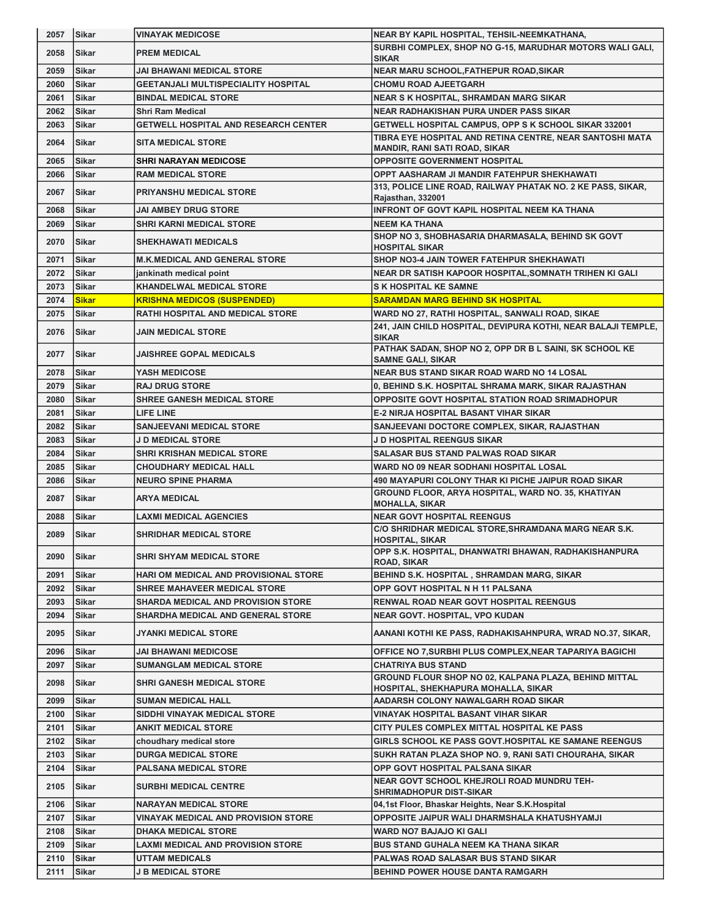| 2057 | Sikar | VINAYAK MEDICOSE | NEAR BY KAPIL HOSPITAL, TEHSIL-NEEMKATHANA, |
|---|---|---|---|
| 2058 | Sikar | PREM MEDICAL | SURBHI COMPLEX, SHOP NO G-15, MARUDHAR MOTORS WALI GALI, SIKAR |
| 2059 | Sikar | JAI BHAWANI MEDICAL STORE | NEAR MARU SCHOOL,FATHEPUR ROAD,SIKAR |
| 2060 | Sikar | GEETANJALI MULTISPECIALITY HOSPITAL | CHOMU ROAD AJEETGARH |
| 2061 | Sikar | BINDAL MEDICAL STORE | NEAR S K HOSPITAL, SHRAMDAN MARG SIKAR |
| 2062 | Sikar | Shri Ram Medical | NEAR RADHAKISHAN PURA UNDER PASS SIKAR |
| 2063 | Sikar | GETWELL HOSPITAL AND RESEARCH CENTER | GETWELL HOSPITAL CAMPUS, OPP S K SCHOOL SIKAR 332001 |
| 2064 | Sikar | SITA MEDICAL STORE | TIBRA EYE HOSPITAL AND RETINA CENTRE, NEAR SANTOSHI MATA MANDIR, RANI SATI ROAD, SIKAR |
| 2065 | Sikar | SHRI NARAYAN MEDICOSE | OPPOSITE GOVERNMENT HOSPITAL |
| 2066 | Sikar | RAM MEDICAL STORE | OPPT AASHARAM JI MANDIR FATEHPUR SHEKHAWATI |
| 2067 | Sikar | PRIYANSHU MEDICAL STORE | 313, POLICE LINE ROAD, RAILWAY PHATAK NO. 2 KE PASS, SIKAR, Rajasthan, 332001 |
| 2068 | Sikar | JAI AMBEY DRUG STORE | INFRONT OF GOVT KAPIL HOSPITAL NEEM KA THANA |
| 2069 | Sikar | SHRI KARNI MEDICAL STORE | NEEM KA THANA |
| 2070 | Sikar | SHEKHAWATI MEDICALS | SHOP NO 3, SHOBHASARIA DHARMASALA, BEHIND SK GOVT HOSPITAL SIKAR |
| 2071 | Sikar | M.K.MEDICAL AND GENERAL STORE | SHOP NO3-4 JAIN TOWER FATEHPUR SHEKHAWATI |
| 2072 | Sikar | jankinath medical point | NEAR DR SATISH KAPOOR HOSPITAL,SOMNATH TRIHEN KI GALI |
| 2073 | Sikar | KHANDELWAL MEDICAL STORE | S K HOSPITAL KE SAMNE |
| 2074 | Sikar | KRISHNA MEDICOS (SUSPENDED) | SARAMDAN MARG BEHIND SK HOSPITAL |
| 2075 | Sikar | RATHI HOSPITAL AND MEDICAL STORE | WARD NO 27, RATHI HOSPITAL, SANWALI ROAD, SIKAE |
| 2076 | Sikar | JAIN MEDICAL STORE | 241, JAIN CHILD HOSPITAL, DEVIPURA KOTHI, NEAR BALAJI TEMPLE, SIKAR |
| 2077 | Sikar | JAISHREE GOPAL MEDICALS | PATHAK SADAN, SHOP NO 2, OPP DR B L SAINI, SK SCHOOL KE SAMNE GALI, SIKAR |
| 2078 | Sikar | YASH MEDICOSE | NEAR BUS STAND SIKAR ROAD WARD NO 14 LOSAL |
| 2079 | Sikar | RAJ DRUG STORE | 0, BEHIND S.K. HOSPITAL SHRAMA MARK, SIKAR RAJASTHAN |
| 2080 | Sikar | SHREE GANESH MEDICAL STORE | OPPOSITE GOVT HOSPITAL STATION ROAD SRIMADHOPUR |
| 2081 | Sikar | LIFE LINE | E-2 NIRJA HOSPITAL BASANT VIHAR SIKAR |
| 2082 | Sikar | SANJEEVANI MEDICAL STORE | SANJEEVANI DOCTORE COMPLEX, SIKAR, RAJASTHAN |
| 2083 | Sikar | J D MEDICAL STORE | J D HOSPITAL REENGUS SIKAR |
| 2084 | Sikar | SHRI KRISHAN MEDICAL STORE | SALASAR BUS STAND PALWAS ROAD SIKAR |
| 2085 | Sikar | CHOUDHARY MEDICAL HALL | WARD NO 09 NEAR SODHANI HOSPITAL LOSAL |
| 2086 | Sikar | NEURO SPINE PHARMA | 490 MAYAPURI COLONY THAR KI PICHE JAIPUR ROAD SIKAR |
| 2087 | Sikar | ARYA MEDICAL | GROUND FLOOR, ARYA HOSPITAL, WARD NO. 35, KHATIYAN MOHALLA, SIKAR |
| 2088 | Sikar | LAXMI MEDICAL AGENCIES | NEAR GOVT HOSPITAL REENGUS |
| 2089 | Sikar | SHRIDHAR MEDICAL STORE | C/O SHRIDHAR MEDICAL STORE,SHRAMDANA MARG NEAR S.K. HOSPITAL, SIKAR |
| 2090 | Sikar | SHRI SHYAM MEDICAL STORE | OPP S.K. HOSPITAL, DHANWATRI BHAWAN, RADHAKISHANPURA ROAD, SIKAR |
| 2091 | Sikar | HARI OM MEDICAL AND PROVISIONAL STORE | BEHIND S.K. HOSPITAL , SHRAMDAN MARG, SIKAR |
| 2092 | Sikar | SHREE MAHAVEER MEDICAL STORE | OPP GOVT HOSPITAL N H 11 PALSANA |
| 2093 | Sikar | SHARDA MEDICAL AND PROVISION STORE | RENWAL ROAD NEAR GOVT HOSPITAL REENGUS |
| 2094 | Sikar | SHARDHA MEDICAL AND GENERAL STORE | NEAR GOVT. HOSPITAL, VPO KUDAN |
| 2095 | Sikar | JYANKI MEDICAL STORE | AANANI KOTHI KE PASS, RADHAKISAHNPURA, WRAD NO.37, SIKAR, |
| 2096 | Sikar | JAI BHAWANI MEDICOSE | OFFICE NO 7,SURBHI PLUS COMPLEX,NEAR TAPARIYA BAGICHI |
| 2097 | Sikar | SUMANGLAM MEDICAL STORE | CHATRIYA BUS STAND |
| 2098 | Sikar | SHRI GANESH MEDICAL STORE | GROUND FLOUR SHOP NO 02, KALPANA PLAZA, BEHIND MITTAL HOSPITAL, SHEKHAPURA MOHALLA, SIKAR |
| 2099 | Sikar | SUMAN MEDICAL HALL | AADARSH COLONY NAWALGARH ROAD SIKAR |
| 2100 | Sikar | SIDDHI VINAYAK MEDICAL STORE | VINAYAK HOSPITAL BASANT VIHAR SIKAR |
| 2101 | Sikar | ANKIT MEDICAL STORE | CITY PULES COMPLEX MITTAL HOSPITAL KE PASS |
| 2102 | Sikar | choudhary medical store | GIRLS SCHOOL KE PASS GOVT.HOSPITAL KE SAMANE REENGUS |
| 2103 | Sikar | DURGA MEDICAL STORE | SUKH RATAN PLAZA SHOP NO. 9, RANI SATI CHOURAHA, SIKAR |
| 2104 | Sikar | PALSANA MEDICAL STORE | OPP GOVT HOSPITAL PALSANA SIKAR |
| 2105 | Sikar | SURBHI MEDICAL CENTRE | NEAR GOVT SCHOOL KHEJROLI ROAD MUNDRU TEH-SHRIMADHOPUR DIST-SIKAR |
| 2106 | Sikar | NARAYAN MEDICAL STORE | 04,1st Floor, Bhaskar Heights, Near S.K.Hospital |
| 2107 | Sikar | VINAYAK MEDICAL AND PROVISION STORE | OPPOSITE JAIPUR WALI DHARMSHALA KHATUSHYAMJI |
| 2108 | Sikar | DHAKA MEDICAL STORE | WARD NO7 BAJAJO KI GALI |
| 2109 | Sikar | LAXMI MEDICAL AND PROVISION STORE | BUS STAND GUHALA NEEM KA THANA SIKAR |
| 2110 | Sikar | UTTAM MEDICALS | PALWAS ROAD SALASAR BUS STAND SIKAR |
| 2111 | Sikar | J B MEDICAL STORE | BEHIND POWER HOUSE DANTA RAMGARH |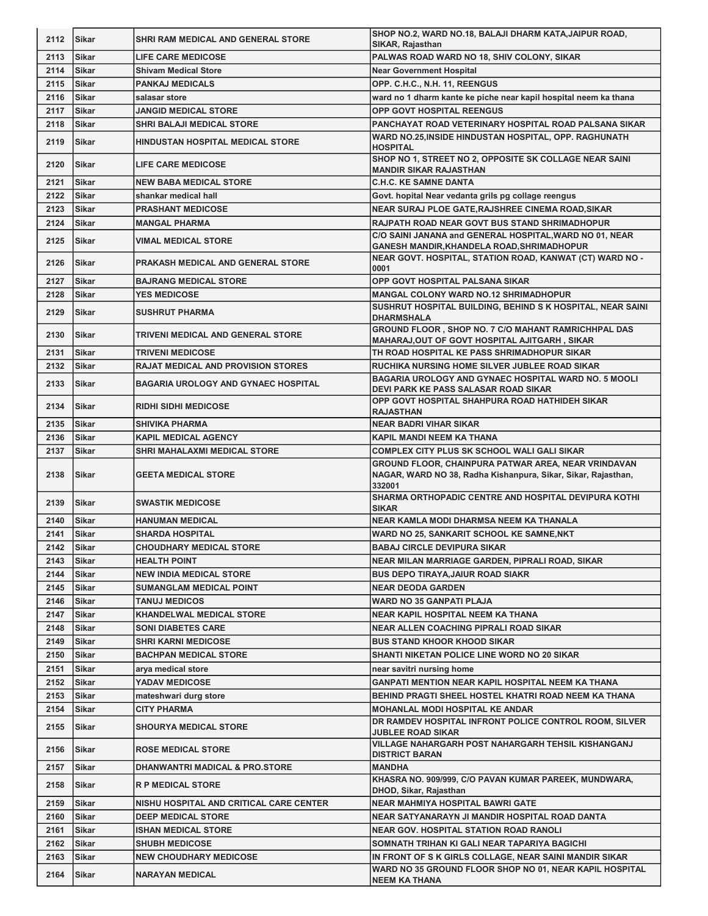| 2112 | Sikar | SHRI RAM MEDICAL AND GENERAL STORE | SHOP NO.2, WARD NO.18, BALAJI DHARM KATA,JAIPUR ROAD, SIKAR, Rajasthan |
|---|---|---|---|
| 2113 | Sikar | LIFE CARE MEDICOSE | PALWAS ROAD WARD NO 18, SHIV COLONY, SIKAR |
| 2114 | Sikar | Shivam Medical Store | Near Government Hospital |
| 2115 | Sikar | PANKAJ MEDICALS | OPP. C.H.C., N.H. 11, REENGUS |
| 2116 | Sikar | salasar store | ward no 1 dharm kante ke piche near kapil hospital neem ka thana |
| 2117 | Sikar | JANGID MEDICAL STORE | OPP GOVT HOSPITAL REENGUS |
| 2118 | Sikar | SHRI BALAJI MEDICAL STORE | PANCHAYAT ROAD VETERINARY HOSPITAL ROAD PALSANA SIKAR |
| 2119 | Sikar | HINDUSTAN HOSPITAL MEDICAL STORE | WARD NO.25,INSIDE HINDUSTAN HOSPITAL, OPP. RAGHUNATH HOSPITAL |
| 2120 | Sikar | LIFE CARE MEDICOSE | SHOP NO 1, STREET NO 2, OPPOSITE SK COLLAGE NEAR SAINI MANDIR SIKAR RAJASTHAN |
| 2121 | Sikar | NEW BABA MEDICAL STORE | C.H.C. KE SAMNE DANTA |
| 2122 | Sikar | shankar medical hall | Govt. hopital Near vedanta grils pg collage reengus |
| 2123 | Sikar | PRASHANT MEDICOSE | NEAR SURAJ PLOE GATE,RAJSHREE CINEMA ROAD,SIKAR |
| 2124 | Sikar | MANGAL PHARMA | RAJPATH ROAD NEAR GOVT BUS STAND SHRIMADHOPUR |
| 2125 | Sikar | VIMAL MEDICAL STORE | C/O SAINI JANANA and GENERAL HOSPITAL,WARD NO 01, NEAR GANESH MANDIR,KHANDELA ROAD,SHRIMADHOPUR |
| 2126 | Sikar | PRAKASH MEDICAL AND GENERAL STORE | NEAR GOVT. HOSPITAL, STATION ROAD, KANWAT (CT) WARD NO - 0001 |
| 2127 | Sikar | BAJRANG MEDICAL STORE | OPP GOVT HOSPITAL PALSANA SIKAR |
| 2128 | Sikar | YES MEDICOSE | MANGAL COLONY WARD NO.12 SHRIMADHOPUR |
| 2129 | Sikar | SUSHRUT PHARMA | SUSHRUT HOSPITAL BUILDING, BEHIND S K HOSPITAL, NEAR SAINI DHARMSHALA |
| 2130 | Sikar | TRIVENI MEDICAL AND GENERAL STORE | GROUND FLOOR , SHOP NO. 7 C/O MAHANT RAMRICHHPAL DAS MAHARAJ,OUT OF GOVT HOSPITAL AJITGARH , SIKAR |
| 2131 | Sikar | TRIVENI MEDICOSE | TH ROAD HOSPITAL KE PASS SHRIMADHOPUR SIKAR |
| 2132 | Sikar | RAJAT MEDICAL AND PROVISION STORES | RUCHIKA NURSING HOME SILVER JUBLEE ROAD SIKAR |
| 2133 | Sikar | BAGARIA UROLOGY AND GYNAEC HOSPITAL | BAGARIA UROLOGY AND GYNAEC HOSPITAL WARD NO. 5 MOOLI DEVI PARK KE PASS SALASAR ROAD SIKAR |
| 2134 | Sikar | RIDHI SIDHI MEDICOSE | OPP GOVT HOSPITAL SHAHPURA ROAD HATHIDEH SIKAR RAJASTHAN |
| 2135 | Sikar | SHIVIKA PHARMA | NEAR BADRI VIHAR SIKAR |
| 2136 | Sikar | KAPIL MEDICAL AGENCY | KAPIL MANDI NEEM KA THANA |
| 2137 | Sikar | SHRI MAHALAXMI MEDICAL STORE | COMPLEX CITY PLUS SK SCHOOL WALI GALI SIKAR |
| 2138 | Sikar | GEETA MEDICAL STORE | GROUND FLOOR, CHAINPURA PATWAR AREA, NEAR VRINDAVAN NAGAR, WARD NO 38, Radha Kishanpura, Sikar, Sikar, Rajasthan, 332001 |
| 2139 | Sikar | SWASTIK MEDICOSE | SHARMA ORTHOPADIC CENTRE AND HOSPITAL DEVIPURA KOTHI SIKAR |
| 2140 | Sikar | HANUMAN MEDICAL | NEAR KAMLA MODI DHARMSA NEEM KA THANALA |
| 2141 | Sikar | SHARDA HOSPITAL | WARD NO 25, SANKARIT SCHOOL KE SAMNE,NKT |
| 2142 | Sikar | CHOUDHARY MEDICAL STORE | BABAJ CIRCLE DEVIPURA SIKAR |
| 2143 | Sikar | HEALTH POINT | NEAR MILAN MARRIAGE GARDEN, PIPRALI ROAD, SIKAR |
| 2144 | Sikar | NEW INDIA MEDICAL STORE | BUS DEPO TIRAYA,JAIUR ROAD SIAKR |
| 2145 | Sikar | SUMANGLAM MEDICAL POINT | NEAR DEODA GARDEN |
| 2146 | Sikar | TANUJ MEDICOS | WARD NO 35 GANPATI PLAJA |
| 2147 | Sikar | KHANDELWAL MEDICAL STORE | NEAR KAPIL HOSPITAL NEEM KA THANA |
| 2148 | Sikar | SONI DIABETES CARE | NEAR ALLEN COACHING PIPRALI ROAD SIKAR |
| 2149 | Sikar | SHRI KARNI MEDICOSE | BUS STAND KHOOR KHOOD SIKAR |
| 2150 | Sikar | BACHPAN MEDICAL STORE | SHANTI NIKETAN POLICE LINE WORD NO 20 SIKAR |
| 2151 | Sikar | arya medical store | near savitri nursing home |
| 2152 | Sikar | YADAV MEDICOSE | GANPATI MENTION NEAR KAPIL HOSPITAL NEEM KA THANA |
| 2153 | Sikar | mateshwari durg store | BEHIND PRAGTI SHEEL HOSTEL KHATRI ROAD NEEM KA THANA |
| 2154 | Sikar | CITY PHARMA | MOHANLAL MODI HOSPITAL KE ANDAR |
| 2155 | Sikar | SHOURYA MEDICAL STORE | DR RAMDEV HOSPITAL INFRONT POLICE CONTROL ROOM, SILVER JUBLEE ROAD SIKAR |
| 2156 | Sikar | ROSE MEDICAL STORE | VILLAGE NAHARGARH POST NAHARGARH TEHSIL KISHANGANJ DISTRICT BARAN |
| 2157 | Sikar | DHANWANTRI MADICAL & PRO.STORE | MANDHA |
| 2158 | Sikar | R P MEDICAL STORE | KHASRA NO. 909/999, C/O PAVAN KUMAR PAREEK, MUNDWARA, DHOD, Sikar, Rajasthan |
| 2159 | Sikar | NISHU HOSPITAL AND CRITICAL CARE CENTER | NEAR MAHMIYA HOSPITAL BAWRI GATE |
| 2160 | Sikar | DEEP MEDICAL STORE | NEAR SATYANARAYN JI MANDIR HOSPITAL ROAD DANTA |
| 2161 | Sikar | ISHAN MEDICAL STORE | NEAR GOV. HOSPITAL STATION ROAD RANOLI |
| 2162 | Sikar | SHUBH MEDICOSE | SOMNATH TRIHAN KI GALI NEAR TAPARIYA BAGICHI |
| 2163 | Sikar | NEW CHOUDHARY MEDICOSE | IN FRONT OF S K GIRLS COLLAGE, NEAR SAINI MANDIR SIKAR |
| 2164 | Sikar | NARAYAN MEDICAL | WARD NO 35 GROUND FLOOR SHOP NO 01, NEAR KAPIL HOSPITAL NEEM KA THANA |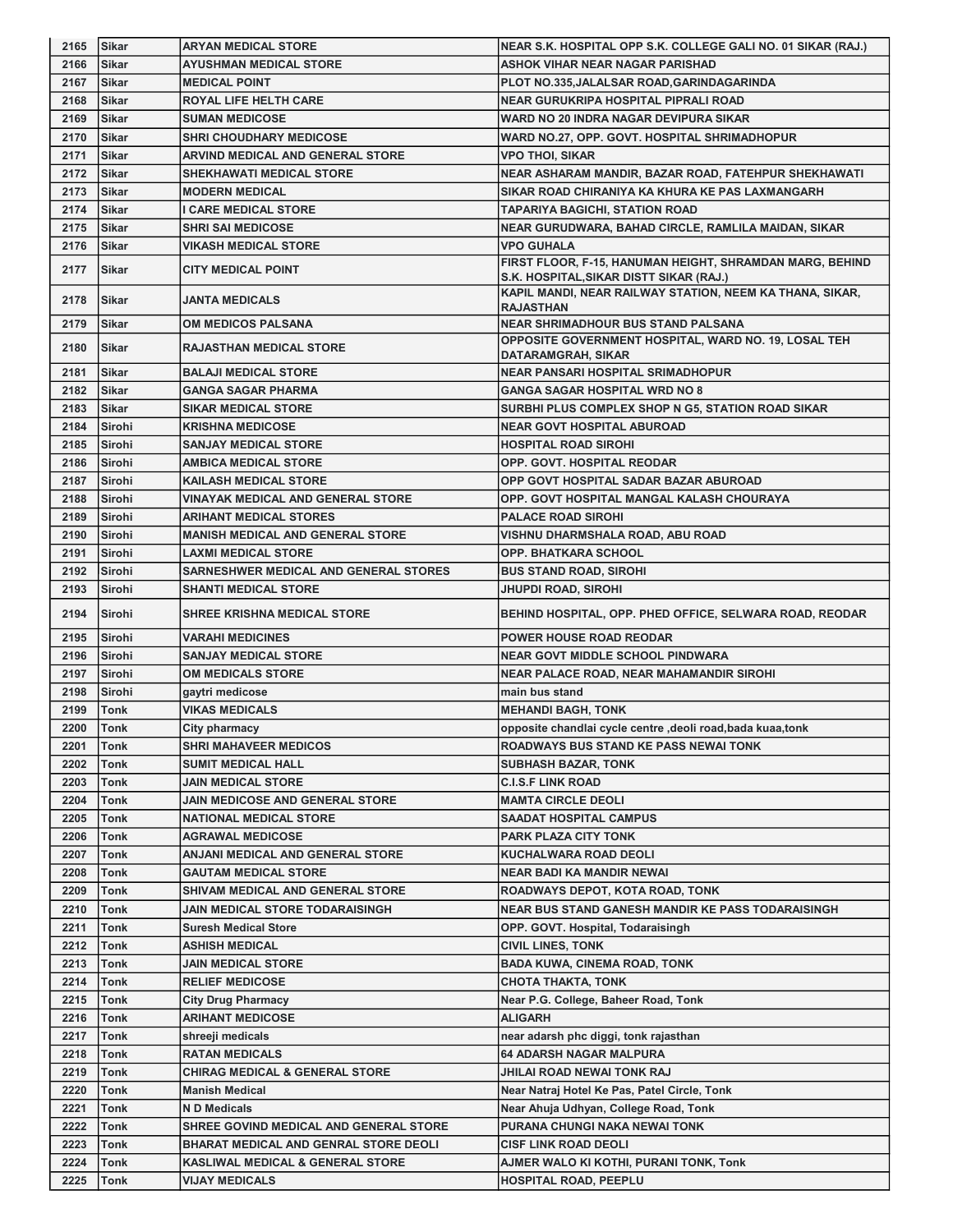| 2165 | Sikar | ARYAN MEDICAL STORE | NEAR S.K. HOSPITAL OPP S.K. COLLEGE GALI NO. 01 SIKAR (RAJ.) |
|---|---|---|---|
| 2166 | Sikar | AYUSHMAN MEDICAL STORE | ASHOK VIHAR NEAR NAGAR PARISHAD |
| 2167 | Sikar | MEDICAL POINT | PLOT NO.335,JALALSAR ROAD,GARINDAGARINDA |
| 2168 | Sikar | ROYAL LIFE HELTH CARE | NEAR GURUKRIPA HOSPITAL PIPRALI ROAD |
| 2169 | Sikar | SUMAN MEDICOSE | WARD NO 20 INDRA NAGAR DEVIPURA SIKAR |
| 2170 | Sikar | SHRI CHOUDHARY MEDICOSE | WARD NO.27, OPP. GOVT. HOSPITAL SHRIMADHOPUR |
| 2171 | Sikar | ARVIND MEDICAL AND GENERAL STORE | VPO THOI, SIKAR |
| 2172 | Sikar | SHEKHAWATI MEDICAL STORE | NEAR ASHARAM MANDIR, BAZAR ROAD, FATEHPUR SHEKHAWATI |
| 2173 | Sikar | MODERN MEDICAL | SIKAR ROAD CHIRANIYA KA KHURA KE PAS LAXMANGARH |
| 2174 | Sikar | I CARE MEDICAL STORE | TAPARIYA BAGICHI, STATION ROAD |
| 2175 | Sikar | SHRI SAI MEDICOSE | NEAR GURUDWARA, BAHAD CIRCLE, RAMLILA MAIDAN, SIKAR |
| 2176 | Sikar | VIKASH MEDICAL STORE | VPO GUHALA |
| 2177 | Sikar | CITY MEDICAL POINT | FIRST FLOOR, F-15, HANUMAN HEIGHT, SHRAMDAN MARG, BEHIND S.K. HOSPITAL,SIKAR DISTT SIKAR (RAJ.) |
| 2178 | Sikar | JANTA MEDICALS | KAPIL MANDI, NEAR RAILWAY STATION, NEEM KA THANA, SIKAR, RAJASTHAN |
| 2179 | Sikar | OM MEDICOS PALSANA | NEAR SHRIMADHOUR BUS STAND PALSANA |
| 2180 | Sikar | RAJASTHAN MEDICAL STORE | OPPOSITE GOVERNMENT HOSPITAL, WARD NO. 19, LOSAL TEH DATARAMGRAH, SIKAR |
| 2181 | Sikar | BALAJI MEDICAL STORE | NEAR PANSARI HOSPITAL SRIMADHOPUR |
| 2182 | Sikar | GANGA SAGAR PHARMA | GANGA SAGAR HOSPITAL WRD NO 8 |
| 2183 | Sikar | SIKAR MEDICAL STORE | SURBHI PLUS COMPLEX SHOP N G5, STATION ROAD SIKAR |
| 2184 | Sirohi | KRISHNA MEDICOSE | NEAR GOVT HOSPITAL ABUROAD |
| 2185 | Sirohi | SANJAY MEDICAL STORE | HOSPITAL ROAD SIROHI |
| 2186 | Sirohi | AMBICA MEDICAL STORE | OPP. GOVT. HOSPITAL REODAR |
| 2187 | Sirohi | KAILASH MEDICAL STORE | OPP GOVT HOSPITAL SADAR BAZAR ABUROAD |
| 2188 | Sirohi | VINAYAK MEDICAL AND GENERAL STORE | OPP. GOVT HOSPITAL MANGAL KALASH CHOURAYA |
| 2189 | Sirohi | ARIHANT MEDICAL STORES | PALACE ROAD SIROHI |
| 2190 | Sirohi | MANISH MEDICAL AND GENERAL STORE | VISHNU DHARMSHALA ROAD, ABU ROAD |
| 2191 | Sirohi | LAXMI MEDICAL STORE | OPP. BHATKARA SCHOOL |
| 2192 | Sirohi | SARNESHWER MEDICAL AND GENERAL STORES | BUS STAND ROAD, SIROHI |
| 2193 | Sirohi | SHANTI MEDICAL STORE | JHUPDI ROAD, SIROHI |
| 2194 | Sirohi | SHREE KRISHNA MEDICAL STORE | BEHIND HOSPITAL, OPP. PHED OFFICE, SELWARA ROAD, REODAR |
| 2195 | Sirohi | VARAHI MEDICINES | POWER HOUSE ROAD REODAR |
| 2196 | Sirohi | SANJAY MEDICAL STORE | NEAR GOVT MIDDLE SCHOOL PINDWARA |
| 2197 | Sirohi | OM MEDICALS STORE | NEAR PALACE ROAD, NEAR MAHAMANDIR SIROHI |
| 2198 | Sirohi | gaytri medicose | main bus stand |
| 2199 | Tonk | VIKAS MEDICALS | MEHANDI BAGH, TONK |
| 2200 | Tonk | City pharmacy | opposite chandlai cycle centre ,deoli road,bada kuaa,tonk |
| 2201 | Tonk | SHRI MAHAVEER MEDICOS | ROADWAYS BUS STAND KE PASS NEWAI TONK |
| 2202 | Tonk | SUMIT MEDICAL HALL | SUBHASH BAZAR, TONK |
| 2203 | Tonk | JAIN MEDICAL STORE | C.I.S.F LINK ROAD |
| 2204 | Tonk | JAIN MEDICOSE AND GENERAL STORE | MAMTA CIRCLE DEOLI |
| 2205 | Tonk | NATIONAL MEDICAL STORE | SAADAT HOSPITAL CAMPUS |
| 2206 | Tonk | AGRAWAL MEDICOSE | PARK PLAZA CITY TONK |
| 2207 | Tonk | ANJANI MEDICAL AND GENERAL STORE | KUCHALWARA ROAD DEOLI |
| 2208 | Tonk | GAUTAM MEDICAL STORE | NEAR BADI KA MANDIR NEWAI |
| 2209 | Tonk | SHIVAM MEDICAL AND GENERAL STORE | ROADWAYS DEPOT, KOTA ROAD, TONK |
| 2210 | Tonk | JAIN MEDICAL STORE TODARAISINGH | NEAR BUS STAND GANESH MANDIR KE PASS TODARAISINGH |
| 2211 | Tonk | Suresh Medical Store | OPP. GOVT. Hospital, Todaraisingh |
| 2212 | Tonk | ASHISH MEDICAL | CIVIL LINES, TONK |
| 2213 | Tonk | JAIN MEDICAL STORE | BADA KUWA, CINEMA ROAD, TONK |
| 2214 | Tonk | RELIEF MEDICOSE | CHOTA THAKTA, TONK |
| 2215 | Tonk | City Drug Pharmacy | Near P.G. College, Baheer Road, Tonk |
| 2216 | Tonk | ARIHANT MEDICOSE | ALIGARH |
| 2217 | Tonk | shreeji medicals | near adarsh phc diggi, tonk rajasthan |
| 2218 | Tonk | RATAN MEDICALS | 64 ADARSH NAGAR MALPURA |
| 2219 | Tonk | CHIRAG MEDICAL & GENERAL STORE | JHILAI ROAD NEWAI TONK RAJ |
| 2220 | Tonk | Manish Medical | Near Natraj Hotel Ke Pas, Patel Circle, Tonk |
| 2221 | Tonk | N D Medicals | Near Ahuja Udhyan, College Road, Tonk |
| 2222 | Tonk | SHREE GOVIND MEDICAL AND GENERAL STORE | PURANA CHUNGI NAKA NEWAI TONK |
| 2223 | Tonk | BHARAT MEDICAL AND GENRAL STORE DEOLI | CISF LINK ROAD DEOLI |
| 2224 | Tonk | KASLIWAL MEDICAL & GENERAL STORE | AJMER WALO KI KOTHI, PURANI TONK, Tonk |
| 2225 | Tonk | VIJAY MEDICALS | HOSPITAL ROAD, PEEPLU |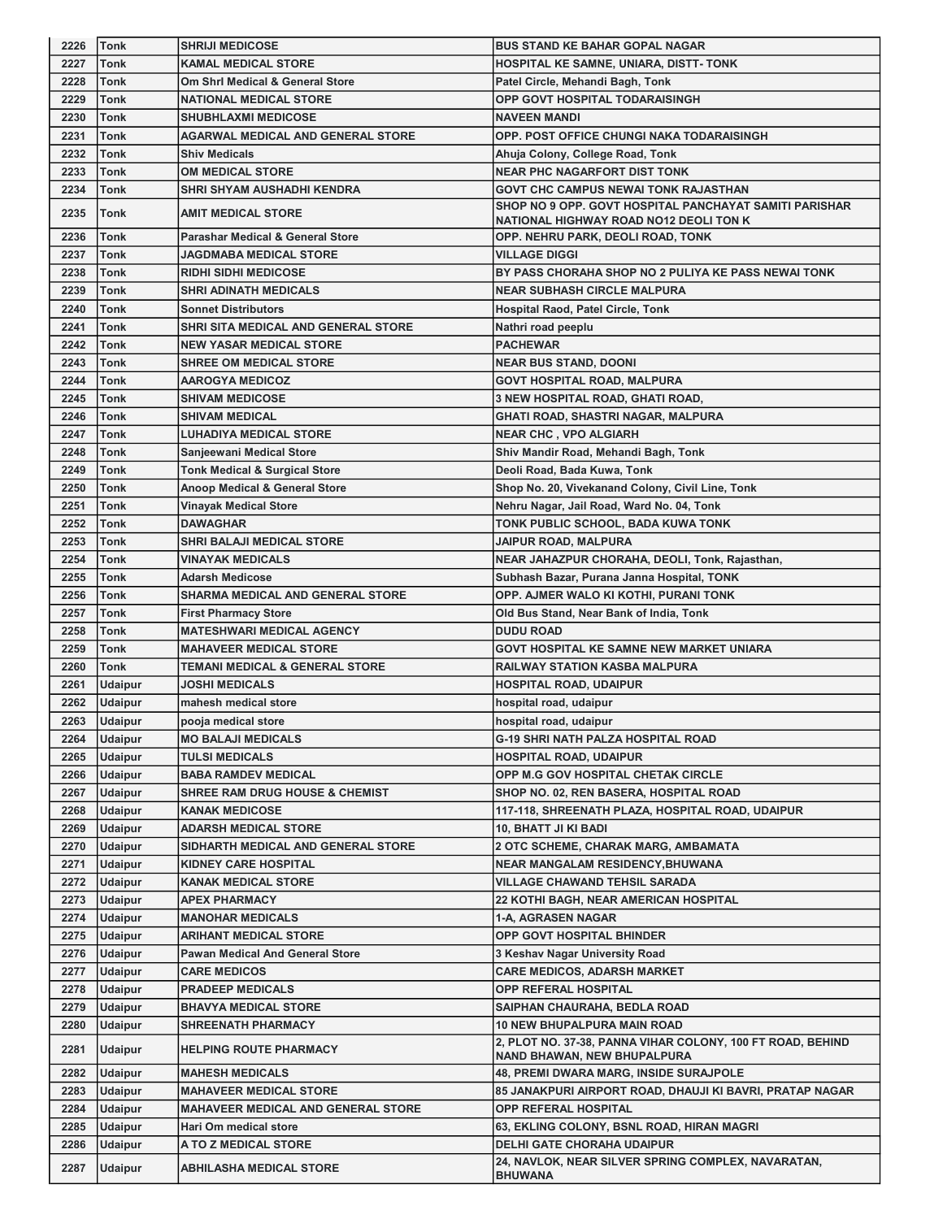| 2226 | Tonk | SHRIJI MEDICOSE | BUS STAND KE BAHAR GOPAL NAGAR |
|---|---|---|---|
| 2227 | Tonk | KAMAL MEDICAL STORE | HOSPITAL KE SAMNE, UNIARA, DISTT- TONK |
| 2228 | Tonk | Om Shrl Medical & General Store | Patel Circle, Mehandi Bagh, Tonk |
| 2229 | Tonk | NATIONAL MEDICAL STORE | OPP GOVT HOSPITAL TODARAISINGH |
| 2230 | Tonk | SHUBHLAXMI MEDICOSE | NAVEEN MANDI |
| 2231 | Tonk | AGARWAL MEDICAL AND GENERAL STORE | OPP. POST OFFICE CHUNGI NAKA TODARAISINGH |
| 2232 | Tonk | Shiv Medicals | Ahuja Colony, College Road, Tonk |
| 2233 | Tonk | OM MEDICAL STORE | NEAR PHC NAGARFORT DIST TONK |
| 2234 | Tonk | SHRI SHYAM AUSHADHI KENDRA | GOVT CHC CAMPUS NEWAI TONK RAJASTHAN |
| 2235 | Tonk | AMIT MEDICAL STORE | SHOP NO 9 OPP. GOVT HOSPITAL PANCHAYAT SAMITI PARISHAR NATIONAL HIGHWAY ROAD NO12 DEOLI TON K |
| 2236 | Tonk | Parashar Medical & General Store | OPP. NEHRU PARK, DEOLI ROAD, TONK |
| 2237 | Tonk | JAGDMABA MEDICAL STORE | VILLAGE DIGGI |
| 2238 | Tonk | RIDHI SIDHI MEDICOSE | BY PASS CHORAHA SHOP NO 2 PULIYA KE PASS NEWAI TONK |
| 2239 | Tonk | SHRI ADINATH MEDICALS | NEAR SUBHASH CIRCLE MALPURA |
| 2240 | Tonk | Sonnet Distributors | Hospital Raod, Patel Circle, Tonk |
| 2241 | Tonk | SHRI SITA MEDICAL AND GENERAL STORE | Nathri road peeplu |
| 2242 | Tonk | NEW YASAR MEDICAL STORE | PACHEWAR |
| 2243 | Tonk | SHREE OM MEDICAL STORE | NEAR BUS STAND, DOONI |
| 2244 | Tonk | AAROGYA MEDICOZ | GOVT HOSPITAL ROAD, MALPURA |
| 2245 | Tonk | SHIVAM MEDICOSE | 3 NEW HOSPITAL ROAD, GHATI ROAD, |
| 2246 | Tonk | SHIVAM MEDICAL | GHATI ROAD, SHASTRI NAGAR, MALPURA |
| 2247 | Tonk | LUHADIYA MEDICAL STORE | NEAR CHC , VPO ALGIARH |
| 2248 | Tonk | Sanjeewani Medical Store | Shiv Mandir Road, Mehandi Bagh, Tonk |
| 2249 | Tonk | Tonk Medical & Surgical Store | Deoli Road, Bada Kuwa, Tonk |
| 2250 | Tonk | Anoop Medical & General Store | Shop No. 20, Vivekanand Colony, Civil Line, Tonk |
| 2251 | Tonk | Vinayak Medical Store | Nehru Nagar, Jail Road, Ward No. 04, Tonk |
| 2252 | Tonk | DAWAGHAR | TONK PUBLIC SCHOOL, BADA KUWA TONK |
| 2253 | Tonk | SHRI BALAJI MEDICAL STORE | JAIPUR ROAD, MALPURA |
| 2254 | Tonk | VINAYAK MEDICALS | NEAR JAHAZPUR CHORAHA, DEOLI, Tonk, Rajasthan, |
| 2255 | Tonk | Adarsh Medicose | Subhash Bazar, Purana Janna Hospital, TONK |
| 2256 | Tonk | SHARMA MEDICAL AND GENERAL STORE | OPP. AJMER WALO KI KOTHI, PURANI TONK |
| 2257 | Tonk | First Pharmacy Store | Old Bus Stand, Near Bank of India, Tonk |
| 2258 | Tonk | MATESHWARI MEDICAL AGENCY | DUDU ROAD |
| 2259 | Tonk | MAHAVEER MEDICAL STORE | GOVT HOSPITAL KE SAMNE NEW MARKET UNIARA |
| 2260 | Tonk | TEMANI MEDICAL & GENERAL STORE | RAILWAY STATION KASBA MALPURA |
| 2261 | Udaipur | JOSHI MEDICALS | HOSPITAL ROAD, UDAIPUR |
| 2262 | Udaipur | mahesh medical store | hospital road, udaipur |
| 2263 | Udaipur | pooja medical store | hospital road, udaipur |
| 2264 | Udaipur | MO BALAJI MEDICALS | G-19 SHRI NATH PALZA HOSPITAL ROAD |
| 2265 | Udaipur | TULSI MEDICALS | HOSPITAL ROAD, UDAIPUR |
| 2266 | Udaipur | BABA RAMDEV MEDICAL | OPP M.G GOV HOSPITAL CHETAK CIRCLE |
| 2267 | Udaipur | SHREE RAM DRUG HOUSE & CHEMIST | SHOP NO. 02, REN BASERA, HOSPITAL ROAD |
| 2268 | Udaipur | KANAK MEDICOSE | 117-118, SHREENATH PLAZA, HOSPITAL ROAD, UDAIPUR |
| 2269 | Udaipur | ADARSH MEDICAL STORE | 10, BHATT JI KI BADI |
| 2270 | Udaipur | SIDHARTH MEDICAL AND GENERAL STORE | 2 OTC SCHEME, CHARAK MARG, AMBAMATA |
| 2271 | Udaipur | KIDNEY CARE HOSPITAL | NEAR MANGALAM RESIDENCY,BHUWANA |
| 2272 | Udaipur | KANAK MEDICAL STORE | VILLAGE CHAWAND TEHSIL SARADA |
| 2273 | Udaipur | APEX PHARMACY | 22 KOTHI BAGH, NEAR AMERICAN HOSPITAL |
| 2274 | Udaipur | MANOHAR MEDICALS | 1-A, AGRASEN NAGAR |
| 2275 | Udaipur | ARIHANT MEDICAL STORE | OPP GOVT HOSPITAL BHINDER |
| 2276 | Udaipur | Pawan Medical And General Store | 3 Keshav Nagar University Road |
| 2277 | Udaipur | CARE MEDICOS | CARE MEDICOS, ADARSH MARKET |
| 2278 | Udaipur | PRADEEP MEDICALS | OPP REFERAL HOSPITAL |
| 2279 | Udaipur | BHAVYA MEDICAL STORE | SAIPHAN CHAURAHA, BEDLA ROAD |
| 2280 | Udaipur | SHREENATH PHARMACY | 10 NEW BHUPALPURA MAIN ROAD |
| 2281 | Udaipur | HELPING ROUTE PHARMACY | 2, PLOT NO. 37-38, PANNA VIHAR COLONY, 100 FT ROAD, BEHIND NAND BHAWAN, NEW BHUPALPURA |
| 2282 | Udaipur | MAHESH MEDICALS | 48, PREMI DWARA MARG, INSIDE SURAJPOLE |
| 2283 | Udaipur | MAHAVEER MEDICAL STORE | 85 JANAKPURI AIRPORT ROAD, DHAUJI KI BAVRI, PRATAP NAGAR |
| 2284 | Udaipur | MAHAVEER MEDICAL AND GENERAL STORE | OPP REFERAL HOSPITAL |
| 2285 | Udaipur | Hari Om medical store | 63, EKLING COLONY, BSNL ROAD, HIRAN MAGRI |
| 2286 | Udaipur | A TO Z MEDICAL STORE | DELHI GATE CHORAHA UDAIPUR |
| 2287 | Udaipur | ABHILASHA MEDICAL STORE | 24, NAVLOK, NEAR SILVER SPRING COMPLEX, NAVARATAN, BHUWANA |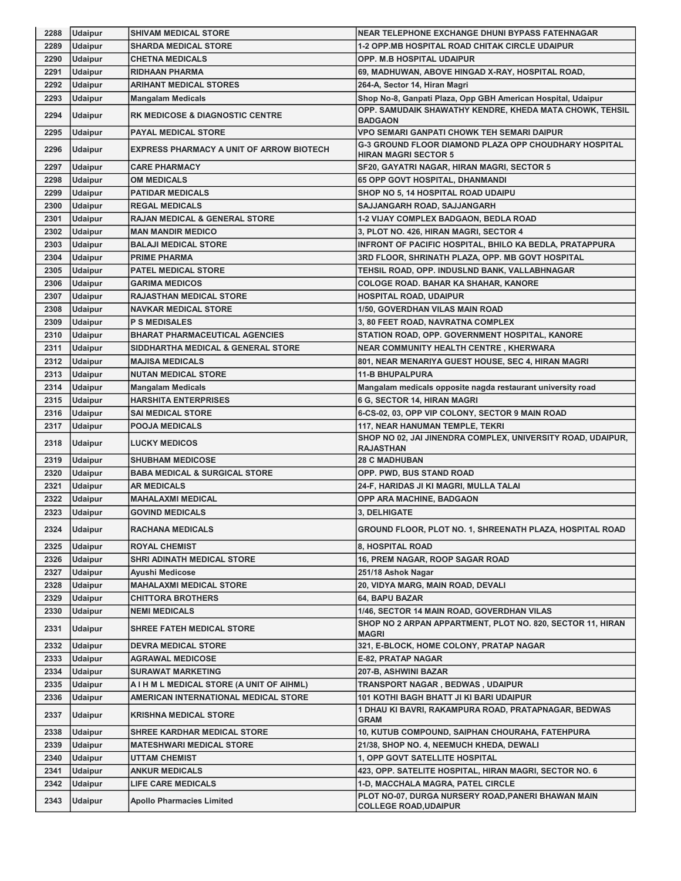| | | | |
|---|---|---|---|
| 2288 | Udaipur | SHIVAM MEDICAL STORE | NEAR TELEPHONE EXCHANGE DHUNI BYPASS FATEHNAGAR |
| 2289 | Udaipur | SHARDA MEDICAL STORE | 1-2 OPP.MB HOSPITAL ROAD CHITAK CIRCLE UDAIPUR |
| 2290 | Udaipur | CHETNA MEDICALS | OPP. M.B HOSPITAL UDAIPUR |
| 2291 | Udaipur | RIDHAAN PHARMA | 69, MADHUWAN, ABOVE HINGAD X-RAY, HOSPITAL ROAD, |
| 2292 | Udaipur | ARIHANT MEDICAL STORES | 264-A, Sector 14, Hiran Magri |
| 2293 | Udaipur | Mangalam Medicals | Shop No-8, Ganpati Plaza, Opp GBH American Hospital, Udaipur |
| 2294 | Udaipur | RK MEDICOSE & DIAGNOSTIC CENTRE | OPP. SAMUDAIK SHAWATHY KENDRE, KHEDA MATA CHOWK, TEHSIL BADGAON |
| 2295 | Udaipur | PAYAL MEDICAL STORE | VPO SEMARI GANPATI CHOWK TEH SEMARI DAIPUR |
| 2296 | Udaipur | EXPRESS PHARMACY A UNIT OF ARROW BIOTECH | G-3 GROUND FLOOR DIAMOND PLAZA OPP CHOUDHARY HOSPITAL HIRAN MAGRI SECTOR 5 |
| 2297 | Udaipur | CARE PHARMACY | SF20, GAYATRI NAGAR, HIRAN MAGRI, SECTOR 5 |
| 2298 | Udaipur | OM MEDICALS | 65 OPP GOVT HOSPITAL, DHANMANDI |
| 2299 | Udaipur | PATIDAR MEDICALS | SHOP NO 5, 14 HOSPITAL ROAD UDAIPU |
| 2300 | Udaipur | REGAL MEDICALS | SAJJANGARH ROAD, SAJJANGARH |
| 2301 | Udaipur | RAJAN MEDICAL & GENERAL STORE | 1-2 VIJAY COMPLEX BADGAON, BEDLA ROAD |
| 2302 | Udaipur | MAN MANDIR MEDICO | 3, PLOT NO. 426, HIRAN MAGRI, SECTOR 4 |
| 2303 | Udaipur | BALAJI MEDICAL STORE | INFRONT OF PACIFIC HOSPITAL, BHILO KA BEDLA, PRATAPPURA |
| 2304 | Udaipur | PRIME PHARMA | 3RD FLOOR, SHRINATH PLAZA, OPP. MB GOVT HOSPITAL |
| 2305 | Udaipur | PATEL MEDICAL STORE | TEHSIL ROAD, OPP. INDUSLND BANK, VALLABHNAGAR |
| 2306 | Udaipur | GARIMA MEDICOS | COLOGE ROAD. BAHAR KA SHAHAR, KANORE |
| 2307 | Udaipur | RAJASTHAN MEDICAL STORE | HOSPITAL ROAD, UDAIPUR |
| 2308 | Udaipur | NAVKAR MEDICAL STORE | 1/50, GOVERDHAN VILAS MAIN ROAD |
| 2309 | Udaipur | P S MEDISALES | 3, 80 FEET ROAD, NAVRATNA COMPLEX |
| 2310 | Udaipur | BHARAT PHARMACEUTICAL AGENCIES | STATION ROAD, OPP. GOVERNMENT HOSPITAL, KANORE |
| 2311 | Udaipur | SIDDHARTHA MEDICAL & GENERAL STORE | NEAR COMMUNITY HEALTH CENTRE , KHERWARA |
| 2312 | Udaipur | MAJISA MEDICALS | 801, NEAR MENARIYA GUEST HOUSE, SEC 4, HIRAN MAGRI |
| 2313 | Udaipur | NUTAN MEDICAL STORE | 11-B BHUPALPURA |
| 2314 | Udaipur | Mangalam Medicals | Mangalam medicals opposite nagda restaurant university road |
| 2315 | Udaipur | HARSHITA ENTERPRISES | 6 G, SECTOR 14, HIRAN MAGRI |
| 2316 | Udaipur | SAI MEDICAL STORE | 6-CS-02, 03, OPP VIP COLONY, SECTOR 9 MAIN ROAD |
| 2317 | Udaipur | POOJA MEDICALS | 117, NEAR HANUMAN TEMPLE, TEKRI |
| 2318 | Udaipur | LUCKY MEDICOS | SHOP NO 02, JAI JINENDRA COMPLEX, UNIVERSITY ROAD, UDAIPUR, RAJASTHAN |
| 2319 | Udaipur | SHUBHAM MEDICOSE | 28 C MADHUBAN |
| 2320 | Udaipur | BABA MEDICAL & SURGICAL STORE | OPP. PWD, BUS STAND ROAD |
| 2321 | Udaipur | AR MEDICALS | 24-F, HARIDAS JI KI MAGRI, MULLA TALAI |
| 2322 | Udaipur | MAHALAXMI MEDICAL | OPP ARA MACHINE, BADGAON |
| 2323 | Udaipur | GOVIND MEDICALS | 3, DELHIGATE |
| 2324 | Udaipur | RACHANA MEDICALS | GROUND FLOOR, PLOT NO. 1, SHREENATH PLAZA, HOSPITAL ROAD |
| 2325 | Udaipur | ROYAL CHEMIST | 8, HOSPITAL ROAD |
| 2326 | Udaipur | SHRI ADINATH MEDICAL STORE | 16, PREM NAGAR, ROOP SAGAR ROAD |
| 2327 | Udaipur | Ayushi Medicose | 251/18 Ashok Nagar |
| 2328 | Udaipur | MAHALAXMI MEDICAL STORE | 20, VIDYA MARG, MAIN ROAD, DEVALI |
| 2329 | Udaipur | CHITTORA BROTHERS | 64, BAPU BAZAR |
| 2330 | Udaipur | NEMI MEDICALS | 1/46, SECTOR 14 MAIN ROAD, GOVERDHAN VILAS |
| 2331 | Udaipur | SHREE FATEH MEDICAL STORE | SHOP NO 2 ARPAN APPARTMENT, PLOT NO. 820, SECTOR 11, HIRAN MAGRI |
| 2332 | Udaipur | DEVRA MEDICAL STORE | 321, E-BLOCK, HOME COLONY, PRATAP NAGAR |
| 2333 | Udaipur | AGRAWAL MEDICOSE | E-82, PRATAP NAGAR |
| 2334 | Udaipur | SURAWAT MARKETING | 207-B, ASHWINI BAZAR |
| 2335 | Udaipur | A I H M L MEDICAL STORE (A UNIT OF AIHML) | TRANSPORT NAGAR , BEDWAS , UDAIPUR |
| 2336 | Udaipur | AMERICAN INTERNATIONAL MEDICAL STORE | 101 KOTHI BAGH BHATT JI KI BARI UDAIPUR |
| 2337 | Udaipur | KRISHNA MEDICAL STORE | 1 DHAU KI BAVRI, RAKAMPURA ROAD, PRATAPNAGAR, BEDWAS GRAM |
| 2338 | Udaipur | SHREE KARDHAR MEDICAL STORE | 10, KUTUB COMPOUND, SAIPHAN CHOURAHA, FATEHPURA |
| 2339 | Udaipur | MATESHWARI MEDICAL STORE | 21/38, SHOP NO. 4, NEEMUCH KHEDA, DEWALI |
| 2340 | Udaipur | UTTAM CHEMIST | 1, OPP GOVT SATELLITE HOSPITAL |
| 2341 | Udaipur | ANKUR MEDICALS | 423, OPP. SATELITE HOSPITAL, HIRAN MAGRI, SECTOR NO. 6 |
| 2342 | Udaipur | LIFE CARE MEDICALS | 1-D, MACCHALA MAGRA, PATEL CIRCLE |
| 2343 | Udaipur | Apollo Pharmacies Limited | PLOT NO-07, DURGA NURSERY ROAD,PANERI BHAWAN MAIN COLLEGE ROAD,UDAIPUR |